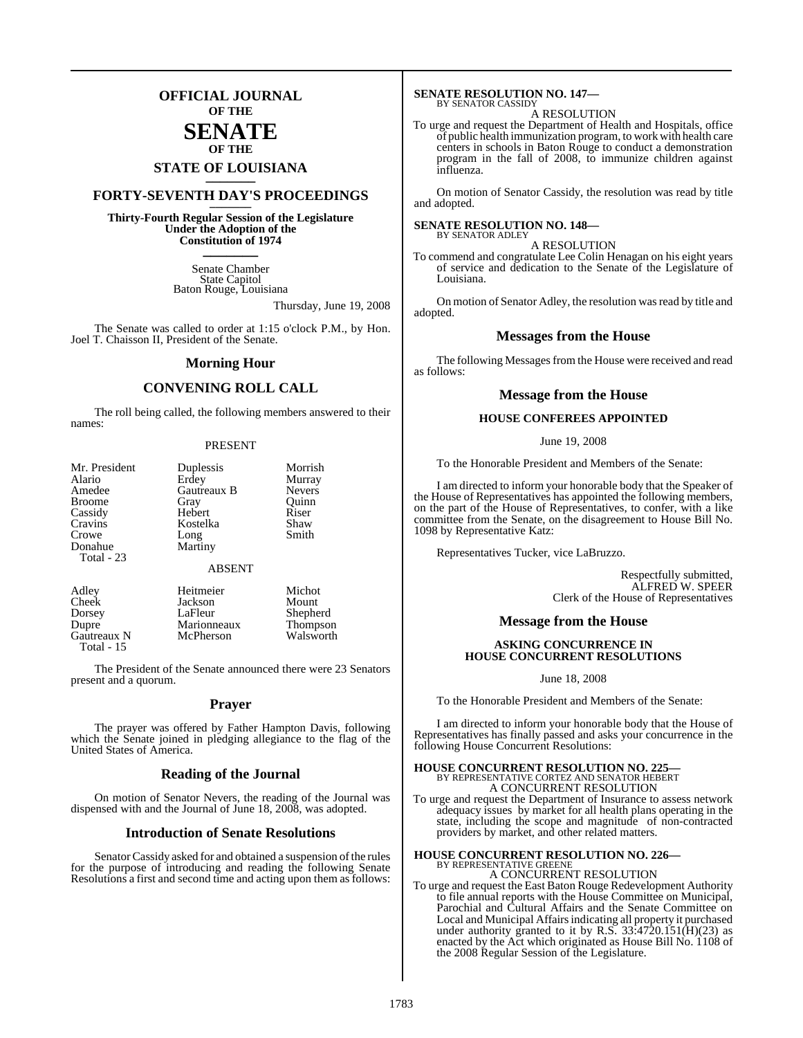# OFFICIAL JOURNAL
## OF THE
# SENATE
## OF THE
## STATE OF LOUISIANA

## FORTY-SEVENTH DAY'S PROCEEDINGS

**Thirty-Fourth Regular Session of the Legislature**
**Under the Adoption of the**
**Constitution of 1974**

Senate Chamber
State Capitol
Baton Rouge, Louisiana

Thursday, June 19, 2008

The Senate was called to order at 1:15 o'clock P.M., by Hon. Joel T. Chaisson II, President of the Senate.

## Morning Hour

## CONVENING ROLL CALL

The roll being called, the following members answered to their names:

PRESENT

| | | |
|---|---|---|
| Mr. President | Duplessis | Morrish |
| Alario | Erdey | Murray |
| Amedee | Gautreaux B | Nevers |
| Broome | Gray | Quinn |
| Cassidy | Hebert | Riser |
| Cravins | Kostelka | Shaw |
| Crowe | Long | Smith |
| Donahue | Martiny | |

Total - 23

ABSENT

| | | |
|---|---|---|
| Adley | Heitmeier | Michot |
| Cheek | Jackson | Mount |
| Dorsey | LaFleur | Shepherd |
| Dupre | Marionneaux | Thompson |
| Gautreaux N | McPherson | Walsworth |

Total - 15

The President of the Senate announced there were 23 Senators present and a quorum.

## Prayer

The prayer was offered by Father Hampton Davis, following which the Senate joined in pledging allegiance to the flag of the United States of America.

## Reading of the Journal

On motion of Senator Nevers, the reading of the Journal was dispensed with and the Journal of June 18, 2008, was adopted.

## Introduction of Senate Resolutions

Senator Cassidy asked for and obtained a suspension of the rules for the purpose of introducing and reading the following Senate Resolutions a first and second time and acting upon them as follows:

**SENATE RESOLUTION NO. 147—**
BY SENATOR CASSIDY
A RESOLUTION

To urge and request the Department of Health and Hospitals, office of public health immunization program, to work with health care centers in schools in Baton Rouge to conduct a demonstration program in the fall of 2008, to immunize children against influenza.

On motion of Senator Cassidy, the resolution was read by title and adopted.

**SENATE RESOLUTION NO. 148—**
BY SENATOR ADLEY
A RESOLUTION

To commend and congratulate Lee Colin Henagan on his eight years of service and dedication to the Senate of the Legislature of Louisiana.

On motion of Senator Adley, the resolution was read by title and adopted.

## Messages from the House

The following Messages from the House were received and read as follows:

## Message from the House

**HOUSE CONFEREES APPOINTED**

June 19, 2008

To the Honorable President and Members of the Senate:

I am directed to inform your honorable body that the Speaker of the House of Representatives has appointed the following members, on the part of the House of Representatives, to confer, with a like committee from the Senate, on the disagreement to House Bill No. 1098 by Representative Katz:

Representatives Tucker, vice LaBruzzo.

Respectfully submitted,
ALFRED W. SPEER
Clerk of the House of Representatives

## Message from the House

**ASKING CONCURRENCE IN HOUSE CONCURRENT RESOLUTIONS**

June 18, 2008

To the Honorable President and Members of the Senate:

I am directed to inform your honorable body that the House of Representatives has finally passed and asks your concurrence in the following House Concurrent Resolutions:

**HOUSE CONCURRENT RESOLUTION NO. 225—**
BY REPRESENTATIVE CORTEZ AND SENATOR HEBERT
A CONCURRENT RESOLUTION

To urge and request the Department of Insurance to assess network adequacy issues by market for all health plans operating in the state, including the scope and magnitude of non-contracted providers by market, and other related matters.

**HOUSE CONCURRENT RESOLUTION NO. 226—**
BY REPRESENTATIVE GREENE
A CONCURRENT RESOLUTION

To urge and request the East Baton Rouge Redevelopment Authority to file annual reports with the House Committee on Municipal, Parochial and Cultural Affairs and the Senate Committee on Local and Municipal Affairs indicating all property it purchased under authority granted to it by R.S. 33:4720.151(H)(23) as enacted by the Act which originated as House Bill No. 1108 of the 2008 Regular Session of the Legislature.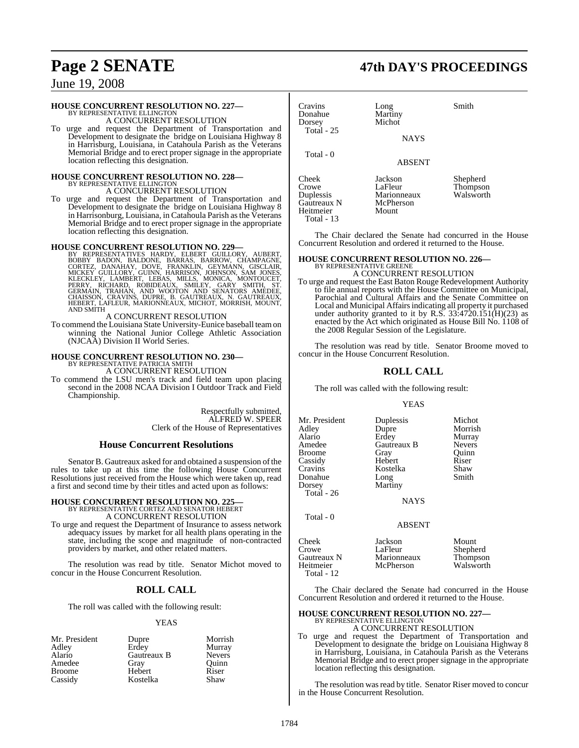**HOUSE CONCURRENT RESOLUTION NO. 227—**
BY REPRESENTATIVE ELLINGTON
A CONCURRENT RESOLUTION

To urge and request the Department of Transportation and Development to designate the bridge on Louisiana Highway 8 in Harrisburg, Louisiana, in Catahoula Parish as the Veterans Memorial Bridge and to erect proper signage in the appropriate location reflecting this designation.

**HOUSE CONCURRENT RESOLUTION NO. 228—**
BY REPRESENTATIVE ELLINGTON
A CONCURRENT RESOLUTION

To urge and request the Department of Transportation and Development to designate the bridge on Louisiana Highway 8 in Harrisonburg, Louisiana, in Catahoula Parish as the Veterans Memorial Bridge and to erect proper signage in the appropriate location reflecting this designation.

**HOUSE CONCURRENT RESOLUTION NO. 229—**
BY REPRESENTATIVES HARDY, ELBERT GUILLORY, AUBERT, BOBBY BADON, BALDONE, BARRAS, BARROW, CHAMPAGNE, CORTEZ, DANAHAY, DOVE, FRANKLIN, GEYMANN, GISCLAIR, MICKEY GUILLORY, GUINN, HARRISON, JOHNSON, SAM JONES, KLECKLEY, LAMBERT, LEBAS, MILLS, MONICA, MONTOUCET, PERRY, RICHARD, ROBIDEAUX, SMILEY, GARY SMITH, ST. GERMAIN, TRAHAN, AND WOOTON AND SENATORS AMEDEE, CHAISSON, CRAVINS, DUPRE, B. GAUTREAUX, N. GAUTREAUX, HEBERT, LAFLEUR, MARIONNEAUX, MICHOT, MORRISH, MOUNT, AND SMITH
A CONCURRENT RESOLUTION

To commend the Louisiana State University-Eunice baseball team on winning the National Junior College Athletic Association (NJCAA) Division II World Series.

**HOUSE CONCURRENT RESOLUTION NO. 230—**
BY REPRESENTATIVE PATRICIA SMITH
A CONCURRENT RESOLUTION

To commend the LSU men's track and field team upon placing second in the 2008 NCAA Division I Outdoor Track and Field Championship.

Respectfully submitted,
ALFRED W. SPEER
Clerk of the House of Representatives

## House Concurrent Resolutions

Senator B. Gautreaux asked for and obtained a suspension of the rules to take up at this time the following House Concurrent Resolutions just received from the House which were taken up, read a first and second time by their titles and acted upon as follows:

**HOUSE CONCURRENT RESOLUTION NO. 225—**
BY REPRESENTATIVE CORTEZ AND SENATOR HEBERT
A CONCURRENT RESOLUTION

To urge and request the Department of Insurance to assess network adequacy issues by market for all health plans operating in the state, including the scope and magnitude of non-contracted providers by market, and other related matters.

The resolution was read by title. Senator Michot moved to concur in the House Concurrent Resolution.

## ROLL CALL

The roll was called with the following result:

YEAS

| | | |
|---|---|---|
| Mr. President | Dupre | Morrish |
| Adley | Erdey | Murray |
| Alario | Gautreaux B | Nevers |
| Amedee | Gray | Quinn |
| Broome | Hebert | Riser |
| Cassidy | Kostelka | Shaw |
| Cravins | Long | Smith |
| Donahue | Martiny | |
| Dorsey | Michot | |

Total - 25

NAYS

Total - 0

ABSENT

| | | |
|---|---|---|
| Cheek | Jackson | Shepherd |
| Crowe | LaFleur | Thompson |
| Duplessis | Marionneaux | Walsworth |
| Gautreaux N | McPherson | |
| Heitmeier | Mount | |

Total - 13

The Chair declared the Senate had concurred in the House Concurrent Resolution and ordered it returned to the House.

**HOUSE CONCURRENT RESOLUTION NO. 226—**
BY REPRESENTATIVE GREENE
A CONCURRENT RESOLUTION

To urge and request the East Baton Rouge Redevelopment Authority to file annual reports with the House Committee on Municipal, Parochial and Cultural Affairs and the Senate Committee on Local and Municipal Affairs indicating all property it purchased under authority granted to it by R.S. 33:4720.151(H)(23) as enacted by the Act which originated as House Bill No. 1108 of the 2008 Regular Session of the Legislature.

The resolution was read by title. Senator Broome moved to concur in the House Concurrent Resolution.

## ROLL CALL

The roll was called with the following result:

YEAS

| | | |
|---|---|---|
| Mr. President | Duplessis | Michot |
| Adley | Dupre | Morrish |
| Alario | Erdey | Murray |
| Amedee | Gautreaux B | Nevers |
| Broome | Gray | Quinn |
| Cassidy | Hebert | Riser |
| Cravins | Kostelka | Shaw |
| Donahue | Long | Smith |
| Dorsey | Martiny | |

Total - 26

NAYS

Total - 0

ABSENT

| | | |
|---|---|---|
| Cheek | Jackson | Mount |
| Crowe | LaFleur | Shepherd |
| Gautreaux N | Marionneaux | Thompson |
| Heitmeier | McPherson | Walsworth |

Total - 12

The Chair declared the Senate had concurred in the House Concurrent Resolution and ordered it returned to the House.

**HOUSE CONCURRENT RESOLUTION NO. 227—**
BY REPRESENTATIVE ELLINGTON
A CONCURRENT RESOLUTION

To urge and request the Department of Transportation and Development to designate the bridge on Louisiana Highway 8 in Harrisburg, Louisiana, in Catahoula Parish as the Veterans Memorial Bridge and to erect proper signage in the appropriate location reflecting this designation.

The resolution was read by title. Senator Riser moved to concur in the House Concurrent Resolution.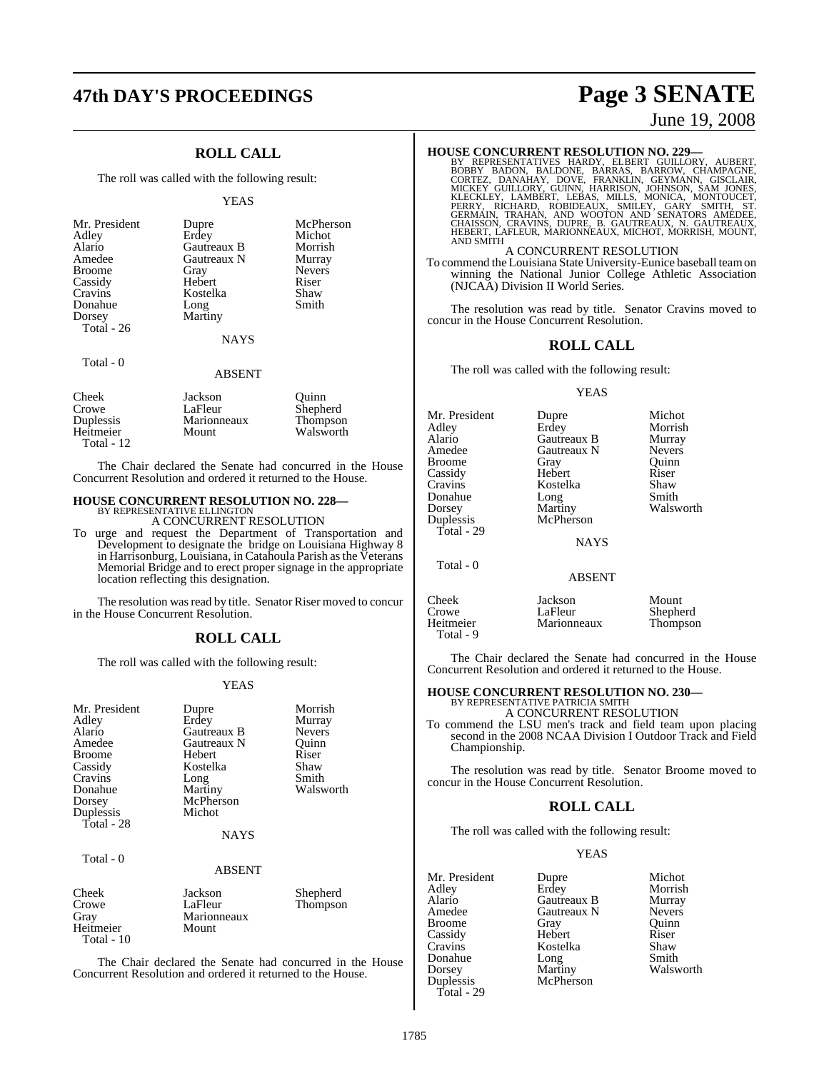## ROLL CALL

The roll was called with the following result:

YEAS

| | | |
|---|---|---|
| Mr. President | Dupre | McPherson |
| Adley | Erdey | Michot |
| Alario | Gautreaux B | Morrish |
| Amedee | Gautreaux N | Murray |
| Broome | Gray | Nevers |
| Cassidy | Hebert | Riser |
| Cravins | Kostelka | Shaw |
| Donahue | Long | Smith |
| Dorsey | Martiny | |

Total - 26

NAYS

Total - 0

ABSENT

| | | |
|---|---|---|
| Cheek | Jackson | Quinn |
| Crowe | LaFleur | Shepherd |
| Duplessis | Marionneaux | Thompson |
| Heitmeier | Mount | Walsworth |

Total - 12

The Chair declared the Senate had concurred in the House Concurrent Resolution and ordered it returned to the House.

### HOUSE CONCURRENT RESOLUTION NO. 228—

BY REPRESENTATIVE ELLINGTON

A CONCURRENT RESOLUTION

To urge and request the Department of Transportation and Development to designate the bridge on Louisiana Highway 8 in Harrisonburg, Louisiana, in Catahoula Parish as the Veterans Memorial Bridge and to erect proper signage in the appropriate location reflecting this designation.

The resolution was read by title. Senator Riser moved to concur in the House Concurrent Resolution.

## ROLL CALL

The roll was called with the following result:

YEAS

| | | |
|---|---|---|
| Mr. President | Dupre | Morrish |
| Adley | Erdey | Murray |
| Alario | Gautreaux B | Nevers |
| Amedee | Gautreaux N | Quinn |
| Broome | Hebert | Riser |
| Cassidy | Kostelka | Shaw |
| Cravins | Long | Smith |
| Donahue | Martiny | Walsworth |
| Dorsey | McPherson | |
| Duplessis | Michot | |

Total - 28

NAYS

Total - 0

ABSENT

| | | |
|---|---|---|
| Cheek | Jackson | Shepherd |
| Crowe | LaFleur | Thompson |
| Gray | Marionneaux | |
| Heitmeier | Mount | |

Total - 10

The Chair declared the Senate had concurred in the House Concurrent Resolution and ordered it returned to the House.

### HOUSE CONCURRENT RESOLUTION NO. 229—

BY REPRESENTATIVES HARDY, ELBERT GUILLORY, AUBERT, BOBBY BADON, BALDONE, BARRAS, BARROW, CHAMPAGNE, CORTEZ, DANAHAY, DOVE, FRANKLIN, GEYMANN, GISCLAIR, MICKEY GUILLORY, GUINN, HARRISON, JOHNSON, SAM JONES, KLECKLEY, LAMBERT, LEBAS, MILLS, MONICA, MONTOUCET, PERRY, RICHARD, ROBIDEAUX, SMILEY, GARY SMITH, ST. GERMAIN, TRAHAN, AND WOOTON AND SENATORS AMEDEE, CHAISSON, CRAVINS, DUPRE, B. GAUTREAUX, N. GAUTREAUX, HEBERT, LAFLEUR, MARIONNEAUX, MICHOT, MORRISH, MOUNT, AND SMITH

A CONCURRENT RESOLUTION

To commend the Louisiana State University-Eunice baseball team on winning the National Junior College Athletic Association (NJCAA) Division II World Series.

The resolution was read by title. Senator Cravins moved to concur in the House Concurrent Resolution.

## ROLL CALL

The roll was called with the following result:

YEAS

| | | |
|---|---|---|
| Mr. President | Dupre | Michot |
| Adley | Erdey | Morrish |
| Alario | Gautreaux B | Murray |
| Amedee | Gautreaux N | Nevers |
| Broome | Gray | Quinn |
| Cassidy | Hebert | Riser |
| Cravins | Kostelka | Shaw |
| Donahue | Long | Smith |
| Dorsey | Martiny | Walsworth |
| Duplessis | McPherson | |

Total - 29

NAYS

Total - 0

ABSENT

| | | |
|---|---|---|
| Cheek | Jackson | Mount |
| Crowe | LaFleur | Shepherd |
| Heitmeier | Marionneaux | Thompson |

Total - 9

The Chair declared the Senate had concurred in the House Concurrent Resolution and ordered it returned to the House.

### HOUSE CONCURRENT RESOLUTION NO. 230—

BY REPRESENTATIVE PATRICIA SMITH

A CONCURRENT RESOLUTION

To commend the LSU men's track and field team upon placing second in the 2008 NCAA Division I Outdoor Track and Field Championship.

The resolution was read by title. Senator Broome moved to concur in the House Concurrent Resolution.

## ROLL CALL

The roll was called with the following result:

YEAS

| | | |
|---|---|---|
| Mr. President | Dupre | Michot |
| Adley | Erdey | Morrish |
| Alario | Gautreaux B | Murray |
| Amedee | Gautreaux N | Nevers |
| Broome | Gray | Quinn |
| Cassidy | Hebert | Riser |
| Cravins | Kostelka | Shaw |
| Donahue | Long | Smith |
| Dorsey | Martiny | Walsworth |
| Duplessis | McPherson | |

Total - 29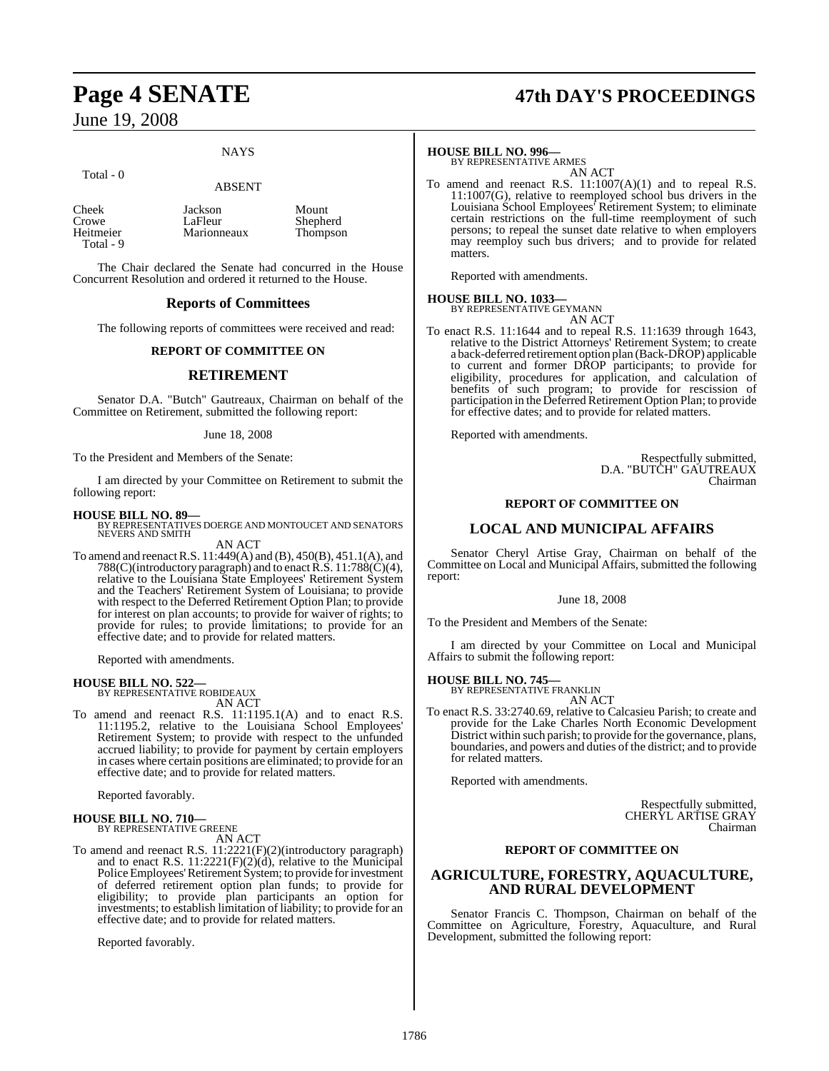NAYS

Total - 0

ABSENT

| | | |
|---|---|---|
| Cheek | Jackson | Mount |
| Crowe | LaFleur | Shepherd |
| Heitmeier | Marionneaux | Thompson |
| Total - 9 | | |

The Chair declared the Senate had concurred in the House Concurrent Resolution and ordered it returned to the House.

## Reports of Committees

The following reports of committees were received and read:

### REPORT OF COMMITTEE ON

## RETIREMENT

Senator D.A. "Butch" Gautreaux, Chairman on behalf of the Committee on Retirement, submitted the following report:

June 18, 2008

To the President and Members of the Senate:

I am directed by your Committee on Retirement to submit the following report:

**HOUSE BILL NO. 89—**
BY REPRESENTATIVES DOERGE AND MONTOUCET AND SENATORS NEVERS AND SMITH

AN ACT

To amend and reenact R.S. 11:449(A) and (B), 450(B), 451.1(A), and 788(C)(introductory paragraph) and to enact R.S. 11:788(C)(4), relative to the Louisiana State Employees' Retirement System and the Teachers' Retirement System of Louisiana; to provide with respect to the Deferred Retirement Option Plan; to provide for interest on plan accounts; to provide for waiver of rights; to provide for rules; to provide limitations; to provide for an effective date; and to provide for related matters.

Reported with amendments.

**HOUSE BILL NO. 522—**
BY REPRESENTATIVE ROBIDEAUX

AN ACT

To amend and reenact R.S. 11:1195.1(A) and to enact R.S. 11:1195.2, relative to the Louisiana School Employees' Retirement System; to provide with respect to the unfunded accrued liability; to provide for payment by certain employers in cases where certain positions are eliminated; to provide for an effective date; and to provide for related matters.

Reported favorably.

**HOUSE BILL NO. 710—**
BY REPRESENTATIVE GREENE

AN ACT

To amend and reenact R.S. 11:2221(F)(2)(introductory paragraph) and to enact R.S. 11:2221(F)(2)(d), relative to the Municipal Police Employees' Retirement System; to provide for investment of deferred retirement option plan funds; to provide for eligibility; to provide plan participants an option for investments; to establish limitation of liability; to provide for an effective date; and to provide for related matters.

Reported favorably.

**HOUSE BILL NO. 996—**
BY REPRESENTATIVE ARMES

AN ACT

To amend and reenact R.S. 11:1007(A)(1) and to repeal R.S. 11:1007(G), relative to reemployed school bus drivers in the Louisiana School Employees' Retirement System; to eliminate certain restrictions on the full-time reemployment of such persons; to repeal the sunset date relative to when employers may reemploy such bus drivers; and to provide for related matters.

Reported with amendments.

**HOUSE BILL NO. 1033—**
BY REPRESENTATIVE GEYMANN

AN ACT

To enact R.S. 11:1644 and to repeal R.S. 11:1639 through 1643, relative to the District Attorneys' Retirement System; to create a back-deferred retirement option plan (Back-DROP) applicable to current and former DROP participants; to provide for eligibility, procedures for application, and calculation of benefits of such program; to provide for rescission of participation in the Deferred Retirement Option Plan; to provide for effective dates; and to provide for related matters.

Reported with amendments.

Respectfully submitted,
D.A. "BUTCH" GAUTREAUX
Chairman

### REPORT OF COMMITTEE ON

## LOCAL AND MUNICIPAL AFFAIRS

Senator Cheryl Artise Gray, Chairman on behalf of the Committee on Local and Municipal Affairs, submitted the following report:

June 18, 2008

To the President and Members of the Senate:

I am directed by your Committee on Local and Municipal Affairs to submit the following report:

**HOUSE BILL NO. 745—**
BY REPRESENTATIVE FRANKLIN

AN ACT

To enact R.S. 33:2740.69, relative to Calcasieu Parish; to create and provide for the Lake Charles North Economic Development District within such parish; to provide for the governance, plans, boundaries, and powers and duties of the district; and to provide for related matters.

Reported with amendments.

Respectfully submitted,
CHERYL ARTISE GRAY
Chairman

### REPORT OF COMMITTEE ON

## AGRICULTURE, FORESTRY, AQUACULTURE, AND RURAL DEVELOPMENT

Senator Francis C. Thompson, Chairman on behalf of the Committee on Agriculture, Forestry, Aquaculture, and Rural Development, submitted the following report: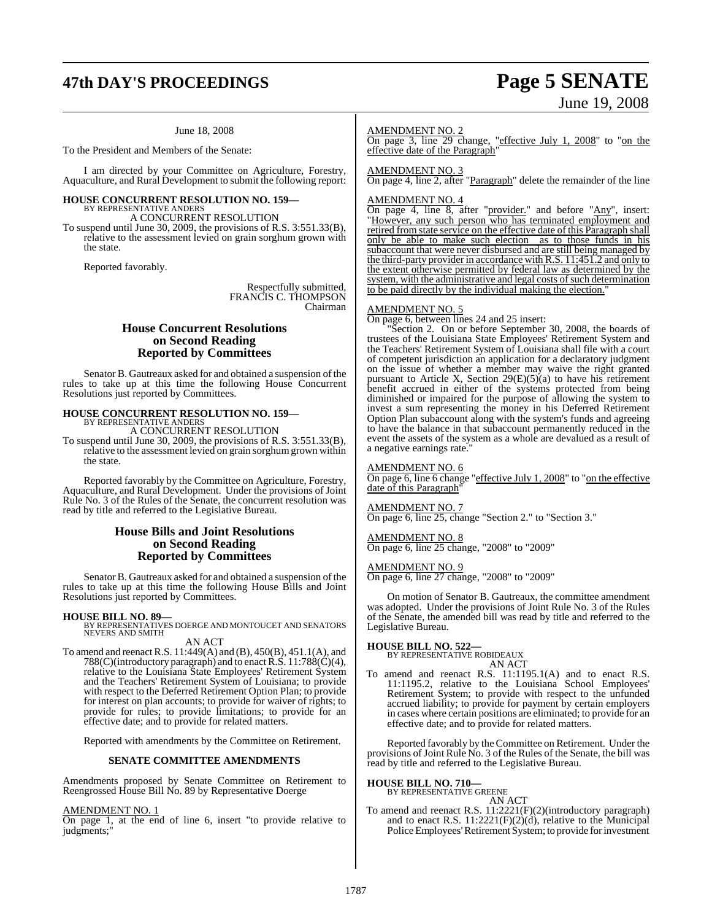June 18, 2008

To the President and Members of the Senate:

I am directed by your Committee on Agriculture, Forestry, Aquaculture, and Rural Development to submit the following report:

**HOUSE CONCURRENT RESOLUTION NO. 159—**
BY REPRESENTATIVE ANDERS
A CONCURRENT RESOLUTION
To suspend until June 30, 2009, the provisions of R.S. 3:551.33(B), relative to the assessment levied on grain sorghum grown with the state.

Reported favorably.

Respectfully submitted,
FRANCIS C. THOMPSON
Chairman

## House Concurrent Resolutions on Second Reading Reported by Committees

Senator B. Gautreaux asked for and obtained a suspension of the rules to take up at this time the following House Concurrent Resolutions just reported by Committees.

**HOUSE CONCURRENT RESOLUTION NO. 159—**
BY REPRESENTATIVE ANDERS
A CONCURRENT RESOLUTION
To suspend until June 30, 2009, the provisions of R.S. 3:551.33(B), relative to the assessment levied on grain sorghum grown within the state.

Reported favorably by the Committee on Agriculture, Forestry, Aquaculture, and Rural Development. Under the provisions of Joint Rule No. 3 of the Rules of the Senate, the concurrent resolution was read by title and referred to the Legislative Bureau.

## House Bills and Joint Resolutions on Second Reading Reported by Committees

Senator B. Gautreaux asked for and obtained a suspension of the rules to take up at this time the following House Bills and Joint Resolutions just reported by Committees.

**HOUSE BILL NO. 89—**
BY REPRESENTATIVES DOERGE AND MONTOUCET AND SENATORS NEVERS AND SMITH
AN ACT
To amend and reenact R.S. 11:449(A) and (B), 450(B), 451.1(A), and 788(C)(introductory paragraph) and to enact R.S. 11:788(C)(4), relative to the Louisiana State Employees' Retirement System and the Teachers' Retirement System of Louisiana; to provide with respect to the Deferred Retirement Option Plan; to provide for interest on plan accounts; to provide for waiver of rights; to provide for rules; to provide limitations; to provide for an effective date; and to provide for related matters.

Reported with amendments by the Committee on Retirement.

**SENATE COMMITTEE AMENDMENTS**

Amendments proposed by Senate Committee on Retirement to Reengrossed House Bill No. 89 by Representative Doerge

AMENDMENT NO. 1
On page 1, at the end of line 6, insert "to provide relative to judgments;"

AMENDMENT NO. 2
On page 3, line 29 change, "effective July 1, 2008" to "on the effective date of the Paragraph"

AMENDMENT NO. 3
On page 4, line 2, after "Paragraph" delete the remainder of the line

AMENDMENT NO. 4
On page 4, line 8, after "provider." and before "Any", insert: "However, any such person who has terminated employment and retired from state service on the effective date of this Paragraph shall only be able to make such election as to those funds in his subaccount that were never disbursed and are still being managed by the third-party provider in accordance with R.S. 11:451.2 and only to the extent otherwise permitted by federal law as determined by the system, with the administrative and legal costs of such determination to be paid directly by the individual making the election."

AMENDMENT NO. 5
On page 6, between lines 24 and 25 insert:
"Section 2. On or before September 30, 2008, the boards of trustees of the Louisiana State Employees' Retirement System and the Teachers' Retirement System of Louisiana shall file with a court of competent jurisdiction an application for a declaratory judgment on the issue of whether a member may waive the right granted pursuant to Article X, Section 29(E)(5)(a) to have his retirement benefit accrued in either of the systems protected from being diminished or impaired for the purpose of allowing the system to invest a sum representing the money in his Deferred Retirement Option Plan subaccount along with the system's funds and agreeing to have the balance in that subaccount permanently reduced in the event the assets of the system as a whole are devalued as a result of a negative earnings rate."

AMENDMENT NO. 6
On page 6, line 6 change "effective July 1, 2008" to "on the effective date of this Paragraph"

AMENDMENT NO. 7
On page 6, line 25, change "Section 2." to "Section 3."

AMENDMENT NO. 8
On page 6, line 25 change, "2008" to "2009"

AMENDMENT NO. 9
On page 6, line 27 change, "2008" to "2009"

On motion of Senator B. Gautreaux, the committee amendment was adopted. Under the provisions of Joint Rule No. 3 of the Rules of the Senate, the amended bill was read by title and referred to the Legislative Bureau.

**HOUSE BILL NO. 522—**
BY REPRESENTATIVE ROBIDEAUX
AN ACT
To amend and reenact R.S. 11:1195.1(A) and to enact R.S. 11:1195.2, relative to the Louisiana School Employees' Retirement System; to provide with respect to the unfunded accrued liability; to provide for payment by certain employers in cases where certain positions are eliminated; to provide for an effective date; and to provide for related matters.

Reported favorably by the Committee on Retirement. Under the provisions of Joint Rule No. 3 of the Rules of the Senate, the bill was read by title and referred to the Legislative Bureau.

**HOUSE BILL NO. 710—**
BY REPRESENTATIVE GREENE
AN ACT
To amend and reenact R.S. 11:2221(F)(2)(introductory paragraph) and to enact R.S. 11:2221(F)(2)(d), relative to the Municipal Police Employees' Retirement System; to provide for investment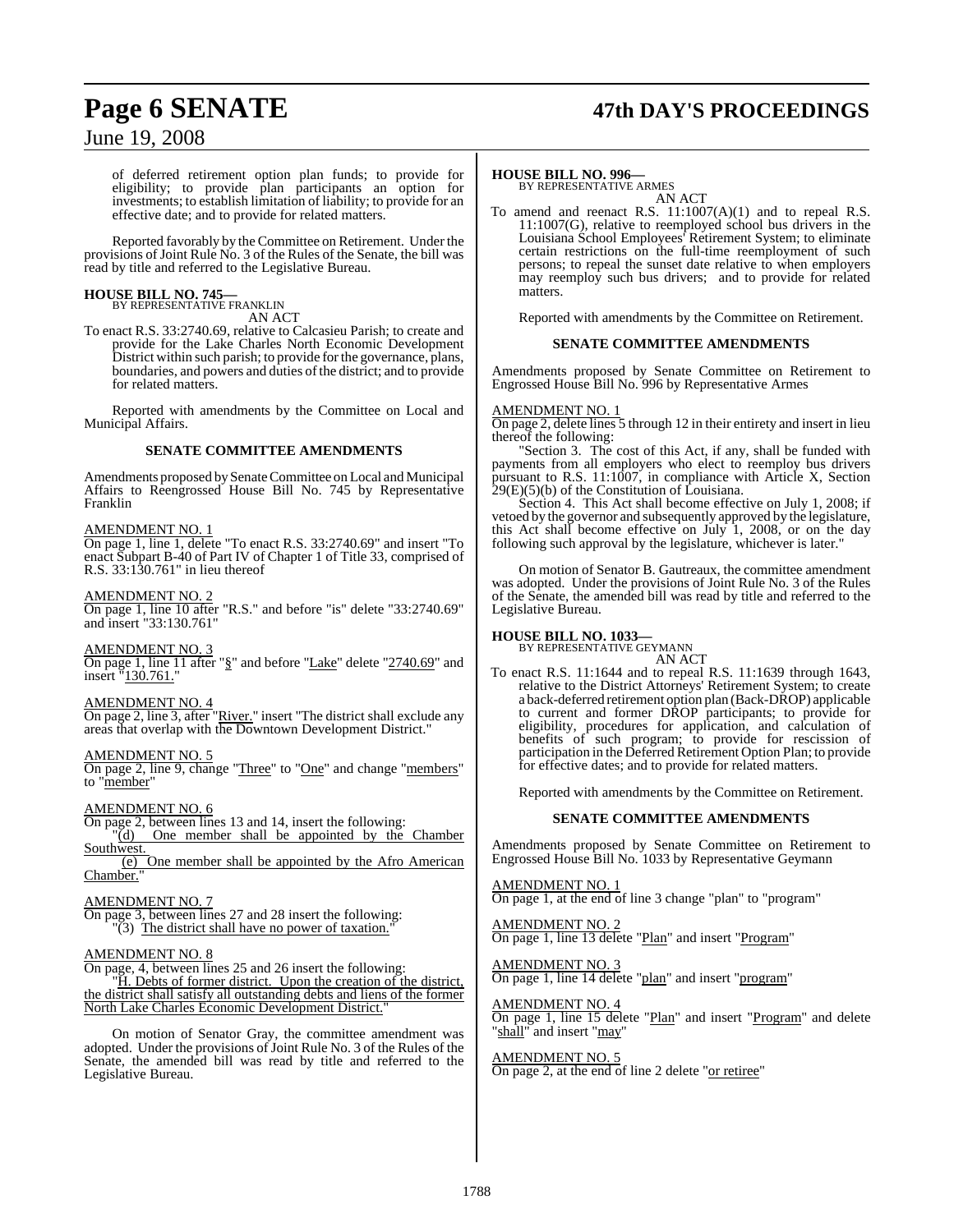of deferred retirement option plan funds; to provide for eligibility; to provide plan participants an option for investments; to establish limitation of liability; to provide for an effective date; and to provide for related matters.

Reported favorably by the Committee on Retirement. Under the provisions of Joint Rule No. 3 of the Rules of the Senate, the bill was read by title and referred to the Legislative Bureau.

**HOUSE BILL NO. 745—**
BY REPRESENTATIVE FRANKLIN
AN ACT

To enact R.S. 33:2740.69, relative to Calcasieu Parish; to create and provide for the Lake Charles North Economic Development District within such parish; to provide for the governance, plans, boundaries, and powers and duties of the district; and to provide for related matters.

Reported with amendments by the Committee on Local and Municipal Affairs.

**SENATE COMMITTEE AMENDMENTS**

Amendments proposed by Senate Committee on Local and Municipal Affairs to Reengrossed House Bill No. 745 by Representative Franklin

AMENDMENT NO. 1
On page 1, line 1, delete "To enact R.S. 33:2740.69" and insert "To enact Subpart B-40 of Part IV of Chapter 1 of Title 33, comprised of R.S. 33:130.761" in lieu thereof

AMENDMENT NO. 2
On page 1, line 10 after "R.S." and before "is" delete "33:2740.69" and insert "33:130.761"

AMENDMENT NO. 3
On page 1, line 11 after "§" and before "Lake" delete "2740.69" and insert "130.761."

AMENDMENT NO. 4
On page 2, line 3, after "River." insert "The district shall exclude any areas that overlap with the Downtown Development District."

AMENDMENT NO. 5
On page 2, line 9, change "Three" to "One" and change "members" to "member"

AMENDMENT NO. 6
On page 2, between lines 13 and 14, insert the following:
"(d) One member shall be appointed by the Chamber Southwest.
(e) One member shall be appointed by the Afro American Chamber."

AMENDMENT NO. 7
On page 3, between lines 27 and 28 insert the following:
"(3) The district shall have no power of taxation."

AMENDMENT NO. 8
On page, 4, between lines 25 and 26 insert the following:
"H. Debts of former district. Upon the creation of the district, the district shall satisfy all outstanding debts and liens of the former North Lake Charles Economic Development District."

On motion of Senator Gray, the committee amendment was adopted. Under the provisions of Joint Rule No. 3 of the Rules of the Senate, the amended bill was read by title and referred to the Legislative Bureau.

**HOUSE BILL NO. 996—**
BY REPRESENTATIVE ARMES
AN ACT

To amend and reenact R.S. 11:1007(A)(1) and to repeal R.S. 11:1007(G), relative to reemployed school bus drivers in the Louisiana School Employees' Retirement System; to eliminate certain restrictions on the full-time reemployment of such persons; to repeal the sunset date relative to when employers may reemploy such bus drivers; and to provide for related matters.

Reported with amendments by the Committee on Retirement.

**SENATE COMMITTEE AMENDMENTS**

Amendments proposed by Senate Committee on Retirement to Engrossed House Bill No. 996 by Representative Armes

AMENDMENT NO. 1
On page 2, delete lines 5 through 12 in their entirety and insert in lieu thereof the following:

"Section 3. The cost of this Act, if any, shall be funded with payments from all employers who elect to reemploy bus drivers pursuant to R.S. 11:1007, in compliance with Article X, Section 29(E)(5)(b) of the Constitution of Louisiana.

Section 4. This Act shall become effective on July 1, 2008; if vetoed by the governor and subsequently approved by the legislature, this Act shall become effective on July 1, 2008, or on the day following such approval by the legislature, whichever is later."

On motion of Senator B. Gautreaux, the committee amendment was adopted. Under the provisions of Joint Rule No. 3 of the Rules of the Senate, the amended bill was read by title and referred to the Legislative Bureau.

**HOUSE BILL NO. 1033—**
BY REPRESENTATIVE GEYMANN
AN ACT

To enact R.S. 11:1644 and to repeal R.S. 11:1639 through 1643, relative to the District Attorneys' Retirement System; to create a back-deferred retirement option plan (Back-DROP) applicable to current and former DROP participants; to provide for eligibility, procedures for application, and calculation of benefits of such program; to provide for rescission of participation in the Deferred Retirement Option Plan; to provide for effective dates; and to provide for related matters.

Reported with amendments by the Committee on Retirement.

**SENATE COMMITTEE AMENDMENTS**

Amendments proposed by Senate Committee on Retirement to Engrossed House Bill No. 1033 by Representative Geymann

AMENDMENT NO. 1
On page 1, at the end of line 3 change "plan" to "program"

AMENDMENT NO. 2
On page 1, line 13 delete "Plan" and insert "Program"

AMENDMENT NO. 3
On page 1, line 14 delete "plan" and insert "program"

AMENDMENT NO. 4
On page 1, line 15 delete "Plan" and insert "Program" and delete "shall" and insert "may"

AMENDMENT NO. 5
On page 2, at the end of line 2 delete "or retiree"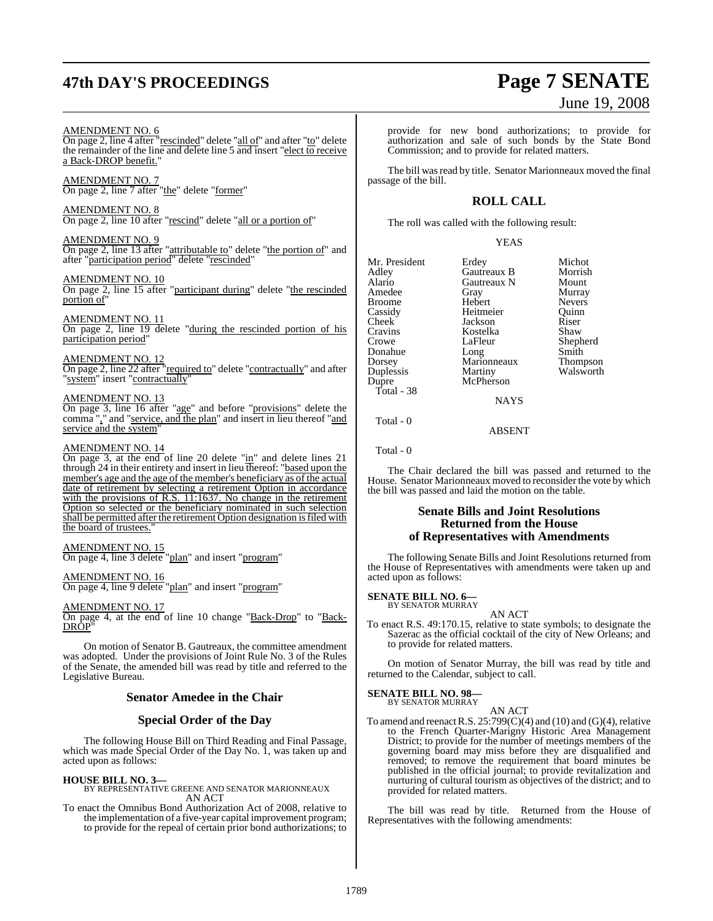AMENDMENT NO. 6

On page 2, line 4 after "rescinded" delete "all of" and after "to" delete the remainder of the line and delete line 5 and insert "elect to receive a Back-DROP benefit."

AMENDMENT NO. 7

On page 2, line 7 after "the" delete "former"

AMENDMENT NO. 8

On page 2, line 10 after "rescind" delete "all or a portion of"

AMENDMENT NO. 9

On page 2, line 13 after "attributable to" delete "the portion of" and after "participation period" delete "rescinded"

AMENDMENT NO. 10

On page 2, line 15 after "participant during" delete "the rescinded portion of"

AMENDMENT NO. 11

On page 2, line 19 delete "during the rescinded portion of his participation period"

AMENDMENT NO. 12

On page 2, line 22 after "required to" delete "contractually" and after "system" insert "contractually"

AMENDMENT NO. 13

On page 3, line 16 after "age" and before "provisions" delete the comma "," and "service, and the plan" and insert in lieu thereof "and service and the system"

AMENDMENT NO. 14

On page 3, at the end of line 20 delete "in" and delete lines 21 through 24 in their entirety and insert in lieu thereof: "based upon the member's age and the age of the member's beneficiary as of the actual date of retirement by selecting a retirement Option in accordance with the provisions of R.S. 11:1637. No change in the retirement Option so selected or the beneficiary nominated in such selection shall be permitted after the retirement Option designation is filed with the board of trustees."

AMENDMENT NO. 15

On page 4, line 3 delete "plan" and insert "program"

AMENDMENT NO. 16

On page 4, line 9 delete "plan" and insert "program"

AMENDMENT NO. 17

On page 4, at the end of line 10 change "Back-Drop" to "Back-DROP"

On motion of Senator B. Gautreaux, the committee amendment was adopted. Under the provisions of Joint Rule No. 3 of the Rules of the Senate, the amended bill was read by title and referred to the Legislative Bureau.

## Senator Amedee in the Chair

## Special Order of the Day

The following House Bill on Third Reading and Final Passage, which was made Special Order of the Day No. 1, was taken up and acted upon as follows:

**HOUSE BILL NO. 3—**
BY REPRESENTATIVE GREENE AND SENATOR MARIONNEAUX
AN ACT

To enact the Omnibus Bond Authorization Act of 2008, relative to the implementation of a five-year capital improvement program; to provide for the repeal of certain prior bond authorizations; to provide for new bond authorizations; to provide for authorization and sale of such bonds by the State Bond Commission; and to provide for related matters.

The bill was read by title. Senator Marionneaux moved the final passage of the bill.

## ROLL CALL

The roll was called with the following result:

YEAS

| | | |
|---|---|---|
| Mr. President | Erdey | Michot |
| Adley | Gautreaux B | Morrish |
| Alario | Gautreaux N | Mount |
| Amedee | Gray | Murray |
| Broome | Hebert | Nevers |
| Cassidy | Heitmeier | Quinn |
| Cheek | Jackson | Riser |
| Cravins | Kostelka | Shaw |
| Crowe | LaFleur | Shepherd |
| Donahue | Long | Smith |
| Dorsey | Marionneaux | Thompson |
| Duplessis | Martiny | Walsworth |
| Dupre | McPherson | |

Total - 38

NAYS

Total - 0

ABSENT

Total - 0

The Chair declared the bill was passed and returned to the House. Senator Marionneaux moved to reconsider the vote by which the bill was passed and laid the motion on the table.

## Senate Bills and Joint Resolutions Returned from the House of Representatives with Amendments

The following Senate Bills and Joint Resolutions returned from the House of Representatives with amendments were taken up and acted upon as follows:

**SENATE BILL NO. 6—**
BY SENATOR MURRAY
AN ACT

To enact R.S. 49:170.15, relative to state symbols; to designate the Sazerac as the official cocktail of the city of New Orleans; and to provide for related matters.

On motion of Senator Murray, the bill was read by title and returned to the Calendar, subject to call.

**SENATE BILL NO. 98—**
BY SENATOR MURRAY
AN ACT

To amend and reenact R.S. 25:799(C)(4) and (10) and (G)(4), relative to the French Quarter-Marigny Historic Area Management District; to provide for the number of meetings members of the governing board may miss before they are disqualified and removed; to remove the requirement that board minutes be published in the official journal; to provide revitalization and nurturing of cultural tourism as objectives of the district; and to provided for related matters.

The bill was read by title. Returned from the House of Representatives with the following amendments: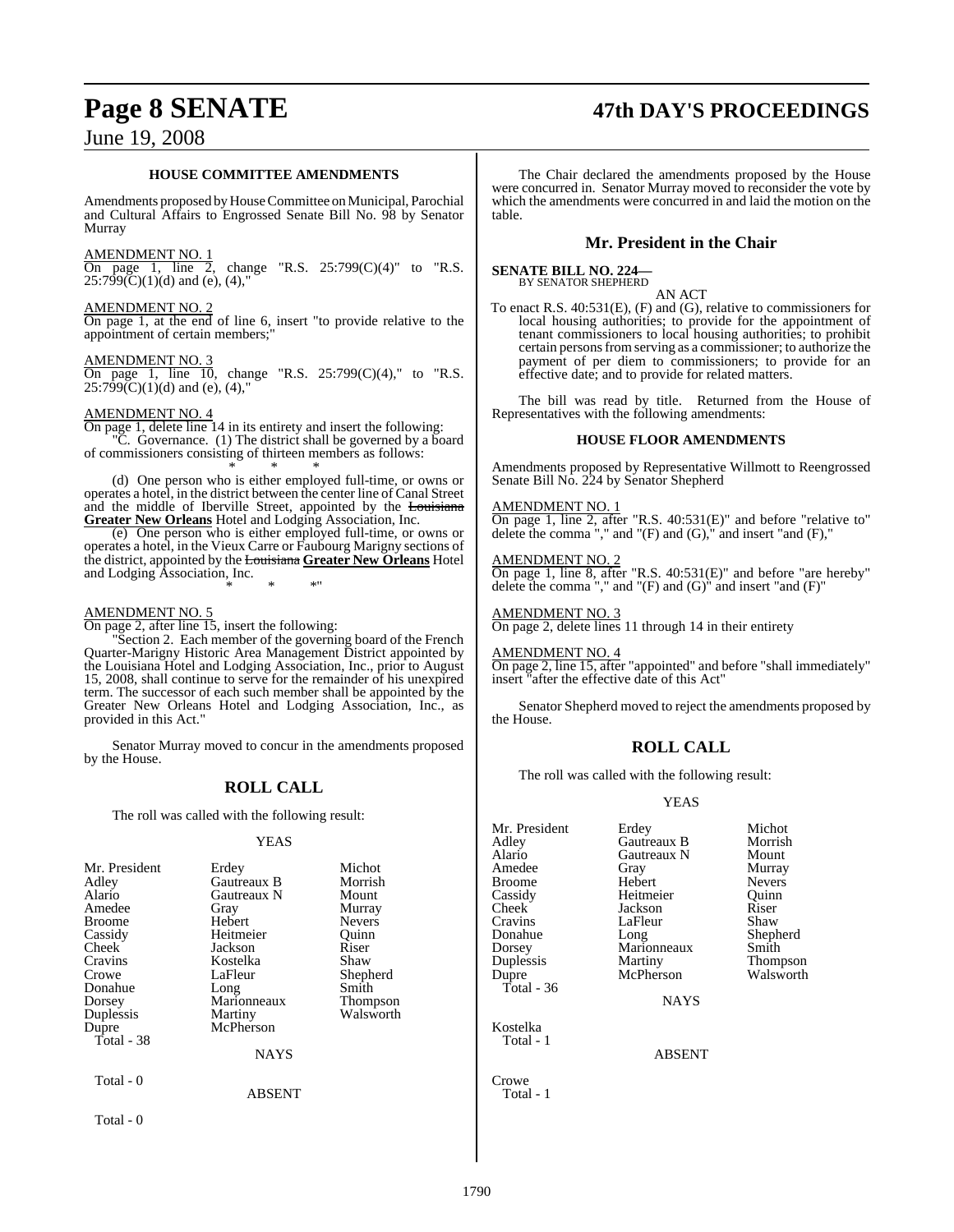### HOUSE COMMITTEE AMENDMENTS

Amendments proposed by House Committee on Municipal, Parochial and Cultural Affairs to Engrossed Senate Bill No. 98 by Senator Murray

AMENDMENT NO. 1

On page 1, line 2, change "R.S. 25:799(C)(4)" to "R.S. 25:799(C)(1)(d) and (e), (4),"

AMENDMENT NO. 2

On page 1, at the end of line 6, insert "to provide relative to the appointment of certain members;"

AMENDMENT NO. 3

On page 1, line 10, change "R.S. 25:799(C)(4)," to "R.S. 25:799(C)(1)(d) and (e), (4),"

AMENDMENT NO. 4

On page 1, delete line 14 in its entirety and insert the following:

"C. Governance. (1) The district shall be governed by a board of commissioners consisting of thirteen members as follows:

\* \* \*

(d) One person who is either employed full-time, or owns or operates a hotel, in the district between the center line of Canal Street and the middle of Iberville Street, appointed by the ~~Louisiana~~ **Greater New Orleans** Hotel and Lodging Association, Inc.

(e) One person who is either employed full-time, or owns or operates a hotel, in the Vieux Carre or Faubourg Marigny sections of the district, appointed by the ~~Louisiana~~ **Greater New Orleans** Hotel and Lodging Association, Inc.

\* \* \*"

AMENDMENT NO. 5

On page 2, after line 15, insert the following:

"Section 2. Each member of the governing board of the French Quarter-Marigny Historic Area Management District appointed by the Louisiana Hotel and Lodging Association, Inc., prior to August 15, 2008, shall continue to serve for the remainder of his unexpired term. The successor of each such member shall be appointed by the Greater New Orleans Hotel and Lodging Association, Inc., as provided in this Act."

Senator Murray moved to concur in the amendments proposed by the House.

## ROLL CALL

The roll was called with the following result:

YEAS

| | | |
|---|---|---|
| Mr. President | Erdey | Michot |
| Adley | Gautreaux B | Morrish |
| Alario | Gautreaux N | Mount |
| Amedee | Gray | Murray |
| Broome | Hebert | Nevers |
| Cassidy | Heitmeier | Quinn |
| Cheek | Jackson | Riser |
| Cravins | Kostelka | Shaw |
| Crowe | LaFleur | Shepherd |
| Donahue | Long | Smith |
| Dorsey | Marionneaux | Thompson |
| Duplessis | Martiny | Walsworth |
| Dupre | McPherson | |

Total - 38

NAYS

Total - 0

ABSENT

Total - 0

The Chair declared the amendments proposed by the House were concurred in. Senator Murray moved to reconsider the vote by which the amendments were concurred in and laid the motion on the table.

## Mr. President in the Chair

**SENATE BILL NO. 224—**
BY SENATOR SHEPHERD

AN ACT

To enact R.S. 40:531(E), (F) and (G), relative to commissioners for local housing authorities; to provide for the appointment of tenant commissioners to local housing authorities; to prohibit certain persons from serving as a commissioner; to authorize the payment of per diem to commissioners; to provide for an effective date; and to provide for related matters.

The bill was read by title. Returned from the House of Representatives with the following amendments:

### HOUSE FLOOR AMENDMENTS

Amendments proposed by Representative Willmott to Reengrossed Senate Bill No. 224 by Senator Shepherd

AMENDMENT NO. 1

On page 1, line 2, after "R.S. 40:531(E)" and before "relative to" delete the comma "," and "(F) and (G)," and insert "and (F),"

AMENDMENT NO. 2

On page 1, line 8, after "R.S. 40:531(E)" and before "are hereby" delete the comma "," and "(F) and (G)" and insert "and (F)"

AMENDMENT NO. 3

On page 2, delete lines 11 through 14 in their entirety

AMENDMENT NO. 4

On page 2, line 15, after "appointed" and before "shall immediately" insert "after the effective date of this Act"

Senator Shepherd moved to reject the amendments proposed by the House.

## ROLL CALL

The roll was called with the following result:

YEAS

| | | |
|---|---|---|
| Mr. President | Erdey | Michot |
| Adley | Gautreaux B | Morrish |
| Alario | Gautreaux N | Mount |
| Amedee | Gray | Murray |
| Broome | Hebert | Nevers |
| Cassidy | Heitmeier | Quinn |
| Cheek | Jackson | Riser |
| Cravins | LaFleur | Shaw |
| Donahue | Long | Shepherd |
| Dorsey | Marionneaux | Smith |
| Duplessis | Martiny | Thompson |
| Dupre | McPherson | Walsworth |

Total - 36

NAYS

Kostelka

Total - 1

ABSENT

Crowe

Total - 1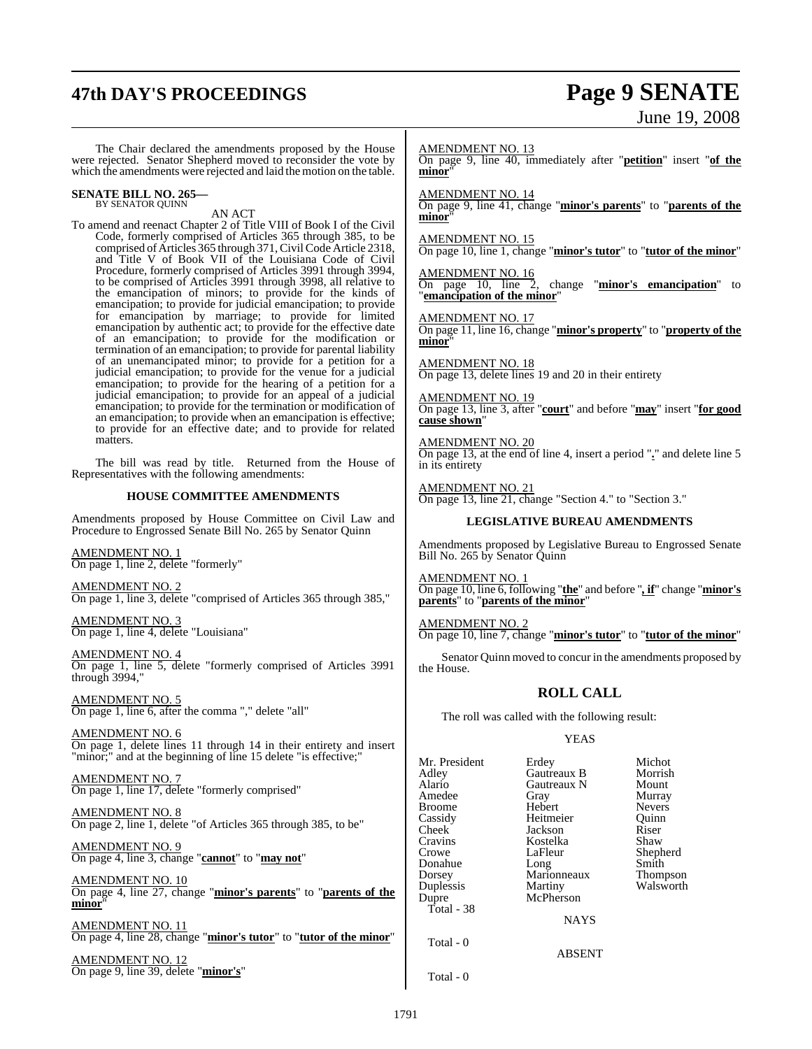The Chair declared the amendments proposed by the House were rejected. Senator Shepherd moved to reconsider the vote by which the amendments were rejected and laid the motion on the table.

**SENATE BILL NO. 265—**
BY SENATOR QUINN

AN ACT

To amend and reenact Chapter 2 of Title VIII of Book I of the Civil Code, formerly comprised of Articles 365 through 385, to be comprised of Articles 365 through 371, Civil Code Article 2318, and Title V of Book VII of the Louisiana Code of Civil Procedure, formerly comprised of Articles 3991 through 3994, to be comprised of Articles 3991 through 3998, all relative to the emancipation of minors; to provide for the kinds of emancipation; to provide for judicial emancipation; to provide for emancipation by marriage; to provide for limited emancipation by authentic act; to provide for the effective date of an emancipation; to provide for the modification or termination of an emancipation; to provide for parental liability of an unemancipated minor; to provide for a petition for a judicial emancipation; to provide for the venue for a judicial emancipation; to provide for the hearing of a petition for a judicial emancipation; to provide for an appeal of a judicial emancipation; to provide for the termination or modification of an emancipation; to provide when an emancipation is effective; to provide for an effective date; and to provide for related matters.

The bill was read by title. Returned from the House of Representatives with the following amendments:

### HOUSE COMMITTEE AMENDMENTS

Amendments proposed by House Committee on Civil Law and Procedure to Engrossed Senate Bill No. 265 by Senator Quinn

AMENDMENT NO. 1
On page 1, line 2, delete "formerly"

AMENDMENT NO. 2
On page 1, line 3, delete "comprised of Articles 365 through 385,"

AMENDMENT NO. 3
On page 1, line 4, delete "Louisiana"

AMENDMENT NO. 4
On page 1, line 5, delete "formerly comprised of Articles 3991 through 3994,"

AMENDMENT NO. 5
On page 1, line 6, after the comma "," delete "all"

AMENDMENT NO. 6
On page 1, delete lines 11 through 14 in their entirety and insert "minor;" and at the beginning of line 15 delete "is effective;"

AMENDMENT NO. 7
On page 1, line 17, delete "formerly comprised"

AMENDMENT NO. 8
On page 2, line 1, delete "of Articles 365 through 385, to be"

AMENDMENT NO. 9
On page 4, line 3, change "**cannot**" to "**may not**"

AMENDMENT NO. 10
On page 4, line 27, change "**minor's parents**" to "**parents of the minor**"

AMENDMENT NO. 11
On page 4, line 28, change "**minor's tutor**" to "**tutor of the minor**"

AMENDMENT NO. 12
On page 9, line 39, delete "**minor's**"

AMENDMENT NO. 13
On page 9, line 40, immediately after "**petition**" insert "**of the minor**"

AMENDMENT NO. 14
On page 9, line 41, change "**minor's parents**" to "**parents of the minor**"

AMENDMENT NO. 15
On page 10, line 1, change "**minor's tutor**" to "**tutor of the minor**"

AMENDMENT NO. 16
On page 10, line 2, change "**minor's emancipation**" to "**emancipation of the minor**"

AMENDMENT NO. 17
On page 11, line 16, change "**minor's property**" to "**property of the minor**"

AMENDMENT NO. 18
On page 13, delete lines 19 and 20 in their entirety

AMENDMENT NO. 19
On page 13, line 3, after "**court**" and before "**may**" insert "**for good cause shown**"

AMENDMENT NO. 20
On page 13, at the end of line 4, insert a period "**.**" and delete line 5 in its entirety

AMENDMENT NO. 21
On page 13, line 21, change "Section 4." to "Section 3."

### LEGISLATIVE BUREAU AMENDMENTS

Amendments proposed by Legislative Bureau to Engrossed Senate Bill No. 265 by Senator Quinn

AMENDMENT NO. 1
On page 10, line 6, following "**the**" and before "**, if**" change "**minor's parents**" to "**parents of the minor**"

AMENDMENT NO. 2
On page 10, line 7, change "**minor's tutor**" to "**tutor of the minor**"

Senator Quinn moved to concur in the amendments proposed by the House.

## ROLL CALL

The roll was called with the following result:

YEAS

| | | |
|---|---|---|
| Mr. President | Erdey | Michot |
| Adley | Gautreaux B | Morrish |
| Alario | Gautreaux N | Mount |
| Amedee | Gray | Murray |
| Broome | Hebert | Nevers |
| Cassidy | Heitmeier | Quinn |
| Cheek | Jackson | Riser |
| Cravins | Kostelka | Shaw |
| Crowe | LaFleur | Shepherd |
| Donahue | Long | Smith |
| Dorsey | Marionneaux | Thompson |
| Duplessis | Martiny | Walsworth |
| Dupre | McPherson | |

Total - 38

NAYS

Total - 0

ABSENT

Total - 0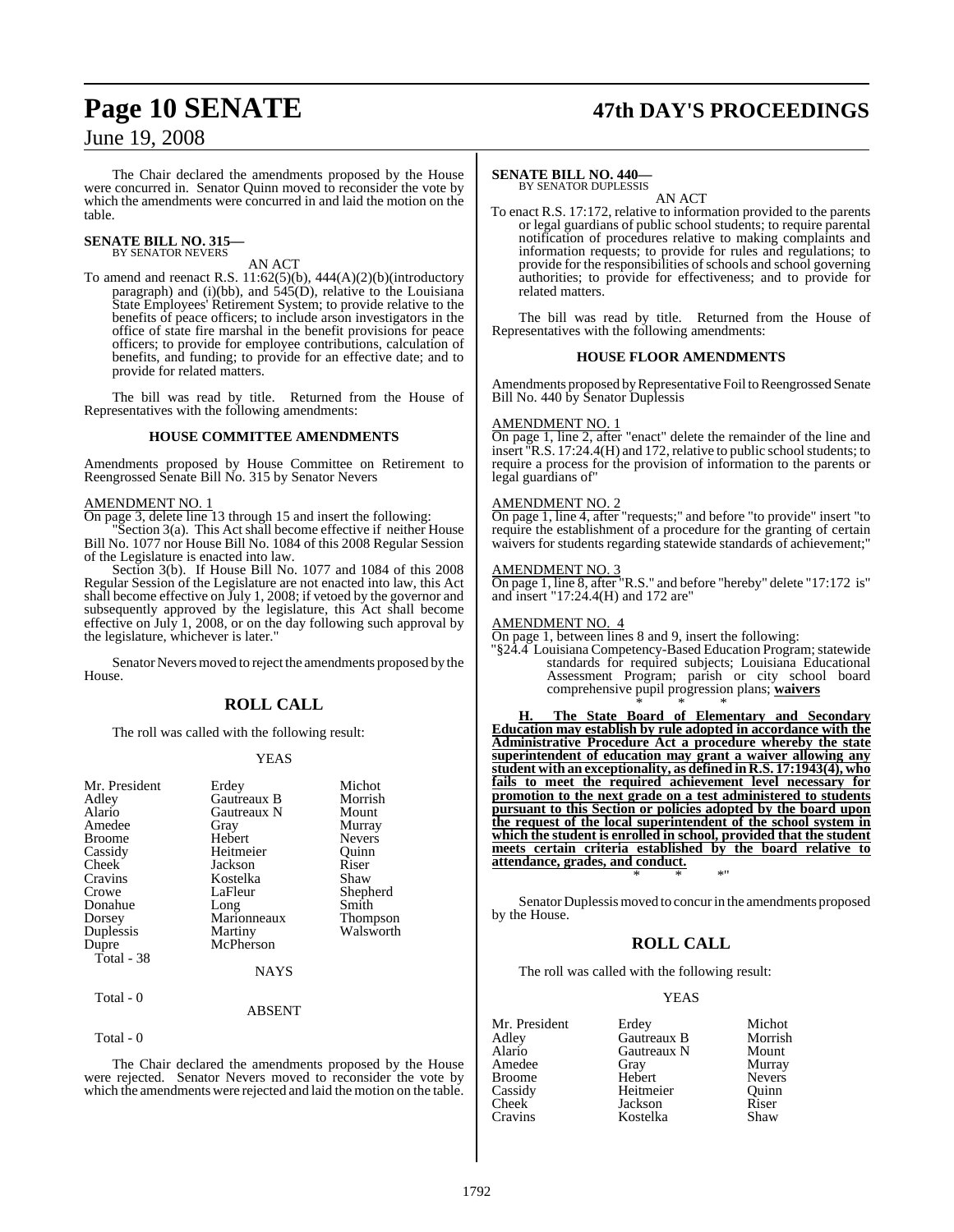The Chair declared the amendments proposed by the House were concurred in. Senator Quinn moved to reconsider the vote by which the amendments were concurred in and laid the motion on the table.

**SENATE BILL NO. 315—**
BY SENATOR NEVERS

AN ACT

To amend and reenact R.S. 11:62(5)(b), 444(A)(2)(b)(introductory paragraph) and (i)(bb), and 545(D), relative to the Louisiana State Employees' Retirement System; to provide relative to the benefits of peace officers; to include arson investigators in the office of state fire marshal in the benefit provisions for peace officers; to provide for employee contributions, calculation of benefits, and funding; to provide for an effective date; and to provide for related matters.

The bill was read by title. Returned from the House of Representatives with the following amendments:

**HOUSE COMMITTEE AMENDMENTS**

Amendments proposed by House Committee on Retirement to Reengrossed Senate Bill No. 315 by Senator Nevers

AMENDMENT NO. 1

On page 3, delete line 13 through 15 and insert the following:

"Section 3(a). This Act shall become effective if neither House Bill No. 1077 nor House Bill No. 1084 of this 2008 Regular Session of the Legislature is enacted into law.

Section 3(b). If House Bill No. 1077 and 1084 of this 2008 Regular Session of the Legislature are not enacted into law, this Act shall become effective on July 1, 2008; if vetoed by the governor and subsequently approved by the legislature, this Act shall become effective on July 1, 2008, or on the day following such approval by the legislature, whichever is later."

Senator Nevers moved to reject the amendments proposed by the House.

## ROLL CALL

The roll was called with the following result:

YEAS

| | | |
|---|---|---|
| Mr. President | Erdey | Michot |
| Adley | Gautreaux B | Morrish |
| Alario | Gautreaux N | Mount |
| Amedee | Gray | Murray |
| Broome | Hebert | Nevers |
| Cassidy | Heitmeier | Quinn |
| Cheek | Jackson | Riser |
| Cravins | Kostelka | Shaw |
| Crowe | LaFleur | Shepherd |
| Donahue | Long | Smith |
| Dorsey | Marionneaux | Thompson |
| Duplessis | Martiny | Walsworth |
| Dupre | McPherson | |

Total - 38

NAYS

Total - 0

ABSENT

Total - 0

The Chair declared the amendments proposed by the House were rejected. Senator Nevers moved to reconsider the vote by which the amendments were rejected and laid the motion on the table.

**SENATE BILL NO. 440—**
BY SENATOR DUPLESSIS

AN ACT

To enact R.S. 17:172, relative to information provided to the parents or legal guardians of public school students; to require parental notification of procedures relative to making complaints and information requests; to provide for rules and regulations; to provide for the responsibilities of schools and school governing authorities; to provide for effectiveness; and to provide for related matters.

The bill was read by title. Returned from the House of Representatives with the following amendments:

**HOUSE FLOOR AMENDMENTS**

Amendments proposed by Representative Foil to Reengrossed Senate Bill No. 440 by Senator Duplessis

AMENDMENT NO. 1

On page 1, line 2, after "enact" delete the remainder of the line and insert "R.S. 17:24.4(H) and 172, relative to public school students; to require a process for the provision of information to the parents or legal guardians of"

AMENDMENT NO. 2

On page 1, line 4, after "requests;" and before "to provide" insert "to require the establishment of a procedure for the granting of certain waivers for students regarding statewide standards of achievement;"

AMENDMENT NO. 3

On page 1, line 8, after "R.S." and before "hereby" delete "17:172 is" and insert "17:24.4(H) and 172 are"

AMENDMENT NO. 4

On page 1, between lines 8 and 9, insert the following:

"§24.4 Louisiana Competency-Based Education Program; statewide standards for required subjects; Louisiana Educational Assessment Program; parish or city school board comprehensive pupil progression plans; __**waivers**__

\* \* \*

__**H. The State Board of Elementary and Secondary Education may establish by rule adopted in accordance with the Administrative Procedure Act a procedure whereby the state superintendent of education may grant a waiver allowing any student with an exceptionality, as defined in R.S. 17:1943(4), who fails to meet the required achievement level necessary for promotion to the next grade on a test administered to students pursuant to this Section or policies adopted by the board upon the request of the local superintendent of the school system in which the student is enrolled in school, provided that the student meets certain criteria established by the board relative to attendance, grades, and conduct.**__

\* \* \*"

Senator Duplessis moved to concur in the amendments proposed by the House.

## ROLL CALL

The roll was called with the following result:

YEAS

| | | |
|---|---|---|
| Mr. President | Erdey | Michot |
| Adley | Gautreaux B | Morrish |
| Alario | Gautreaux N | Mount |
| Amedee | Gray | Murray |
| Broome | Hebert | Nevers |
| Cassidy | Heitmeier | Quinn |
| Cheek | Jackson | Riser |
| Cravins | Kostelka | Shaw |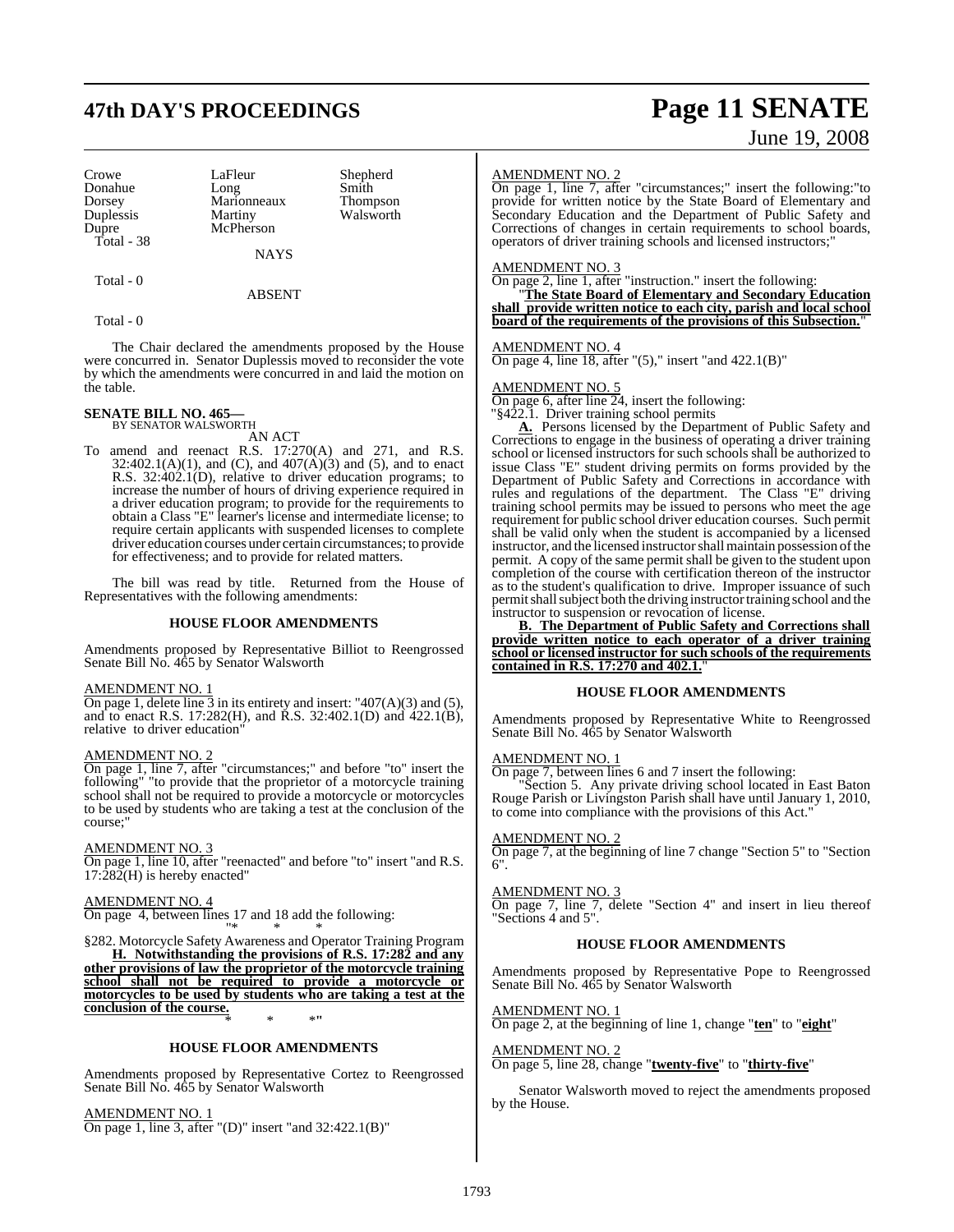| Crowe | LaFleur | Shepherd |
|---|---|---|
| Donahue | Long | Smith |
| Dorsey | Marionneaux | Thompson |
| Duplessis | Martiny | Walsworth |
| Dupre | McPherson | |

Total - 38

NAYS

Total - 0

ABSENT

Total - 0

The Chair declared the amendments proposed by the House were concurred in. Senator Duplessis moved to reconsider the vote by which the amendments were concurred in and laid the motion on the table.

**SENATE BILL NO. 465—**
BY SENATOR WALSWORTH

AN ACT

To amend and reenact R.S. 17:270(A) and 271, and R.S. 32:402.1(A)(1), and (C), and 407(A)(3) and (5), and to enact R.S. 32:402.1(D), relative to driver education programs; to increase the number of hours of driving experience required in a driver education program; to provide for the requirements to obtain a Class "E" learner's license and intermediate license; to require certain applicants with suspended licenses to complete driver education courses under certain circumstances; to provide for effectiveness; and to provide for related matters.

The bill was read by title. Returned from the House of Representatives with the following amendments:

## HOUSE FLOOR AMENDMENTS

Amendments proposed by Representative Billiot to Reengrossed Senate Bill No. 465 by Senator Walsworth

AMENDMENT NO. 1
On page 1, delete line 3 in its entirety and insert: "407(A)(3) and (5), and to enact R.S. 17:282(H), and R.S. 32:402.1(D) and 422.1(B), relative to driver education"

AMENDMENT NO. 2
On page 1, line 7, after "circumstances;" and before "to" insert the following" "to provide that the proprietor of a motorcycle training school shall not be required to provide a motorcycle or motorcycles to be used by students who are taking a test at the conclusion of the course;"

AMENDMENT NO. 3
On page 1, line 10, after "reenacted" and before "to" insert "and R.S. 17:282(H) is hereby enacted"

AMENDMENT NO. 4
On page 4, between lines 17 and 18 add the following:

"* * *

§282. Motorcycle Safety Awareness and Operator Training Program

**H. Notwithstanding the provisions of R.S. 17:282 and any other provisions of law the proprietor of the motorcycle training school shall not be required to provide a motorcycle or motorcycles to be used by students who are taking a test at the conclusion of the course.**

* * *"

## HOUSE FLOOR AMENDMENTS

Amendments proposed by Representative Cortez to Reengrossed Senate Bill No. 465 by Senator Walsworth

AMENDMENT NO. 1
On page 1, line 3, after "(D)" insert "and 32:422.1(B)"

AMENDMENT NO. 2
On page 1, line 7, after "circumstances;" insert the following:"to provide for written notice by the State Board of Elementary and Secondary Education and the Department of Public Safety and Corrections of changes in certain requirements to school boards, operators of driver training schools and licensed instructors;"

AMENDMENT NO. 3
On page 2, line 1, after "instruction." insert the following:

"**The State Board of Elementary and Secondary Education shall provide written notice to each city, parish and local school board of the requirements of the provisions of this Subsection.**"

AMENDMENT NO. 4
On page 4, line 18, after "(5)," insert "and 422.1(B)"

AMENDMENT NO. 5
On page 6, after line 24, insert the following:

"§422.1. Driver training school permits

**A.** Persons licensed by the Department of Public Safety and Corrections to engage in the business of operating a driver training school or licensed instructors for such schools shall be authorized to issue Class "E" student driving permits on forms provided by the Department of Public Safety and Corrections in accordance with rules and regulations of the department. The Class "E" driving training school permits may be issued to persons who meet the age requirement for public school driver education courses. Such permit shall be valid only when the student is accompanied by a licensed instructor, and the licensed instructor shall maintain possession of the permit. A copy of the same permit shall be given to the student upon completion of the course with certification thereon of the instructor as to the student's qualification to drive. Improper issuance of such permit shall subject both the driving instructor training school and the instructor to suspension or revocation of license.

**B. The Department of Public Safety and Corrections shall provide written notice to each operator of a driver training school or licensed instructor for such schools of the requirements contained in R.S. 17:270 and 402.1.**"

## HOUSE FLOOR AMENDMENTS

Amendments proposed by Representative White to Reengrossed Senate Bill No. 465 by Senator Walsworth

AMENDMENT NO. 1
On page 7, between lines 6 and 7 insert the following:

"Section 5. Any private driving school located in East Baton Rouge Parish or Livingston Parish shall have until January 1, 2010, to come into compliance with the provisions of this Act."

AMENDMENT NO. 2
On page 7, at the beginning of line 7 change "Section 5" to "Section 6".

AMENDMENT NO. 3
On page 7, line 7, delete "Section 4" and insert in lieu thereof "Sections 4 and 5".

## HOUSE FLOOR AMENDMENTS

Amendments proposed by Representative Pope to Reengrossed Senate Bill No. 465 by Senator Walsworth

AMENDMENT NO. 1
On page 2, at the beginning of line 1, change "**ten**" to "**eight**"

AMENDMENT NO. 2
On page 5, line 28, change "**twenty-five**" to "**thirty-five**"

Senator Walsworth moved to reject the amendments proposed by the House.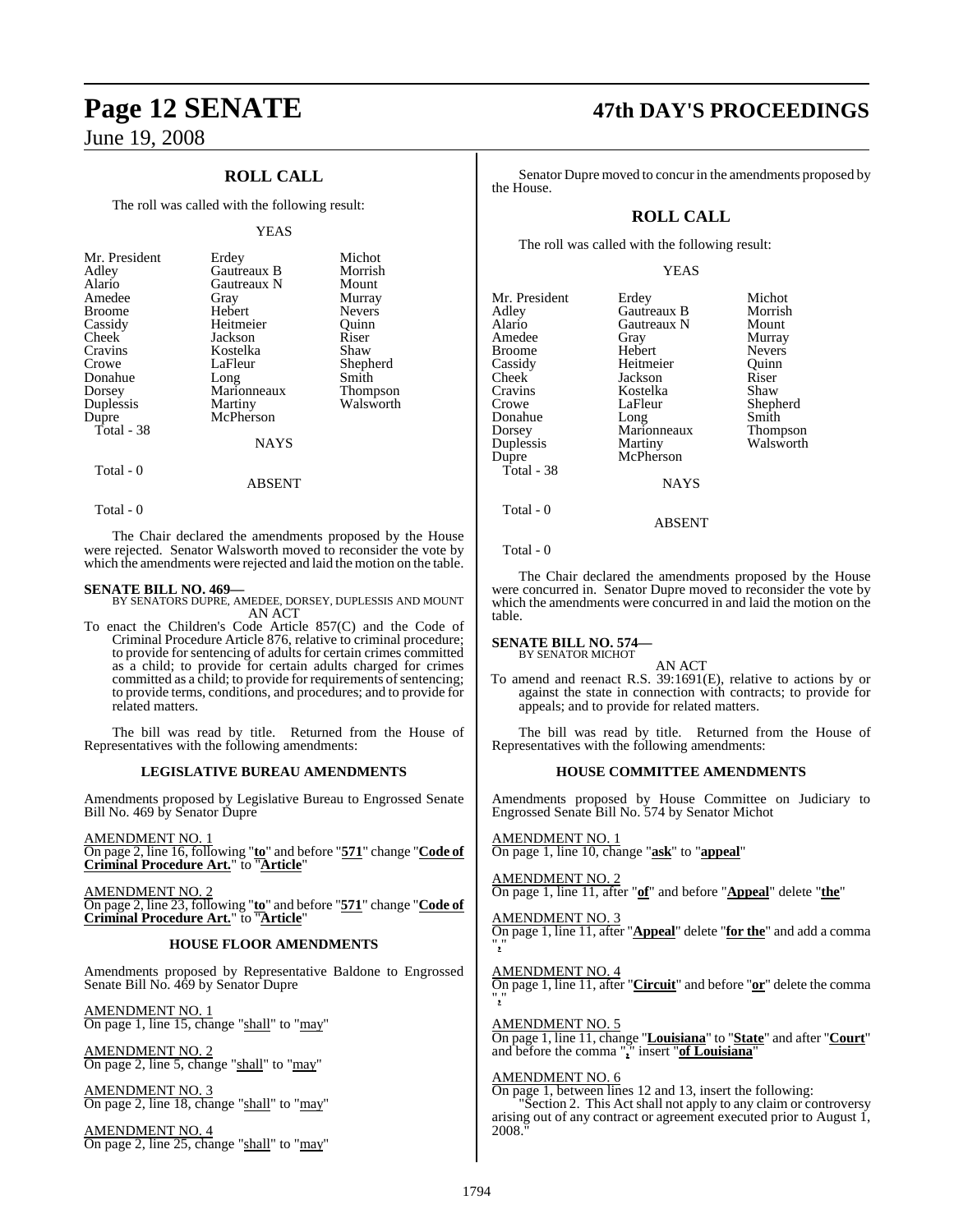## ROLL CALL

The roll was called with the following result:

YEAS

| | | |
|---|---|---|
| Mr. President | Erdey | Michot |
| Adley | Gautreaux B | Morrish |
| Alario | Gautreaux N | Mount |
| Amedee | Gray | Murray |
| Broome | Hebert | Nevers |
| Cassidy | Heitmeier | Quinn |
| Cheek | Jackson | Riser |
| Cravins | Kostelka | Shaw |
| Crowe | LaFleur | Shepherd |
| Donahue | Long | Smith |
| Dorsey | Marionneaux | Thompson |
| Duplessis | Martiny | Walsworth |
| Dupre | McPherson | |

Total - 38

NAYS

Total - 0

ABSENT

Total - 0

The Chair declared the amendments proposed by the House were rejected. Senator Walsworth moved to reconsider the vote by which the amendments were rejected and laid the motion on the table.

**SENATE BILL NO. 469—**
BY SENATORS DUPRE, AMEDEE, DORSEY, DUPLESSIS AND MOUNT
AN ACT

To enact the Children's Code Article 857(C) and the Code of Criminal Procedure Article 876, relative to criminal procedure; to provide for sentencing of adults for certain crimes committed as a child; to provide for certain adults charged for crimes committed as a child; to provide for requirements of sentencing; to provide terms, conditions, and procedures; and to provide for related matters.

The bill was read by title. Returned from the House of Representatives with the following amendments:

### LEGISLATIVE BUREAU AMENDMENTS

Amendments proposed by Legislative Bureau to Engrossed Senate Bill No. 469 by Senator Dupre

AMENDMENT NO. 1
On page 2, line 16, following "**to**" and before "**571**" change "**Code of Criminal Procedure Art.**" to "**Article**"

AMENDMENT NO. 2
On page 2, line 23, following "**to**" and before "**571**" change "**Code of Criminal Procedure Art.**" to "**Article**"

### HOUSE FLOOR AMENDMENTS

Amendments proposed by Representative Baldone to Engrossed Senate Bill No. 469 by Senator Dupre

AMENDMENT NO. 1
On page 1, line 15, change "shall" to "may"

AMENDMENT NO. 2
On page 2, line 5, change "shall" to "may"

AMENDMENT NO. 3
On page 2, line 18, change "shall" to "may"

AMENDMENT NO. 4
On page 2, line 25, change "shall" to "may"

Senator Dupre moved to concur in the amendments proposed by the House.

## ROLL CALL

The roll was called with the following result:

YEAS

| | | |
|---|---|---|
| Mr. President | Erdey | Michot |
| Adley | Gautreaux B | Morrish |
| Alario | Gautreaux N | Mount |
| Amedee | Gray | Murray |
| Broome | Hebert | Nevers |
| Cassidy | Heitmeier | Quinn |
| Cheek | Jackson | Riser |
| Cravins | Kostelka | Shaw |
| Crowe | LaFleur | Shepherd |
| Donahue | Long | Smith |
| Dorsey | Marionneaux | Thompson |
| Duplessis | Martiny | Walsworth |
| Dupre | McPherson | |

Total - 38

NAYS

Total - 0

ABSENT

Total - 0

The Chair declared the amendments proposed by the House were concurred in. Senator Dupre moved to reconsider the vote by which the amendments were concurred in and laid the motion on the table.

**SENATE BILL NO. 574—**
BY SENATOR MICHOT
AN ACT

To amend and reenact R.S. 39:1691(E), relative to actions by or against the state in connection with contracts; to provide for appeals; and to provide for related matters.

The bill was read by title. Returned from the House of Representatives with the following amendments:

### HOUSE COMMITTEE AMENDMENTS

Amendments proposed by House Committee on Judiciary to Engrossed Senate Bill No. 574 by Senator Michot

AMENDMENT NO. 1
On page 1, line 10, change "**ask**" to "**appeal**"

AMENDMENT NO. 2
On page 1, line 11, after "**of**" and before "**Appeal**" delete "**the**"

AMENDMENT NO. 3
On page 1, line 11, after "**Appeal**" delete "**for the**" and add a comma "**,**"

AMENDMENT NO. 4
On page 1, line 11, after "**Circuit**" and before "**or**" delete the comma "**,**"

AMENDMENT NO. 5
On page 1, line 11, change "**Louisiana**" to "**State**" and after "**Court**" and before the comma "**,**" insert "**of Louisiana**"

AMENDMENT NO. 6
On page 1, between lines 12 and 13, insert the following:
"Section 2. This Act shall not apply to any claim or controversy arising out of any contract or agreement executed prior to August 1, 2008."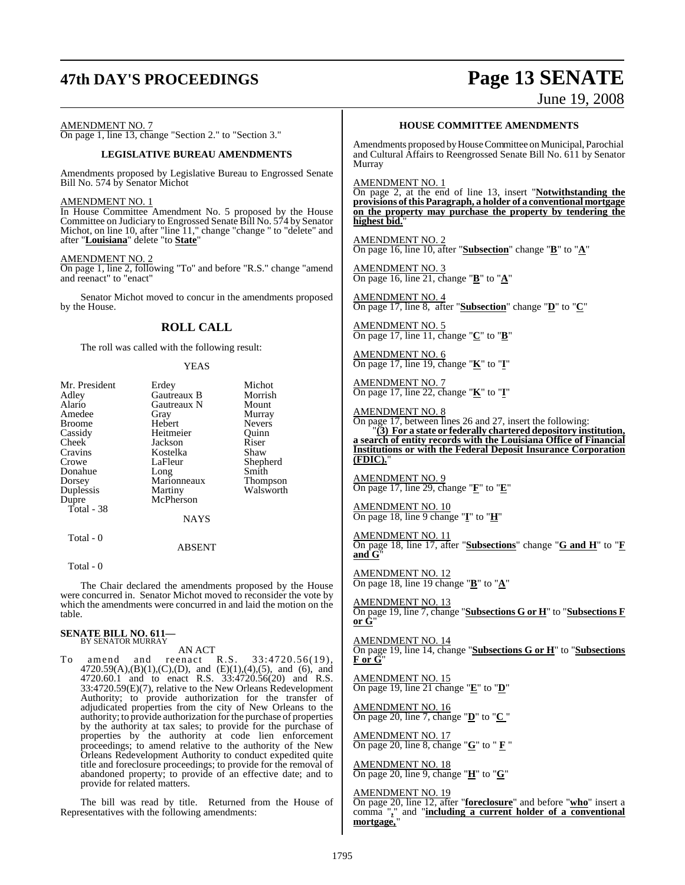AMENDMENT NO. 7
On page 1, line 13, change "Section 2." to "Section 3."

### LEGISLATIVE BUREAU AMENDMENTS

Amendments proposed by Legislative Bureau to Engrossed Senate Bill No. 574 by Senator Michot

AMENDMENT NO. 1
In House Committee Amendment No. 5 proposed by the House Committee on Judiciary to Engrossed Senate Bill No. 574 by Senator Michot, on line 10, after "line 11," change "change " to "delete" and after "**Louisiana**" delete "to **State**"

AMENDMENT NO. 2
On page 1, line 2, following "To" and before "R.S." change "amend and reenact" to "enact"

Senator Michot moved to concur in the amendments proposed by the House.

## ROLL CALL

The roll was called with the following result:

YEAS

| | | |
|---|---|---|
| Mr. President | Erdey | Michot |
| Adley | Gautreaux B | Morrish |
| Alario | Gautreaux N | Mount |
| Amedee | Gray | Murray |
| Broome | Hebert | Nevers |
| Cassidy | Heitmeier | Quinn |
| Cheek | Jackson | Riser |
| Cravins | Kostelka | Shaw |
| Crowe | LaFleur | Shepherd |
| Donahue | Long | Smith |
| Dorsey | Marionneaux | Thompson |
| Duplessis | Martiny | Walsworth |
| Dupre | McPherson | |

Total - 38

NAYS

Total - 0

ABSENT

Total - 0

The Chair declared the amendments proposed by the House were concurred in. Senator Michot moved to reconsider the vote by which the amendments were concurred in and laid the motion on the table.

**SENATE BILL NO. 611—**
BY SENATOR MURRAY

AN ACT

To amend and reenact R.S. 33:4720.56(19), 4720.59(A),(B)(1),(C),(D), and (E)(1),(4),(5), and (6), and 4720.60.1 and to enact R.S. 33:4720.56(20) and R.S. 33:4720.59(E)(7), relative to the New Orleans Redevelopment Authority; to provide authorization for the transfer of adjudicated properties from the city of New Orleans to the authority; to provide authorization for the purchase of properties by the authority at tax sales; to provide for the purchase of properties by the authority at code lien enforcement proceedings; to amend relative to the authority of the New Orleans Redevelopment Authority to conduct expedited quite title and foreclosure proceedings; to provide for the removal of abandoned property; to provide of an effective date; and to provide for related matters.

The bill was read by title. Returned from the House of Representatives with the following amendments:

### HOUSE COMMITTEE AMENDMENTS

Amendments proposed by House Committee on Municipal, Parochial and Cultural Affairs to Reengrossed Senate Bill No. 611 by Senator Murray

AMENDMENT NO. 1
On page 2, at the end of line 13, insert "**Notwithstanding the provisions of this Paragraph, a holder of a conventional mortgage on the property may purchase the property by tendering the highest bid.**"

AMENDMENT NO. 2
On page 16, line 10, after "**Subsection**" change "**B**" to "**A**"

AMENDMENT NO. 3
On page 16, line 21, change "**B**" to "**A**"

AMENDMENT NO. 4
On page 17, line 8, after "**Subsection**" change "**D**" to "**C**"

AMENDMENT NO. 5
On page 17, line 11, change "**C**" to "**B**"

AMENDMENT NO. 6
On page 17, line 19, change "**K**" to "**I**"

AMENDMENT NO. 7
On page 17, line 22, change "**K**" to "**I**"

AMENDMENT NO. 8
On page 17, between lines 26 and 27, insert the following:

"**(3) For a state or federally chartered depository institution, a search of entity records with the Louisiana Office of Financial Institutions or with the Federal Deposit Insurance Corporation (FDIC).**"

AMENDMENT NO. 9
On page 17, line 29, change "**F**" to "**E**"

AMENDMENT NO. 10
On page 18, line 9 change "**I**" to "**H**"

AMENDMENT NO. 11
On page 18, line 17, after "**Subsections**" change "**G and H**" to "**F and G**"

AMENDMENT NO. 12
On page 18, line 19 change "**B**" to "**A**"

AMENDMENT NO. 13
On page 19, line 7, change "**Subsections G or H**" to "**Subsections F or G**"

AMENDMENT NO. 14
On page 19, line 14, change "**Subsections G or H**" to "**Subsections F or G**"

AMENDMENT NO. 15
On page 19, line 21 change "**E**" to "**D**"

AMENDMENT NO. 16
On page 20, line 7, change "**D**" to "**C** "

AMENDMENT NO. 17
On page 20, line 8, change "**G**" to " **F** "

AMENDMENT NO. 18
On page 20, line 9, change "**H**" to "**G**"

AMENDMENT NO. 19
On page 20, line 12, after "**foreclosure**" and before "**who**" insert a comma "**,**" and "**including a current holder of a conventional mortgage,**"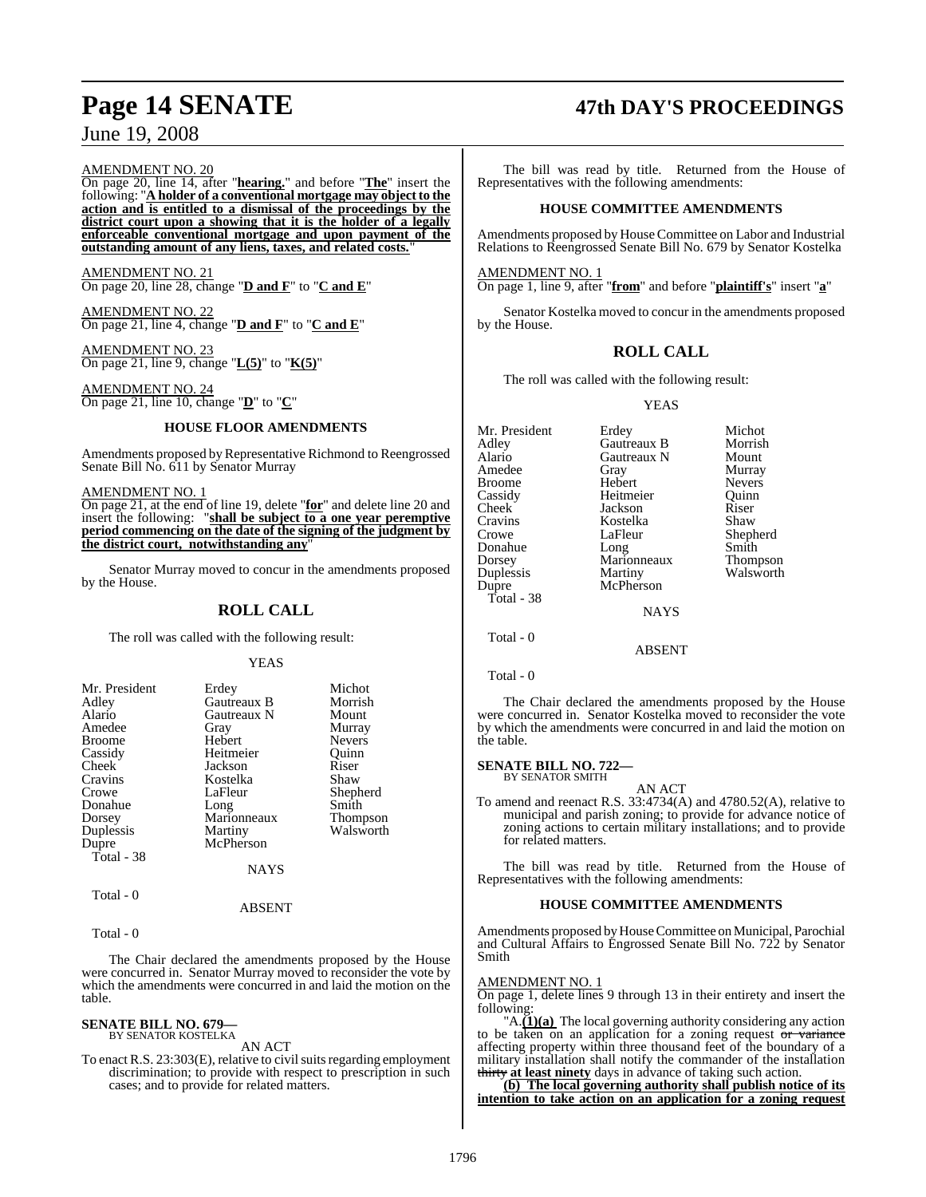AMENDMENT NO. 20

On page 20, line 14, after "**hearing.**" and before "**The**" insert the following: "**A holder of a conventional mortgage may object to the action and is entitled to a dismissal of the proceedings by the district court upon a showing that it is the holder of a legally enforceable conventional mortgage and upon payment of the outstanding amount of any liens, taxes, and related costs.**"

AMENDMENT NO. 21

On page 20, line 28, change "**D and F**" to "**C and E**"

AMENDMENT NO. 22

On page 21, line 4, change "**D and F**" to "**C and E**"

AMENDMENT NO. 23

On page 21, line 9, change "**L(5)**" to "**K(5)**"

AMENDMENT NO. 24

On page 21, line 10, change "**D**" to "**C**"

### HOUSE FLOOR AMENDMENTS

Amendments proposed by Representative Richmond to Reengrossed Senate Bill No. 611 by Senator Murray

AMENDMENT NO. 1

On page 21, at the end of line 19, delete "**for**" and delete line 20 and insert the following: "**shall be subject to a one year peremptive period commencing on the date of the signing of the judgment by the district court, notwithstanding any**"

Senator Murray moved to concur in the amendments proposed by the House.

## ROLL CALL

The roll was called with the following result:

YEAS

| | | |
|---|---|---|
| Mr. President | Erdey | Michot |
| Adley | Gautreaux B | Morrish |
| Alario | Gautreaux N | Mount |
| Amedee | Gray | Murray |
| Broome | Hebert | Nevers |
| Cassidy | Heitmeier | Quinn |
| Cheek | Jackson | Riser |
| Cravins | Kostelka | Shaw |
| Crowe | LaFleur | Shepherd |
| Donahue | Long | Smith |
| Dorsey | Marionneaux | Thompson |
| Duplessis | Martiny | Walsworth |
| Dupre | McPherson | |

Total - 38

NAYS

Total - 0

ABSENT

Total - 0

The Chair declared the amendments proposed by the House were concurred in. Senator Murray moved to reconsider the vote by which the amendments were concurred in and laid the motion on the table.

**SENATE BILL NO. 679—**
BY SENATOR KOSTELKA

AN ACT

To enact R.S. 23:303(E), relative to civil suits regarding employment discrimination; to provide with respect to prescription in such cases; and to provide for related matters.

The bill was read by title. Returned from the House of Representatives with the following amendments:

### HOUSE COMMITTEE AMENDMENTS

Amendments proposed by House Committee on Labor and Industrial Relations to Reengrossed Senate Bill No. 679 by Senator Kostelka

AMENDMENT NO. 1

On page 1, line 9, after "**from**" and before "**plaintiff's**" insert "**a**"

Senator Kostelka moved to concur in the amendments proposed by the House.

## ROLL CALL

The roll was called with the following result:

YEAS

| | | |
|---|---|---|
| Mr. President | Erdey | Michot |
| Adley | Gautreaux B | Morrish |
| Alario | Gautreaux N | Mount |
| Amedee | Gray | Murray |
| Broome | Hebert | Nevers |
| Cassidy | Heitmeier | Quinn |
| Cheek | Jackson | Riser |
| Cravins | Kostelka | Shaw |
| Crowe | LaFleur | Shepherd |
| Donahue | Long | Smith |
| Dorsey | Marionneaux | Thompson |
| Duplessis | Martiny | Walsworth |
| Dupre | McPherson | |

Total - 38

NAYS

Total - 0

ABSENT

Total - 0

The Chair declared the amendments proposed by the House were concurred in. Senator Kostelka moved to reconsider the vote by which the amendments were concurred in and laid the motion on the table.

**SENATE BILL NO. 722—**
BY SENATOR SMITH

AN ACT

To amend and reenact R.S. 33:4734(A) and 4780.52(A), relative to municipal and parish zoning; to provide for advance notice of zoning actions to certain military installations; and to provide for related matters.

The bill was read by title. Returned from the House of Representatives with the following amendments:

### HOUSE COMMITTEE AMENDMENTS

Amendments proposed by House Committee on Municipal, Parochial and Cultural Affairs to Engrossed Senate Bill No. 722 by Senator Smith

AMENDMENT NO. 1

On page 1, delete lines 9 through 13 in their entirety and insert the following:

"A.**(1)(a)** The local governing authority considering any action to be taken on an application for a zoning request ~~or variance~~ affecting property within three thousand feet of the boundary of a military installation shall notify the commander of the installation ~~thirty~~ **at least ninety** days in advance of taking such action.

**(b) The local governing authority shall publish notice of its intention to take action on an application for a zoning request**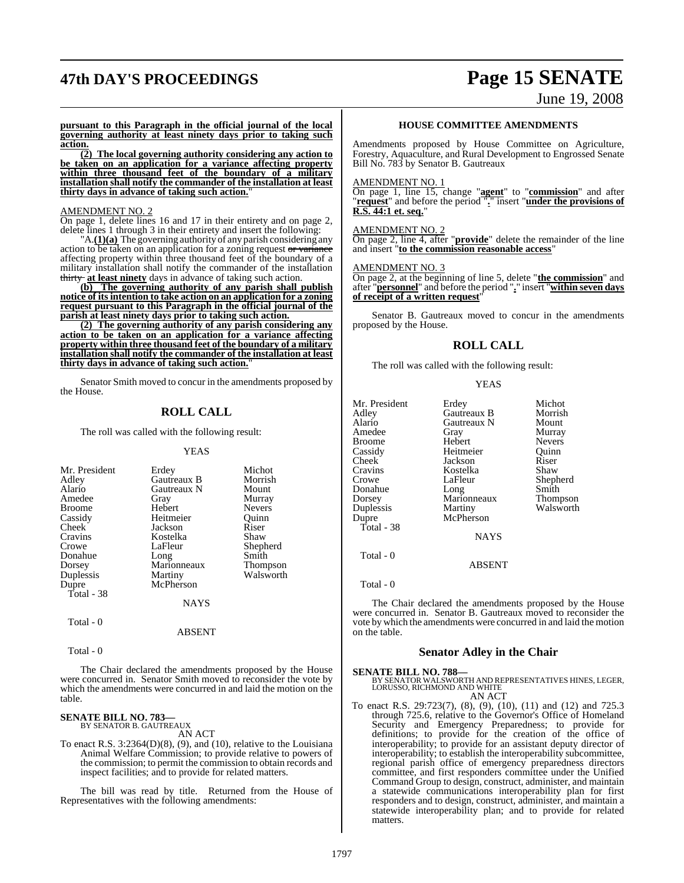**pursuant to this Paragraph in the official journal of the local governing authority at least ninety days prior to taking such action.**

**(2) The local governing authority considering any action to be taken on an application for a variance affecting property within three thousand feet of the boundary of a military installation shall notify the commander of the installation at least thirty days in advance of taking such action.**"

AMENDMENT NO. 2

On page 1, delete lines 16 and 17 in their entirety and on page 2, delete lines 1 through 3 in their entirety and insert the following:

"A.**(1)(a)** The governing authority of any parish considering any action to be taken on an application for a zoning request ~~or variance~~ affecting property within three thousand feet of the boundary of a military installation shall notify the commander of the installation ~~thirty~~ **at least ninety** days in advance of taking such action.

**(b) The governing authority of any parish shall publish notice of its intention to take action on an application for a zoning request pursuant to this Paragraph in the official journal of the parish at least ninety days prior to taking such action.**

**(2) The governing authority of any parish considering any action to be taken on an application for a variance affecting property within three thousand feet of the boundary of a military installation shall notify the commander of the installation at least thirty days in advance of taking such action.**"

Senator Smith moved to concur in the amendments proposed by the House.

## ROLL CALL

The roll was called with the following result:

YEAS

| | | |
|---|---|---|
| Mr. President | Erdey | Michot |
| Adley | Gautreaux B | Morrish |
| Alario | Gautreaux N | Mount |
| Amedee | Gray | Murray |
| Broome | Hebert | Nevers |
| Cassidy | Heitmeier | Quinn |
| Cheek | Jackson | Riser |
| Cravins | Kostelka | Shaw |
| Crowe | LaFleur | Shepherd |
| Donahue | Long | Smith |
| Dorsey | Marionneaux | Thompson |
| Duplessis | Martiny | Walsworth |
| Dupre | McPherson | |

Total - 38

NAYS

Total - 0

ABSENT

Total - 0

The Chair declared the amendments proposed by the House were concurred in. Senator Smith moved to reconsider the vote by which the amendments were concurred in and laid the motion on the table.

**SENATE BILL NO. 783—**
BY SENATOR B. GAUTREAUX

AN ACT

To enact R.S. 3:2364(D)(8), (9), and (10), relative to the Louisiana Animal Welfare Commission; to provide relative to powers of the commission; to permit the commission to obtain records and inspect facilities; and to provide for related matters.

The bill was read by title. Returned from the House of Representatives with the following amendments:

### HOUSE COMMITTEE AMENDMENTS

Amendments proposed by House Committee on Agriculture, Forestry, Aquaculture, and Rural Development to Engrossed Senate Bill No. 783 by Senator B. Gautreaux

AMENDMENT NO. 1

On page 1, line 15, change "**agent**" to "**commission**" and after "**request**" and before the period "**.**" insert "**under the provisions of R.S. 44:1 et. seq.**"

AMENDMENT NO. 2

On page 2, line 4, after "**provide**" delete the remainder of the line and insert "**to the commission reasonable access**"

AMENDMENT NO. 3

On page 2, at the beginning of line 5, delete "**the commission**" and after "**personnel**" and before the period "**.**" insert "**within seven days of receipt of a written request**"

Senator B. Gautreaux moved to concur in the amendments proposed by the House.

## ROLL CALL

The roll was called with the following result:

YEAS

| | | |
|---|---|---|
| Mr. President | Erdey | Michot |
| Adley | Gautreaux B | Morrish |
| Alario | Gautreaux N | Mount |
| Amedee | Gray | Murray |
| Broome | Hebert | Nevers |
| Cassidy | Heitmeier | Quinn |
| Cheek | Jackson | Riser |
| Cravins | Kostelka | Shaw |
| Crowe | LaFleur | Shepherd |
| Donahue | Long | Smith |
| Dorsey | Marionneaux | Thompson |
| Duplessis | Martiny | Walsworth |
| Dupre | McPherson | |

Total - 38

NAYS

Total - 0

ABSENT

Total - 0

The Chair declared the amendments proposed by the House were concurred in. Senator B. Gautreaux moved to reconsider the vote by which the amendments were concurred in and laid the motion on the table.

## Senator Adley in the Chair

**SENATE BILL NO. 788—**
BY SENATOR WALSWORTH AND REPRESENTATIVES HINES, LEGER, LORUSSO, RICHMOND AND WHITE

AN ACT

To enact R.S. 29:723(7), (8), (9), (10), (11) and (12) and 725.3 through 725.6, relative to the Governor's Office of Homeland Security and Emergency Preparedness; to provide for definitions; to provide for the creation of the office of interoperability; to provide for an assistant deputy director of interoperability; to establish the interoperability subcommittee, regional parish office of emergency preparedness directors committee, and first responders committee under the Unified Command Group to design, construct, administer, and maintain a statewide communications interoperability plan for first responders and to design, construct, administer, and maintain a statewide interoperability plan; and to provide for related matters.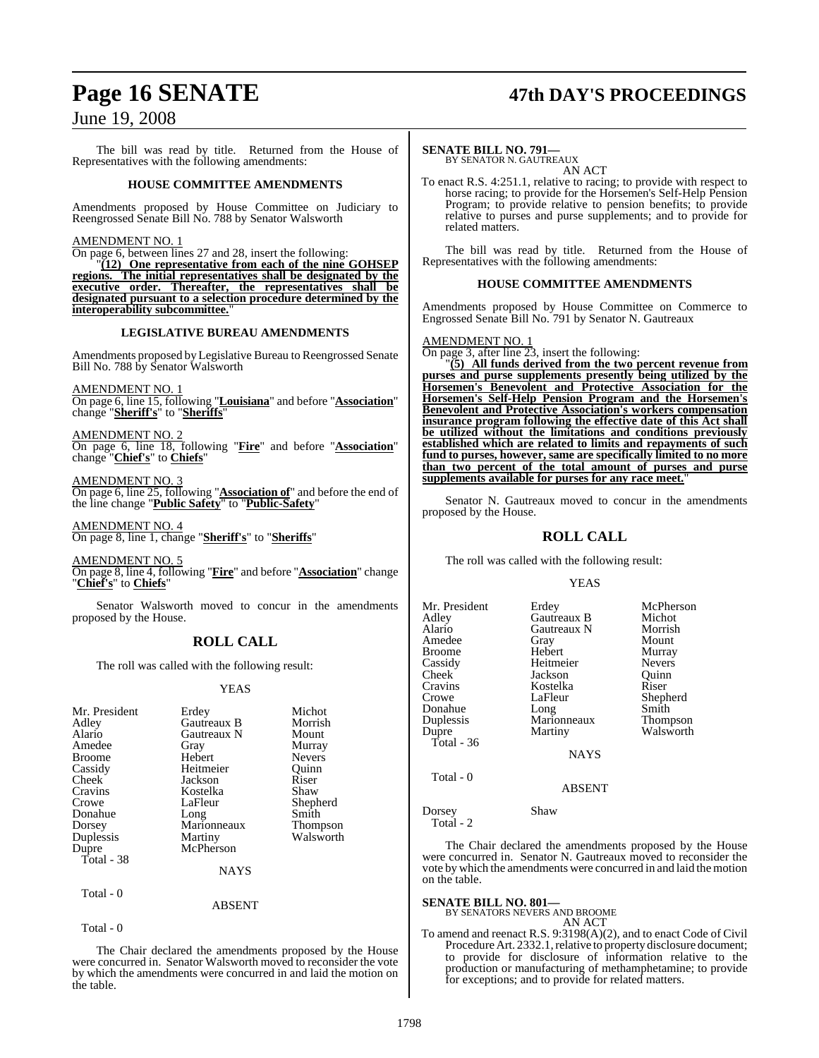The bill was read by title. Returned from the House of Representatives with the following amendments:

**HOUSE COMMITTEE AMENDMENTS**

Amendments proposed by House Committee on Judiciary to Reengrossed Senate Bill No. 788 by Senator Walsworth

AMENDMENT NO. 1

On page 6, between lines 27 and 28, insert the following:

"**(12) One representative from each of the nine GOHSEP regions. The initial representatives shall be designated by the executive order. Thereafter, the representatives shall be designated pursuant to a selection procedure determined by the interoperability subcommittee.**"

**LEGISLATIVE BUREAU AMENDMENTS**

Amendments proposed by Legislative Bureau to Reengrossed Senate Bill No. 788 by Senator Walsworth

AMENDMENT NO. 1

On page 6, line 15, following "**Louisiana**" and before "**Association**" change "**Sheriff's**" to "**Sheriffs**"

AMENDMENT NO. 2

On page 6, line 18, following "**Fire**" and before "**Association**" change "**Chief's**" to **Chiefs**"

AMENDMENT NO. 3

On page 6, line 25, following "**Association of**" and before the end of the line change "**Public Safety**" to "**Public-Safety**"

AMENDMENT NO. 4

On page 8, line 1, change "**Sheriff's**" to "**Sheriffs**"

AMENDMENT NO. 5

On page 8, line 4, following "**Fire**" and before "**Association**" change "**Chief's**" to **Chiefs**"

Senator Walsworth moved to concur in the amendments proposed by the House.

## ROLL CALL

The roll was called with the following result:

YEAS

| | | |
|---|---|---|
| Mr. President | Erdey | Michot |
| Adley | Gautreaux B | Morrish |
| Alario | Gautreaux N | Mount |
| Amedee | Gray | Murray |
| Broome | Hebert | Nevers |
| Cassidy | Heitmeier | Quinn |
| Cheek | Jackson | Riser |
| Cravins | Kostelka | Shaw |
| Crowe | LaFleur | Shepherd |
| Donahue | Long | Smith |
| Dorsey | Marionneaux | Thompson |
| Duplessis | Martiny | Walsworth |
| Dupre | McPherson | |

Total - 38

NAYS

Total - 0

ABSENT

Total - 0

The Chair declared the amendments proposed by the House were concurred in. Senator Walsworth moved to reconsider the vote by which the amendments were concurred in and laid the motion on the table.

**SENATE BILL NO. 791—**
BY SENATOR N. GAUTREAUX

AN ACT

To enact R.S. 4:251.1, relative to racing; to provide with respect to horse racing; to provide for the Horsemen's Self-Help Pension Program; to provide relative to pension benefits; to provide relative to purses and purse supplements; and to provide for related matters.

The bill was read by title. Returned from the House of Representatives with the following amendments:

**HOUSE COMMITTEE AMENDMENTS**

Amendments proposed by House Committee on Commerce to Engrossed Senate Bill No. 791 by Senator N. Gautreaux

AMENDMENT NO. 1

On page 3, after line 23, insert the following:

"**(5) All funds derived from the two percent revenue from purses and purse supplements presently being utilized by the Horsemen's Benevolent and Protective Association for the Horsemen's Self-Help Pension Program and the Horsemen's Benevolent and Protective Association's workers compensation insurance program following the effective date of this Act shall be utilized without the limitations and conditions previously established which are related to limits and repayments of such fund to purses, however, same are specifically limited to no more than two percent of the total amount of purses and purse supplements available for purses for any race meet.**"

Senator N. Gautreaux moved to concur in the amendments proposed by the House.

## ROLL CALL

The roll was called with the following result:

YEAS

| | | |
|---|---|---|
| Mr. President | Erdey | McPherson |
| Adley | Gautreaux B | Michot |
| Alario | Gautreaux N | Morrish |
| Amedee | Gray | Mount |
| Broome | Hebert | Murray |
| Cassidy | Heitmeier | Nevers |
| Cheek | Jackson | Quinn |
| Cravins | Kostelka | Riser |
| Crowe | LaFleur | Shepherd |
| Donahue | Long | Smith |
| Duplessis | Marionneaux | Thompson |
| Dupre | Martiny | Walsworth |

Total - 36

NAYS

Total - 0

ABSENT

| | |
|---|---|
| Dorsey | Shaw |

Total - 2

The Chair declared the amendments proposed by the House were concurred in. Senator N. Gautreaux moved to reconsider the vote by which the amendments were concurred in and laid the motion on the table.

**SENATE BILL NO. 801—**
BY SENATORS NEVERS AND BROOME

AN ACT

To amend and reenact R.S. 9:3198(A)(2), and to enact Code of Civil Procedure Art. 2332.1, relative to property disclosure document; to provide for disclosure of information relative to the production or manufacturing of methamphetamine; to provide for exceptions; and to provide for related matters.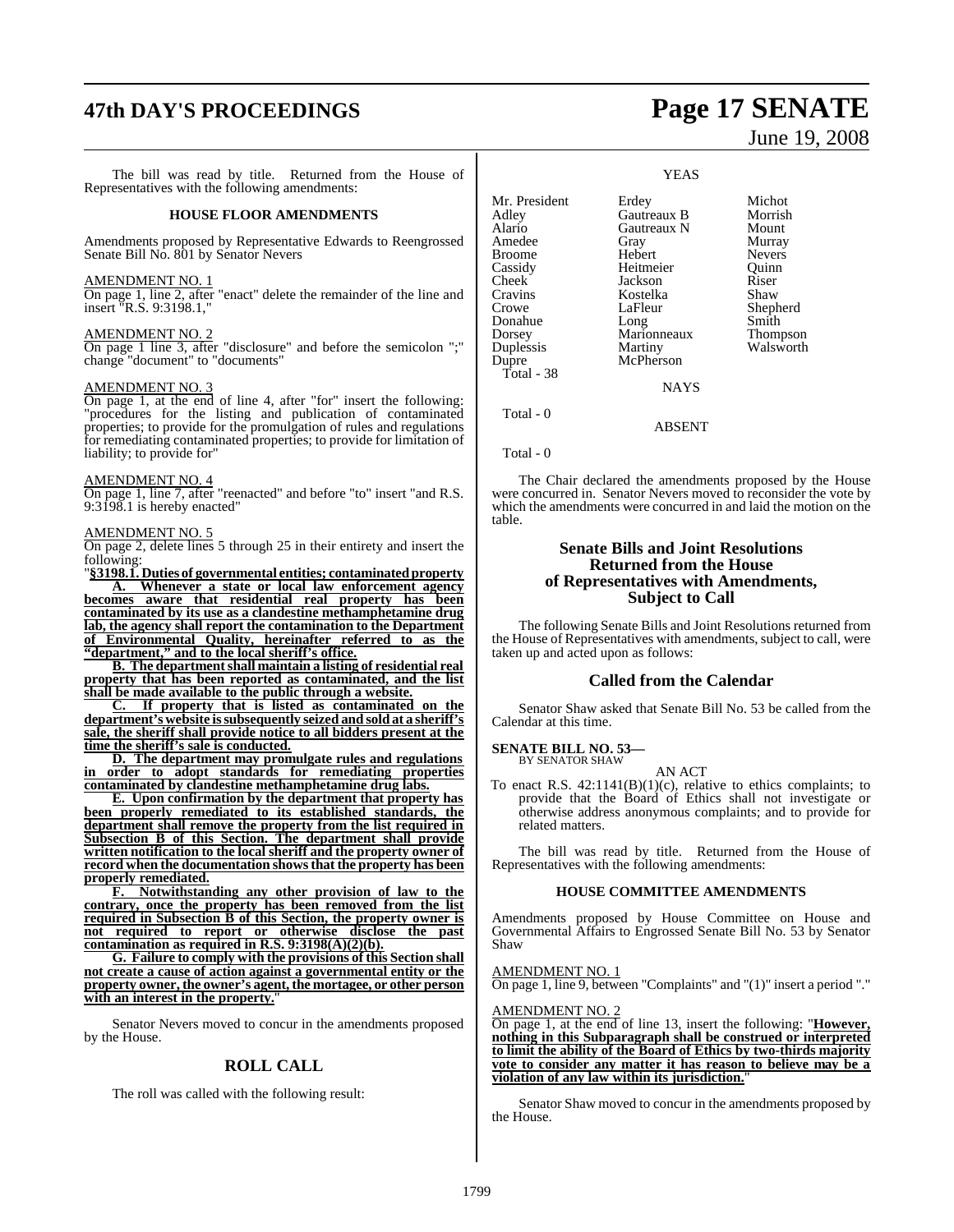The bill was read by title. Returned from the House of Representatives with the following amendments:

#### HOUSE FLOOR AMENDMENTS

Amendments proposed by Representative Edwards to Reengrossed Senate Bill No. 801 by Senator Nevers

AMENDMENT NO. 1

On page 1, line 2, after "enact" delete the remainder of the line and insert "R.S. 9:3198.1,"

AMENDMENT NO. 2

On page 1 line 3, after "disclosure" and before the semicolon ";" change "document" to "documents"

AMENDMENT NO. 3

On page 1, at the end of line 4, after "for" insert the following: "procedures for the listing and publication of contaminated properties; to provide for the promulgation of rules and regulations for remediating contaminated properties; to provide for limitation of liability; to provide for"

AMENDMENT NO. 4

On page 1, line 7, after "reenacted" and before "to" insert "and R.S. 9:3198.1 is hereby enacted"

AMENDMENT NO. 5

On page 2, delete lines 5 through 25 in their entirety and insert the following:

"**§3198.1. Duties of governmental entities; contaminated property**

**A. Whenever a state or local law enforcement agency becomes aware that residential real property has been contaminated by its use as a clandestine methamphetamine drug lab, the agency shall report the contamination to the Department of Environmental Quality, hereinafter referred to as the "department," and to the local sheriff's office.**

**B. The department shall maintain a listing of residential real property that has been reported as contaminated, and the list shall be made available to the public through a website.**

**C. If property that is listed as contaminated on the department's website is subsequently seized and sold at a sheriff's sale, the sheriff shall provide notice to all bidders present at the time the sheriff's sale is conducted.**

**D. The department may promulgate rules and regulations in order to adopt standards for remediating properties contaminated by clandestine methamphetamine drug labs.**

**E. Upon confirmation by the department that property has been properly remediated to its established standards, the department shall remove the property from the list required in Subsection B of this Section. The department shall provide written notification to the local sheriff and the property owner of record when the documentation shows that the property has been properly remediated.**

**F. Notwithstanding any other provision of law to the contrary, once the property has been removed from the list required in Subsection B of this Section, the property owner is not required to report or otherwise disclose the past contamination as required in R.S. 9:3198(A)(2)(b).**

**G. Failure to comply with the provisions of this Section shall not create a cause of action against a governmental entity or the property owner, the owner's agent, the mortgagee, or other person with an interest in the property.**"

Senator Nevers moved to concur in the amendments proposed by the House.

## ROLL CALL

The roll was called with the following result:

YEAS

| | | |
|---|---|---|
| Mr. President | Erdey | Michot |
| Adley | Gautreaux B | Morrish |
| Alario | Gautreaux N | Mount |
| Amedee | Gray | Murray |
| Broome | Hebert | Nevers |
| Cassidy | Heitmeier | Quinn |
| Cheek | Jackson | Riser |
| Cravins | Kostelka | Shaw |
| Crowe | LaFleur | Shepherd |
| Donahue | Long | Smith |
| Dorsey | Marionneaux | Thompson |
| Duplessis | Martiny | Walsworth |
| Dupre | McPherson | |

Total - 38

NAYS

Total - 0

ABSENT

Total - 0

The Chair declared the amendments proposed by the House were concurred in. Senator Nevers moved to reconsider the vote by which the amendments were concurred in and laid the motion on the table.

## Senate Bills and Joint Resolutions Returned from the House of Representatives with Amendments, Subject to Call

The following Senate Bills and Joint Resolutions returned from the House of Representatives with amendments, subject to call, were taken up and acted upon as follows:

## Called from the Calendar

Senator Shaw asked that Senate Bill No. 53 be called from the Calendar at this time.

**SENATE BILL NO. 53—**
BY SENATOR SHAW

AN ACT

To enact R.S. 42:1141(B)(1)(c), relative to ethics complaints; to provide that the Board of Ethics shall not investigate or otherwise address anonymous complaints; and to provide for related matters.

The bill was read by title. Returned from the House of Representatives with the following amendments:

#### HOUSE COMMITTEE AMENDMENTS

Amendments proposed by House Committee on House and Governmental Affairs to Engrossed Senate Bill No. 53 by Senator Shaw

AMENDMENT NO. 1

On page 1, line 9, between "Complaints" and "(1)" insert a period "."

AMENDMENT NO. 2

On page 1, at the end of line 13, insert the following: "**However, nothing in this Subparagraph shall be construed or interpreted to limit the ability of the Board of Ethics by two-thirds majority vote to consider any matter it has reason to believe may be a violation of any law within its jurisdiction.**"

Senator Shaw moved to concur in the amendments proposed by the House.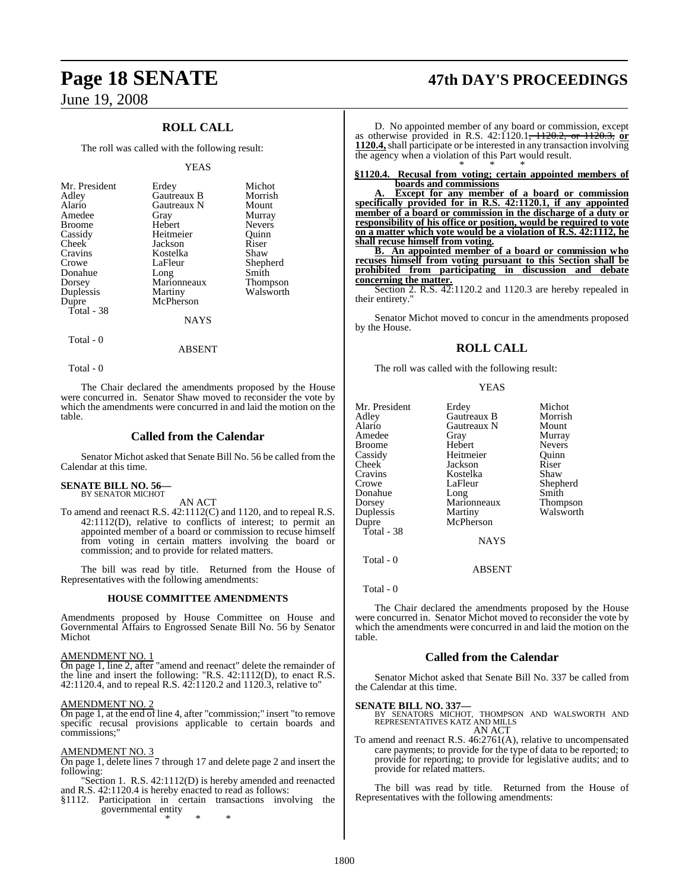## ROLL CALL

The roll was called with the following result:

YEAS

| | | |
|---|---|---|
| Mr. President | Erdey | Michot |
| Adley | Gautreaux B | Morrish |
| Alario | Gautreaux N | Mount |
| Amedee | Gray | Murray |
| Broome | Hebert | Nevers |
| Cassidy | Heitmeier | Quinn |
| Cheek | Jackson | Riser |
| Cravins | Kostelka | Shaw |
| Crowe | LaFleur | Shepherd |
| Donahue | Long | Smith |
| Dorsey | Marionneaux | Thompson |
| Duplessis | Martiny | Walsworth |
| Dupre | McPherson | |
| Total - 38 | | |

NAYS

Total - 0

ABSENT

Total - 0

The Chair declared the amendments proposed by the House were concurred in. Senator Shaw moved to reconsider the vote by which the amendments were concurred in and laid the motion on the table.

## Called from the Calendar

Senator Michot asked that Senate Bill No. 56 be called from the Calendar at this time.

**SENATE BILL NO. 56—**
BY SENATOR MICHOT

AN ACT

To amend and reenact R.S. 42:1112(C) and 1120, and to repeal R.S. 42:1112(D), relative to conflicts of interest; to permit an appointed member of a board or commission to recuse himself from voting in certain matters involving the board or commission; and to provide for related matters.

The bill was read by title. Returned from the House of Representatives with the following amendments:

### HOUSE COMMITTEE AMENDMENTS

Amendments proposed by House Committee on House and Governmental Affairs to Engrossed Senate Bill No. 56 by Senator Michot

AMENDMENT NO. 1

On page 1, line 2, after "amend and reenact" delete the remainder of the line and insert the following: "R.S. 42:1112(D), to enact R.S. 42:1120.4, and to repeal R.S. 42:1120.2 and 1120.3, relative to"

AMENDMENT NO. 2

On page 1, at the end of line 4, after "commission;" insert "to remove specific recusal provisions applicable to certain boards and commissions;"

AMENDMENT NO. 3

On page 1, delete lines 7 through 17 and delete page 2 and insert the following:

"Section 1. R.S. 42:1112(D) is hereby amended and reenacted and R.S. 42:1120.4 is hereby enacted to read as follows:

§1112. Participation in certain transactions involving the governmental entity

\* \* \*

D. No appointed member of any board or commission, except as otherwise provided in R.S. 42:1120.1~~, 1120.2, or 1120.3,~~ **or 1120.4,** shall participate or be interested in any transaction involving the agency when a violation of this Part would result.

\* \* \*

**§1120.4. Recusal from voting; certain appointed members of boards and commissions**

**A. Except for any member of a board or commission specifically provided for in R.S. 42:1120.1, if any appointed member of a board or commission in the discharge of a duty or responsibility of his office or position, would be required to vote on a matter which vote would be a violation of R.S. 42:1112, he shall recuse himself from voting.**

**B. An appointed member of a board or commission who recuses himself from voting pursuant to this Section shall be prohibited from participating in discussion and debate concerning the matter.**

Section 2. R.S. 42:1120.2 and 1120.3 are hereby repealed in their entirety."

Senator Michot moved to concur in the amendments proposed by the House.

## ROLL CALL

The roll was called with the following result:

YEAS

| | | |
|---|---|---|
| Mr. President | Erdey | Michot |
| Adley | Gautreaux B | Morrish |
| Alario | Gautreaux N | Mount |
| Amedee | Gray | Murray |
| Broome | Hebert | Nevers |
| Cassidy | Heitmeier | Quinn |
| Cheek | Jackson | Riser |
| Cravins | Kostelka | Shaw |
| Crowe | LaFleur | Shepherd |
| Donahue | Long | Smith |
| Dorsey | Marionneaux | Thompson |
| Duplessis | Martiny | Walsworth |
| Dupre | McPherson | |
| Total - 38 | | |

NAYS

Total - 0

ABSENT

Total - 0

The Chair declared the amendments proposed by the House were concurred in. Senator Michot moved to reconsider the vote by which the amendments were concurred in and laid the motion on the table.

## Called from the Calendar

Senator Michot asked that Senate Bill No. 337 be called from the Calendar at this time.

**SENATE BILL NO. 337—**
BY SENATORS MICHOT, THOMPSON AND WALSWORTH AND REPRESENTATIVES KATZ AND MILLS

AN ACT

To amend and reenact R.S. 46:2761(A), relative to uncompensated care payments; to provide for the type of data to be reported; to provide for reporting; to provide for legislative audits; and to provide for related matters.

The bill was read by title. Returned from the House of Representatives with the following amendments: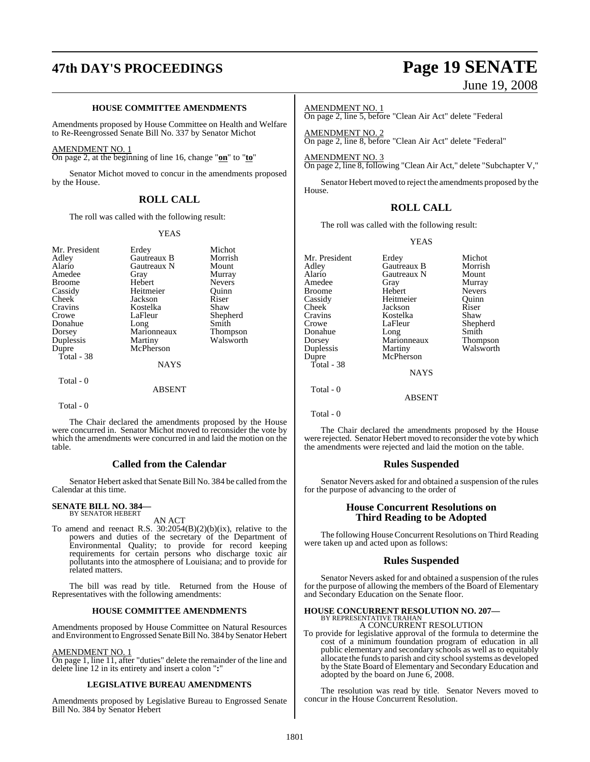**HOUSE COMMITTEE AMENDMENTS**

Amendments proposed by House Committee on Health and Welfare to Re-Reengrossed Senate Bill No. 337 by Senator Michot

AMENDMENT NO. 1

On page 2, at the beginning of line 16, change "**on**" to "**to**"

Senator Michot moved to concur in the amendments proposed by the House.

## ROLL CALL

The roll was called with the following result:

YEAS

| | | |
|---|---|---|
| Mr. President | Erdey | Michot |
| Adley | Gautreaux B | Morrish |
| Alario | Gautreaux N | Mount |
| Amedee | Gray | Murray |
| Broome | Hebert | Nevers |
| Cassidy | Heitmeier | Quinn |
| Cheek | Jackson | Riser |
| Cravins | Kostelka | Shaw |
| Crowe | LaFleur | Shepherd |
| Donahue | Long | Smith |
| Dorsey | Marionneaux | Thompson |
| Duplessis | Martiny | Walsworth |
| Dupre | McPherson | |

Total - 38

NAYS

Total - 0

ABSENT

Total - 0

The Chair declared the amendments proposed by the House were concurred in. Senator Michot moved to reconsider the vote by which the amendments were concurred in and laid the motion on the table.

## Called from the Calendar

Senator Hebert asked that Senate Bill No. 384 be called from the Calendar at this time.

**SENATE BILL NO. 384—**
BY SENATOR HEBERT

AN ACT

To amend and reenact R.S. 30:2054(B)(2)(b)(ix), relative to the powers and duties of the secretary of the Department of Environmental Quality; to provide for record keeping requirements for certain persons who discharge toxic air pollutants into the atmosphere of Louisiana; and to provide for related matters.

The bill was read by title. Returned from the House of Representatives with the following amendments:

**HOUSE COMMITTEE AMENDMENTS**

Amendments proposed by House Committee on Natural Resources and Environment to Engrossed Senate Bill No. 384 by Senator Hebert

AMENDMENT NO. 1

On page 1, line 11, after "duties" delete the remainder of the line and delete line 12 in its entirety and insert a colon "**:**"

**LEGISLATIVE BUREAU AMENDMENTS**

Amendments proposed by Legislative Bureau to Engrossed Senate Bill No. 384 by Senator Hebert

AMENDMENT NO. 1

On page 2, line 5, before "Clean Air Act" delete "Federal

AMENDMENT NO. 2

On page 2, line 8, before "Clean Air Act" delete "Federal"

AMENDMENT NO. 3

On page 2, line 8, following "Clean Air Act," delete "Subchapter V,"

Senator Hebert moved to reject the amendments proposed by the House.

## ROLL CALL

The roll was called with the following result:

YEAS

| | | |
|---|---|---|
| Mr. President | Erdey | Michot |
| Adley | Gautreaux B | Morrish |
| Alario | Gautreaux N | Mount |
| Amedee | Gray | Murray |
| Broome | Hebert | Nevers |
| Cassidy | Heitmeier | Quinn |
| Cheek | Jackson | Riser |
| Cravins | Kostelka | Shaw |
| Crowe | LaFleur | Shepherd |
| Donahue | Long | Smith |
| Dorsey | Marionneaux | Thompson |
| Duplessis | Martiny | Walsworth |
| Dupre | McPherson | |

Total - 38

NAYS

Total - 0

ABSENT

Total - 0

The Chair declared the amendments proposed by the House were rejected. Senator Hebert moved to reconsider the vote by which the amendments were rejected and laid the motion on the table.

## Rules Suspended

Senator Nevers asked for and obtained a suspension of the rules for the purpose of advancing to the order of

## House Concurrent Resolutions on Third Reading to be Adopted

The following House Concurrent Resolutions on Third Reading were taken up and acted upon as follows:

## Rules Suspended

Senator Nevers asked for and obtained a suspension of the rules for the purpose of allowing the members of the Board of Elementary and Secondary Education on the Senate floor.

**HOUSE CONCURRENT RESOLUTION NO. 207—**
BY REPRESENTATIVE TRAHAN

A CONCURRENT RESOLUTION

To provide for legislative approval of the formula to determine the cost of a minimum foundation program of education in all public elementary and secondary schools as well as to equitably allocate the funds to parish and city school systems as developed by the State Board of Elementary and Secondary Education and adopted by the board on June 6, 2008.

The resolution was read by title. Senator Nevers moved to concur in the House Concurrent Resolution.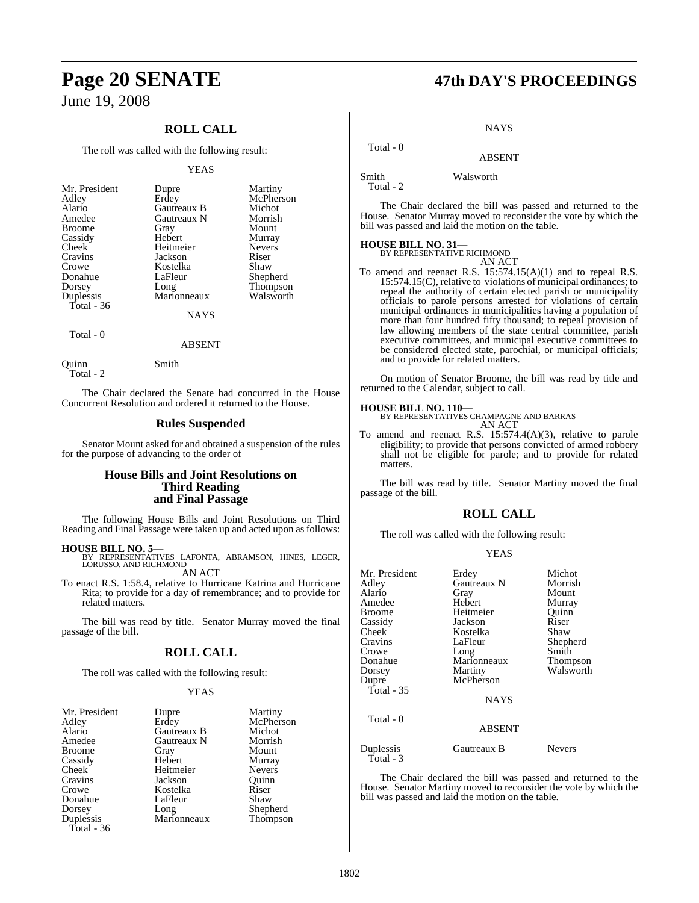## ROLL CALL

The roll was called with the following result:

YEAS

| | | |
|---|---|---|
| Mr. President | Dupre | Martiny |
| Adley | Erdey | McPherson |
| Alario | Gautreaux B | Michot |
| Amedee | Gautreaux N | Morrish |
| Broome | Gray | Mount |
| Cassidy | Hebert | Murray |
| Cheek | Heitmeier | Nevers |
| Cravins | Jackson | Riser |
| Crowe | Kostelka | Shaw |
| Donahue | LaFleur | Shepherd |
| Dorsey | Long | Thompson |
| Duplessis | Marionneaux | Walsworth |
| Total - 36 | | |

NAYS

Total - 0

ABSENT

| | |
|---|---|
| Quinn | Smith |
| Total - 2 | |

The Chair declared the Senate had concurred in the House Concurrent Resolution and ordered it returned to the House.

## Rules Suspended

Senator Mount asked for and obtained a suspension of the rules for the purpose of advancing to the order of

## House Bills and Joint Resolutions on Third Reading and Final Passage

The following House Bills and Joint Resolutions on Third Reading and Final Passage were taken up and acted upon as follows:

**HOUSE BILL NO. 5—**
BY REPRESENTATIVES LAFONTA, ABRAMSON, HINES, LEGER, LORUSSO, AND RICHMOND
AN ACT

To enact R.S. 1:58.4, relative to Hurricane Katrina and Hurricane Rita; to provide for a day of remembrance; and to provide for related matters.

The bill was read by title. Senator Murray moved the final passage of the bill.

## ROLL CALL

The roll was called with the following result:

YEAS

| | | |
|---|---|---|
| Mr. President | Dupre | Martiny |
| Adley | Erdey | McPherson |
| Alario | Gautreaux B | Michot |
| Amedee | Gautreaux N | Morrish |
| Broome | Gray | Mount |
| Cassidy | Hebert | Murray |
| Cheek | Heitmeier | Nevers |
| Cravins | Jackson | Quinn |
| Crowe | Kostelka | Riser |
| Donahue | LaFleur | Shaw |
| Dorsey | Long | Shepherd |
| Duplessis | Marionneaux | Thompson |
| Total - 36 | | |

NAYS

Total - 0

ABSENT

| | |
|---|---|
| Smith | Walsworth |
| Total - 2 | |

The Chair declared the bill was passed and returned to the House. Senator Murray moved to reconsider the vote by which the bill was passed and laid the motion on the table.

**HOUSE BILL NO. 31—**
BY REPRESENTATIVE RICHMOND
AN ACT

To amend and reenact R.S. 15:574.15(A)(1) and to repeal R.S. 15:574.15(C), relative to violations of municipal ordinances; to repeal the authority of certain elected parish or municipality officials to parole persons arrested for violations of certain municipal ordinances in municipalities having a population of more than four hundred fifty thousand; to repeal provision of law allowing members of the state central committee, parish executive committees, and municipal executive committees to be considered elected state, parochial, or municipal officials; and to provide for related matters.

On motion of Senator Broome, the bill was read by title and returned to the Calendar, subject to call.

**HOUSE BILL NO. 110—**
BY REPRESENTATIVES CHAMPAGNE AND BARRAS
AN ACT

To amend and reenact R.S. 15:574.4(A)(3), relative to parole eligibility; to provide that persons convicted of armed robbery shall not be eligible for parole; and to provide for related matters.

The bill was read by title. Senator Martiny moved the final passage of the bill.

## ROLL CALL

The roll was called with the following result:

YEAS

| | | |
|---|---|---|
| Mr. President | Erdey | Michot |
| Adley | Gautreaux N | Morrish |
| Alario | Gray | Mount |
| Amedee | Hebert | Murray |
| Broome | Heitmeier | Quinn |
| Cassidy | Jackson | Riser |
| Cheek | Kostelka | Shaw |
| Cravins | LaFleur | Shepherd |
| Crowe | Long | Smith |
| Donahue | Marionneaux | Thompson |
| Dorsey | Martiny | Walsworth |
| Dupre | McPherson | |
| Total - 35 | | |

NAYS

Total - 0

ABSENT

| | | |
|---|---|---|
| Duplessis | Gautreaux B | Nevers |
| Total - 3 | | |

The Chair declared the bill was passed and returned to the House. Senator Martiny moved to reconsider the vote by which the bill was passed and laid the motion on the table.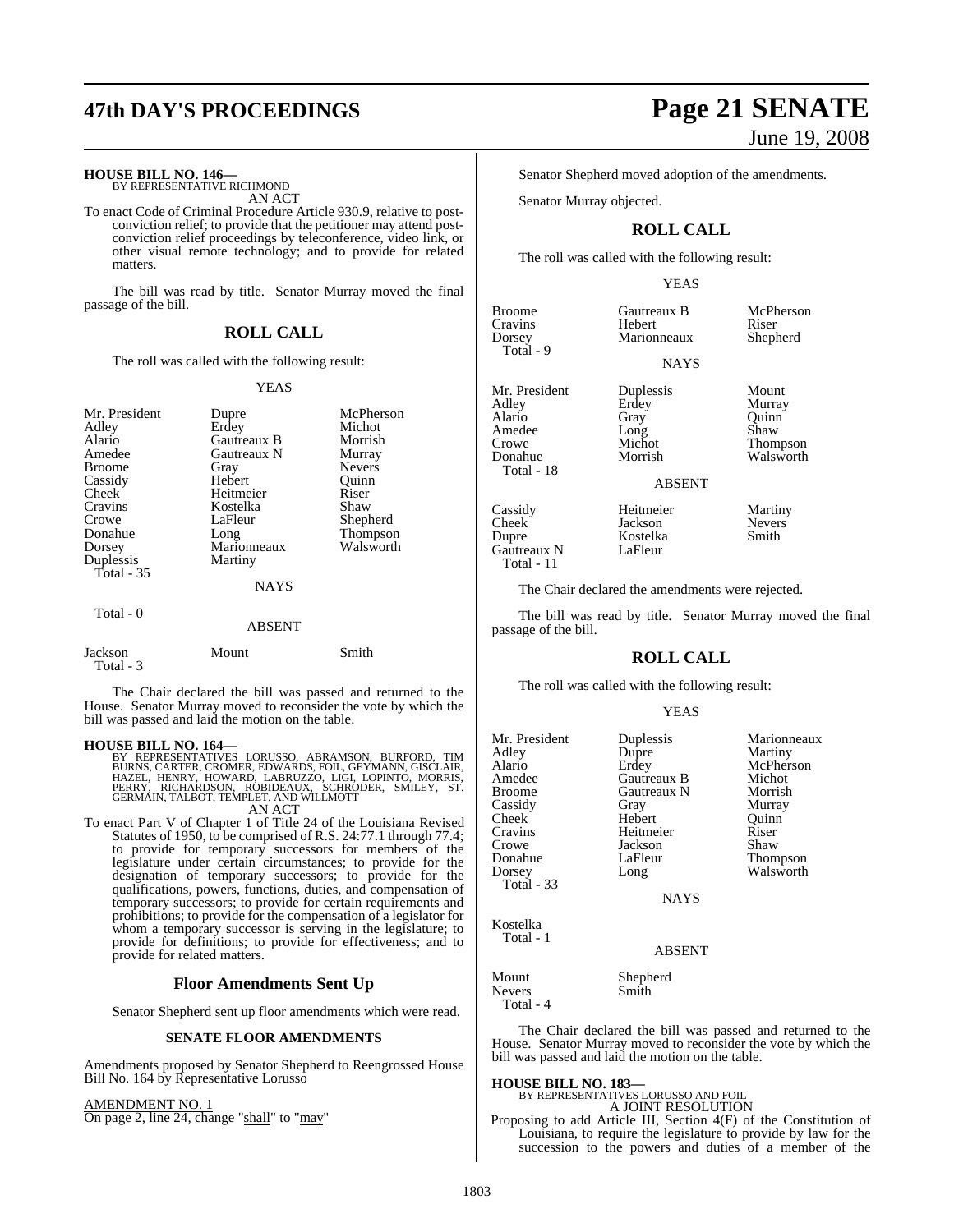**HOUSE BILL NO. 146—**
BY REPRESENTATIVE RICHMOND
AN ACT

To enact Code of Criminal Procedure Article 930.9, relative to post-conviction relief; to provide that the petitioner may attend post-conviction relief proceedings by teleconference, video link, or other visual remote technology; and to provide for related matters.

The bill was read by title. Senator Murray moved the final passage of the bill.

## ROLL CALL

The roll was called with the following result:

YEAS

| | | |
|---|---|---|
| Mr. President | Dupre | McPherson |
| Adley | Erdey | Michot |
| Alario | Gautreaux B | Morrish |
| Amedee | Gautreaux N | Murray |
| Broome | Gray | Nevers |
| Cassidy | Hebert | Quinn |
| Cheek | Heitmeier | Riser |
| Cravins | Kostelka | Shaw |
| Crowe | LaFleur | Shepherd |
| Donahue | Long | Thompson |
| Dorsey | Marionneaux | Walsworth |
| Duplessis | Martiny | |

Total - 35

NAYS

Total - 0

ABSENT

| | | |
|---|---|---|
| Jackson | Mount | Smith |

Total - 3

The Chair declared the bill was passed and returned to the House. Senator Murray moved to reconsider the vote by which the bill was passed and laid the motion on the table.

**HOUSE BILL NO. 164—**
BY REPRESENTATIVES LORUSSO, ABRAMSON, BURFORD, TIM BURNS, CARTER, CROMER, EDWARDS, FOIL, GEYMANN, GISCLAIR, HAZEL, HENRY, HOWARD, LABRUZZO, LIGI, LOPINTO, MORRIS, PERRY, RICHARDSON, ROBIDEAUX, SCHRODER, SMILEY, ST. GERMAIN, TALBOT, TEMPLET, AND WILLMOTT
AN ACT

To enact Part V of Chapter 1 of Title 24 of the Louisiana Revised Statutes of 1950, to be comprised of R.S. 24:77.1 through 77.4; to provide for temporary successors for members of the legislature under certain circumstances; to provide for the designation of temporary successors; to provide for the qualifications, powers, functions, duties, and compensation of temporary successors; to provide for certain requirements and prohibitions; to provide for the compensation of a legislator for whom a temporary successor is serving in the legislature; to provide for definitions; to provide for effectiveness; and to provide for related matters.

## Floor Amendments Sent Up

Senator Shepherd sent up floor amendments which were read.

### SENATE FLOOR AMENDMENTS

Amendments proposed by Senator Shepherd to Reengrossed House Bill No. 164 by Representative Lorusso

AMENDMENT NO. 1
On page 2, line 24, change "shall" to "may"

Senator Shepherd moved adoption of the amendments.

Senator Murray objected.

## ROLL CALL

The roll was called with the following result:

YEAS

| | | |
|---|---|---|
| Broome | Gautreaux B | McPherson |
| Cravins | Hebert | Riser |
| Dorsey | Marionneaux | Shepherd |

Total - 9

NAYS

| | | |
|---|---|---|
| Mr. President | Duplessis | Mount |
| Adley | Erdey | Murray |
| Alario | Gray | Quinn |
| Amedee | Long | Shaw |
| Crowe | Michot | Thompson |
| Donahue | Morrish | Walsworth |

Total - 18

ABSENT

| | | |
|---|---|---|
| Cassidy | Heitmeier | Martiny |
| Cheek | Jackson | Nevers |
| Dupre | Kostelka | Smith |
| Gautreaux N | LaFleur | |

Total - 11

The Chair declared the amendments were rejected.

The bill was read by title. Senator Murray moved the final passage of the bill.

## ROLL CALL

The roll was called with the following result:

YEAS

| | | |
|---|---|---|
| Mr. President | Duplessis | Marionneaux |
| Adley | Dupre | Martiny |
| Alario | Erdey | McPherson |
| Amedee | Gautreaux B | Michot |
| Broome | Gautreaux N | Morrish |
| Cassidy | Gray | Murray |
| Cheek | Hebert | Quinn |
| Cravins | Heitmeier | Riser |
| Crowe | Jackson | Shaw |
| Donahue | LaFleur | Thompson |
| Dorsey | Long | Walsworth |

Total - 33

NAYS

Kostelka

Total - 1

ABSENT

| | |
|---|---|
| Mount | Shepherd |
| Nevers | Smith |

Total - 4

The Chair declared the bill was passed and returned to the House. Senator Murray moved to reconsider the vote by which the bill was passed and laid the motion on the table.

**HOUSE BILL NO. 183—**
BY REPRESENTATIVES LORUSSO AND FOIL
A JOINT RESOLUTION

Proposing to add Article III, Section 4(F) of the Constitution of Louisiana, to require the legislature to provide by law for the succession to the powers and duties of a member of the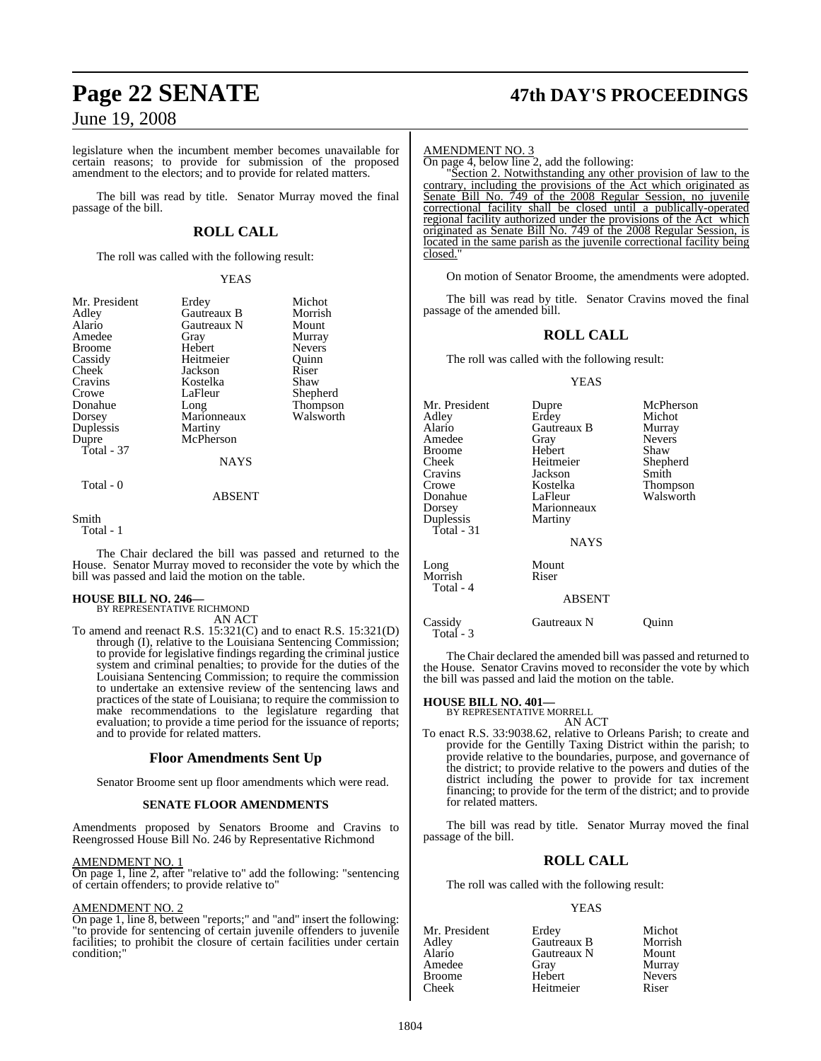legislature when the incumbent member becomes unavailable for certain reasons; to provide for submission of the proposed amendment to the electors; and to provide for related matters.

The bill was read by title. Senator Murray moved the final passage of the bill.

## ROLL CALL

The roll was called with the following result:

YEAS

| | | |
|---|---|---|
| Mr. President | Erdey | Michot |
| Adley | Gautreaux B | Morrish |
| Alario | Gautreaux N | Mount |
| Amedee | Gray | Murray |
| Broome | Hebert | Nevers |
| Cassidy | Heitmeier | Quinn |
| Cheek | Jackson | Riser |
| Cravins | Kostelka | Shaw |
| Crowe | LaFleur | Shepherd |
| Donahue | Long | Thompson |
| Dorsey | Marionneaux | Walsworth |
| Duplessis | Martiny | |
| Dupre | McPherson | |
| Total - 37 | | |

NAYS

Total - 0

ABSENT

Smith
Total - 1

The Chair declared the bill was passed and returned to the House. Senator Murray moved to reconsider the vote by which the bill was passed and laid the motion on the table.

**HOUSE BILL NO. 246—**
BY REPRESENTATIVE RICHMOND
AN ACT

To amend and reenact R.S. 15:321(C) and to enact R.S. 15:321(D) through (I), relative to the Louisiana Sentencing Commission; to provide for legislative findings regarding the criminal justice system and criminal penalties; to provide for the duties of the Louisiana Sentencing Commission; to require the commission to undertake an extensive review of the sentencing laws and practices of the state of Louisiana; to require the commission to make recommendations to the legislature regarding that evaluation; to provide a time period for the issuance of reports; and to provide for related matters.

## Floor Amendments Sent Up

Senator Broome sent up floor amendments which were read.

### SENATE FLOOR AMENDMENTS

Amendments proposed by Senators Broome and Cravins to Reengrossed House Bill No. 246 by Representative Richmond

AMENDMENT NO. 1
On page 1, line 2, after "relative to" add the following: "sentencing of certain offenders; to provide relative to"

AMENDMENT NO. 2
On page 1, line 8, between "reports;" and "and" insert the following: "to provide for sentencing of certain juvenile offenders to juvenile facilities; to prohibit the closure of certain facilities under certain condition;"

AMENDMENT NO. 3
On page 4, below line 2, add the following:

"Section 2. Notwithstanding any other provision of law to the contrary, including the provisions of the Act which originated as Senate Bill No. 749 of the 2008 Regular Session, no juvenile correctional facility shall be closed until a publically-operated regional facility authorized under the provisions of the Act which originated as Senate Bill No. 749 of the 2008 Regular Session, is located in the same parish as the juvenile correctional facility being closed."

On motion of Senator Broome, the amendments were adopted.

The bill was read by title. Senator Cravins moved the final passage of the amended bill.

## ROLL CALL

The roll was called with the following result:

YEAS

| | | |
|---|---|---|
| Mr. President | Dupre | McPherson |
| Adley | Erdey | Michot |
| Alario | Gautreaux B | Murray |
| Amedee | Gray | Nevers |
| Broome | Hebert | Shaw |
| Cheek | Heitmeier | Shepherd |
| Cravins | Jackson | Smith |
| Crowe | Kostelka | Thompson |
| Donahue | LaFleur | Walsworth |
| Dorsey | Marionneaux | |
| Duplessis | Martiny | |
| Total - 31 | | |

NAYS

| | |
|---|---|
| Long | Mount |
| Morrish | Riser |
| Total - 4 | |

ABSENT

| | | |
|---|---|---|
| Cassidy | Gautreaux N | Quinn |
| Total - 3 | | |

The Chair declared the amended bill was passed and returned to the House. Senator Cravins moved to reconsider the vote by which the bill was passed and laid the motion on the table.

**HOUSE BILL NO. 401—**
BY REPRESENTATIVE MORRELL
AN ACT

To enact R.S. 33:9038.62, relative to Orleans Parish; to create and provide for the Gentilly Taxing District within the parish; to provide relative to the boundaries, purpose, and governance of the district; to provide relative to the powers and duties of the district including the power to provide for tax increment financing; to provide for the term of the district; and to provide for related matters.

The bill was read by title. Senator Murray moved the final passage of the bill.

## ROLL CALL

The roll was called with the following result:

YEAS

| | | |
|---|---|---|
| Mr. President | Erdey | Michot |
| Adley | Gautreaux B | Morrish |
| Alario | Gautreaux N | Mount |
| Amedee | Gray | Murray |
| Broome | Hebert | Nevers |
| Cheek | Heitmeier | Riser |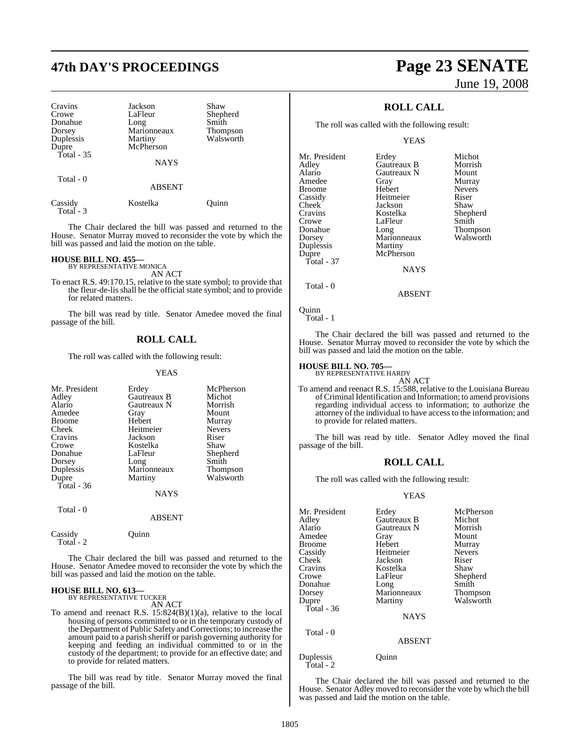| | | |
|---|---|---|
| Cravins | Jackson | Shaw |
| Crowe | LaFleur | Shepherd |
| Donahue | Long | Smith |
| Dorsey | Marionneaux | Thompson |
| Duplessis | Martiny | Walsworth |
| Dupre | McPherson | |
| Total - 35 | | |

NAYS

Total - 0

ABSENT

| | | |
|---|---|---|
| Cassidy | Kostelka | Quinn |
| Total - 3 | | |

The Chair declared the bill was passed and returned to the House. Senator Murray moved to reconsider the vote by which the bill was passed and laid the motion on the table.

**HOUSE BILL NO. 455—**
BY REPRESENTATIVE MONICA
AN ACT

To enact R.S. 49:170.15, relative to the state symbol; to provide that the fleur-de-lis shall be the official state symbol; and to provide for related matters.

The bill was read by title. Senator Amedee moved the final passage of the bill.

## ROLL CALL

The roll was called with the following result:

YEAS

| | | |
|---|---|---|
| Mr. President | Erdey | McPherson |
| Adley | Gautreaux B | Michot |
| Alario | Gautreaux N | Morrish |
| Amedee | Gray | Mount |
| Broome | Hebert | Murray |
| Cheek | Heitmeier | Nevers |
| Cravins | Jackson | Riser |
| Crowe | Kostelka | Shaw |
| Donahue | LaFleur | Shepherd |
| Dorsey | Long | Smith |
| Duplessis | Marionneaux | Thompson |
| Dupre | Martiny | Walsworth |
| Total - 36 | | |

NAYS

Total - 0

ABSENT

| | |
|---|---|
| Cassidy | Quinn |
| Total - 2 | |

The Chair declared the bill was passed and returned to the House. Senator Amedee moved to reconsider the vote by which the bill was passed and laid the motion on the table.

**HOUSE BILL NO. 613—**
BY REPRESENTATIVE TUCKER
AN ACT

To amend and reenact R.S. 15:824(B)(1)(a), relative to the local housing of persons committed to or in the temporary custody of the Department of Public Safety and Corrections; to increase the amount paid to a parish sheriff or parish governing authority for keeping and feeding an individual committed to or in the custody of the department; to provide for an effective date; and to provide for related matters.

The bill was read by title. Senator Murray moved the final passage of the bill.

## ROLL CALL

The roll was called with the following result:

YEAS

| | | |
|---|---|---|
| Mr. President | Erdey | Michot |
| Adley | Gautreaux B | Morrish |
| Alario | Gautreaux N | Mount |
| Amedee | Gray | Murray |
| Broome | Hebert | Nevers |
| Cassidy | Heitmeier | Riser |
| Cheek | Jackson | Shaw |
| Cravins | Kostelka | Shepherd |
| Crowe | LaFleur | Smith |
| Donahue | Long | Thompson |
| Dorsey | Marionneaux | Walsworth |
| Duplessis | Martiny | |
| Dupre | McPherson | |
| Total - 37 | | |

NAYS

Total - 0

ABSENT

Quinn
Total - 1

The Chair declared the bill was passed and returned to the House. Senator Murray moved to reconsider the vote by which the bill was passed and laid the motion on the table.

**HOUSE BILL NO. 705—**
BY REPRESENTATIVE HARDY
AN ACT

To amend and reenact R.S. 15:588, relative to the Louisiana Bureau of Criminal Identification and Information; to amend provisions regarding individual access to information; to authorize the attorney of the individual to have access to the information; and to provide for related matters.

The bill was read by title. Senator Adley moved the final passage of the bill.

## ROLL CALL

The roll was called with the following result:

YEAS

| | | |
|---|---|---|
| Mr. President | Erdey | McPherson |
| Adley | Gautreaux B | Michot |
| Alario | Gautreaux N | Morrish |
| Amedee | Gray | Mount |
| Broome | Hebert | Murray |
| Cassidy | Heitmeier | Nevers |
| Cheek | Jackson | Riser |
| Cravins | Kostelka | Shaw |
| Crowe | LaFleur | Shepherd |
| Donahue | Long | Smith |
| Dorsey | Marionneaux | Thompson |
| Dupre | Martiny | Walsworth |
| Total - 36 | | |

NAYS

Total - 0

ABSENT

| | |
|---|---|
| Duplessis | Quinn |
| Total - 2 | |

The Chair declared the bill was passed and returned to the House. Senator Adley moved to reconsider the vote by which the bill was passed and laid the motion on the table.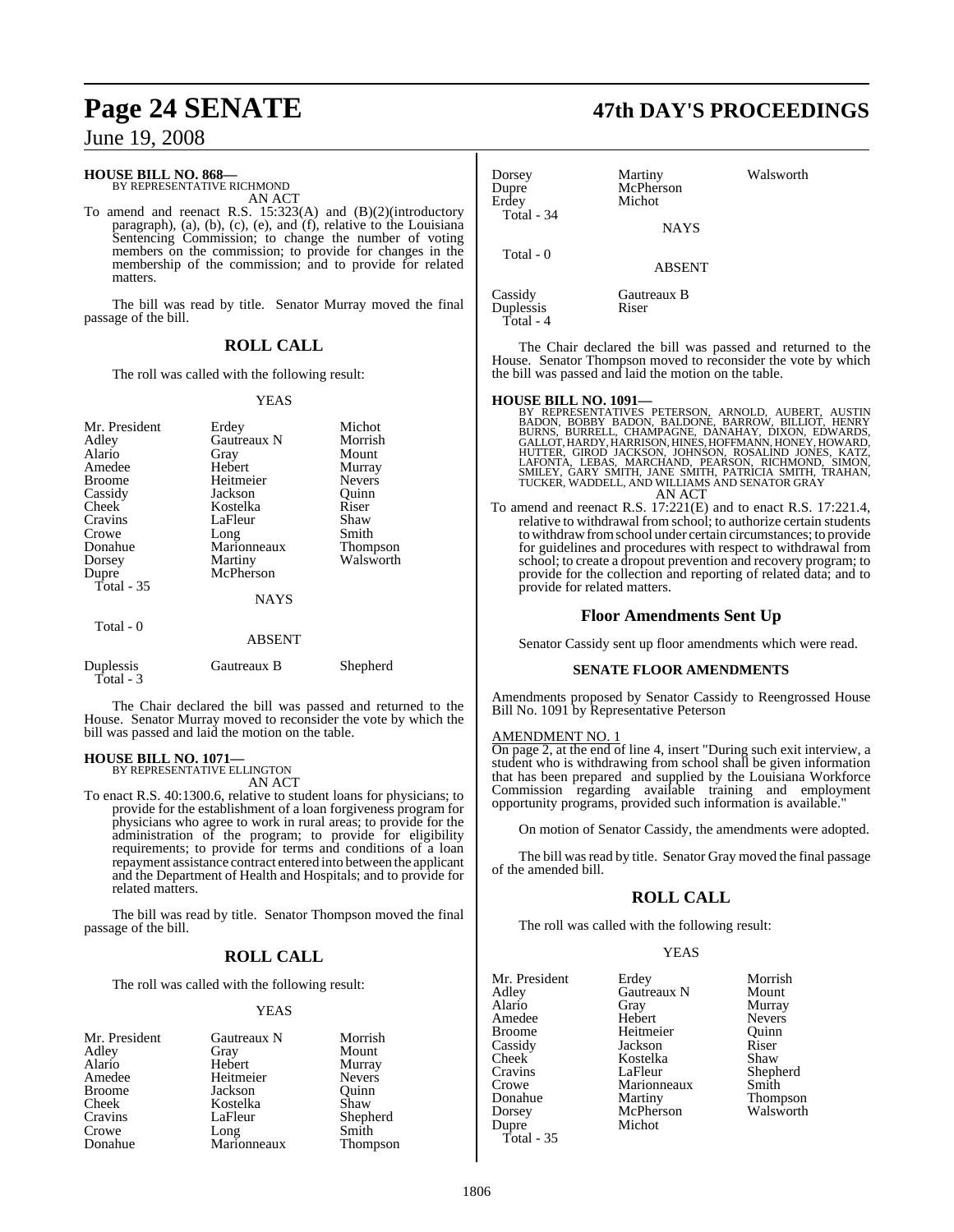**HOUSE BILL NO. 868—**
BY REPRESENTATIVE RICHMOND
AN ACT

To amend and reenact R.S. 15:323(A) and (B)(2)(introductory paragraph), (a), (b), (c), (e), and (f), relative to the Louisiana Sentencing Commission; to change the number of voting members on the commission; to provide for changes in the membership of the commission; and to provide for related matters.

The bill was read by title. Senator Murray moved the final passage of the bill.

## ROLL CALL

The roll was called with the following result:

YEAS

| | | |
|---|---|---|
| Mr. President | Erdey | Michot |
| Adley | Gautreaux N | Morrish |
| Alario | Gray | Mount |
| Amedee | Hebert | Murray |
| Broome | Heitmeier | Nevers |
| Cassidy | Jackson | Quinn |
| Cheek | Kostelka | Riser |
| Cravins | LaFleur | Shaw |
| Crowe | Long | Smith |
| Donahue | Marionneaux | Thompson |
| Dorsey | Martiny | Walsworth |
| Dupre | McPherson | |

Total - 35

NAYS

Total - 0

ABSENT

| | | |
|---|---|---|
| Duplessis | Gautreaux B | Shepherd |

Total - 3

The Chair declared the bill was passed and returned to the House. Senator Murray moved to reconsider the vote by which the bill was passed and laid the motion on the table.

**HOUSE BILL NO. 1071—**
BY REPRESENTATIVE ELLINGTON
AN ACT

To enact R.S. 40:1300.6, relative to student loans for physicians; to provide for the establishment of a loan forgiveness program for physicians who agree to work in rural areas; to provide for the administration of the program; to provide for eligibility requirements; to provide for terms and conditions of a loan repayment assistance contract entered into between the applicant and the Department of Health and Hospitals; and to provide for related matters.

The bill was read by title. Senator Thompson moved the final passage of the bill.

## ROLL CALL

The roll was called with the following result:

YEAS

| | | |
|---|---|---|
| Mr. President | Gautreaux N | Morrish |
| Adley | Gray | Mount |
| Alario | Hebert | Murray |
| Amedee | Heitmeier | Nevers |
| Broome | Jackson | Quinn |
| Cheek | Kostelka | Shaw |
| Cravins | LaFleur | Shepherd |
| Crowe | Long | Smith |
| Donahue | Marionneaux | Thompson |
| Dorsey | Martiny | Walsworth |
| Dupre | McPherson | |
| Erdey | Michot | |

Total - 34

NAYS

Total - 0

ABSENT

| | |
|---|---|
| Cassidy | Gautreaux B |
| Duplessis | Riser |

Total - 4

The Chair declared the bill was passed and returned to the House. Senator Thompson moved to reconsider the vote by which the bill was passed and laid the motion on the table.

**HOUSE BILL NO. 1091—**
BY REPRESENTATIVES PETERSON, ARNOLD, AUBERT, AUSTIN BADON, BOBBY BADON, BALDONE, BARROW, BILLIOT, HENRY BURNS, BURRELL, CHAMPAGNE, DANAHAY, DIXON, EDWARDS, GALLOT, HARDY, HARRISON, HINES, HOFFMANN, HONEY, HOWARD, HUTTER, GIROD JACKSON, JOHNSON, ROSALIND JONES, KATZ, LAFONTA, LEBAS, MARCHAND, PEARSON, RICHMOND, SIMON, SMILEY, GARY SMITH, JANE SMITH, PATRICIA SMITH, TRAHAN, TUCKER, WADDELL, AND WILLIAMS AND SENATOR GRAY
AN ACT

To amend and reenact R.S. 17:221(E) and to enact R.S. 17:221.4, relative to withdrawal from school; to authorize certain students to withdraw from school under certain circumstances; to provide for guidelines and procedures with respect to withdrawal from school; to create a dropout prevention and recovery program; to provide for the collection and reporting of related data; and to provide for related matters.

## Floor Amendments Sent Up

Senator Cassidy sent up floor amendments which were read.

### SENATE FLOOR AMENDMENTS

Amendments proposed by Senator Cassidy to Reengrossed House Bill No. 1091 by Representative Peterson

AMENDMENT NO. 1
On page 2, at the end of line 4, insert "During such exit interview, a student who is withdrawing from school shall be given information that has been prepared and supplied by the Louisiana Workforce Commission regarding available training and employment opportunity programs, provided such information is available."

On motion of Senator Cassidy, the amendments were adopted.

The bill was read by title. Senator Gray moved the final passage of the amended bill.

## ROLL CALL

The roll was called with the following result:

YEAS

| | | |
|---|---|---|
| Mr. President | Erdey | Morrish |
| Adley | Gautreaux N | Mount |
| Alario | Gray | Murray |
| Amedee | Hebert | Nevers |
| Broome | Heitmeier | Quinn |
| Cassidy | Jackson | Riser |
| Cheek | Kostelka | Shaw |
| Cravins | LaFleur | Shepherd |
| Crowe | Marionneaux | Smith |
| Donahue | Martiny | Thompson |
| Dorsey | McPherson | Walsworth |
| Dupre | Michot | |

Total - 35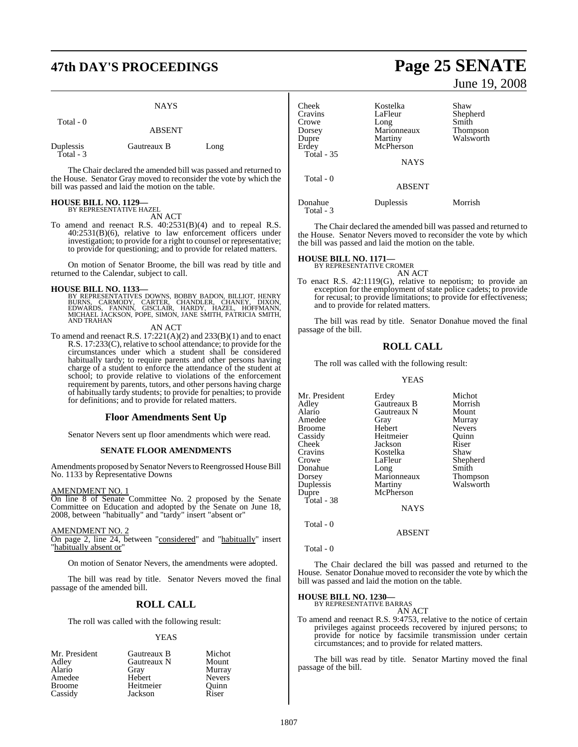NAYS

Total - 0

ABSENT

| | | |
|---|---|---|
| Duplessis | Gautreaux B | Long |

Total - 3

The Chair declared the amended bill was passed and returned to the House. Senator Gray moved to reconsider the vote by which the bill was passed and laid the motion on the table.

**HOUSE BILL NO. 1129—**
BY REPRESENTATIVE HAZEL
AN ACT

To amend and reenact R.S. 40:2531(B)(4) and to repeal R.S. 40:2531(B)(6), relative to law enforcement officers under investigation; to provide for a right to counsel or representative; to provide for questioning; and to provide for related matters.

On motion of Senator Broome, the bill was read by title and returned to the Calendar, subject to call.

**HOUSE BILL NO. 1133—**
BY REPRESENTATIVES DOWNS, BOBBY BADON, BILLIOT, HENRY BURNS, CARMODY, CARTER, CHANDLER, CHANEY, DIXON, EDWARDS, FANNIN, GISCLAIR, HARDY, HAZEL, HOFFMANN, MICHAEL JACKSON, POPE, SIMON, JANE SMITH, PATRICIA SMITH, AND TRAHAN
AN ACT

To amend and reenact R.S. 17:221(A)(2) and 233(B)(1) and to enact R.S. 17:233(C), relative to school attendance; to provide for the circumstances under which a student shall be considered habitually tardy; to require parents and other persons having charge of a student to enforce the attendance of the student at school; to provide relative to violations of the enforcement requirement by parents, tutors, and other persons having charge of habitually tardy students; to provide for penalties; to provide for definitions; and to provide for related matters.

## Floor Amendments Sent Up

Senator Nevers sent up floor amendments which were read.

### SENATE FLOOR AMENDMENTS

Amendments proposed by Senator Nevers to Reengrossed House Bill No. 1133 by Representative Downs

AMENDMENT NO. 1
On line 8 of Senate Committee No. 2 proposed by the Senate Committee on Education and adopted by the Senate on June 18, 2008, between "habitually" and "tardy" insert "absent or"

AMENDMENT NO. 2
On page 2, line 24, between "considered" and "habitually" insert "habitually absent or"

On motion of Senator Nevers, the amendments were adopted.

The bill was read by title. Senator Nevers moved the final passage of the amended bill.

## ROLL CALL

The roll was called with the following result:

YEAS

| | | |
|---|---|---|
| Mr. President | Gautreaux B | Michot |
| Adley | Gautreaux N | Mount |
| Alario | Gray | Murray |
| Amedee | Hebert | Nevers |
| Broome | Heitmeier | Quinn |
| Cassidy | Jackson | Riser |
| Cheek | Kostelka | Shaw |
| Cravins | LaFleur | Shepherd |
| Crowe | Long | Smith |
| Dorsey | Marionneaux | Thompson |
| Dupre | Martiny | Walsworth |
| Erdey | McPherson | |

Total - 35

NAYS

Total - 0

ABSENT

| | | |
|---|---|---|
| Donahue | Duplessis | Morrish |

Total - 3

The Chair declared the amended bill was passed and returned to the House. Senator Nevers moved to reconsider the vote by which the bill was passed and laid the motion on the table.

**HOUSE BILL NO. 1171—**
BY REPRESENTATIVE CROMER
AN ACT

To enact R.S. 42:1119(G), relative to nepotism; to provide an exception for the employment of state police cadets; to provide for recusal; to provide limitations; to provide for effectiveness; and to provide for related matters.

The bill was read by title. Senator Donahue moved the final passage of the bill.

## ROLL CALL

The roll was called with the following result:

YEAS

| | | |
|---|---|---|
| Mr. President | Erdey | Michot |
| Adley | Gautreaux B | Morrish |
| Alario | Gautreaux N | Mount |
| Amedee | Gray | Murray |
| Broome | Hebert | Nevers |
| Cassidy | Heitmeier | Quinn |
| Cheek | Jackson | Riser |
| Cravins | Kostelka | Shaw |
| Crowe | LaFleur | Shepherd |
| Donahue | Long | Smith |
| Dorsey | Marionneaux | Thompson |
| Duplessis | Martiny | Walsworth |
| Dupre | McPherson | |

Total - 38

NAYS

Total - 0

ABSENT

Total - 0

The Chair declared the bill was passed and returned to the House. Senator Donahue moved to reconsider the vote by which the bill was passed and laid the motion on the table.

**HOUSE BILL NO. 1230—**
BY REPRESENTATIVE BARRAS
AN ACT

To amend and reenact R.S. 9:4753, relative to the notice of certain privileges against proceeds recovered by injured persons; to provide for notice by facsimile transmission under certain circumstances; and to provide for related matters.

The bill was read by title. Senator Martiny moved the final passage of the bill.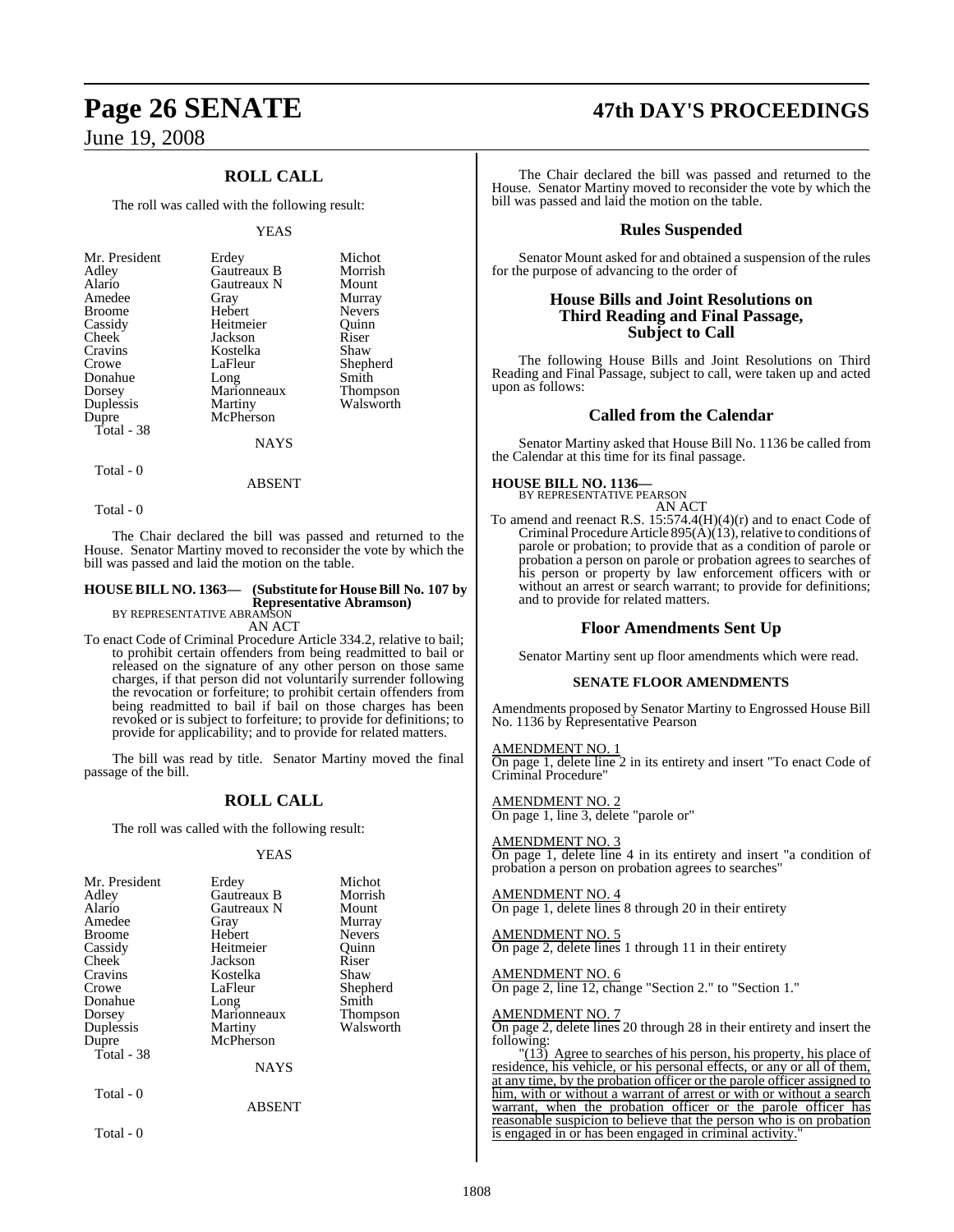## ROLL CALL

The roll was called with the following result:

YEAS

| | | |
|---|---|---|
| Mr. President | Erdey | Michot |
| Adley | Gautreaux B | Morrish |
| Alario | Gautreaux N | Mount |
| Amedee | Gray | Murray |
| Broome | Hebert | Nevers |
| Cassidy | Heitmeier | Quinn |
| Cheek | Jackson | Riser |
| Cravins | Kostelka | Shaw |
| Crowe | LaFleur | Shepherd |
| Donahue | Long | Smith |
| Dorsey | Marionneaux | Thompson |
| Duplessis | Martiny | Walsworth |
| Dupre | McPherson | |

Total - 38

NAYS

Total - 0

ABSENT

Total - 0

The Chair declared the bill was passed and returned to the House. Senator Martiny moved to reconsider the vote by which the bill was passed and laid the motion on the table.

**HOUSE BILL NO. 1363— (Substitute for House Bill No. 107 by Representative Abramson)**
BY REPRESENTATIVE ABRAMSON

AN ACT

To enact Code of Criminal Procedure Article 334.2, relative to bail; to prohibit certain offenders from being readmitted to bail or released on the signature of any other person on those same charges, if that person did not voluntarily surrender following the revocation or forfeiture; to prohibit certain offenders from being readmitted to bail if bail on those charges has been revoked or is subject to forfeiture; to provide for definitions; to provide for applicability; and to provide for related matters.

The bill was read by title. Senator Martiny moved the final passage of the bill.

## ROLL CALL

The roll was called with the following result:

YEAS

| | | |
|---|---|---|
| Mr. President | Erdey | Michot |
| Adley | Gautreaux B | Morrish |
| Alario | Gautreaux N | Mount |
| Amedee | Gray | Murray |
| Broome | Hebert | Nevers |
| Cassidy | Heitmeier | Quinn |
| Cheek | Jackson | Riser |
| Cravins | Kostelka | Shaw |
| Crowe | LaFleur | Shepherd |
| Donahue | Long | Smith |
| Dorsey | Marionneaux | Thompson |
| Duplessis | Martiny | Walsworth |
| Dupre | McPherson | |

Total - 38

NAYS

Total - 0

ABSENT

Total - 0

The Chair declared the bill was passed and returned to the House. Senator Martiny moved to reconsider the vote by which the bill was passed and laid the motion on the table.

## Rules Suspended

Senator Mount asked for and obtained a suspension of the rules for the purpose of advancing to the order of

## House Bills and Joint Resolutions on Third Reading and Final Passage, Subject to Call

The following House Bills and Joint Resolutions on Third Reading and Final Passage, subject to call, were taken up and acted upon as follows:

## Called from the Calendar

Senator Martiny asked that House Bill No. 1136 be called from the Calendar at this time for its final passage.

**HOUSE BILL NO. 1136—**
BY REPRESENTATIVE PEARSON

AN ACT

To amend and reenact R.S. 15:574.4(H)(4)(r) and to enact Code of Criminal Procedure Article 895(A)(13), relative to conditions of parole or probation; to provide that as a condition of parole or probation a person on parole or probation agrees to searches of his person or property by law enforcement officers with or without an arrest or search warrant; to provide for definitions; and to provide for related matters.

## Floor Amendments Sent Up

Senator Martiny sent up floor amendments which were read.

### SENATE FLOOR AMENDMENTS

Amendments proposed by Senator Martiny to Engrossed House Bill No. 1136 by Representative Pearson

AMENDMENT NO. 1
On page 1, delete line 2 in its entirety and insert "To enact Code of Criminal Procedure"

AMENDMENT NO. 2
On page 1, line 3, delete "parole or"

AMENDMENT NO. 3
On page 1, delete line 4 in its entirety and insert "a condition of probation a person on probation agrees to searches"

AMENDMENT NO. 4
On page 1, delete lines 8 through 20 in their entirety

AMENDMENT NO. 5
On page 2, delete lines 1 through 11 in their entirety

AMENDMENT NO. 6
On page 2, line 12, change "Section 2." to "Section 1."

AMENDMENT NO. 7
On page 2, delete lines 20 through 28 in their entirety and insert the following:

"(13) Agree to searches of his person, his property, his place of residence, his vehicle, or his personal effects, or any or all of them, at any time, by the probation officer or the parole officer assigned to him, with or without a warrant of arrest or with or without a search warrant, when the probation officer or the parole officer has reasonable suspicion to believe that the person who is on probation is engaged in or has been engaged in criminal activity."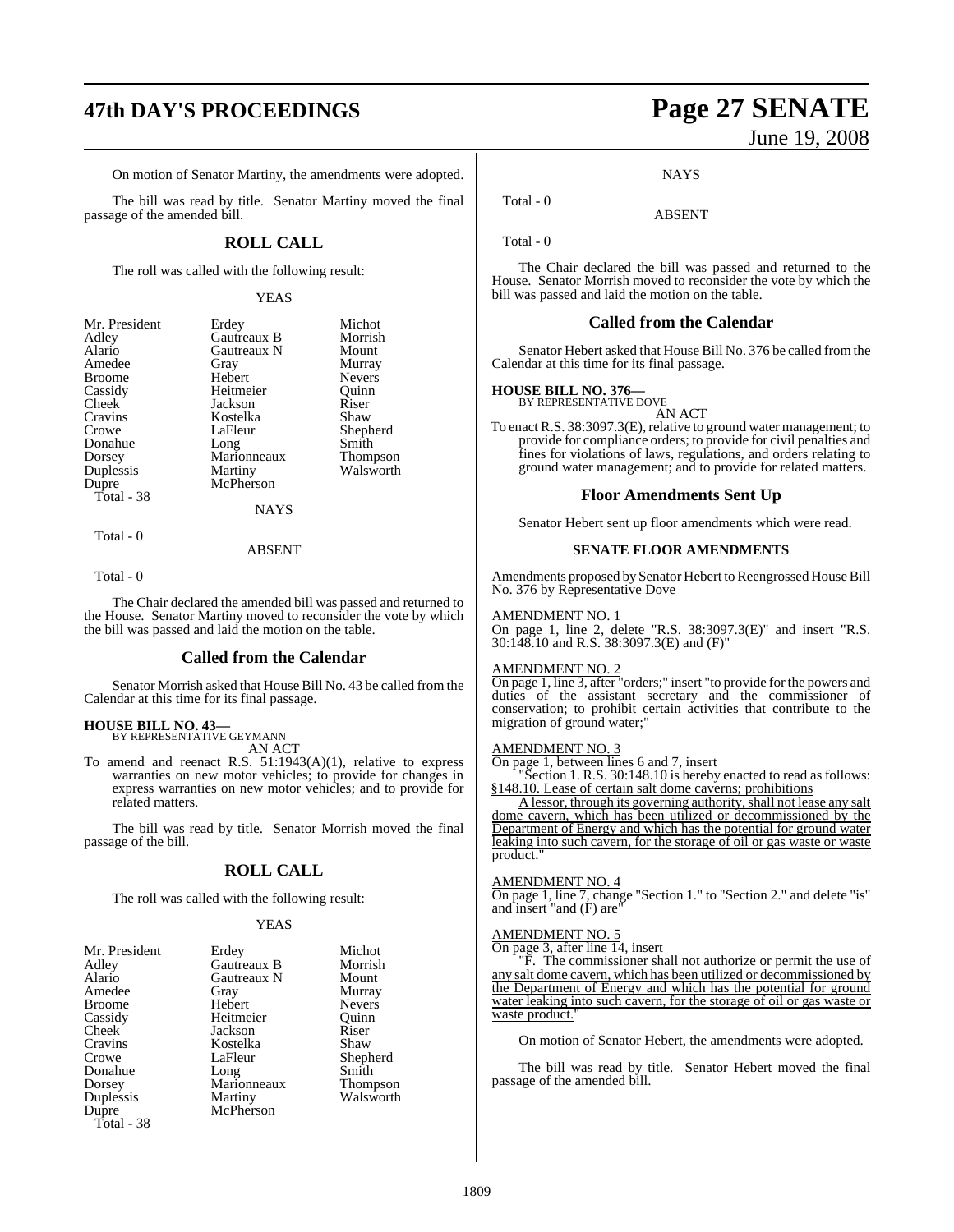On motion of Senator Martiny, the amendments were adopted.

The bill was read by title. Senator Martiny moved the final passage of the amended bill.

## ROLL CALL

The roll was called with the following result:

YEAS

| | | |
|---|---|---|
| Mr. President | Erdey | Michot |
| Adley | Gautreaux B | Morrish |
| Alario | Gautreaux N | Mount |
| Amedee | Gray | Murray |
| Broome | Hebert | Nevers |
| Cassidy | Heitmeier | Quinn |
| Cheek | Jackson | Riser |
| Cravins | Kostelka | Shaw |
| Crowe | LaFleur | Shepherd |
| Donahue | Long | Smith |
| Dorsey | Marionneaux | Thompson |
| Duplessis | Martiny | Walsworth |
| Dupre | McPherson | |

Total - 38

NAYS

Total - 0

ABSENT

Total - 0

The Chair declared the amended bill was passed and returned to the House. Senator Martiny moved to reconsider the vote by which the bill was passed and laid the motion on the table.

## Called from the Calendar

Senator Morrish asked that House Bill No. 43 be called from the Calendar at this time for its final passage.

**HOUSE BILL NO. 43—**
BY REPRESENTATIVE GEYMANN
AN ACT

To amend and reenact R.S. 51:1943(A)(1), relative to express warranties on new motor vehicles; to provide for changes in express warranties on new motor vehicles; and to provide for related matters.

The bill was read by title. Senator Morrish moved the final passage of the bill.

## ROLL CALL

The roll was called with the following result:

YEAS

| | | |
|---|---|---|
| Mr. President | Erdey | Michot |
| Adley | Gautreaux B | Morrish |
| Alario | Gautreaux N | Mount |
| Amedee | Gray | Murray |
| Broome | Hebert | Nevers |
| Cassidy | Heitmeier | Quinn |
| Cheek | Jackson | Riser |
| Cravins | Kostelka | Shaw |
| Crowe | LaFleur | Shepherd |
| Donahue | Long | Smith |
| Dorsey | Marionneaux | Thompson |
| Duplessis | Martiny | Walsworth |
| Dupre | McPherson | |

Total - 38

NAYS

Total - 0

ABSENT

Total - 0

The Chair declared the bill was passed and returned to the House. Senator Morrish moved to reconsider the vote by which the bill was passed and laid the motion on the table.

## Called from the Calendar

Senator Hebert asked that House Bill No. 376 be called from the Calendar at this time for its final passage.

**HOUSE BILL NO. 376—**
BY REPRESENTATIVE DOVE
AN ACT

To enact R.S. 38:3097.3(E), relative to ground water management; to provide for compliance orders; to provide for civil penalties and fines for violations of laws, regulations, and orders relating to ground water management; and to provide for related matters.

## Floor Amendments Sent Up

Senator Hebert sent up floor amendments which were read.

### SENATE FLOOR AMENDMENTS

Amendments proposed by Senator Hebert to Reengrossed House Bill No. 376 by Representative Dove

AMENDMENT NO. 1
On page 1, line 2, delete "R.S. 38:3097.3(E)" and insert "R.S. 30:148.10 and R.S. 38:3097.3(E) and (F)"

AMENDMENT NO. 2
On page 1, line 3, after "orders;" insert "to provide for the powers and duties of the assistant secretary and the commissioner of conservation; to prohibit certain activities that contribute to the migration of ground water;"

AMENDMENT NO. 3
On page 1, between lines 6 and 7, insert

"Section 1. R.S. 30:148.10 is hereby enacted to read as follows:
§148.10. Lease of certain salt dome caverns; prohibitions

A lessor, through its governing authority, shall not lease any salt dome cavern, which has been utilized or decommissioned by the Department of Energy and which has the potential for ground water leaking into such cavern, for the storage of oil or gas waste or waste product."

AMENDMENT NO. 4
On page 1, line 7, change "Section 1." to "Section 2." and delete "is" and insert "and (F) are"

AMENDMENT NO. 5
On page 3, after line 14, insert

"F. The commissioner shall not authorize or permit the use of any salt dome cavern, which has been utilized or decommissioned by the Department of Energy and which has the potential for ground water leaking into such cavern, for the storage of oil or gas waste or waste product."

On motion of Senator Hebert, the amendments were adopted.

The bill was read by title. Senator Hebert moved the final passage of the amended bill.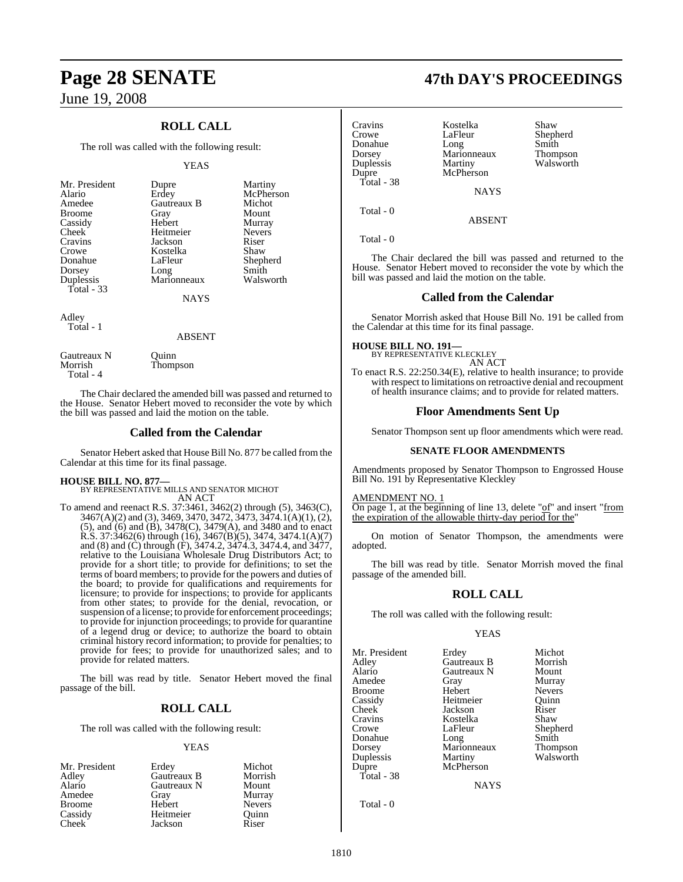## ROLL CALL

The roll was called with the following result:

YEAS

| | | |
|---|---|---|
| Mr. President | Dupre | Martiny |
| Alario | Erdey | McPherson |
| Amedee | Gautreaux B | Michot |
| Broome | Gray | Mount |
| Cassidy | Hebert | Murray |
| Cheek | Heitmeier | Nevers |
| Cravins | Jackson | Riser |
| Crowe | Kostelka | Shaw |
| Donahue | LaFleur | Shepherd |
| Dorsey | Long | Smith |
| Duplessis | Marionneaux | Walsworth |
| Total - 33 | | |

NAYS

Adley
Total - 1

ABSENT

| | |
|---|---|
| Gautreaux N | Quinn |
| Morrish | Thompson |
| Total - 4 | |

The Chair declared the amended bill was passed and returned to the House. Senator Hebert moved to reconsider the vote by which the bill was passed and laid the motion on the table.

## Called from the Calendar

Senator Hebert asked that House Bill No. 877 be called from the Calendar at this time for its final passage.

**HOUSE BILL NO. 877—**
BY REPRESENTATIVE MILLS AND SENATOR MICHOT
AN ACT

To amend and reenact R.S. 37:3461, 3462(2) through (5), 3463(C), 3467(A)(2) and (3), 3469, 3470, 3472, 3473, 3474.1(A)(1), (2), (5), and (6) and (B), 3478(C), 3479(A), and 3480 and to enact R.S. 37:3462(6) through (16), 3467(B)(5), 3474, 3474.1(A)(7) and (8) and (C) through (F), 3474.2, 3474.3, 3474.4, and 3477, relative to the Louisiana Wholesale Drug Distributors Act; to provide for a short title; to provide for definitions; to set the terms of board members; to provide for the powers and duties of the board; to provide for qualifications and requirements for licensure; to provide for inspections; to provide for applicants from other states; to provide for the denial, revocation, or suspension of a license; to provide for enforcement proceedings; to provide for injunction proceedings; to provide for quarantine of a legend drug or device; to authorize the board to obtain criminal history record information; to provide for penalties; to provide for fees; to provide for unauthorized sales; and to provide for related matters.

The bill was read by title. Senator Hebert moved the final passage of the bill.

## ROLL CALL

The roll was called with the following result:

YEAS

| | | |
|---|---|---|
| Mr. President | Erdey | Michot |
| Adley | Gautreaux B | Morrish |
| Alario | Gautreaux N | Mount |
| Amedee | Gray | Murray |
| Broome | Hebert | Nevers |
| Cassidy | Heitmeier | Quinn |
| Cheek | Jackson | Riser |
| Cravins | Kostelka | Shaw |
| Crowe | LaFleur | Shepherd |
| Donahue | Long | Smith |
| Dorsey | Marionneaux | Thompson |
| Duplessis | Martiny | Walsworth |
| Dupre | McPherson | |
| Total - 38 | | |

NAYS

Total - 0

ABSENT

Total - 0

The Chair declared the bill was passed and returned to the House. Senator Hebert moved to reconsider the vote by which the bill was passed and laid the motion on the table.

## Called from the Calendar

Senator Morrish asked that House Bill No. 191 be called from the Calendar at this time for its final passage.

**HOUSE BILL NO. 191—**
BY REPRESENTATIVE KLECKLEY
AN ACT

To enact R.S. 22:250.34(E), relative to health insurance; to provide with respect to limitations on retroactive denial and recoupment of health insurance claims; and to provide for related matters.

## Floor Amendments Sent Up

Senator Thompson sent up floor amendments which were read.

**SENATE FLOOR AMENDMENTS**

Amendments proposed by Senator Thompson to Engrossed House Bill No. 191 by Representative Kleckley

AMENDMENT NO. 1
On page 1, at the beginning of line 13, delete "of" and insert "from the expiration of the allowable thirty-day period for the"

On motion of Senator Thompson, the amendments were adopted.

The bill was read by title. Senator Morrish moved the final passage of the amended bill.

## ROLL CALL

The roll was called with the following result:

YEAS

| | | |
|---|---|---|
| Mr. President | Erdey | Michot |
| Adley | Gautreaux B | Morrish |
| Alario | Gautreaux N | Mount |
| Amedee | Gray | Murray |
| Broome | Hebert | Nevers |
| Cassidy | Heitmeier | Quinn |
| Cheek | Jackson | Riser |
| Cravins | Kostelka | Shaw |
| Crowe | LaFleur | Shepherd |
| Donahue | Long | Smith |
| Dorsey | Marionneaux | Thompson |
| Duplessis | Martiny | Walsworth |
| Dupre | McPherson | |
| Total - 38 | | |

NAYS

Total - 0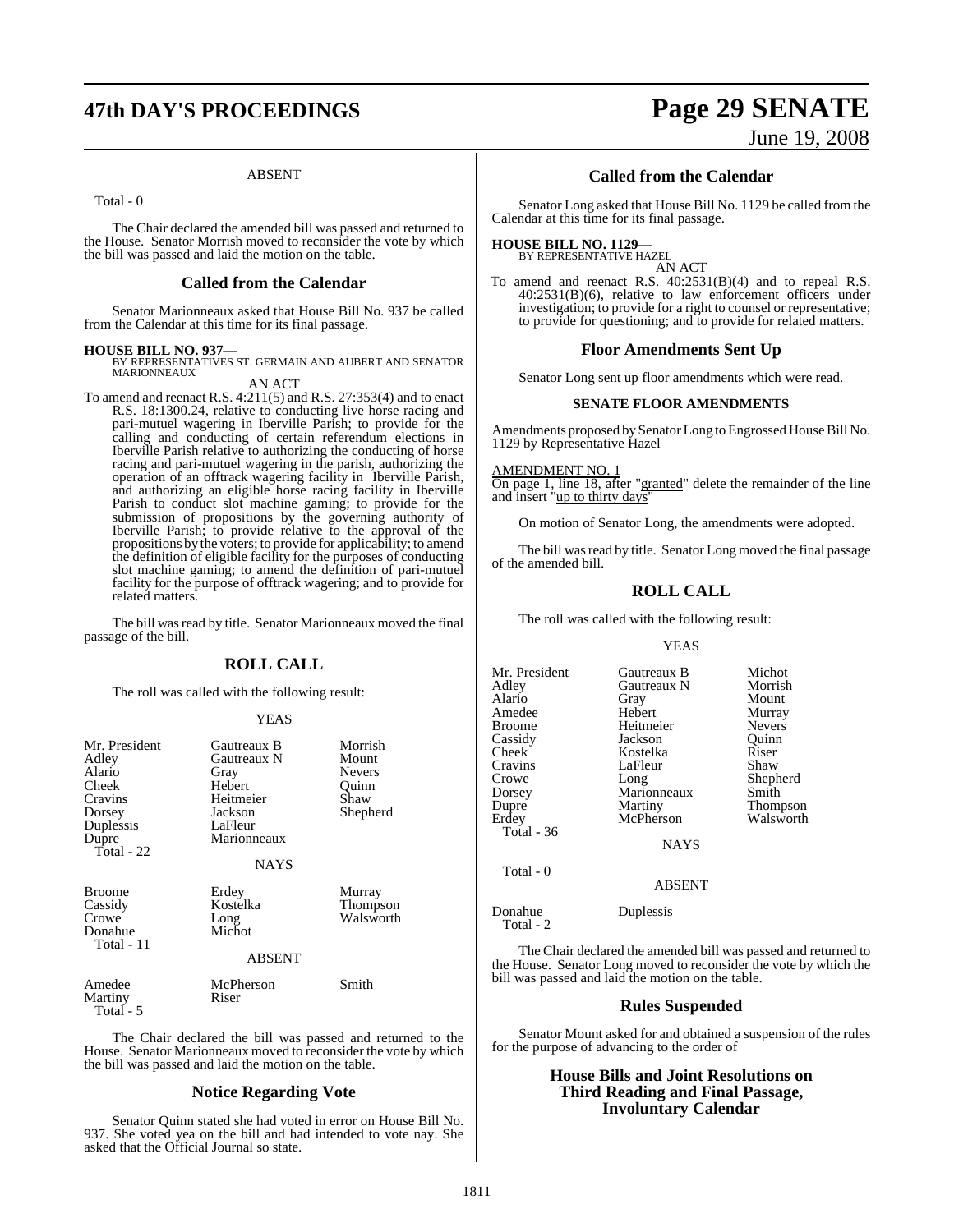ABSENT

Total - 0

The Chair declared the amended bill was passed and returned to the House. Senator Morrish moved to reconsider the vote by which the bill was passed and laid the motion on the table.

## Called from the Calendar

Senator Marionneaux asked that House Bill No. 937 be called from the Calendar at this time for its final passage.

**HOUSE BILL NO. 937—**
BY REPRESENTATIVES ST. GERMAIN AND AUBERT AND SENATOR MARIONNEAUX

AN ACT

To amend and reenact R.S. 4:211(5) and R.S. 27:353(4) and to enact R.S. 18:1300.24, relative to conducting live horse racing and pari-mutuel wagering in Iberville Parish; to provide for the calling and conducting of certain referendum elections in Iberville Parish relative to authorizing the conducting of horse racing and pari-mutuel wagering in the parish, authorizing the operation of an offtrack wagering facility in Iberville Parish, and authorizing an eligible horse racing facility in Iberville Parish to conduct slot machine gaming; to provide for the submission of propositions by the governing authority of Iberville Parish; to provide relative to the approval of the propositions by the voters; to provide for applicability; to amend the definition of eligible facility for the purposes of conducting slot machine gaming; to amend the definition of pari-mutuel facility for the purpose of offtrack wagering; and to provide for related matters.

The bill was read by title. Senator Marionneaux moved the final passage of the bill.

## ROLL CALL

The roll was called with the following result:

YEAS

| | | |
|---|---|---|
| Mr. President | Gautreaux B | Morrish |
| Adley | Gautreaux N | Mount |
| Alario | Gray | Nevers |
| Cheek | Hebert | Quinn |
| Cravins | Heitmeier | Shaw |
| Dorsey | Jackson | Shepherd |
| Duplessis | LaFleur | |
| Dupre | Marionneaux | |

Total - 22

NAYS

| | | |
|---|---|---|
| Broome | Erdey | Murray |
| Cassidy | Kostelka | Thompson |
| Crowe | Long | Walsworth |
| Donahue | Michot | |

Total - 11

ABSENT

| | | |
|---|---|---|
| Amedee | McPherson | Smith |
| Martiny | Riser | |

Total - 5

The Chair declared the bill was passed and returned to the House. Senator Marionneaux moved to reconsider the vote by which the bill was passed and laid the motion on the table.

## Notice Regarding Vote

Senator Quinn stated she had voted in error on House Bill No. 937. She voted yea on the bill and had intended to vote nay. She asked that the Official Journal so state.

## Called from the Calendar

Senator Long asked that House Bill No. 1129 be called from the Calendar at this time for its final passage.

**HOUSE BILL NO. 1129—**
BY REPRESENTATIVE HAZEL

AN ACT

To amend and reenact R.S. 40:2531(B)(4) and to repeal R.S. 40:2531(B)(6), relative to law enforcement officers under investigation; to provide for a right to counsel or representative; to provide for questioning; and to provide for related matters.

## Floor Amendments Sent Up

Senator Long sent up floor amendments which were read.

### SENATE FLOOR AMENDMENTS

Amendments proposed by Senator Long to Engrossed House Bill No. 1129 by Representative Hazel

AMENDMENT NO. 1
On page 1, line 18, after "granted" delete the remainder of the line and insert "up to thirty days"

On motion of Senator Long, the amendments were adopted.

The bill was read by title. Senator Long moved the final passage of the amended bill.

## ROLL CALL

The roll was called with the following result:

YEAS

| | | |
|---|---|---|
| Mr. President | Gautreaux B | Michot |
| Adley | Gautreaux N | Morrish |
| Alario | Gray | Mount |
| Amedee | Hebert | Murray |
| Broome | Heitmeier | Nevers |
| Cassidy | Jackson | Quinn |
| Cheek | Kostelka | Riser |
| Cravins | LaFleur | Shaw |
| Crowe | Long | Shepherd |
| Dorsey | Marionneaux | Smith |
| Dupre | Martiny | Thompson |
| Erdey | McPherson | Walsworth |

Total - 36

NAYS

Total - 0

ABSENT

| | |
|---|---|
| Donahue | Duplessis |

Total - 2

The Chair declared the amended bill was passed and returned to the House. Senator Long moved to reconsider the vote by which the bill was passed and laid the motion on the table.

## Rules Suspended

Senator Mount asked for and obtained a suspension of the rules for the purpose of advancing to the order of

## House Bills and Joint Resolutions on Third Reading and Final Passage, Involuntary Calendar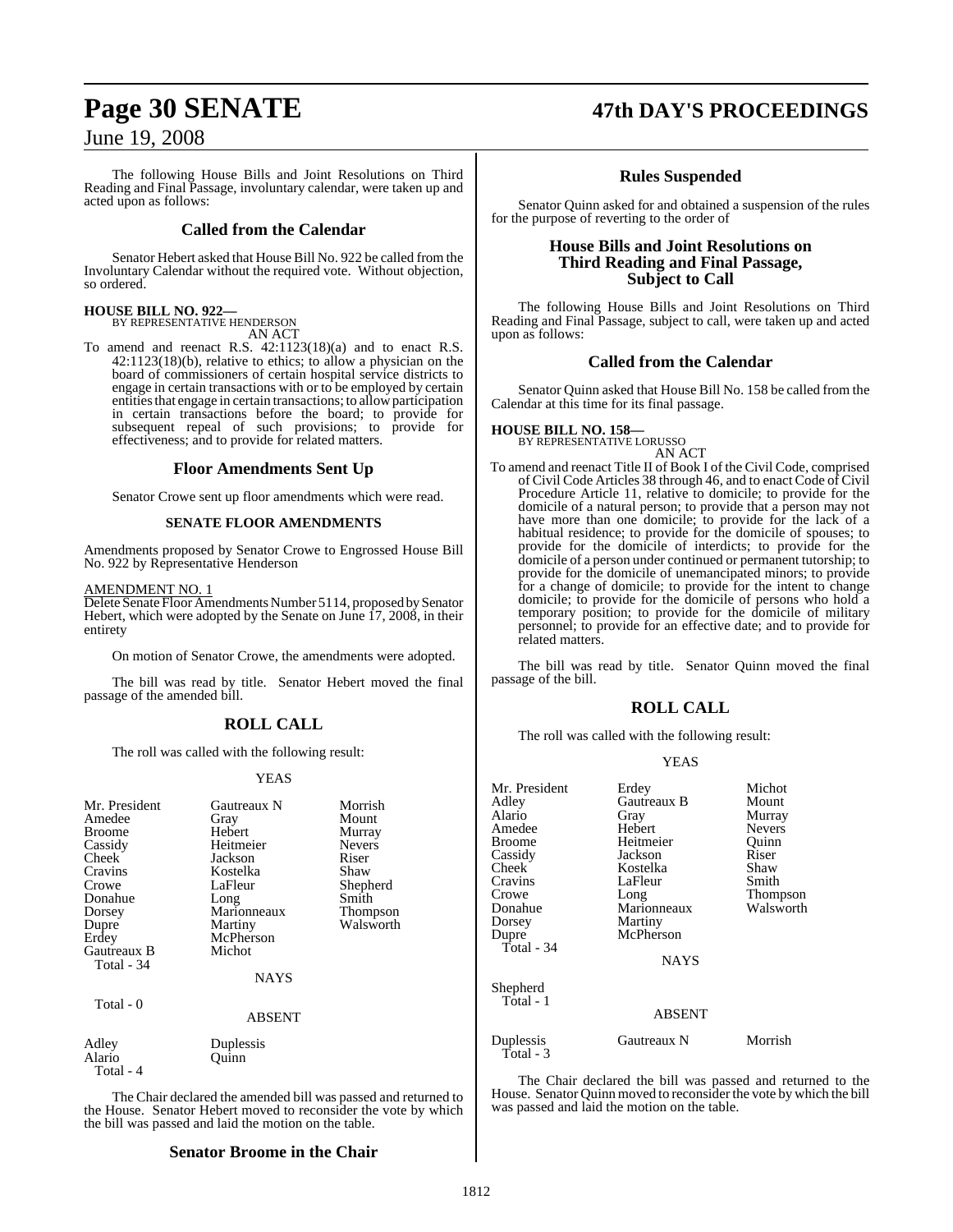The following House Bills and Joint Resolutions on Third Reading and Final Passage, involuntary calendar, were taken up and acted upon as follows:

## Called from the Calendar

Senator Hebert asked that House Bill No. 922 be called from the Involuntary Calendar without the required vote. Without objection, so ordered.

**HOUSE BILL NO. 922—**
BY REPRESENTATIVE HENDERSON
AN ACT

To amend and reenact R.S. 42:1123(18)(a) and to enact R.S. 42:1123(18)(b), relative to ethics; to allow a physician on the board of commissioners of certain hospital service districts to engage in certain transactions with or to be employed by certain entities that engage in certain transactions; to allow participation in certain transactions before the board; to provide for subsequent repeal of such provisions; to provide for effectiveness; and to provide for related matters.

## Floor Amendments Sent Up

Senator Crowe sent up floor amendments which were read.

### SENATE FLOOR AMENDMENTS

Amendments proposed by Senator Crowe to Engrossed House Bill No. 922 by Representative Henderson

AMENDMENT NO. 1
Delete Senate Floor Amendments Number 5114, proposed by Senator Hebert, which were adopted by the Senate on June 17, 2008, in their entirety

On motion of Senator Crowe, the amendments were adopted.

The bill was read by title. Senator Hebert moved the final passage of the amended bill.

## ROLL CALL

The roll was called with the following result:

YEAS

| | | |
|---|---|---|
| Mr. President | Gautreaux N | Morrish |
| Amedee | Gray | Mount |
| Broome | Hebert | Murray |
| Cassidy | Heitmeier | Nevers |
| Cheek | Jackson | Riser |
| Cravins | Kostelka | Shaw |
| Crowe | LaFleur | Shepherd |
| Donahue | Long | Smith |
| Dorsey | Marionneaux | Thompson |
| Dupre | Martiny | Walsworth |
| Erdey | McPherson | |
| Gautreaux B | Michot | |
| Total - 34 | | |

NAYS

Total - 0

ABSENT

| | |
|---|---|
| Adley | Duplessis |
| Alario | Quinn |
| Total - 4 | |

The Chair declared the amended bill was passed and returned to the House. Senator Hebert moved to reconsider the vote by which the bill was passed and laid the motion on the table.

## Senator Broome in the Chair

## Rules Suspended

Senator Quinn asked for and obtained a suspension of the rules for the purpose of reverting to the order of

## House Bills and Joint Resolutions on Third Reading and Final Passage, Subject to Call

The following House Bills and Joint Resolutions on Third Reading and Final Passage, subject to call, were taken up and acted upon as follows:

## Called from the Calendar

Senator Quinn asked that House Bill No. 158 be called from the Calendar at this time for its final passage.

**HOUSE BILL NO. 158—**
BY REPRESENTATIVE LORUSSO
AN ACT

To amend and reenact Title II of Book I of the Civil Code, comprised of Civil Code Articles 38 through 46, and to enact Code of Civil Procedure Article 11, relative to domicile; to provide for the domicile of a natural person; to provide that a person may not have more than one domicile; to provide for the lack of a habitual residence; to provide for the domicile of spouses; to provide for the domicile of interdicts; to provide for the domicile of a person under continued or permanent tutorship; to provide for the domicile of unemancipated minors; to provide for a change of domicile; to provide for the intent to change domicile; to provide for the domicile of persons who hold a temporary position; to provide for the domicile of military personnel; to provide for an effective date; and to provide for related matters.

The bill was read by title. Senator Quinn moved the final passage of the bill.

## ROLL CALL

The roll was called with the following result:

YEAS

| | | |
|---|---|---|
| Mr. President | Erdey | Michot |
| Adley | Gautreaux B | Mount |
| Alario | Gray | Murray |
| Amedee | Hebert | Nevers |
| Broome | Heitmeier | Quinn |
| Cassidy | Jackson | Riser |
| Cheek | Kostelka | Shaw |
| Cravins | LaFleur | Smith |
| Crowe | Long | Thompson |
| Donahue | Marionneaux | Walsworth |
| Dorsey | Martiny | |
| Dupre | McPherson | |
| Total - 34 | | |

NAYS

Shepherd
Total - 1

ABSENT

| | | |
|---|---|---|
| Duplessis | Gautreaux N | Morrish |
| Total - 3 | | |

The Chair declared the bill was passed and returned to the House. Senator Quinn moved to reconsider the vote by which the bill was passed and laid the motion on the table.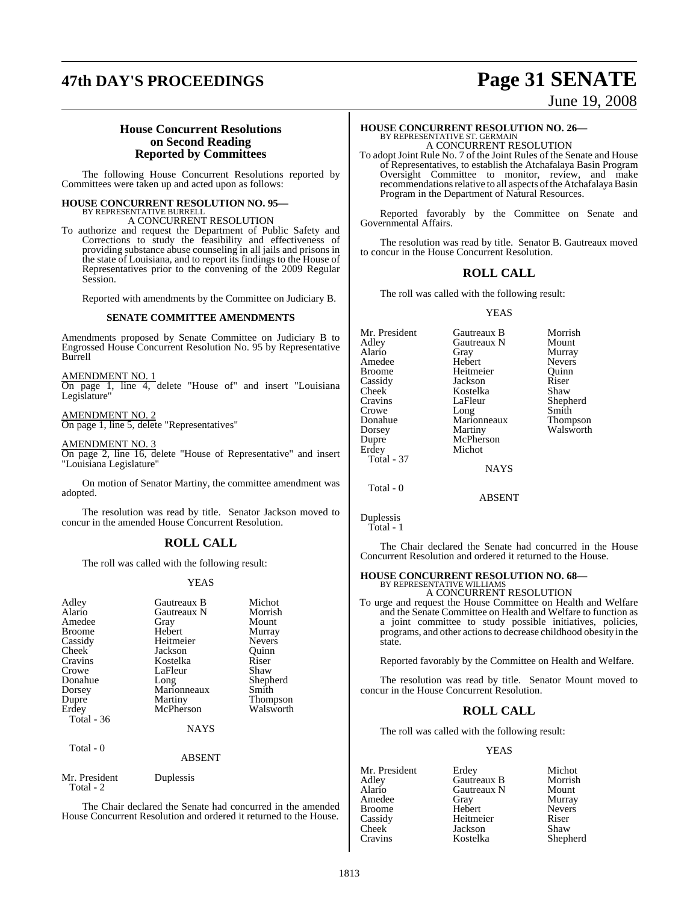## House Concurrent Resolutions on Second Reading Reported by Committees

The following House Concurrent Resolutions reported by Committees were taken up and acted upon as follows:

**HOUSE CONCURRENT RESOLUTION NO. 95—**
BY REPRESENTATIVE BURRELL
A CONCURRENT RESOLUTION

To authorize and request the Department of Public Safety and Corrections to study the feasibility and effectiveness of providing substance abuse counseling in all jails and prisons in the state of Louisiana, and to report its findings to the House of Representatives prior to the convening of the 2009 Regular Session.

Reported with amendments by the Committee on Judiciary B.

**SENATE COMMITTEE AMENDMENTS**

Amendments proposed by Senate Committee on Judiciary B to Engrossed House Concurrent Resolution No. 95 by Representative Burrell

AMENDMENT NO. 1
On page 1, line 4, delete "House of" and insert "Louisiana Legislature"

AMENDMENT NO. 2
On page 1, line 5, delete "Representatives"

AMENDMENT NO. 3
On page 2, line 16, delete "House of Representative" and insert "Louisiana Legislature"

On motion of Senator Martiny, the committee amendment was adopted.

The resolution was read by title. Senator Jackson moved to concur in the amended House Concurrent Resolution.

### ROLL CALL

The roll was called with the following result:

YEAS

| | | |
|---|---|---|
| Adley | Gautreaux B | Michot |
| Alario | Gautreaux N | Morrish |
| Amedee | Gray | Mount |
| Broome | Hebert | Murray |
| Cassidy | Heitmeier | Nevers |
| Cheek | Jackson | Quinn |
| Cravins | Kostelka | Riser |
| Crowe | LaFleur | Shaw |
| Donahue | Long | Shepherd |
| Dorsey | Marionneaux | Smith |
| Dupre | Martiny | Thompson |
| Erdey | McPherson | Walsworth |

Total - 36

NAYS

Total - 0

ABSENT

Mr. President Duplessis
Total - 2

The Chair declared the Senate had concurred in the amended House Concurrent Resolution and ordered it returned to the House.

**HOUSE CONCURRENT RESOLUTION NO. 26—**
BY REPRESENTATIVE ST. GERMAIN
A CONCURRENT RESOLUTION

To adopt Joint Rule No. 7 of the Joint Rules of the Senate and House of Representatives, to establish the Atchafalaya Basin Program Oversight Committee to monitor, review, and make recommendations relative to all aspects of the Atchafalaya Basin Program in the Department of Natural Resources.

Reported favorably by the Committee on Senate and Governmental Affairs.

The resolution was read by title. Senator B. Gautreaux moved to concur in the House Concurrent Resolution.

### ROLL CALL

The roll was called with the following result:

YEAS

| | | |
|---|---|---|
| Mr. President | Gautreaux B | Morrish |
| Adley | Gautreaux N | Mount |
| Alario | Gray | Murray |
| Amedee | Hebert | Nevers |
| Broome | Heitmeier | Quinn |
| Cassidy | Jackson | Riser |
| Cheek | Kostelka | Shaw |
| Cravins | LaFleur | Shepherd |
| Crowe | Long | Smith |
| Donahue | Marionneaux | Thompson |
| Dorsey | Martiny | Walsworth |
| Dupre | McPherson | |
| Erdey | Michot | |

Total - 37

NAYS

Total - 0

ABSENT

Duplessis
Total - 1

The Chair declared the Senate had concurred in the House Concurrent Resolution and ordered it returned to the House.

**HOUSE CONCURRENT RESOLUTION NO. 68—**
BY REPRESENTATIVE WILLIAMS
A CONCURRENT RESOLUTION

To urge and request the House Committee on Health and Welfare and the Senate Committee on Health and Welfare to function as a joint committee to study possible initiatives, policies, programs, and other actions to decrease childhood obesity in the state.

Reported favorably by the Committee on Health and Welfare.

The resolution was read by title. Senator Mount moved to concur in the House Concurrent Resolution.

### ROLL CALL

The roll was called with the following result:

YEAS

| | | |
|---|---|---|
| Mr. President | Erdey | Michot |
| Adley | Gautreaux B | Morrish |
| Alario | Gautreaux N | Mount |
| Amedee | Gray | Murray |
| Broome | Hebert | Nevers |
| Cassidy | Heitmeier | Riser |
| Cheek | Jackson | Shaw |
| Cravins | Kostelka | Shepherd |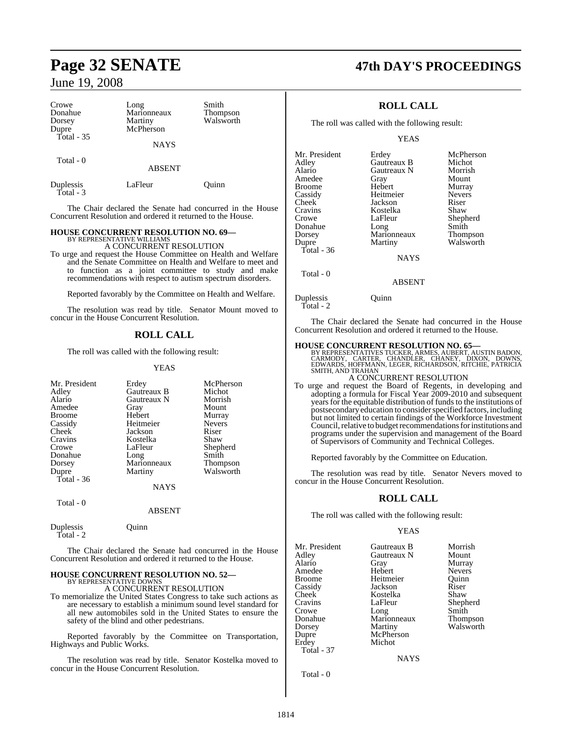| | | |
|---|---|---|
| Crowe | Long | Smith |
| Donahue | Marionneaux | Thompson |
| Dorsey | Martiny | Walsworth |
| Dupre | McPherson | |
| Total - 35 | | |

NAYS

Total - 0

ABSENT

| | | |
|---|---|---|
| Duplessis | LaFleur | Quinn |
| Total - 3 | | |

The Chair declared the Senate had concurred in the House Concurrent Resolution and ordered it returned to the House.

**HOUSE CONCURRENT RESOLUTION NO. 69—**
BY REPRESENTATIVE WILLIAMS
A CONCURRENT RESOLUTION

To urge and request the House Committee on Health and Welfare and the Senate Committee on Health and Welfare to meet and to function as a joint committee to study and make recommendations with respect to autism spectrum disorders.

Reported favorably by the Committee on Health and Welfare.

The resolution was read by title. Senator Mount moved to concur in the House Concurrent Resolution.

## ROLL CALL

The roll was called with the following result:

YEAS

| | | |
|---|---|---|
| Mr. President | Erdey | McPherson |
| Adley | Gautreaux B | Michot |
| Alario | Gautreaux N | Morrish |
| Amedee | Gray | Mount |
| Broome | Hebert | Murray |
| Cassidy | Heitmeier | Nevers |
| Cheek | Jackson | Riser |
| Cravins | Kostelka | Shaw |
| Crowe | LaFleur | Shepherd |
| Donahue | Long | Smith |
| Dorsey | Marionneaux | Thompson |
| Dupre | Martiny | Walsworth |
| Total - 36 | | |

NAYS

Total - 0

ABSENT

| | |
|---|---|
| Duplessis | Quinn |
| Total - 2 | |

The Chair declared the Senate had concurred in the House Concurrent Resolution and ordered it returned to the House.

**HOUSE CONCURRENT RESOLUTION NO. 52—**
BY REPRESENTATIVE DOWNS
A CONCURRENT RESOLUTION

To memorialize the United States Congress to take such actions as are necessary to establish a minimum sound level standard for all new automobiles sold in the United States to ensure the safety of the blind and other pedestrians.

Reported favorably by the Committee on Transportation, Highways and Public Works.

The resolution was read by title. Senator Kostelka moved to concur in the House Concurrent Resolution.

## ROLL CALL

The roll was called with the following result:

YEAS

| | | |
|---|---|---|
| Mr. President | Erdey | McPherson |
| Adley | Gautreaux B | Michot |
| Alario | Gautreaux N | Morrish |
| Amedee | Gray | Mount |
| Broome | Hebert | Murray |
| Cassidy | Heitmeier | Nevers |
| Cheek | Jackson | Riser |
| Cravins | Kostelka | Shaw |
| Crowe | LaFleur | Shepherd |
| Donahue | Long | Smith |
| Dorsey | Marionneaux | Thompson |
| Dupre | Martiny | Walsworth |
| Total - 36 | | |

NAYS

Total - 0

ABSENT

| | |
|---|---|
| Duplessis | Quinn |
| Total - 2 | |

The Chair declared the Senate had concurred in the House Concurrent Resolution and ordered it returned to the House.

**HOUSE CONCURRENT RESOLUTION NO. 65—**
BY REPRESENTATIVES TUCKER, ARMES, AUBERT, AUSTIN BADON, CARMODY, CARTER, CHANDLER, CHANEY, DIXON, DOWNS, EDWARDS, HOFFMANN, LEGER, RICHARDSON, RITCHIE, PATRICIA SMITH, AND TRAHAN
A CONCURRENT RESOLUTION

To urge and request the Board of Regents, in developing and adopting a formula for Fiscal Year 2009-2010 and subsequent years for the equitable distribution of funds to the institutions of postsecondary education to consider specified factors, including but not limited to certain findings of the Workforce Investment Council, relative to budget recommendations for institutions and programs under the supervision and management of the Board of Supervisors of Community and Technical Colleges.

Reported favorably by the Committee on Education.

The resolution was read by title. Senator Nevers moved to concur in the House Concurrent Resolution.

## ROLL CALL

The roll was called with the following result:

YEAS

| | | |
|---|---|---|
| Mr. President | Gautreaux B | Morrish |
| Adley | Gautreaux N | Mount |
| Alario | Gray | Murray |
| Amedee | Hebert | Nevers |
| Broome | Heitmeier | Quinn |
| Cassidy | Jackson | Riser |
| Cheek | Kostelka | Shaw |
| Cravins | LaFleur | Shepherd |
| Crowe | Long | Smith |
| Donahue | Marionneaux | Thompson |
| Dorsey | Martiny | Walsworth |
| Dupre | McPherson | |
| Erdey | Michot | |
| Total - 37 | | |

NAYS

Total - 0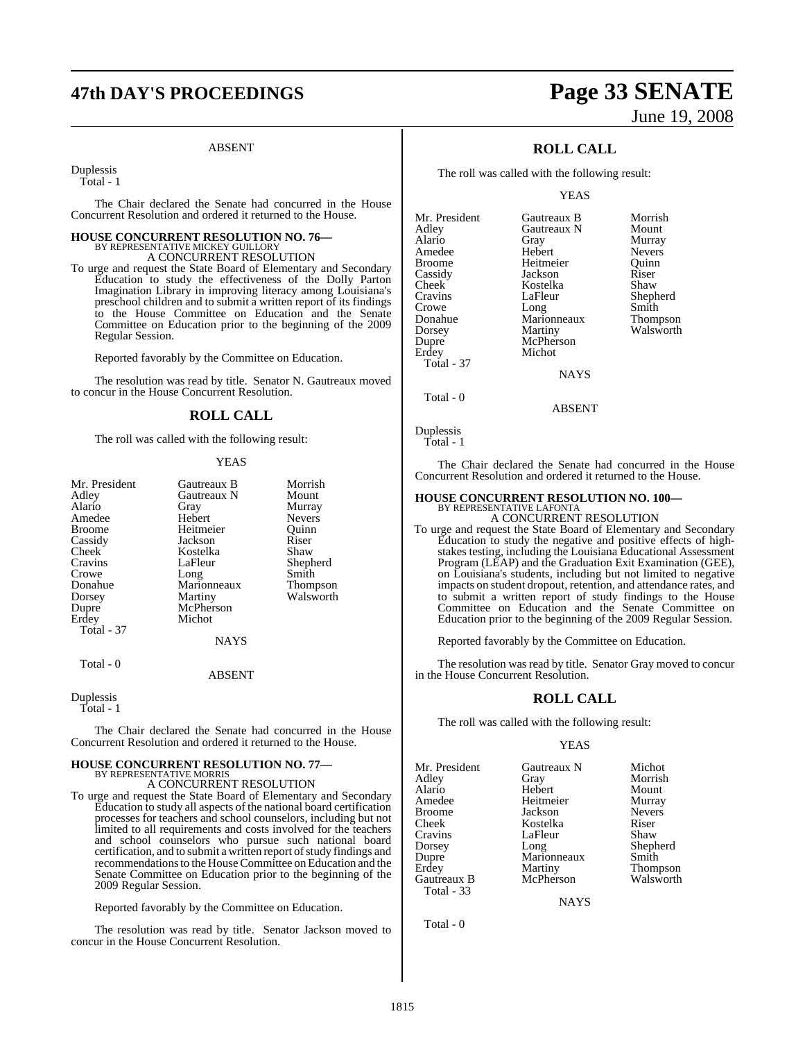ABSENT

Duplessis
Total - 1

The Chair declared the Senate had concurred in the House Concurrent Resolution and ordered it returned to the House.

**HOUSE CONCURRENT RESOLUTION NO. 76—**
BY REPRESENTATIVE MICKEY GUILLORY
A CONCURRENT RESOLUTION

To urge and request the State Board of Elementary and Secondary Education to study the effectiveness of the Dolly Parton Imagination Library in improving literacy among Louisiana's preschool children and to submit a written report of its findings to the House Committee on Education and the Senate Committee on Education prior to the beginning of the 2009 Regular Session.

Reported favorably by the Committee on Education.

The resolution was read by title. Senator N. Gautreaux moved to concur in the House Concurrent Resolution.

## ROLL CALL

The roll was called with the following result:

YEAS

| | | |
|---|---|---|
| Mr. President | Gautreaux B | Morrish |
| Adley | Gautreaux N | Mount |
| Alario | Gray | Murray |
| Amedee | Hebert | Nevers |
| Broome | Heitmeier | Quinn |
| Cassidy | Jackson | Riser |
| Cheek | Kostelka | Shaw |
| Cravins | LaFleur | Shepherd |
| Crowe | Long | Smith |
| Donahue | Marionneaux | Thompson |
| Dorsey | Martiny | Walsworth |
| Dupre | McPherson | |
| Erdey | Michot | |

Total - 37

NAYS

Total - 0

ABSENT

Duplessis
Total - 1

The Chair declared the Senate had concurred in the House Concurrent Resolution and ordered it returned to the House.

**HOUSE CONCURRENT RESOLUTION NO. 77—**
BY REPRESENTATIVE MORRIS
A CONCURRENT RESOLUTION

To urge and request the State Board of Elementary and Secondary Education to study all aspects of the national board certification processes for teachers and school counselors, including but not limited to all requirements and costs involved for the teachers and school counselors who pursue such national board certification, and to submit a written report of study findings and recommendations to the House Committee on Education and the Senate Committee on Education prior to the beginning of the 2009 Regular Session.

Reported favorably by the Committee on Education.

The resolution was read by title. Senator Jackson moved to concur in the House Concurrent Resolution.

## ROLL CALL

The roll was called with the following result:

YEAS

| | | |
|---|---|---|
| Mr. President | Gautreaux B | Morrish |
| Adley | Gautreaux N | Mount |
| Alario | Gray | Murray |
| Amedee | Hebert | Nevers |
| Broome | Heitmeier | Quinn |
| Cassidy | Jackson | Riser |
| Cheek | Kostelka | Shaw |
| Cravins | LaFleur | Shepherd |
| Crowe | Long | Smith |
| Donahue | Marionneaux | Thompson |
| Dorsey | Martiny | Walsworth |
| Dupre | McPherson | |
| Erdey | Michot | |

Total - 37

NAYS

Total - 0

ABSENT

Duplessis
Total - 1

The Chair declared the Senate had concurred in the House Concurrent Resolution and ordered it returned to the House.

**HOUSE CONCURRENT RESOLUTION NO. 100—**
BY REPRESENTATIVE LAFONTA
A CONCURRENT RESOLUTION

To urge and request the State Board of Elementary and Secondary Education to study the negative and positive effects of high-stakes testing, including the Louisiana Educational Assessment Program (LEAP) and the Graduation Exit Examination (GEE), on Louisiana's students, including but not limited to negative impacts on student dropout, retention, and attendance rates, and to submit a written report of study findings to the House Committee on Education and the Senate Committee on Education prior to the beginning of the 2009 Regular Session.

Reported favorably by the Committee on Education.

The resolution was read by title. Senator Gray moved to concur in the House Concurrent Resolution.

## ROLL CALL

The roll was called with the following result:

YEAS

| | | |
|---|---|---|
| Mr. President | Gautreaux N | Michot |
| Adley | Gray | Morrish |
| Alario | Hebert | Mount |
| Amedee | Heitmeier | Murray |
| Broome | Jackson | Nevers |
| Cheek | Kostelka | Riser |
| Cravins | LaFleur | Shaw |
| Dorsey | Long | Shepherd |
| Dupre | Marionneaux | Smith |
| Erdey | Martiny | Thompson |
| Gautreaux B | McPherson | Walsworth |

Total - 33

NAYS

Total - 0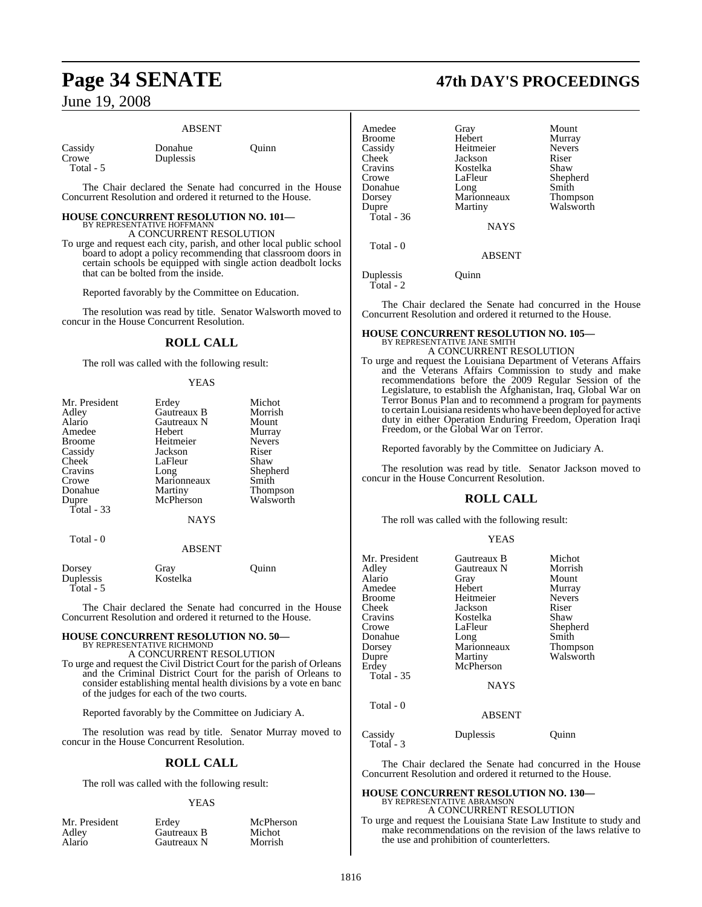### ABSENT

| | | |
|---|---|---|
| Cassidy | Donahue | Quinn |
| Crowe | Duplessis | |
| Total - 5 | | |

The Chair declared the Senate had concurred in the House Concurrent Resolution and ordered it returned to the House.

## HOUSE CONCURRENT RESOLUTION NO. 101—

BY REPRESENTATIVE HOFFMANN

A CONCURRENT RESOLUTION

To urge and request each city, parish, and other local public school board to adopt a policy recommending that classroom doors in certain schools be equipped with single action deadbolt locks that can be bolted from the inside.

Reported favorably by the Committee on Education.

The resolution was read by title. Senator Walsworth moved to concur in the House Concurrent Resolution.

## ROLL CALL

The roll was called with the following result:

### YEAS

| | | |
|---|---|---|
| Mr. President | Erdey | Michot |
| Adley | Gautreaux B | Morrish |
| Alario | Gautreaux N | Mount |
| Amedee | Hebert | Murray |
| Broome | Heitmeier | Nevers |
| Cassidy | Jackson | Riser |
| Cheek | LaFleur | Shaw |
| Cravins | Long | Shepherd |
| Crowe | Marionneaux | Smith |
| Donahue | Martiny | Thompson |
| Dupre | McPherson | Walsworth |
| Total - 33 | | |

### NAYS

Total - 0

### ABSENT

| | | |
|---|---|---|
| Dorsey | Gray | Quinn |
| Duplessis | Kostelka | |
| Total - 5 | | |

The Chair declared the Senate had concurred in the House Concurrent Resolution and ordered it returned to the House.

## HOUSE CONCURRENT RESOLUTION NO. 50—

BY REPRESENTATIVE RICHMOND

A CONCURRENT RESOLUTION

To urge and request the Civil District Court for the parish of Orleans and the Criminal District Court for the parish of Orleans to consider establishing mental health divisions by a vote en banc of the judges for each of the two courts.

Reported favorably by the Committee on Judiciary A.

The resolution was read by title. Senator Murray moved to concur in the House Concurrent Resolution.

## ROLL CALL

The roll was called with the following result:

### YEAS

| | | |
|---|---|---|
| Mr. President | Erdey | McPherson |
| Adley | Gautreaux B | Michot |
| Alario | Gautreaux N | Morrish |
| Amedee | Gray | Mount |
| Broome | Hebert | Murray |
| Cassidy | Heitmeier | Nevers |
| Cheek | Jackson | Riser |
| Cravins | Kostelka | Shaw |
| Crowe | LaFleur | Shepherd |
| Donahue | Long | Smith |
| Dorsey | Marionneaux | Thompson |
| Dupre | Martiny | Walsworth |
| Total - 36 | | |

### NAYS

Total - 0

### ABSENT

| | |
|---|---|
| Duplessis | Quinn |
| Total - 2 | |

The Chair declared the Senate had concurred in the House Concurrent Resolution and ordered it returned to the House.

## HOUSE CONCURRENT RESOLUTION NO. 105—

BY REPRESENTATIVE JANE SMITH

A CONCURRENT RESOLUTION

To urge and request the Louisiana Department of Veterans Affairs and the Veterans Affairs Commission to study and make recommendations before the 2009 Regular Session of the Legislature, to establish the Afghanistan, Iraq, Global War on Terror Bonus Plan and to recommend a program for payments to certain Louisiana residents who have been deployed for active duty in either Operation Enduring Freedom, Operation Iraqi Freedom, or the Global War on Terror.

Reported favorably by the Committee on Judiciary A.

The resolution was read by title. Senator Jackson moved to concur in the House Concurrent Resolution.

## ROLL CALL

The roll was called with the following result:

### YEAS

| | | |
|---|---|---|
| Mr. President | Gautreaux B | Michot |
| Adley | Gautreaux N | Morrish |
| Alario | Gray | Mount |
| Amedee | Hebert | Murray |
| Broome | Heitmeier | Nevers |
| Cheek | Jackson | Riser |
| Cravins | Kostelka | Shaw |
| Crowe | LaFleur | Shepherd |
| Donahue | Long | Smith |
| Dorsey | Marionneaux | Thompson |
| Dupre | Martiny | Walsworth |
| Erdey | McPherson | |
| Total - 35 | | |

### NAYS

Total - 0

### ABSENT

| | | |
|---|---|---|
| Cassidy | Duplessis | Quinn |
| Total - 3 | | |

The Chair declared the Senate had concurred in the House Concurrent Resolution and ordered it returned to the House.

## HOUSE CONCURRENT RESOLUTION NO. 130—

BY REPRESENTATIVE ABRAMSON

A CONCURRENT RESOLUTION

To urge and request the Louisiana State Law Institute to study and make recommendations on the revision of the laws relative to the use and prohibition of counterletters.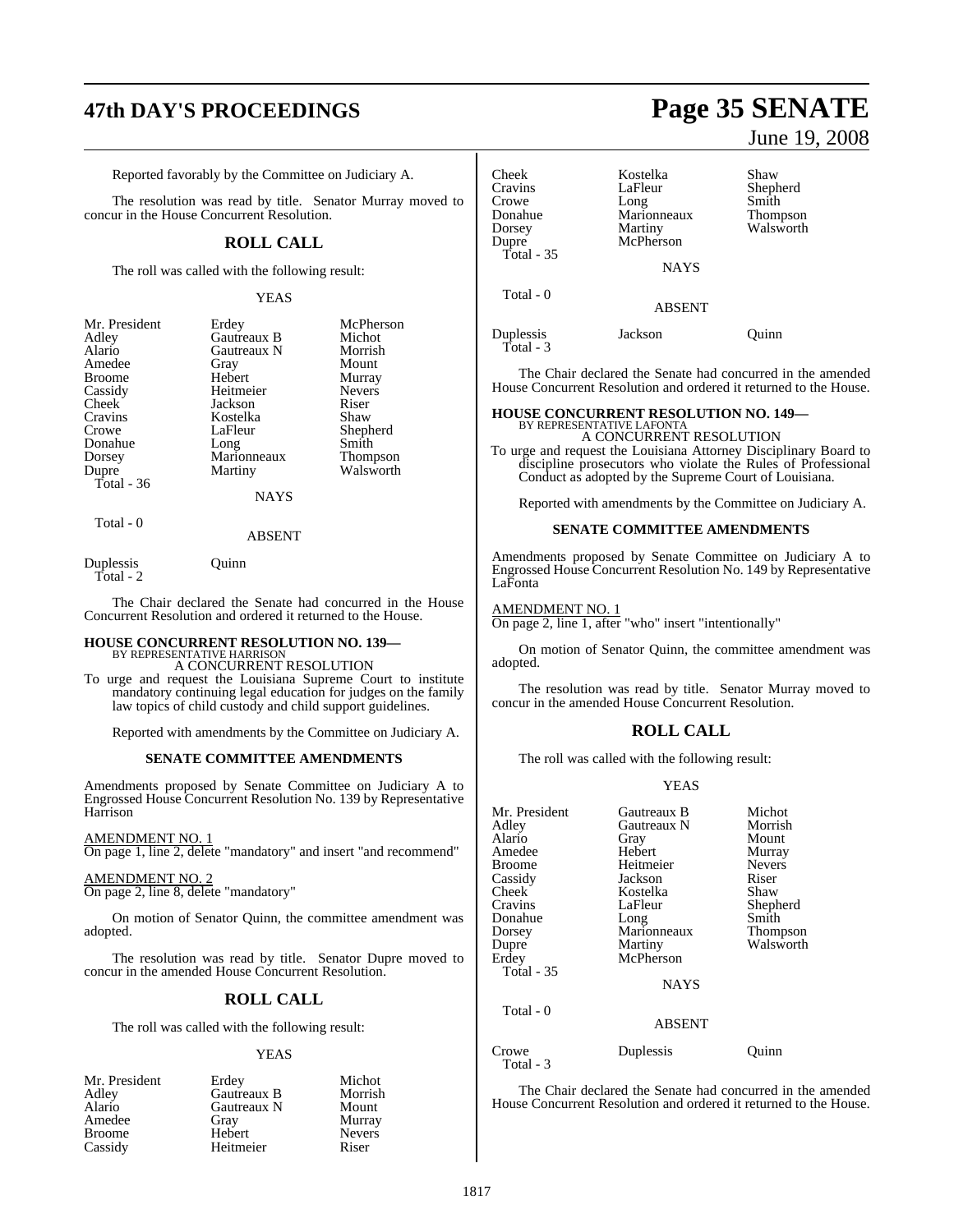Reported favorably by the Committee on Judiciary A.

The resolution was read by title. Senator Murray moved to concur in the House Concurrent Resolution.

## ROLL CALL

The roll was called with the following result:

YEAS

| | | |
|---|---|---|
| Mr. President | Erdey | McPherson |
| Adley | Gautreaux B | Michot |
| Alario | Gautreaux N | Morrish |
| Amedee | Gray | Mount |
| Broome | Hebert | Murray |
| Cassidy | Heitmeier | Nevers |
| Cheek | Jackson | Riser |
| Cravins | Kostelka | Shaw |
| Crowe | LaFleur | Shepherd |
| Donahue | Long | Smith |
| Dorsey | Marionneaux | Thompson |
| Dupre | Martiny | Walsworth |

Total - 36

NAYS

Total - 0

ABSENT

| | |
|---|---|
| Duplessis | Quinn |

Total - 2

The Chair declared the Senate had concurred in the House Concurrent Resolution and ordered it returned to the House.

### HOUSE CONCURRENT RESOLUTION NO. 139—

BY REPRESENTATIVE HARRISON

A CONCURRENT RESOLUTION

To urge and request the Louisiana Supreme Court to institute mandatory continuing legal education for judges on the family law topics of child custody and child support guidelines.

Reported with amendments by the Committee on Judiciary A.

#### SENATE COMMITTEE AMENDMENTS

Amendments proposed by Senate Committee on Judiciary A to Engrossed House Concurrent Resolution No. 139 by Representative Harrison

AMENDMENT NO. 1

On page 1, line 2, delete "mandatory" and insert "and recommend"

AMENDMENT NO. 2

On page 2, line 8, delete "mandatory"

On motion of Senator Quinn, the committee amendment was adopted.

The resolution was read by title. Senator Dupre moved to concur in the amended House Concurrent Resolution.

## ROLL CALL

The roll was called with the following result:

YEAS

| | | |
|---|---|---|
| Mr. President | Erdey | Michot |
| Adley | Gautreaux B | Morrish |
| Alario | Gautreaux N | Mount |
| Amedee | Gray | Murray |
| Broome | Hebert | Nevers |
| Cassidy | Heitmeier | Riser |
| Cheek | Kostelka | Shaw |
| Cravins | LaFleur | Shepherd |
| Crowe | Long | Smith |
| Donahue | Marionneaux | Thompson |
| Dorsey | Martiny | Walsworth |
| Dupre | McPherson | |

Total - 35

NAYS

Total - 0

ABSENT

| | | |
|---|---|---|
| Duplessis | Jackson | Quinn |

Total - 3

The Chair declared the Senate had concurred in the amended House Concurrent Resolution and ordered it returned to the House.

### HOUSE CONCURRENT RESOLUTION NO. 149—

BY REPRESENTATIVE LAFONTA

A CONCURRENT RESOLUTION

To urge and request the Louisiana Attorney Disciplinary Board to discipline prosecutors who violate the Rules of Professional Conduct as adopted by the Supreme Court of Louisiana.

Reported with amendments by the Committee on Judiciary A.

#### SENATE COMMITTEE AMENDMENTS

Amendments proposed by Senate Committee on Judiciary A to Engrossed House Concurrent Resolution No. 149 by Representative LaFonta

AMENDMENT NO. 1

On page 2, line 1, after "who" insert "intentionally"

On motion of Senator Quinn, the committee amendment was adopted.

The resolution was read by title. Senator Murray moved to concur in the amended House Concurrent Resolution.

## ROLL CALL

The roll was called with the following result:

YEAS

| | | |
|---|---|---|
| Mr. President | Gautreaux B | Michot |
| Adley | Gautreaux N | Morrish |
| Alario | Gray | Mount |
| Amedee | Hebert | Murray |
| Broome | Heitmeier | Nevers |
| Cassidy | Jackson | Riser |
| Cheek | Kostelka | Shaw |
| Cravins | LaFleur | Shepherd |
| Donahue | Long | Smith |
| Dorsey | Marionneaux | Thompson |
| Dupre | Martiny | Walsworth |
| Erdey | McPherson | |

Total - 35

NAYS

Total - 0

ABSENT

| | | |
|---|---|---|
| Crowe | Duplessis | Quinn |

Total - 3

The Chair declared the Senate had concurred in the amended House Concurrent Resolution and ordered it returned to the House.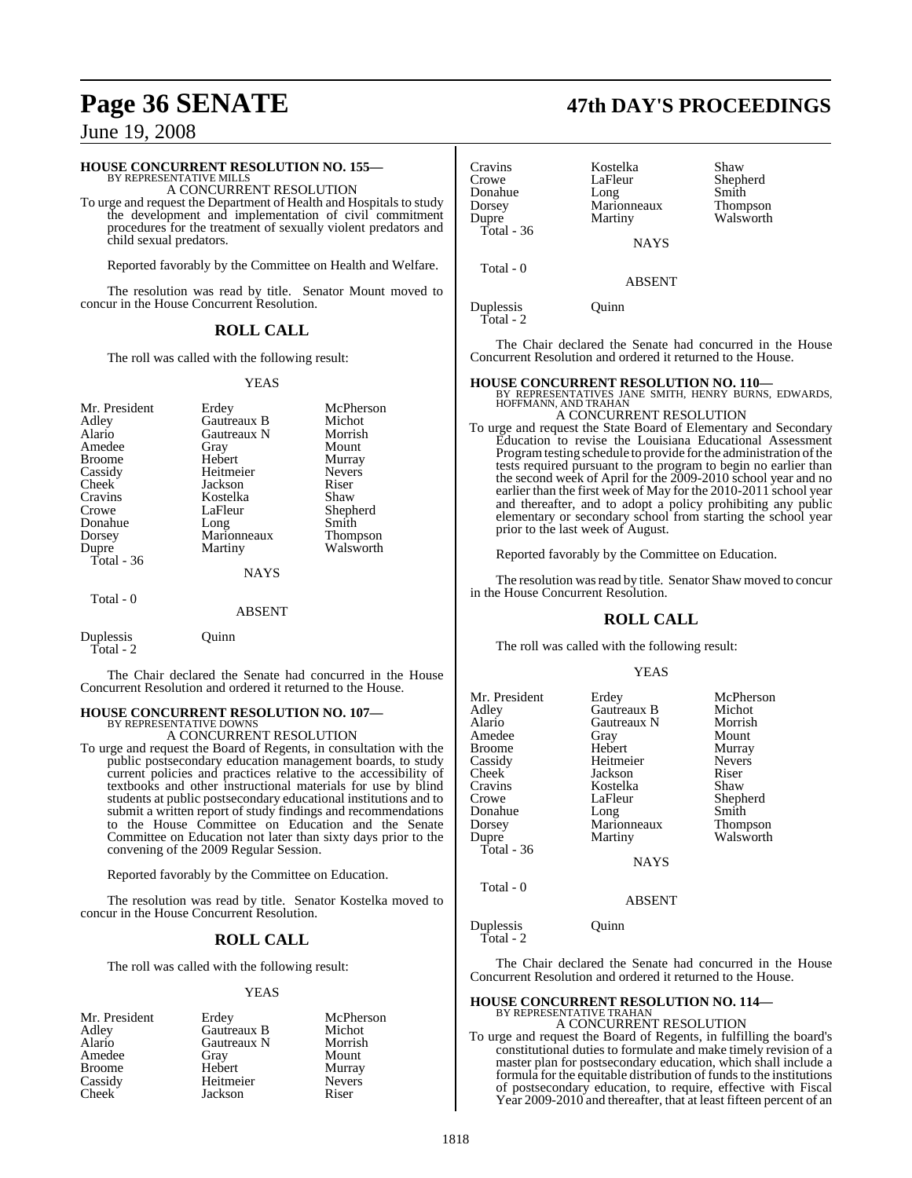June 19, 2008

### HOUSE CONCURRENT RESOLUTION NO. 155—
BY REPRESENTATIVE MILLS

A CONCURRENT RESOLUTION

To urge and request the Department of Health and Hospitals to study the development and implementation of civil commitment procedures for the treatment of sexually violent predators and child sexual predators.

Reported favorably by the Committee on Health and Welfare.

The resolution was read by title. Senator Mount moved to concur in the House Concurrent Resolution.

## ROLL CALL

The roll was called with the following result:

YEAS

| | | |
|---|---|---|
| Mr. President | Erdey | McPherson |
| Adley | Gautreaux B | Michot |
| Alario | Gautreaux N | Morrish |
| Amedee | Gray | Mount |
| Broome | Hebert | Murray |
| Cassidy | Heitmeier | Nevers |
| Cheek | Jackson | Riser |
| Cravins | Kostelka | Shaw |
| Crowe | LaFleur | Shepherd |
| Donahue | Long | Smith |
| Dorsey | Marionneaux | Thompson |
| Dupre | Martiny | Walsworth |

Total - 36

NAYS

Total - 0

ABSENT

Duplessis Quinn

Total - 2

The Chair declared the Senate had concurred in the House Concurrent Resolution and ordered it returned to the House.

### HOUSE CONCURRENT RESOLUTION NO. 107—
BY REPRESENTATIVE DOWNS

A CONCURRENT RESOLUTION

To urge and request the Board of Regents, in consultation with the public postsecondary education management boards, to study current policies and practices relative to the accessibility of textbooks and other instructional materials for use by blind students at public postsecondary educational institutions and to submit a written report of study findings and recommendations to the House Committee on Education and the Senate Committee on Education not later than sixty days prior to the convening of the 2009 Regular Session.

Reported favorably by the Committee on Education.

The resolution was read by title. Senator Kostelka moved to concur in the House Concurrent Resolution.

## ROLL CALL

The roll was called with the following result:

YEAS

| | | |
|---|---|---|
| Mr. President | Erdey | McPherson |
| Adley | Gautreaux B | Michot |
| Alario | Gautreaux N | Morrish |
| Amedee | Gray | Mount |
| Broome | Hebert | Murray |
| Cassidy | Heitmeier | Nevers |
| Cheek | Jackson | Riser |
| Cravins | Kostelka | Shaw |
| Crowe | LaFleur | Shepherd |
| Donahue | Long | Smith |
| Dorsey | Marionneaux | Thompson |
| Dupre | Martiny | Walsworth |

Total - 36

NAYS

Total - 0

ABSENT

Duplessis Quinn

Total - 2

The Chair declared the Senate had concurred in the House Concurrent Resolution and ordered it returned to the House.

### HOUSE CONCURRENT RESOLUTION NO. 110—
BY REPRESENTATIVES JANE SMITH, HENRY BURNS, EDWARDS, HOFFMANN, AND TRAHAN

A CONCURRENT RESOLUTION

To urge and request the State Board of Elementary and Secondary Education to revise the Louisiana Educational Assessment Program testing schedule to provide for the administration of the tests required pursuant to the program to begin no earlier than the second week of April for the 2009-2010 school year and no earlier than the first week of May for the 2010-2011 school year and thereafter, and to adopt a policy prohibiting any public elementary or secondary school from starting the school year prior to the last week of August.

Reported favorably by the Committee on Education.

The resolution was read by title. Senator Shaw moved to concur in the House Concurrent Resolution.

## ROLL CALL

The roll was called with the following result:

YEAS

| | | |
|---|---|---|
| Mr. President | Erdey | McPherson |
| Adley | Gautreaux B | Michot |
| Alario | Gautreaux N | Morrish |
| Amedee | Gray | Mount |
| Broome | Hebert | Murray |
| Cassidy | Heitmeier | Nevers |
| Cheek | Jackson | Riser |
| Cravins | Kostelka | Shaw |
| Crowe | LaFleur | Shepherd |
| Donahue | Long | Smith |
| Dorsey | Marionneaux | Thompson |
| Dupre | Martiny | Walsworth |

Total - 36

NAYS

Total - 0

ABSENT

Duplessis Quinn

Total - 2

The Chair declared the Senate had concurred in the House Concurrent Resolution and ordered it returned to the House.

### HOUSE CONCURRENT RESOLUTION NO. 114—
BY REPRESENTATIVE TRAHAN

A CONCURRENT RESOLUTION

To urge and request the Board of Regents, in fulfilling the board's constitutional duties to formulate and make timely revision of a master plan for postsecondary education, which shall include a formula for the equitable distribution of funds to the institutions of postsecondary education, to require, effective with Fiscal Year 2009-2010 and thereafter, that at least fifteen percent of an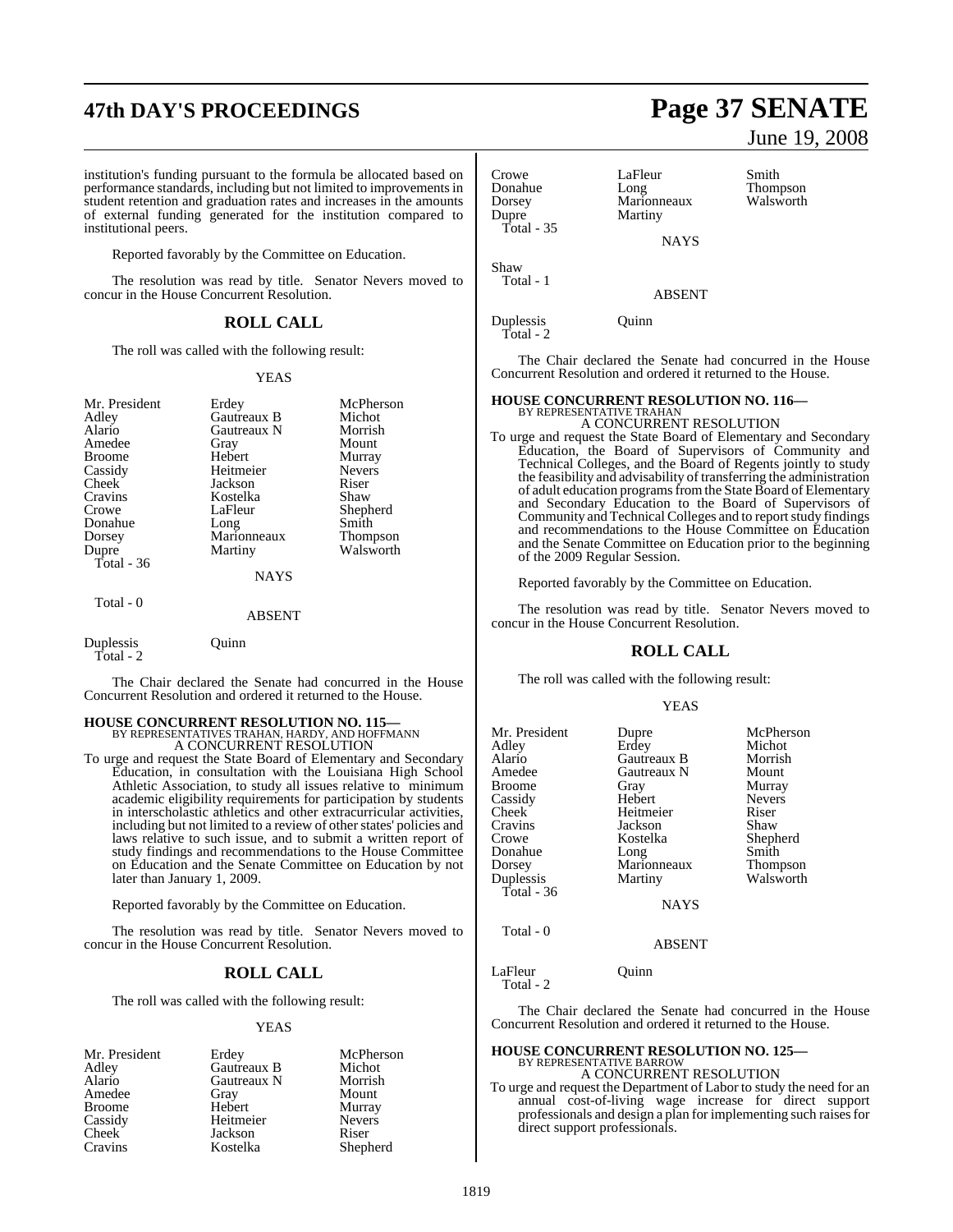institution's funding pursuant to the formula be allocated based on performance standards, including but not limited to improvements in student retention and graduation rates and increases in the amounts of external funding generated for the institution compared to institutional peers.

Reported favorably by the Committee on Education.

The resolution was read by title. Senator Nevers moved to concur in the House Concurrent Resolution.

## ROLL CALL

The roll was called with the following result:

YEAS

| | | |
|---|---|---|
| Mr. President | Erdey | McPherson |
| Adley | Gautreaux B | Michot |
| Alario | Gautreaux N | Morrish |
| Amedee | Gray | Mount |
| Broome | Hebert | Murray |
| Cassidy | Heitmeier | Nevers |
| Cheek | Jackson | Riser |
| Cravins | Kostelka | Shaw |
| Crowe | LaFleur | Shepherd |
| Donahue | Long | Smith |
| Dorsey | Marionneaux | Thompson |
| Dupre | Martiny | Walsworth |

Total - 36

NAYS

Total - 0

ABSENT

Duplessis Quinn

Total - 2

The Chair declared the Senate had concurred in the House Concurrent Resolution and ordered it returned to the House.

**HOUSE CONCURRENT RESOLUTION NO. 115—**
BY REPRESENTATIVES TRAHAN, HARDY, AND HOFFMANN
A CONCURRENT RESOLUTION

To urge and request the State Board of Elementary and Secondary Education, in consultation with the Louisiana High School Athletic Association, to study all issues relative to minimum academic eligibility requirements for participation by students in interscholastic athletics and other extracurricular activities, including but not limited to a review of other states' policies and laws relative to such issue, and to submit a written report of study findings and recommendations to the House Committee on Education and the Senate Committee on Education by not later than January 1, 2009.

Reported favorably by the Committee on Education.

The resolution was read by title. Senator Nevers moved to concur in the House Concurrent Resolution.

## ROLL CALL

The roll was called with the following result:

YEAS

| | | |
|---|---|---|
| Mr. President | Erdey | McPherson |
| Adley | Gautreaux B | Michot |
| Alario | Gautreaux N | Morrish |
| Amedee | Gray | Mount |
| Broome | Hebert | Murray |
| Cassidy | Heitmeier | Nevers |
| Cheek | Jackson | Riser |
| Cravins | Kostelka | Shepherd |
| Crowe | LaFleur | Smith |
| Donahue | Long | Thompson |
| Dorsey | Marionneaux | Walsworth |
| Dupre | Martiny | |

Total - 35

NAYS

Shaw

Total - 1

ABSENT

Duplessis Quinn

Total - 2

The Chair declared the Senate had concurred in the House Concurrent Resolution and ordered it returned to the House.

**HOUSE CONCURRENT RESOLUTION NO. 116—**
BY REPRESENTATIVE TRAHAN
A CONCURRENT RESOLUTION

To urge and request the State Board of Elementary and Secondary Education, the Board of Supervisors of Community and Technical Colleges, and the Board of Regents jointly to study the feasibility and advisability of transferring the administration of adult education programs from the State Board of Elementary and Secondary Education to the Board of Supervisors of Community and Technical Colleges and to report study findings and recommendations to the House Committee on Education and the Senate Committee on Education prior to the beginning of the 2009 Regular Session.

Reported favorably by the Committee on Education.

The resolution was read by title. Senator Nevers moved to concur in the House Concurrent Resolution.

## ROLL CALL

The roll was called with the following result:

YEAS

| | | |
|---|---|---|
| Mr. President | Dupre | McPherson |
| Adley | Erdey | Michot |
| Alario | Gautreaux B | Morrish |
| Amedee | Gautreaux N | Mount |
| Broome | Gray | Murray |
| Cassidy | Hebert | Nevers |
| Cheek | Heitmeier | Riser |
| Cravins | Jackson | Shaw |
| Crowe | Kostelka | Shepherd |
| Donahue | Long | Smith |
| Dorsey | Marionneaux | Thompson |
| Duplessis | Martiny | Walsworth |

Total - 36

NAYS

Total - 0

ABSENT

LaFleur Quinn

Total - 2

The Chair declared the Senate had concurred in the House Concurrent Resolution and ordered it returned to the House.

**HOUSE CONCURRENT RESOLUTION NO. 125—**
BY REPRESENTATIVE BARROW
A CONCURRENT RESOLUTION

To urge and request the Department of Labor to study the need for an annual cost-of-living wage increase for direct support professionals and design a plan for implementing such raises for direct support professionals.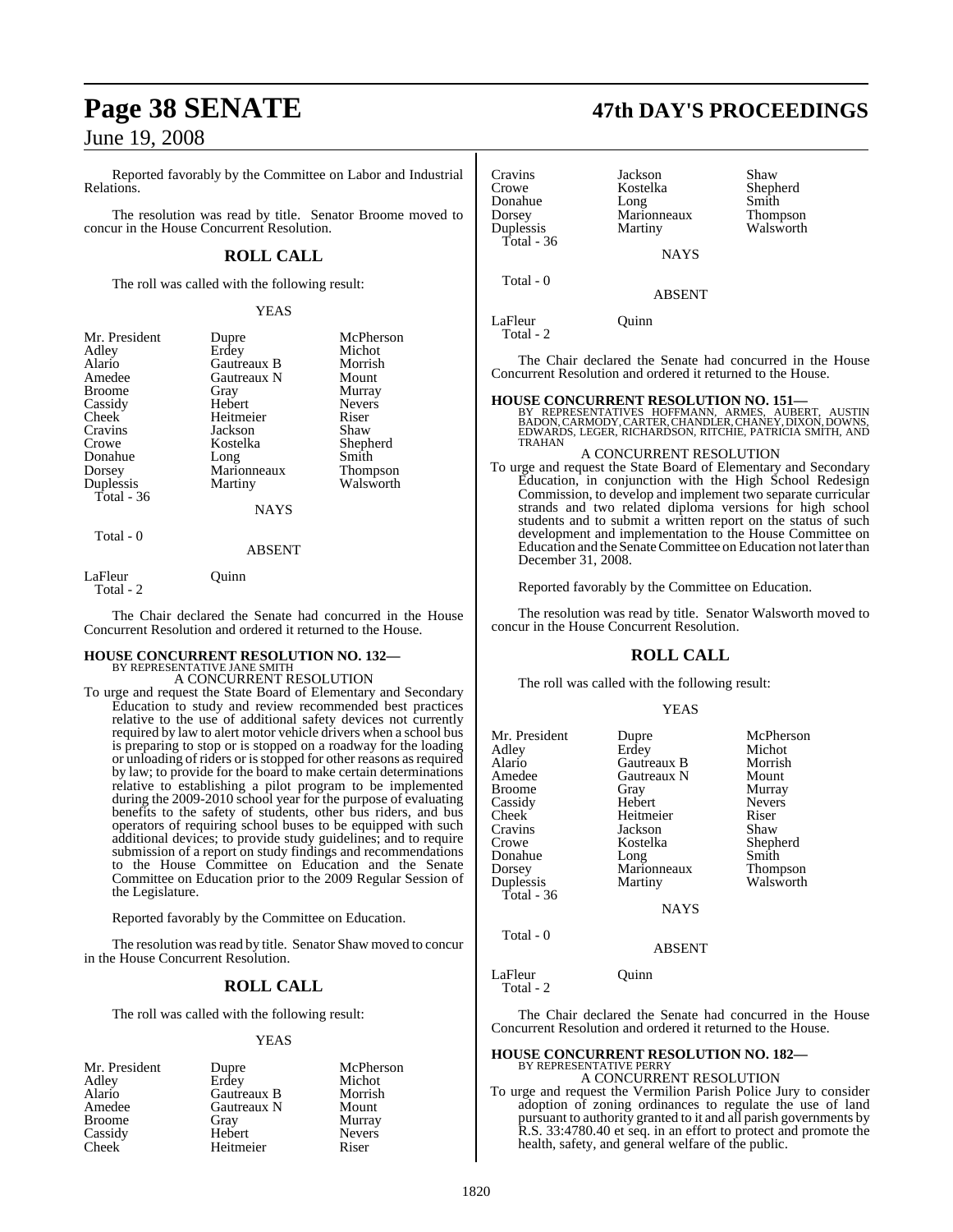Reported favorably by the Committee on Labor and Industrial Relations.

The resolution was read by title. Senator Broome moved to concur in the House Concurrent Resolution.

## ROLL CALL

The roll was called with the following result:

YEAS

| | | |
|---|---|---|
| Mr. President | Dupre | McPherson |
| Adley | Erdey | Michot |
| Alario | Gautreaux B | Morrish |
| Amedee | Gautreaux N | Mount |
| Broome | Gray | Murray |
| Cassidy | Hebert | Nevers |
| Cheek | Heitmeier | Riser |
| Cravins | Jackson | Shaw |
| Crowe | Kostelka | Shepherd |
| Donahue | Long | Smith |
| Dorsey | Marionneaux | Thompson |
| Duplessis | Martiny | Walsworth |

Total - 36

NAYS

Total - 0

ABSENT

LaFleur Quinn

Total - 2

The Chair declared the Senate had concurred in the House Concurrent Resolution and ordered it returned to the House.

**HOUSE CONCURRENT RESOLUTION NO. 132—**
BY REPRESENTATIVE JANE SMITH
A CONCURRENT RESOLUTION

To urge and request the State Board of Elementary and Secondary Education to study and review recommended best practices relative to the use of additional safety devices not currently required by law to alert motor vehicle drivers when a school bus is preparing to stop or is stopped on a roadway for the loading or unloading of riders or is stopped for other reasons as required by law; to provide for the board to make certain determinations relative to establishing a pilot program to be implemented during the 2009-2010 school year for the purpose of evaluating benefits to the safety of students, other bus riders, and bus operators of requiring school buses to be equipped with such additional devices; to provide study guidelines; and to require submission of a report on study findings and recommendations to the House Committee on Education and the Senate Committee on Education prior to the 2009 Regular Session of the Legislature.

Reported favorably by the Committee on Education.

The resolution was read by title. Senator Shaw moved to concur in the House Concurrent Resolution.

## ROLL CALL

The roll was called with the following result:

YEAS

| | | |
|---|---|---|
| Mr. President | Dupre | McPherson |
| Adley | Erdey | Michot |
| Alario | Gautreaux B | Morrish |
| Amedee | Gautreaux N | Mount |
| Broome | Gray | Murray |
| Cassidy | Hebert | Nevers |
| Cheek | Heitmeier | Riser |
| Cravins | Jackson | Shaw |
| Crowe | Kostelka | Shepherd |
| Donahue | Long | Smith |
| Dorsey | Marionneaux | Thompson |
| Duplessis | Martiny | Walsworth |

Total - 36

NAYS

Total - 0

ABSENT

LaFleur Quinn

Total - 2

The Chair declared the Senate had concurred in the House Concurrent Resolution and ordered it returned to the House.

**HOUSE CONCURRENT RESOLUTION NO. 151—**
BY REPRESENTATIVES HOFFMANN, ARMES, AUBERT, AUSTIN BADON, CARMODY, CARTER, CHANDLER, CHANEY, DIXON, DOWNS, EDWARDS, LEGER, RICHARDSON, RITCHIE, PATRICIA SMITH, AND TRAHAN
A CONCURRENT RESOLUTION

To urge and request the State Board of Elementary and Secondary Education, in conjunction with the High School Redesign Commission, to develop and implement two separate curricular strands and two related diploma versions for high school students and to submit a written report on the status of such development and implementation to the House Committee on Education and the Senate Committee on Education not later than December 31, 2008.

Reported favorably by the Committee on Education.

The resolution was read by title. Senator Walsworth moved to concur in the House Concurrent Resolution.

## ROLL CALL

The roll was called with the following result:

YEAS

| | | |
|---|---|---|
| Mr. President | Dupre | McPherson |
| Adley | Erdey | Michot |
| Alario | Gautreaux B | Morrish |
| Amedee | Gautreaux N | Mount |
| Broome | Gray | Murray |
| Cassidy | Hebert | Nevers |
| Cheek | Heitmeier | Riser |
| Cravins | Jackson | Shaw |
| Crowe | Kostelka | Shepherd |
| Donahue | Long | Smith |
| Dorsey | Marionneaux | Thompson |
| Duplessis | Martiny | Walsworth |

Total - 36

NAYS

Total - 0

ABSENT

LaFleur Quinn

Total - 2

The Chair declared the Senate had concurred in the House Concurrent Resolution and ordered it returned to the House.

**HOUSE CONCURRENT RESOLUTION NO. 182—**
BY REPRESENTATIVE PERRY
A CONCURRENT RESOLUTION

To urge and request the Vermilion Parish Police Jury to consider adoption of zoning ordinances to regulate the use of land pursuant to authority granted to it and all parish governments by R.S. 33:4780.40 et seq. in an effort to protect and promote the health, safety, and general welfare of the public.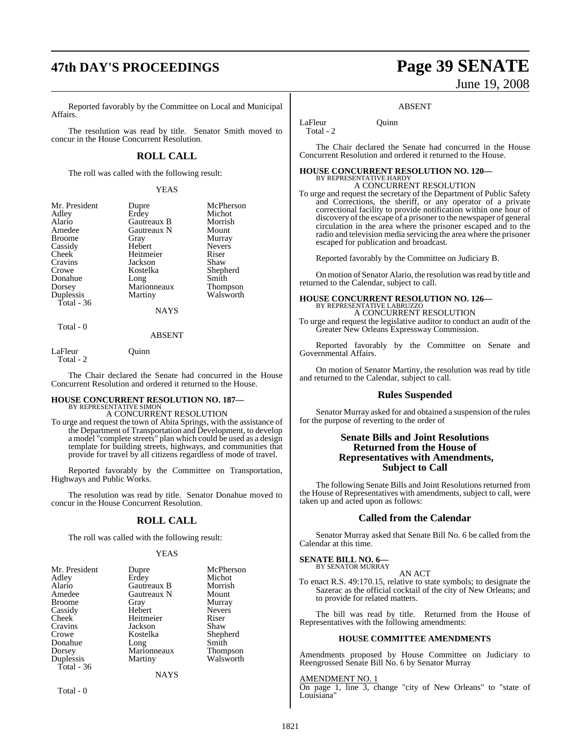Reported favorably by the Committee on Local and Municipal Affairs.

The resolution was read by title. Senator Smith moved to concur in the House Concurrent Resolution.

## ROLL CALL

The roll was called with the following result:

YEAS

| | | |
|---|---|---|
| Mr. President | Dupre | McPherson |
| Adley | Erdey | Michot |
| Alario | Gautreaux B | Morrish |
| Amedee | Gautreaux N | Mount |
| Broome | Gray | Murray |
| Cassidy | Hebert | Nevers |
| Cheek | Heitmeier | Riser |
| Cravins | Jackson | Shaw |
| Crowe | Kostelka | Shepherd |
| Donahue | Long | Smith |
| Dorsey | Marionneaux | Thompson |
| Duplessis | Martiny | Walsworth |

Total - 36

NAYS

Total - 0

ABSENT

LaFleur Quinn

Total - 2

The Chair declared the Senate had concurred in the House Concurrent Resolution and ordered it returned to the House.

### HOUSE CONCURRENT RESOLUTION NO. 187—
BY REPRESENTATIVE SIMON

A CONCURRENT RESOLUTION

To urge and request the town of Abita Springs, with the assistance of the Department of Transportation and Development, to develop a model "complete streets" plan which could be used as a design template for building streets, highways, and communities that provide for travel by all citizens regardless of mode of travel.

Reported favorably by the Committee on Transportation, Highways and Public Works.

The resolution was read by title. Senator Donahue moved to concur in the House Concurrent Resolution.

## ROLL CALL

The roll was called with the following result:

YEAS

| | | |
|---|---|---|
| Mr. President | Dupre | McPherson |
| Adley | Erdey | Michot |
| Alario | Gautreaux B | Morrish |
| Amedee | Gautreaux N | Mount |
| Broome | Gray | Murray |
| Cassidy | Hebert | Nevers |
| Cheek | Heitmeier | Riser |
| Cravins | Jackson | Shaw |
| Crowe | Kostelka | Shepherd |
| Donahue | Long | Smith |
| Dorsey | Marionneaux | Thompson |
| Duplessis | Martiny | Walsworth |

Total - 36

NAYS

Total - 0

ABSENT

LaFleur Quinn

Total - 2

The Chair declared the Senate had concurred in the House Concurrent Resolution and ordered it returned to the House.

### HOUSE CONCURRENT RESOLUTION NO. 120—
BY REPRESENTATIVE HARDY

A CONCURRENT RESOLUTION

To urge and request the secretary of the Department of Public Safety and Corrections, the sheriff, or any operator of a private correctional facility to provide notification within one hour of discovery of the escape of a prisoner to the newspaper of general circulation in the area where the prisoner escaped and to the radio and television media servicing the area where the prisoner escaped for publication and broadcast.

Reported favorably by the Committee on Judiciary B.

On motion of Senator Alario, the resolution was read by title and returned to the Calendar, subject to call.

### HOUSE CONCURRENT RESOLUTION NO. 126—
BY REPRESENTATIVE LABRUZZO

A CONCURRENT RESOLUTION

To urge and request the legislative auditor to conduct an audit of the Greater New Orleans Expressway Commission.

Reported favorably by the Committee on Senate and Governmental Affairs.

On motion of Senator Martiny, the resolution was read by title and returned to the Calendar, subject to call.

## Rules Suspended

Senator Murray asked for and obtained a suspension of the rules for the purpose of reverting to the order of

## Senate Bills and Joint Resolutions Returned from the House of Representatives with Amendments, Subject to Call

The following Senate Bills and Joint Resolutions returned from the House of Representatives with amendments, subject to call, were taken up and acted upon as follows:

## Called from the Calendar

Senator Murray asked that Senate Bill No. 6 be called from the Calendar at this time.

### SENATE BILL NO. 6—
BY SENATOR MURRAY

AN ACT

To enact R.S. 49:170.15, relative to state symbols; to designate the Sazerac as the official cocktail of the city of New Orleans; and to provide for related matters.

The bill was read by title. Returned from the House of Representatives with the following amendments:

#### HOUSE COMMITTEE AMENDMENTS

Amendments proposed by House Committee on Judiciary to Reengrossed Senate Bill No. 6 by Senator Murray

AMENDMENT NO. 1

On page 1, line 3, change "city of New Orleans" to "state of Louisiana"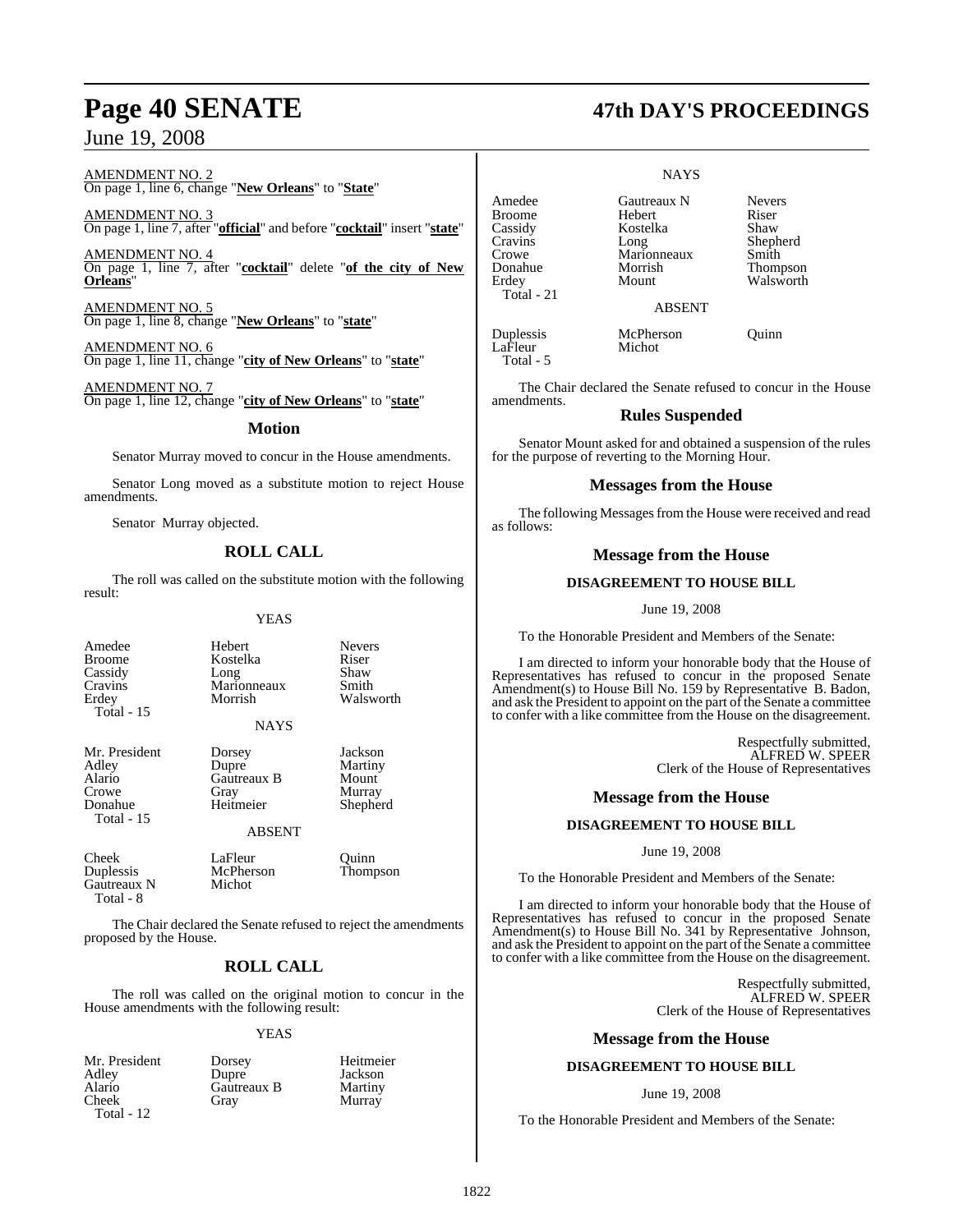AMENDMENT NO. 2
On page 1, line 6, change "**New Orleans**" to "**State**"

AMENDMENT NO. 3
On page 1, line 7, after "**official**" and before "**cocktail**" insert "**state**"

AMENDMENT NO. 4
On page 1, line 7, after "**cocktail**" delete "**of the city of New Orleans**"

AMENDMENT NO. 5
On page 1, line 8, change "**New Orleans**" to "**state**"

AMENDMENT NO. 6
On page 1, line 11, change "**city of New Orleans**" to "**state**"

AMENDMENT NO. 7
On page 1, line 12, change "**city of New Orleans**" to "**state**"

## Motion

Senator Murray moved to concur in the House amendments.

Senator Long moved as a substitute motion to reject House amendments.

Senator Murray objected.

## ROLL CALL

The roll was called on the substitute motion with the following result:

YEAS

| | | |
|---|---|---|
| Amedee | Hebert | Nevers |
| Broome | Kostelka | Riser |
| Cassidy | Long | Shaw |
| Cravins | Marionneaux | Smith |
| Erdey | Morrish | Walsworth |
| Total - 15 | | |

NAYS

| | | |
|---|---|---|
| Mr. President | Dorsey | Jackson |
| Adley | Dupre | Martiny |
| Alario | Gautreaux B | Mount |
| Crowe | Gray | Murray |
| Donahue | Heitmeier | Shepherd |
| Total - 15 | | |

ABSENT

| | | |
|---|---|---|
| Cheek | LaFleur | Quinn |
| Duplessis | McPherson | Thompson |
| Gautreaux N | Michot | |
| Total - 8 | | |

The Chair declared the Senate refused to reject the amendments proposed by the House.

## ROLL CALL

The roll was called on the original motion to concur in the House amendments with the following result:

YEAS

| | | |
|---|---|---|
| Mr. President | Dorsey | Heitmeier |
| Adley | Dupre | Jackson |
| Alario | Gautreaux B | Martiny |
| Cheek | Gray | Murray |
| Total - 12 | | |

NAYS

| | | |
|---|---|---|
| Amedee | Gautreaux N | Nevers |
| Broome | Hebert | Riser |
| Cassidy | Kostelka | Shaw |
| Cravins | Long | Shepherd |
| Crowe | Marionneaux | Smith |
| Donahue | Morrish | Thompson |
| Erdey | Mount | Walsworth |
| Total - 21 | | |

ABSENT

| | | |
|---|---|---|
| Duplessis | McPherson | Quinn |
| LaFleur | Michot | |
| Total - 5 | | |

The Chair declared the Senate refused to concur in the House amendments.

## Rules Suspended

Senator Mount asked for and obtained a suspension of the rules for the purpose of reverting to the Morning Hour.

## Messages from the House

The following Messages from the House were received and read as follows:

## Message from the House

### DISAGREEMENT TO HOUSE BILL

June 19, 2008

To the Honorable President and Members of the Senate:

I am directed to inform your honorable body that the House of Representatives has refused to concur in the proposed Senate Amendment(s) to House Bill No. 159 by Representative B. Badon, and ask the President to appoint on the part of the Senate a committee to confer with a like committee from the House on the disagreement.

Respectfully submitted,
ALFRED W. SPEER
Clerk of the House of Representatives

## Message from the House

### DISAGREEMENT TO HOUSE BILL

June 19, 2008

To the Honorable President and Members of the Senate:

I am directed to inform your honorable body that the House of Representatives has refused to concur in the proposed Senate Amendment(s) to House Bill No. 341 by Representative Johnson, and ask the President to appoint on the part of the Senate a committee to confer with a like committee from the House on the disagreement.

Respectfully submitted,
ALFRED W. SPEER
Clerk of the House of Representatives

## Message from the House

### DISAGREEMENT TO HOUSE BILL

June 19, 2008

To the Honorable President and Members of the Senate: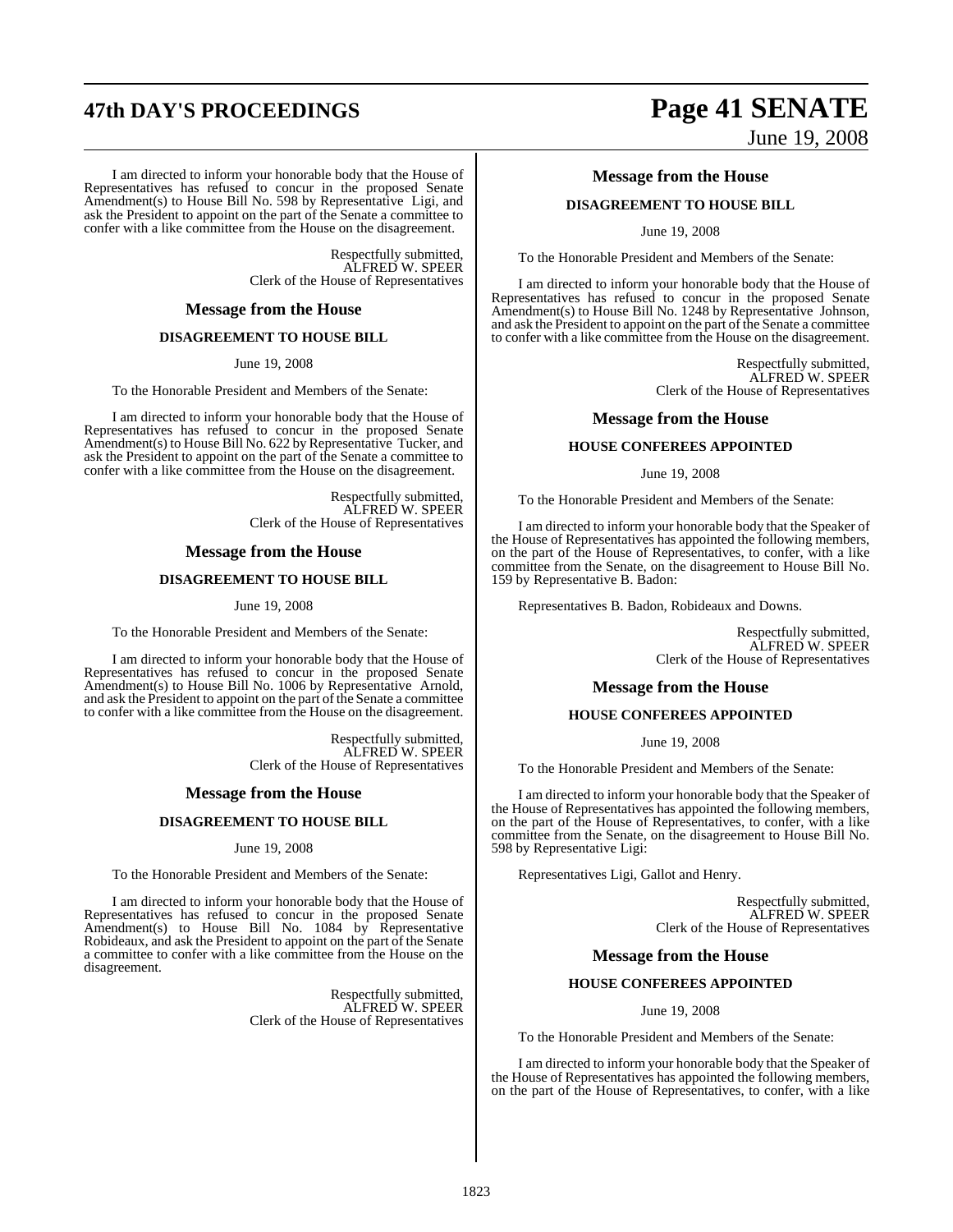I am directed to inform your honorable body that the House of Representatives has refused to concur in the proposed Senate Amendment(s) to House Bill No. 598 by Representative Ligi, and ask the President to appoint on the part of the Senate a committee to confer with a like committee from the House on the disagreement.

Respectfully submitted,
ALFRED W. SPEER
Clerk of the House of Representatives

## Message from the House

### DISAGREEMENT TO HOUSE BILL

June 19, 2008

To the Honorable President and Members of the Senate:

I am directed to inform your honorable body that the House of Representatives has refused to concur in the proposed Senate Amendment(s) to House Bill No. 622 by Representative Tucker, and ask the President to appoint on the part of the Senate a committee to confer with a like committee from the House on the disagreement.

Respectfully submitted,
ALFRED W. SPEER
Clerk of the House of Representatives

## Message from the House

### DISAGREEMENT TO HOUSE BILL

June 19, 2008

To the Honorable President and Members of the Senate:

I am directed to inform your honorable body that the House of Representatives has refused to concur in the proposed Senate Amendment(s) to House Bill No. 1006 by Representative Arnold, and ask the President to appoint on the part of the Senate a committee to confer with a like committee from the House on the disagreement.

Respectfully submitted,
ALFRED W. SPEER
Clerk of the House of Representatives

## Message from the House

### DISAGREEMENT TO HOUSE BILL

June 19, 2008

To the Honorable President and Members of the Senate:

I am directed to inform your honorable body that the House of Representatives has refused to concur in the proposed Senate Amendment(s) to House Bill No. 1084 by Representative Robideaux, and ask the President to appoint on the part of the Senate a committee to confer with a like committee from the House on the disagreement.

Respectfully submitted,
ALFRED W. SPEER
Clerk of the House of Representatives

## Message from the House

### DISAGREEMENT TO HOUSE BILL

June 19, 2008

To the Honorable President and Members of the Senate:

I am directed to inform your honorable body that the House of Representatives has refused to concur in the proposed Senate Amendment(s) to House Bill No. 1248 by Representative Johnson, and ask the President to appoint on the part of the Senate a committee to confer with a like committee from the House on the disagreement.

Respectfully submitted,
ALFRED W. SPEER
Clerk of the House of Representatives

## Message from the House

### HOUSE CONFEREES APPOINTED

June 19, 2008

To the Honorable President and Members of the Senate:

I am directed to inform your honorable body that the Speaker of the House of Representatives has appointed the following members, on the part of the House of Representatives, to confer, with a like committee from the Senate, on the disagreement to House Bill No. 159 by Representative B. Badon:

Representatives B. Badon, Robideaux and Downs.

Respectfully submitted,
ALFRED W. SPEER
Clerk of the House of Representatives

## Message from the House

### HOUSE CONFEREES APPOINTED

June 19, 2008

To the Honorable President and Members of the Senate:

I am directed to inform your honorable body that the Speaker of the House of Representatives has appointed the following members, on the part of the House of Representatives, to confer, with a like committee from the Senate, on the disagreement to House Bill No. 598 by Representative Ligi:

Representatives Ligi, Gallot and Henry.

Respectfully submitted,
ALFRED W. SPEER
Clerk of the House of Representatives

## Message from the House

### HOUSE CONFEREES APPOINTED

June 19, 2008

To the Honorable President and Members of the Senate:

I am directed to inform your honorable body that the Speaker of the House of Representatives has appointed the following members, on the part of the House of Representatives, to confer, with a like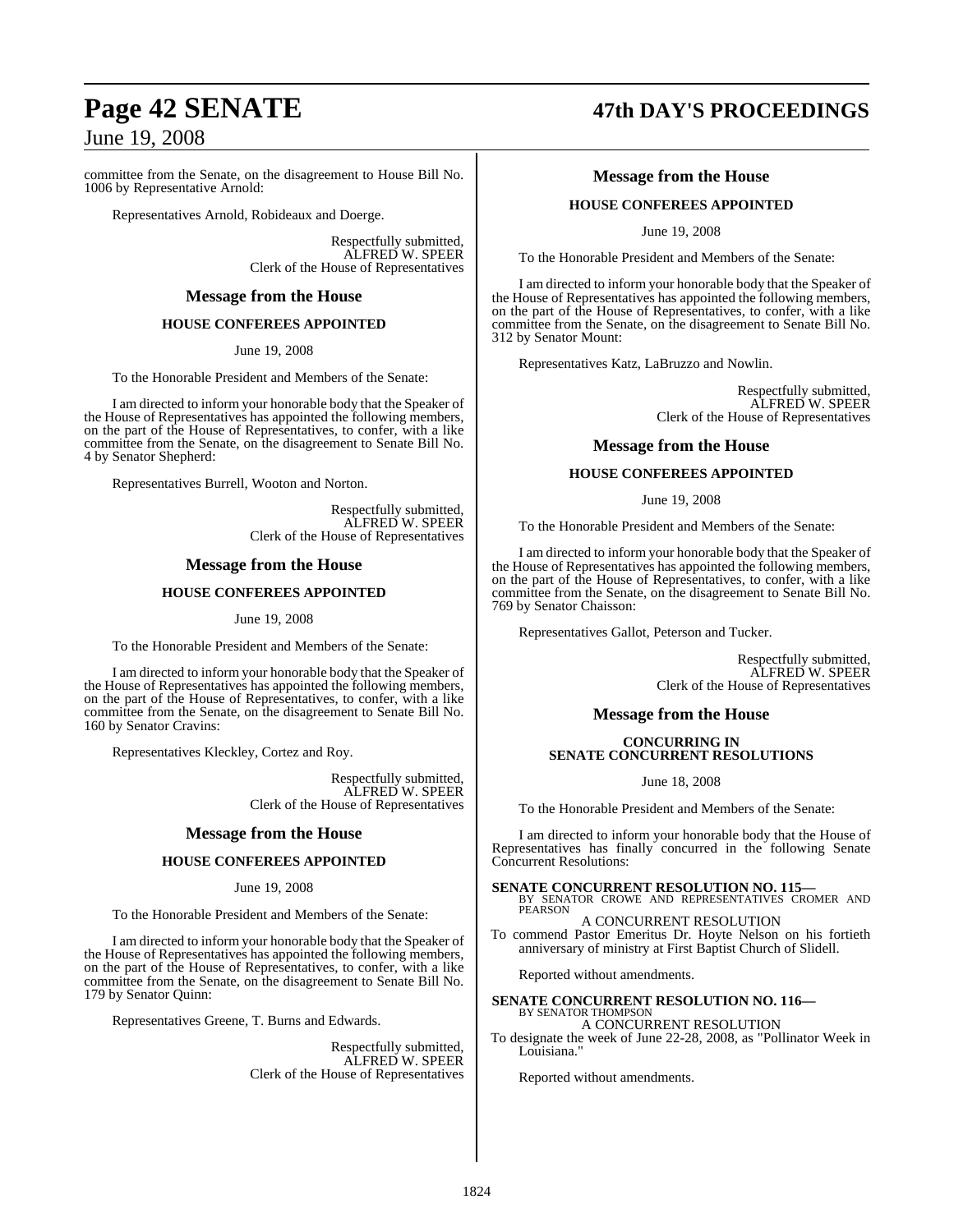committee from the Senate, on the disagreement to House Bill No. 1006 by Representative Arnold:

Representatives Arnold, Robideaux and Doerge.

Respectfully submitted,
ALFRED W. SPEER
Clerk of the House of Representatives

### Message from the House

**HOUSE CONFEREES APPOINTED**

June 19, 2008

To the Honorable President and Members of the Senate:

I am directed to inform your honorable body that the Speaker of the House of Representatives has appointed the following members, on the part of the House of Representatives, to confer, with a like committee from the Senate, on the disagreement to Senate Bill No. 4 by Senator Shepherd:

Representatives Burrell, Wooton and Norton.

Respectfully submitted,
ALFRED W. SPEER
Clerk of the House of Representatives

### Message from the House

**HOUSE CONFEREES APPOINTED**

June 19, 2008

To the Honorable President and Members of the Senate:

I am directed to inform your honorable body that the Speaker of the House of Representatives has appointed the following members, on the part of the House of Representatives, to confer, with a like committee from the Senate, on the disagreement to Senate Bill No. 160 by Senator Cravins:

Representatives Kleckley, Cortez and Roy.

Respectfully submitted,
ALFRED W. SPEER
Clerk of the House of Representatives

### Message from the House

**HOUSE CONFEREES APPOINTED**

June 19, 2008

To the Honorable President and Members of the Senate:

I am directed to inform your honorable body that the Speaker of the House of Representatives has appointed the following members, on the part of the House of Representatives, to confer, with a like committee from the Senate, on the disagreement to Senate Bill No. 179 by Senator Quinn:

Representatives Greene, T. Burns and Edwards.

Respectfully submitted,
ALFRED W. SPEER
Clerk of the House of Representatives

### Message from the House

**HOUSE CONFEREES APPOINTED**

June 19, 2008

To the Honorable President and Members of the Senate:

I am directed to inform your honorable body that the Speaker of the House of Representatives has appointed the following members, on the part of the House of Representatives, to confer, with a like committee from the Senate, on the disagreement to Senate Bill No. 312 by Senator Mount:

Representatives Katz, LaBruzzo and Nowlin.

Respectfully submitted,
ALFRED W. SPEER
Clerk of the House of Representatives

### Message from the House

**HOUSE CONFEREES APPOINTED**

June 19, 2008

To the Honorable President and Members of the Senate:

I am directed to inform your honorable body that the Speaker of the House of Representatives has appointed the following members, on the part of the House of Representatives, to confer, with a like committee from the Senate, on the disagreement to Senate Bill No. 769 by Senator Chaisson:

Representatives Gallot, Peterson and Tucker.

Respectfully submitted,
ALFRED W. SPEER
Clerk of the House of Representatives

### Message from the House

**CONCURRING IN SENATE CONCURRENT RESOLUTIONS**

June 18, 2008

To the Honorable President and Members of the Senate:

I am directed to inform your honorable body that the House of Representatives has finally concurred in the following Senate Concurrent Resolutions:

**SENATE CONCURRENT RESOLUTION NO. 115—**
BY SENATOR CROWE AND REPRESENTATIVES CROMER AND PEARSON

A CONCURRENT RESOLUTION

To commend Pastor Emeritus Dr. Hoyte Nelson on his fortieth anniversary of ministry at First Baptist Church of Slidell.

Reported without amendments.

**SENATE CONCURRENT RESOLUTION NO. 116—**
BY SENATOR THOMPSON

A CONCURRENT RESOLUTION

To designate the week of June 22-28, 2008, as "Pollinator Week in Louisiana."

Reported without amendments.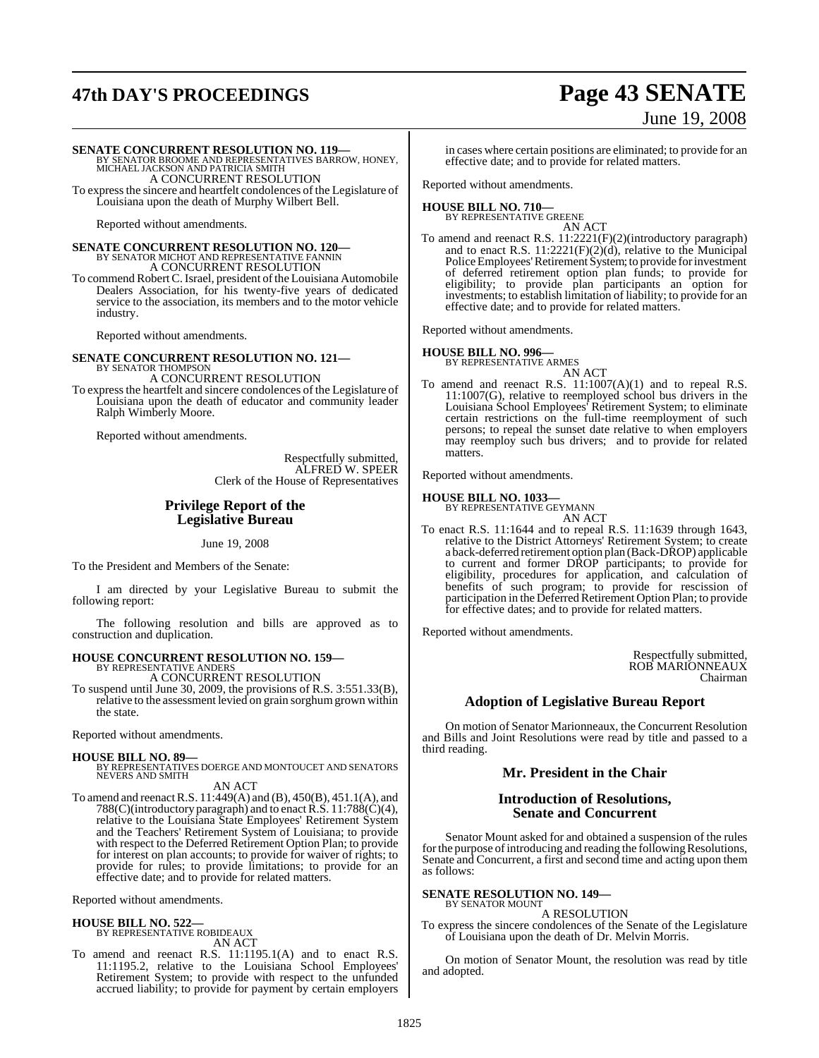**SENATE CONCURRENT RESOLUTION NO. 119—**
BY SENATOR BROOME AND REPRESENTATIVES BARROW, HONEY, MICHAEL JACKSON AND PATRICIA SMITH

A CONCURRENT RESOLUTION

To express the sincere and heartfelt condolences of the Legislature of Louisiana upon the death of Murphy Wilbert Bell.

Reported without amendments.

**SENATE CONCURRENT RESOLUTION NO. 120—**
BY SENATOR MICHOT AND REPRESENTATIVE FANNIN

A CONCURRENT RESOLUTION

To commend Robert C. Israel, president of the Louisiana Automobile Dealers Association, for his twenty-five years of dedicated service to the association, its members and to the motor vehicle industry.

Reported without amendments.

**SENATE CONCURRENT RESOLUTION NO. 121—**
BY SENATOR THOMPSON

A CONCURRENT RESOLUTION

To express the heartfelt and sincere condolences of the Legislature of Louisiana upon the death of educator and community leader Ralph Wimberly Moore.

Reported without amendments.

Respectfully submitted,
ALFRED W. SPEER
Clerk of the House of Representatives

## Privilege Report of the Legislative Bureau

June 19, 2008

To the President and Members of the Senate:

I am directed by your Legislative Bureau to submit the following report:

The following resolution and bills are approved as to construction and duplication.

**HOUSE CONCURRENT RESOLUTION NO. 159—**
BY REPRESENTATIVE ANDERS

A CONCURRENT RESOLUTION

To suspend until June 30, 2009, the provisions of R.S. 3:551.33(B), relative to the assessment levied on grain sorghum grown within the state.

Reported without amendments.

**HOUSE BILL NO. 89—**
BY REPRESENTATIVES DOERGE AND MONTOUCET AND SENATORS NEVERS AND SMITH

AN ACT

To amend and reenact R.S. 11:449(A) and (B), 450(B), 451.1(A), and 788(C)(introductory paragraph) and to enact R.S. 11:788(C)(4), relative to the Louisiana State Employees' Retirement System and the Teachers' Retirement System of Louisiana; to provide with respect to the Deferred Retirement Option Plan; to provide for interest on plan accounts; to provide for waiver of rights; to provide for rules; to provide limitations; to provide for an effective date; and to provide for related matters.

Reported without amendments.

**HOUSE BILL NO. 522—**
BY REPRESENTATIVE ROBIDEAUX

AN ACT

To amend and reenact R.S. 11:1195.1(A) and to enact R.S. 11:1195.2, relative to the Louisiana School Employees' Retirement System; to provide with respect to the unfunded accrued liability; to provide for payment by certain employers in cases where certain positions are eliminated; to provide for an effective date; and to provide for related matters.

Reported without amendments.

**HOUSE BILL NO. 710—**
BY REPRESENTATIVE GREENE

AN ACT

To amend and reenact R.S. 11:2221(F)(2)(introductory paragraph) and to enact R.S. 11:2221(F)(2)(d), relative to the Municipal Police Employees' Retirement System; to provide for investment of deferred retirement option plan funds; to provide for eligibility; to provide plan participants an option for investments; to establish limitation of liability; to provide for an effective date; and to provide for related matters.

Reported without amendments.

**HOUSE BILL NO. 996—**
BY REPRESENTATIVE ARMES

AN ACT

To amend and reenact R.S. 11:1007(A)(1) and to repeal R.S. 11:1007(G), relative to reemployed school bus drivers in the Louisiana School Employees' Retirement System; to eliminate certain restrictions on the full-time reemployment of such persons; to repeal the sunset date relative to when employers may reemploy such bus drivers; and to provide for related matters.

Reported without amendments.

**HOUSE BILL NO. 1033—**
BY REPRESENTATIVE GEYMANN

AN ACT

To enact R.S. 11:1644 and to repeal R.S. 11:1639 through 1643, relative to the District Attorneys' Retirement System; to create a back-deferred retirement option plan (Back-DROP) applicable to current and former DROP participants; to provide for eligibility, procedures for application, and calculation of benefits of such program; to provide for rescission of participation in the Deferred Retirement Option Plan; to provide for effective dates; and to provide for related matters.

Reported without amendments.

Respectfully submitted,
ROB MARIONNEAUX
Chairman

## Adoption of Legislative Bureau Report

On motion of Senator Marionneaux, the Concurrent Resolution and Bills and Joint Resolutions were read by title and passed to a third reading.

## Mr. President in the Chair

## Introduction of Resolutions, Senate and Concurrent

Senator Mount asked for and obtained a suspension of the rules for the purpose of introducing and reading the following Resolutions, Senate and Concurrent, a first and second time and acting upon them as follows:

**SENATE RESOLUTION NO. 149—**
BY SENATOR MOUNT

A RESOLUTION

To express the sincere condolences of the Senate of the Legislature of Louisiana upon the death of Dr. Melvin Morris.

On motion of Senator Mount, the resolution was read by title and adopted.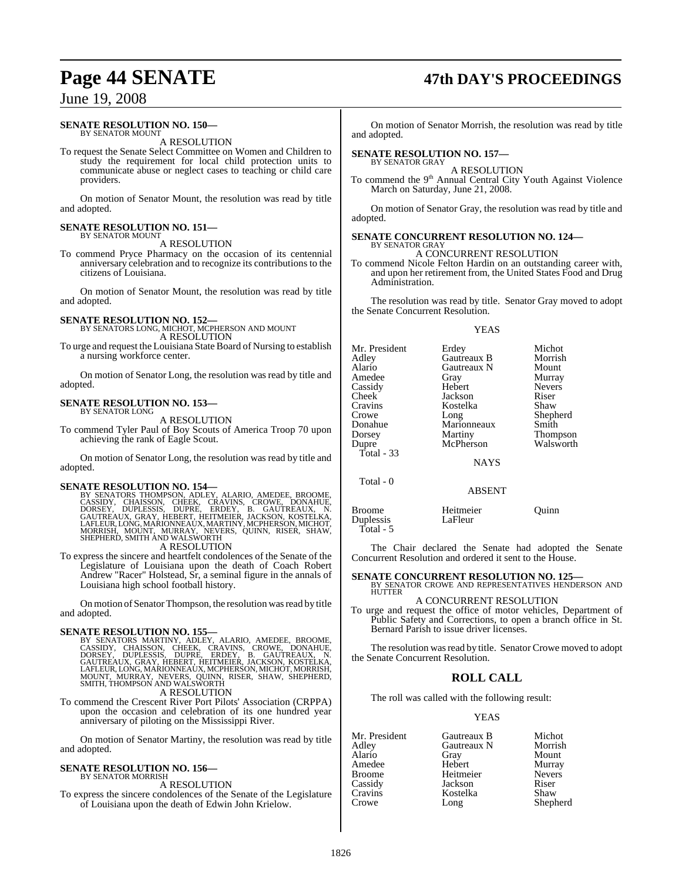**SENATE RESOLUTION NO. 150—**
BY SENATOR MOUNT

A RESOLUTION

To request the Senate Select Committee on Women and Children to study the requirement for local child protection units to communicate abuse or neglect cases to teaching or child care providers.

On motion of Senator Mount, the resolution was read by title and adopted.

**SENATE RESOLUTION NO. 151—**
BY SENATOR MOUNT

A RESOLUTION

To commend Pryce Pharmacy on the occasion of its centennial anniversary celebration and to recognize its contributions to the citizens of Louisiana.

On motion of Senator Mount, the resolution was read by title and adopted.

**SENATE RESOLUTION NO. 152—**
BY SENATORS LONG, MICHOT, MCPHERSON AND MOUNT

A RESOLUTION

To urge and request the Louisiana State Board of Nursing to establish a nursing workforce center.

On motion of Senator Long, the resolution was read by title and adopted.

**SENATE RESOLUTION NO. 153—**
BY SENATOR LONG

A RESOLUTION

To commend Tyler Paul of Boy Scouts of America Troop 70 upon achieving the rank of Eagle Scout.

On motion of Senator Long, the resolution was read by title and adopted.

**SENATE RESOLUTION NO. 154—**
BY SENATORS THOMPSON, ADLEY, ALARIO, AMEDEE, BROOME, CASSIDY, CHAISSON, CHEEK, CRAVINS, CROWE, DONAHUE, DORSEY, DUPLESSIS, DUPRE, ERDEY, B. GAUTREAUX, N. GAUTREAUX, GRAY, HEBERT, HEITMEIER, JACKSON, KOSTELKA, LAFLEUR, LONG, MARIONNEAUX, MARTINY, MCPHERSON, MICHOT, MORRISH, MOUNT, MURRAY, NEVERS, QUINN, RISER, SHAW, SHEPHERD, SMITH AND WALSWORTH

A RESOLUTION

To express the sincere and heartfelt condolences of the Senate of the Legislature of Louisiana upon the death of Coach Robert Andrew "Racer" Holstead, Sr, a seminal figure in the annals of Louisiana high school football history.

On motion of Senator Thompson, the resolution was read by title and adopted.

**SENATE RESOLUTION NO. 155—**
BY SENATORS MARTINY, ADLEY, ALARIO, AMEDEE, BROOME, CASSIDY, CHAISSON, CHEEK, CRAVINS, CROWE, DONAHUE, DORSEY, DUPLESSIS, DUPRE, ERDEY, B. GAUTREAUX, N. GAUTREAUX, GRAY, HEBERT, HEITMEIER, JACKSON, KOSTELKA, LAFLEUR, LONG, MARIONNEAUX, MCPHERSON, MICHOT, MORRISH, MOUNT, MURRAY, NEVERS, QUINN, RISER, SHAW, SHEPHERD, SMITH, THOMPSON AND WALSWORTH

A RESOLUTION

To commend the Crescent River Port Pilots' Association (CRPPA) upon the occasion and celebration of its one hundred year anniversary of piloting on the Mississippi River.

On motion of Senator Martiny, the resolution was read by title and adopted.

**SENATE RESOLUTION NO. 156—**
BY SENATOR MORRISH

A RESOLUTION

To express the sincere condolences of the Senate of the Legislature of Louisiana upon the death of Edwin John Krielow.

On motion of Senator Morrish, the resolution was read by title and adopted.

**SENATE RESOLUTION NO. 157—**
BY SENATOR GRAY

A RESOLUTION

To commend the 9th Annual Central City Youth Against Violence March on Saturday, June 21, 2008.

On motion of Senator Gray, the resolution was read by title and adopted.

**SENATE CONCURRENT RESOLUTION NO. 124—**
BY SENATOR GRAY

A CONCURRENT RESOLUTION

To commend Nicole Felton Hardin on an outstanding career with, and upon her retirement from, the United States Food and Drug Administration.

The resolution was read by title. Senator Gray moved to adopt the Senate Concurrent Resolution.

YEAS

| | | |
|---|---|---|
| Mr. President | Erdey | Michot |
| Adley | Gautreaux B | Morrish |
| Alario | Gautreaux N | Mount |
| Amedee | Gray | Murray |
| Cassidy | Hebert | Nevers |
| Cheek | Jackson | Riser |
| Cravins | Kostelka | Shaw |
| Crowe | Long | Shepherd |
| Donahue | Marionneaux | Smith |
| Dorsey | Martiny | Thompson |
| Dupre | McPherson | Walsworth |
| Total - 33 | | |

NAYS

Total - 0

ABSENT

| | | |
|---|---|---|
| Broome | Heitmeier | Quinn |
| Duplessis | LaFleur | |
| Total - 5 | | |

The Chair declared the Senate had adopted the Senate Concurrent Resolution and ordered it sent to the House.

**SENATE CONCURRENT RESOLUTION NO. 125—**
BY SENATOR CROWE AND REPRESENTATIVES HENDERSON AND HUTTER

A CONCURRENT RESOLUTION

To urge and request the office of motor vehicles, Department of Public Safety and Corrections, to open a branch office in St. Bernard Parish to issue driver licenses.

The resolution was read by title. Senator Crowe moved to adopt the Senate Concurrent Resolution.

## ROLL CALL

The roll was called with the following result:

YEAS

| | | |
|---|---|---|
| Mr. President | Gautreaux B | Michot |
| Adley | Gautreaux N | Morrish |
| Alario | Gray | Mount |
| Amedee | Hebert | Murray |
| Broome | Heitmeier | Nevers |
| Cassidy | Jackson | Riser |
| Cravins | Kostelka | Shaw |
| Crowe | Long | Shepherd |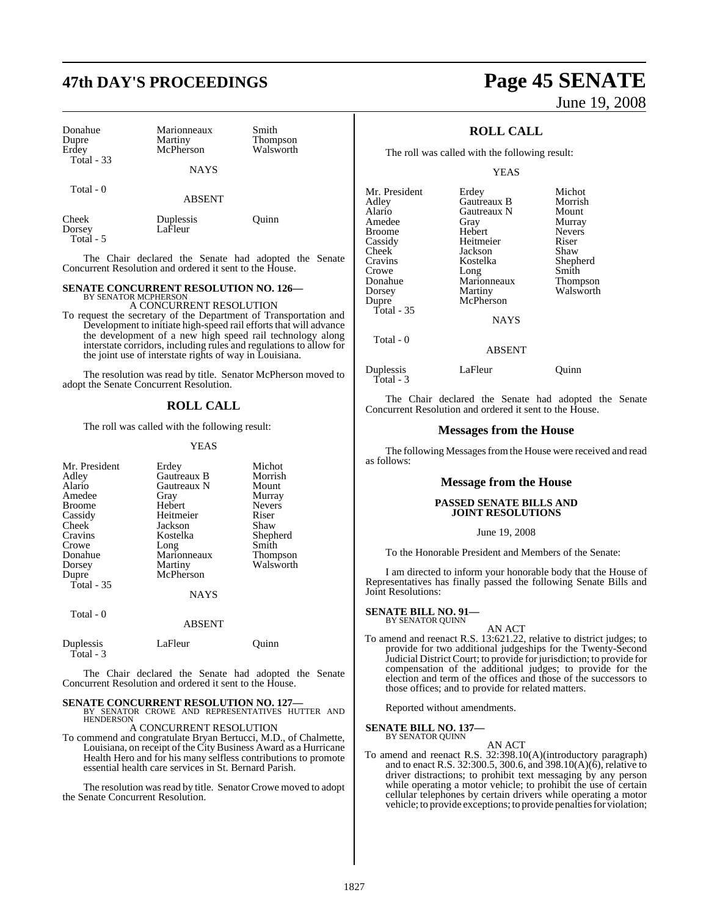| | | |
|---|---|---|
| Donahue | Marionneaux | Smith |
| Dupre | Martiny | Thompson |
| Erdey | McPherson | Walsworth |
| Total - 33 | | |

NAYS

Total - 0

ABSENT

| | | |
|---|---|---|
| Cheek | Duplessis | Quinn |
| Dorsey | LaFleur | |
| Total - 5 | | |

The Chair declared the Senate had adopted the Senate Concurrent Resolution and ordered it sent to the House.

**SENATE CONCURRENT RESOLUTION NO. 126—**
BY SENATOR MCPHERSON

A CONCURRENT RESOLUTION

To request the secretary of the Department of Transportation and Development to initiate high-speed rail efforts that will advance the development of a new high speed rail technology along interstate corridors, including rules and regulations to allow for the joint use of interstate rights of way in Louisiana.

The resolution was read by title. Senator McPherson moved to adopt the Senate Concurrent Resolution.

## ROLL CALL

The roll was called with the following result:

YEAS

| | | |
|---|---|---|
| Mr. President | Erdey | Michot |
| Adley | Gautreaux B | Morrish |
| Alario | Gautreaux N | Mount |
| Amedee | Gray | Murray |
| Broome | Hebert | Nevers |
| Cassidy | Heitmeier | Riser |
| Cheek | Jackson | Shaw |
| Cravins | Kostelka | Shepherd |
| Crowe | Long | Smith |
| Donahue | Marionneaux | Thompson |
| Dorsey | Martiny | Walsworth |
| Dupre | McPherson | |
| Total - 35 | | |

NAYS

Total - 0

ABSENT

| | | |
|---|---|---|
| Duplessis | LaFleur | Quinn |
| Total - 3 | | |

The Chair declared the Senate had adopted the Senate Concurrent Resolution and ordered it sent to the House.

**SENATE CONCURRENT RESOLUTION NO. 127—**
BY SENATOR CROWE AND REPRESENTATIVES HUTTER AND HENDERSON

A CONCURRENT RESOLUTION

To commend and congratulate Bryan Bertucci, M.D., of Chalmette, Louisiana, on receipt of the City Business Award as a Hurricane Health Hero and for his many selfless contributions to promote essential health care services in St. Bernard Parish.

The resolution was read by title. Senator Crowe moved to adopt the Senate Concurrent Resolution.

## ROLL CALL

The roll was called with the following result:

YEAS

| | | |
|---|---|---|
| Mr. President | Erdey | Michot |
| Adley | Gautreaux B | Morrish |
| Alario | Gautreaux N | Mount |
| Amedee | Gray | Murray |
| Broome | Hebert | Nevers |
| Cassidy | Heitmeier | Riser |
| Cheek | Jackson | Shaw |
| Cravins | Kostelka | Shepherd |
| Crowe | Long | Smith |
| Donahue | Marionneaux | Thompson |
| Dorsey | Martiny | Walsworth |
| Dupre | McPherson | |
| Total - 35 | | |

NAYS

Total - 0

ABSENT

| | | |
|---|---|---|
| Duplessis | LaFleur | Quinn |
| Total - 3 | | |

The Chair declared the Senate had adopted the Senate Concurrent Resolution and ordered it sent to the House.

## Messages from the House

The following Messages from the House were received and read as follows:

## Message from the House

**PASSED SENATE BILLS AND JOINT RESOLUTIONS**

June 19, 2008

To the Honorable President and Members of the Senate:

I am directed to inform your honorable body that the House of Representatives has finally passed the following Senate Bills and Joint Resolutions:

**SENATE BILL NO. 91—**
BY SENATOR QUINN

AN ACT

To amend and reenact R.S. 13:621.22, relative to district judges; to provide for two additional judgeships for the Twenty-Second Judicial District Court; to provide for jurisdiction; to provide for compensation of the additional judges; to provide for the election and term of the offices and those of the successors to those offices; and to provide for related matters.

Reported without amendments.

**SENATE BILL NO. 137—**
BY SENATOR QUINN

AN ACT

To amend and reenact R.S. 32:398.10(A)(introductory paragraph) and to enact R.S. 32:300.5, 300.6, and 398.10(A)(6), relative to driver distractions; to prohibit text messaging by any person while operating a motor vehicle; to prohibit the use of certain cellular telephones by certain drivers while operating a motor vehicle; to provide exceptions; to provide penalties for violation;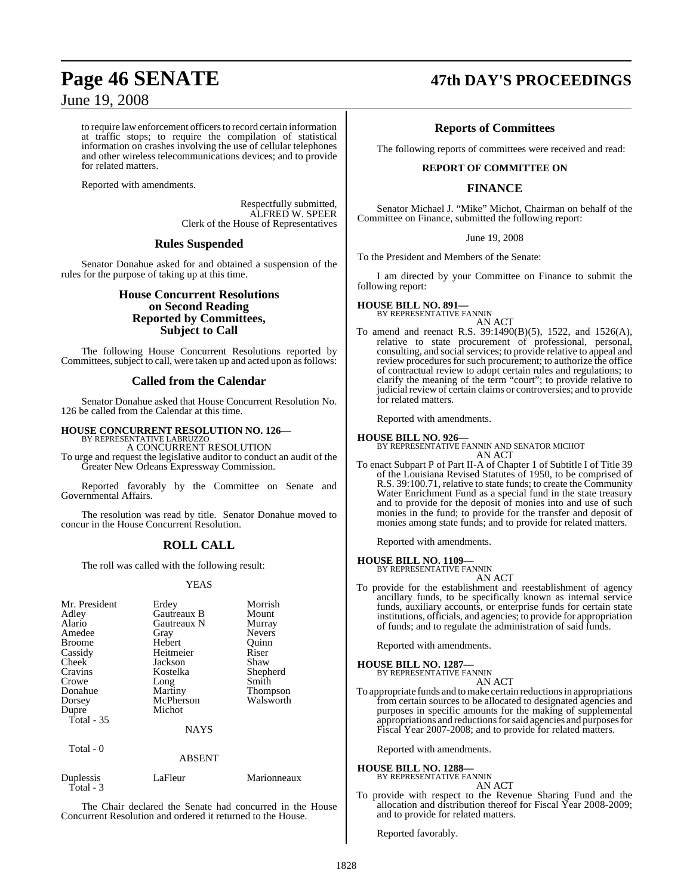to require law enforcement officers to record certain information at traffic stops; to require the compilation of statistical information on crashes involving the use of cellular telephones and other wireless telecommunications devices; and to provide for related matters.

Reported with amendments.

Respectfully submitted,
ALFRED W. SPEER
Clerk of the House of Representatives

## Rules Suspended

Senator Donahue asked for and obtained a suspension of the rules for the purpose of taking up at this time.

## House Concurrent Resolutions on Second Reading Reported by Committees, Subject to Call

The following House Concurrent Resolutions reported by Committees, subject to call, were taken up and acted upon as follows:

## Called from the Calendar

Senator Donahue asked that House Concurrent Resolution No. 126 be called from the Calendar at this time.

**HOUSE CONCURRENT RESOLUTION NO. 126—**
BY REPRESENTATIVE LABRUZZO
A CONCURRENT RESOLUTION

To urge and request the legislative auditor to conduct an audit of the Greater New Orleans Expressway Commission.

Reported favorably by the Committee on Senate and Governmental Affairs.

The resolution was read by title. Senator Donahue moved to concur in the House Concurrent Resolution.

## ROLL CALL

The roll was called with the following result:

YEAS

| | | |
|---|---|---|
| Mr. President | Erdey | Morrish |
| Adley | Gautreaux B | Mount |
| Alario | Gautreaux N | Murray |
| Amedee | Gray | Nevers |
| Broome | Hebert | Quinn |
| Cassidy | Heitmeier | Riser |
| Cheek | Jackson | Shaw |
| Cravins | Kostelka | Shepherd |
| Crowe | Long | Smith |
| Donahue | Martiny | Thompson |
| Dorsey | McPherson | Walsworth |
| Dupre | Michot | |

Total - 35

NAYS

Total - 0

ABSENT

| | | |
|---|---|---|
| Duplessis | LaFleur | Marionneaux |

Total - 3

The Chair declared the Senate had concurred in the House Concurrent Resolution and ordered it returned to the House.

## Reports of Committees

The following reports of committees were received and read:

### REPORT OF COMMITTEE ON

## FINANCE

Senator Michael J. "Mike" Michot, Chairman on behalf of the Committee on Finance, submitted the following report:

June 19, 2008

To the President and Members of the Senate:

I am directed by your Committee on Finance to submit the following report:

**HOUSE BILL NO. 891—**
BY REPRESENTATIVE FANNIN
AN ACT

To amend and reenact R.S. 39:1490(B)(5), 1522, and 1526(A), relative to state procurement of professional, personal, consulting, and social services; to provide relative to appeal and review procedures for such procurement; to authorize the office of contractual review to adopt certain rules and regulations; to clarify the meaning of the term "court"; to provide relative to judicial review of certain claims or controversies; and to provide for related matters.

Reported with amendments.

**HOUSE BILL NO. 926—**
BY REPRESENTATIVE FANNIN AND SENATOR MICHOT
AN ACT

To enact Subpart P of Part II-A of Chapter 1 of Subtitle I of Title 39 of the Louisiana Revised Statutes of 1950, to be comprised of R.S. 39:100.71, relative to state funds; to create the Community Water Enrichment Fund as a special fund in the state treasury and to provide for the deposit of monies into and use of such monies in the fund; to provide for the transfer and deposit of monies among state funds; and to provide for related matters.

Reported with amendments.

**HOUSE BILL NO. 1109—**
BY REPRESENTATIVE FANNIN
AN ACT

To provide for the establishment and reestablishment of agency ancillary funds, to be specifically known as internal service funds, auxiliary accounts, or enterprise funds for certain state institutions, officials, and agencies; to provide for appropriation of funds; and to regulate the administration of said funds.

Reported with amendments.

**HOUSE BILL NO. 1287—**
BY REPRESENTATIVE FANNIN
AN ACT

To appropriate funds and to make certain reductions in appropriations from certain sources to be allocated to designated agencies and purposes in specific amounts for the making of supplemental appropriations and reductions for said agencies and purposes for Fiscal Year 2007-2008; and to provide for related matters.

Reported with amendments.

**HOUSE BILL NO. 1288—**
BY REPRESENTATIVE FANNIN
AN ACT

To provide with respect to the Revenue Sharing Fund and the allocation and distribution thereof for Fiscal Year 2008-2009; and to provide for related matters.

Reported favorably.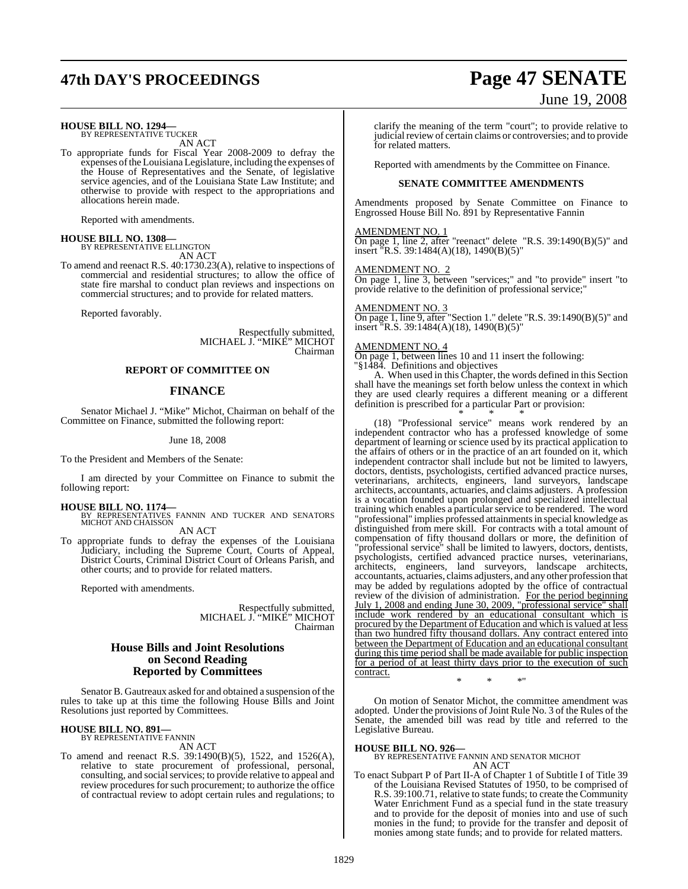**HOUSE BILL NO. 1294—**
BY REPRESENTATIVE TUCKER

AN ACT

To appropriate funds for Fiscal Year 2008-2009 to defray the expenses of the Louisiana Legislature, including the expenses of the House of Representatives and the Senate, of legislative service agencies, and of the Louisiana State Law Institute; and otherwise to provide with respect to the appropriations and allocations herein made.

Reported with amendments.

**HOUSE BILL NO. 1308—**
BY REPRESENTATIVE ELLINGTON

AN ACT

To amend and reenact R.S. 40:1730.23(A), relative to inspections of commercial and residential structures; to allow the office of state fire marshal to conduct plan reviews and inspections on commercial structures; and to provide for related matters.

Reported favorably.

Respectfully submitted,
MICHAEL J. "MIKE" MICHOT
Chairman

## REPORT OF COMMITTEE ON

## FINANCE

Senator Michael J. "Mike" Michot, Chairman on behalf of the Committee on Finance, submitted the following report:

June 18, 2008

To the President and Members of the Senate:

I am directed by your Committee on Finance to submit the following report:

**HOUSE BILL NO. 1174—**
BY REPRESENTATIVES FANNIN AND TUCKER AND SENATORS MICHOT AND CHAISSON

AN ACT

To appropriate funds to defray the expenses of the Louisiana Judiciary, including the Supreme Court, Courts of Appeal, District Courts, Criminal District Court of Orleans Parish, and other courts; and to provide for related matters.

Reported with amendments.

Respectfully submitted,
MICHAEL J. "MIKE" MICHOT
Chairman

## House Bills and Joint Resolutions on Second Reading Reported by Committees

Senator B. Gautreaux asked for and obtained a suspension of the rules to take up at this time the following House Bills and Joint Resolutions just reported by Committees.

**HOUSE BILL NO. 891—**
BY REPRESENTATIVE FANNIN

AN ACT

To amend and reenact R.S. 39:1490(B)(5), 1522, and 1526(A), relative to state procurement of professional, personal, consulting, and social services; to provide relative to appeal and review procedures for such procurement; to authorize the office of contractual review to adopt certain rules and regulations; to clarify the meaning of the term "court"; to provide relative to judicial review of certain claims or controversies; and to provide for related matters.

Reported with amendments by the Committee on Finance.

### SENATE COMMITTEE AMENDMENTS

Amendments proposed by Senate Committee on Finance to Engrossed House Bill No. 891 by Representative Fannin

AMENDMENT NO. 1
On page 1, line 2, after "reenact" delete "R.S. 39:1490(B)(5)" and insert "R.S. 39:1484(A)(18), 1490(B)(5)"

AMENDMENT NO. 2
On page 1, line 3, between "services;" and "to provide" insert "to provide relative to the definition of professional service;"

AMENDMENT NO. 3
On page 1, line 9, after "Section 1." delete "R.S. 39:1490(B)(5)" and insert "R.S. 39:1484(A)(18), 1490(B)(5)"

AMENDMENT NO. 4
On page 1, between lines 10 and 11 insert the following:
"§1484. Definitions and objectives

A. When used in this Chapter, the words defined in this Section shall have the meanings set forth below unless the context in which they are used clearly requires a different meaning or a different definition is prescribed for a particular Part or provision:

\* \* \*

(18) "Professional service" means work rendered by an independent contractor who has a professed knowledge of some department of learning or science used by its practical application to the affairs of others or in the practice of an art founded on it, which independent contractor shall include but not be limited to lawyers, doctors, dentists, psychologists, certified advanced practice nurses, veterinarians, architects, engineers, land surveyors, landscape architects, accountants, actuaries, and claims adjusters. A profession is a vocation founded upon prolonged and specialized intellectual training which enables a particular service to be rendered. The word "professional" implies professed attainments in special knowledge as distinguished from mere skill. For contracts with a total amount of compensation of fifty thousand dollars or more, the definition of "professional service" shall be limited to lawyers, doctors, dentists, psychologists, certified advanced practice nurses, veterinarians, architects, engineers, land surveyors, landscape architects, accountants, actuaries, claims adjusters, and any other profession that may be added by regulations adopted by the office of contractual review of the division of administration. <u>For the period beginning July 1, 2008 and ending June 30, 2009, "professional service" shall include work rendered by an educational consultant which is procured by the Department of Education and which is valued at less than two hundred fifty thousand dollars. Any contract entered into between the Department of Education and an educational consultant during this time period shall be made available for public inspection for a period of at least thirty days prior to the execution of such contract.</u>

\* \* \*"

On motion of Senator Michot, the committee amendment was adopted. Under the provisions of Joint Rule No. 3 of the Rules of the Senate, the amended bill was read by title and referred to the Legislative Bureau.

**HOUSE BILL NO. 926—**
BY REPRESENTATIVE FANNIN AND SENATOR MICHOT

AN ACT

To enact Subpart P of Part II-A of Chapter 1 of Subtitle I of Title 39 of the Louisiana Revised Statutes of 1950, to be comprised of R.S. 39:100.71, relative to state funds; to create the Community Water Enrichment Fund as a special fund in the state treasury and to provide for the deposit of monies into and use of such monies in the fund; to provide for the transfer and deposit of monies among state funds; and to provide for related matters.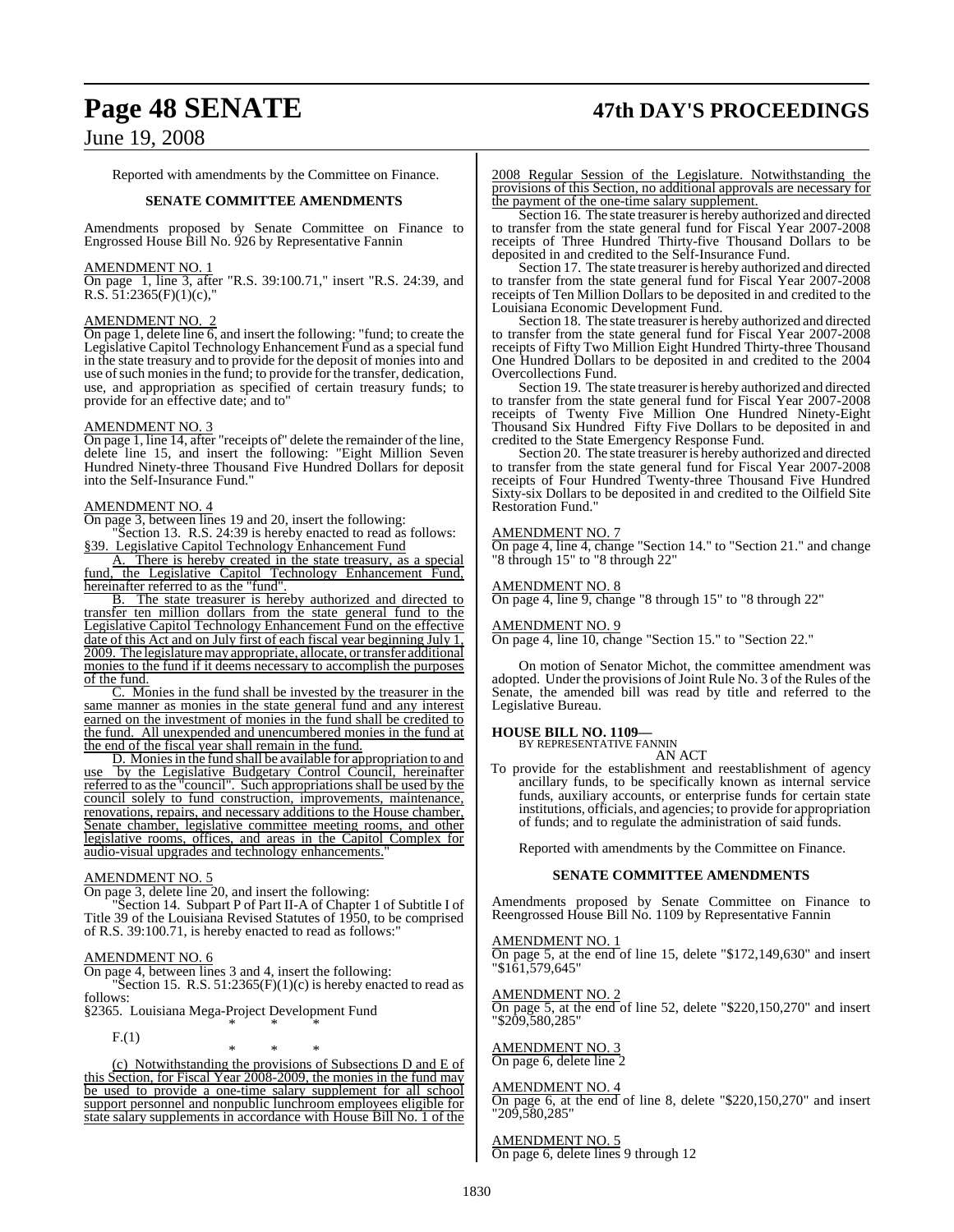Reported with amendments by the Committee on Finance.

**SENATE COMMITTEE AMENDMENTS**

Amendments proposed by Senate Committee on Finance to Engrossed House Bill No. 926 by Representative Fannin

AMENDMENT NO. 1
On page 1, line 3, after "R.S. 39:100.71," insert "R.S. 24:39, and R.S. 51:2365(F)(1)(c),"

AMENDMENT NO. 2
On page 1, delete line 6, and insert the following: "fund; to create the Legislative Capitol Technology Enhancement Fund as a special fund in the state treasury and to provide for the deposit of monies into and use of such monies in the fund; to provide for the transfer, dedication, use, and appropriation as specified of certain treasury funds; to provide for an effective date; and to"

AMENDMENT NO. 3
On page 1, line 14, after "receipts of" delete the remainder of the line, delete line 15, and insert the following: "Eight Million Seven Hundred Ninety-three Thousand Five Hundred Dollars for deposit into the Self-Insurance Fund."

AMENDMENT NO. 4
On page 3, between lines 19 and 20, insert the following:

"Section 13. R.S. 24:39 is hereby enacted to read as follows:

§39. Legislative Capitol Technology Enhancement Fund

A. There is hereby created in the state treasury, as a special fund, the Legislative Capitol Technology Enhancement Fund, hereinafter referred to as the "fund".

B. The state treasurer is hereby authorized and directed to transfer ten million dollars from the state general fund to the Legislative Capitol Technology Enhancement Fund on the effective date of this Act and on July first of each fiscal year beginning July 1, 2009. The legislature may appropriate, allocate, or transfer additional monies to the fund if it deems necessary to accomplish the purposes of the fund.

C. Monies in the fund shall be invested by the treasurer in the same manner as monies in the state general fund and any interest earned on the investment of monies in the fund shall be credited to the fund. All unexpended and unencumbered monies in the fund at the end of the fiscal year shall remain in the fund.

D. Monies in the fund shall be available for appropriation to and use by the Legislative Budgetary Control Council, hereinafter referred to as the "council". Such appropriations shall be used by the council solely to fund construction, improvements, maintenance, renovations, repairs, and necessary additions to the House chamber, Senate chamber, legislative committee meeting rooms, and other legislative rooms, offices, and areas in the Capitol Complex for audio-visual upgrades and technology enhancements."

AMENDMENT NO. 5
On page 3, delete line 20, and insert the following:

"Section 14. Subpart P of Part II-A of Chapter 1 of Subtitle I of Title 39 of the Louisiana Revised Statutes of 1950, to be comprised of R.S. 39:100.71, is hereby enacted to read as follows:"

AMENDMENT NO. 6
On page 4, between lines 3 and 4, insert the following:

"Section 15. R.S. 51:2365(F)(1)(c) is hereby enacted to read as follows:

§2365. Louisiana Mega-Project Development Fund

\* \* \*

F.(1)

\* \* \*

(c) Notwithstanding the provisions of Subsections D and E of this Section, for Fiscal Year 2008-2009, the monies in the fund may be used to provide a one-time salary supplement for all school support personnel and nonpublic lunchroom employees eligible for state salary supplements in accordance with House Bill No. 1 of the 2008 Regular Session of the Legislature. Notwithstanding the provisions of this Section, no additional approvals are necessary for the payment of the one-time salary supplement.

Section 16. The state treasurer is hereby authorized and directed to transfer from the state general fund for Fiscal Year 2007-2008 receipts of Three Hundred Thirty-five Thousand Dollars to be deposited in and credited to the Self-Insurance Fund.

Section 17. The state treasurer is hereby authorized and directed to transfer from the state general fund for Fiscal Year 2007-2008 receipts of Ten Million Dollars to be deposited in and credited to the Louisiana Economic Development Fund.

Section 18. The state treasurer is hereby authorized and directed to transfer from the state general fund for Fiscal Year 2007-2008 receipts of Fifty Two Million Eight Hundred Thirty-three Thousand One Hundred Dollars to be deposited in and credited to the 2004 Overcollections Fund.

Section 19. The state treasurer is hereby authorized and directed to transfer from the state general fund for Fiscal Year 2007-2008 receipts of Twenty Five Million One Hundred Ninety-Eight Thousand Six Hundred Fifty Five Dollars to be deposited in and credited to the State Emergency Response Fund.

Section 20. The state treasurer is hereby authorized and directed to transfer from the state general fund for Fiscal Year 2007-2008 receipts of Four Hundred Twenty-three Thousand Five Hundred Sixty-six Dollars to be deposited in and credited to the Oilfield Site Restoration Fund."

AMENDMENT NO. 7
On page 4, line 4, change "Section 14." to "Section 21." and change "8 through 15" to "8 through 22"

AMENDMENT NO. 8
On page 4, line 9, change "8 through 15" to "8 through 22"

AMENDMENT NO. 9
On page 4, line 10, change "Section 15." to "Section 22."

On motion of Senator Michot, the committee amendment was adopted. Under the provisions of Joint Rule No. 3 of the Rules of the Senate, the amended bill was read by title and referred to the Legislative Bureau.

**HOUSE BILL NO. 1109—**
BY REPRESENTATIVE FANNIN

AN ACT

To provide for the establishment and reestablishment of agency ancillary funds, to be specifically known as internal service funds, auxiliary accounts, or enterprise funds for certain state institutions, officials, and agencies; to provide for appropriation of funds; and to regulate the administration of said funds.

Reported with amendments by the Committee on Finance.

**SENATE COMMITTEE AMENDMENTS**

Amendments proposed by Senate Committee on Finance to Reengrossed House Bill No. 1109 by Representative Fannin

AMENDMENT NO. 1
On page 5, at the end of line 15, delete "$172,149,630" and insert "$161,579,645"

AMENDMENT NO. 2
On page 5, at the end of line 52, delete "$220,150,270" and insert "$209,580,285"

AMENDMENT NO. 3
On page 6, delete line 2

AMENDMENT NO. 4
On page 6, at the end of line 8, delete "$220,150,270" and insert "209,580,285"

AMENDMENT NO. 5
On page 6, delete lines 9 through 12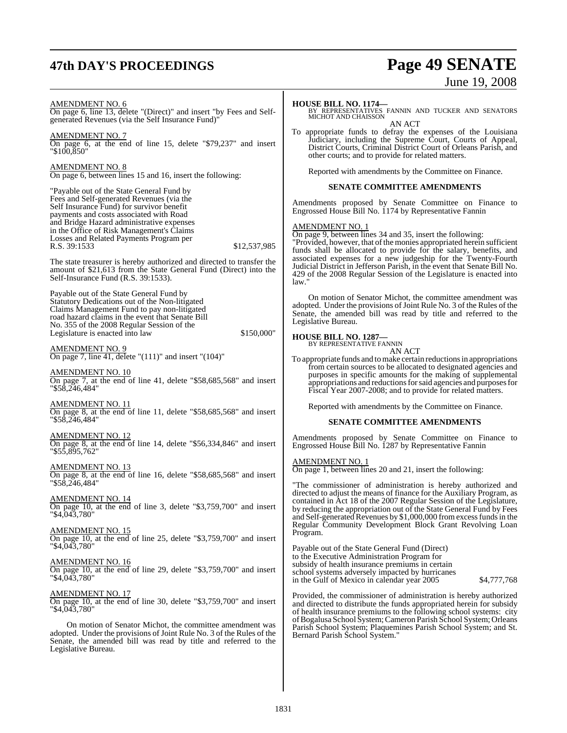AMENDMENT NO. 6
On page 6, line 13, delete "(Direct)" and insert "by Fees and Self-generated Revenues (via the Self Insurance Fund)"

AMENDMENT NO. 7
On page 6, at the end of line 15, delete "$79,237" and insert "$100,850"

AMENDMENT NO. 8
On page 6, between lines 15 and 16, insert the following:

"Payable out of the State General Fund by Fees and Self-generated Revenues (via the Self Insurance Fund) for survivor benefit payments and costs associated with Road and Bridge Hazard administrative expenses in the Office of Risk Management's Claims Losses and Related Payments Program per R.S. 39:1533 $12,537,985

The state treasurer is hereby authorized and directed to transfer the amount of $21,613 from the State General Fund (Direct) into the Self-Insurance Fund (R.S. 39:1533).

Payable out of the State General Fund by Statutory Dedications out of the Non-litigated Claims Management Fund to pay non-litigated road hazard claims in the event that Senate Bill No. 355 of the 2008 Regular Session of the Legislature is enacted into law $150,000"

AMENDMENT NO. 9
On page 7, line 41, delete "(111)" and insert "(104)"

AMENDMENT NO. 10
On page 7, at the end of line 41, delete "$58,685,568" and insert "$58,246,484"

AMENDMENT NO. 11
On page 8, at the end of line 11, delete "$58,685,568" and insert "$58,246,484"

AMENDMENT NO. 12
On page 8, at the end of line 14, delete "$56,334,846" and insert "$55,895,762"

AMENDMENT NO. 13
On page 8, at the end of line 16, delete "$58,685,568" and insert "$58,246,484"

AMENDMENT NO. 14
On page 10, at the end of line 3, delete "$3,759,700" and insert "$4,043,780"

AMENDMENT NO. 15
On page 10, at the end of line 25, delete "$3,759,700" and insert "$4,043,780"

AMENDMENT NO. 16
On page 10, at the end of line 29, delete "$3,759,700" and insert "$4,043,780"

AMENDMENT NO. 17
On page 10, at the end of line 30, delete "$3,759,700" and insert "$4,043,780"

On motion of Senator Michot, the committee amendment was adopted. Under the provisions of Joint Rule No. 3 of the Rules of the Senate, the amended bill was read by title and referred to the Legislative Bureau.

**HOUSE BILL NO. 1174—**
BY REPRESENTATIVES FANNIN AND TUCKER AND SENATORS MICHOT AND CHAISSON

AN ACT

To appropriate funds to defray the expenses of the Louisiana Judiciary, including the Supreme Court, Courts of Appeal, District Courts, Criminal District Court of Orleans Parish, and other courts; and to provide for related matters.

Reported with amendments by the Committee on Finance.

**SENATE COMMITTEE AMENDMENTS**

Amendments proposed by Senate Committee on Finance to Engrossed House Bill No. 1174 by Representative Fannin

AMENDMENT NO. 1
On page 9, between lines 34 and 35, insert the following:
"Provided, however, that of the monies appropriated herein sufficient funds shall be allocated to provide for the salary, benefits, and associated expenses for a new judgeship for the Twenty-Fourth Judicial District in Jefferson Parish, in the event that Senate Bill No. 429 of the 2008 Regular Session of the Legislature is enacted into law."

On motion of Senator Michot, the committee amendment was adopted. Under the provisions of Joint Rule No. 3 of the Rules of the Senate, the amended bill was read by title and referred to the Legislative Bureau.

**HOUSE BILL NO. 1287—**
BY REPRESENTATIVE FANNIN

AN ACT

To appropriate funds and to make certain reductions in appropriations from certain sources to be allocated to designated agencies and purposes in specific amounts for the making of supplemental appropriations and reductions for said agencies and purposes for Fiscal Year 2007-2008; and to provide for related matters.

Reported with amendments by the Committee on Finance.

**SENATE COMMITTEE AMENDMENTS**

Amendments proposed by Senate Committee on Finance to Engrossed House Bill No. 1287 by Representative Fannin

AMENDMENT NO. 1
On page 1, between lines 20 and 21, insert the following:

"The commissioner of administration is hereby authorized and directed to adjust the means of finance for the Auxiliary Program, as contained in Act 18 of the 2007 Regular Session of the Legislature, by reducing the appropriation out of the State General Fund by Fees and Self-generated Revenues by $1,000,000 from excess funds in the Regular Community Development Block Grant Revolving Loan Program.

Payable out of the State General Fund (Direct) to the Executive Administration Program for subsidy of health insurance premiums in certain school systems adversely impacted by hurricanes in the Gulf of Mexico in calendar year 2005 $4,777,768

Provided, the commissioner of administration is hereby authorized and directed to distribute the funds appropriated herein for subsidy of health insurance premiums to the following school systems: city of Bogalusa School System; Cameron Parish School System; Orleans Parish School System; Plaquemines Parish School System; and St. Bernard Parish School System."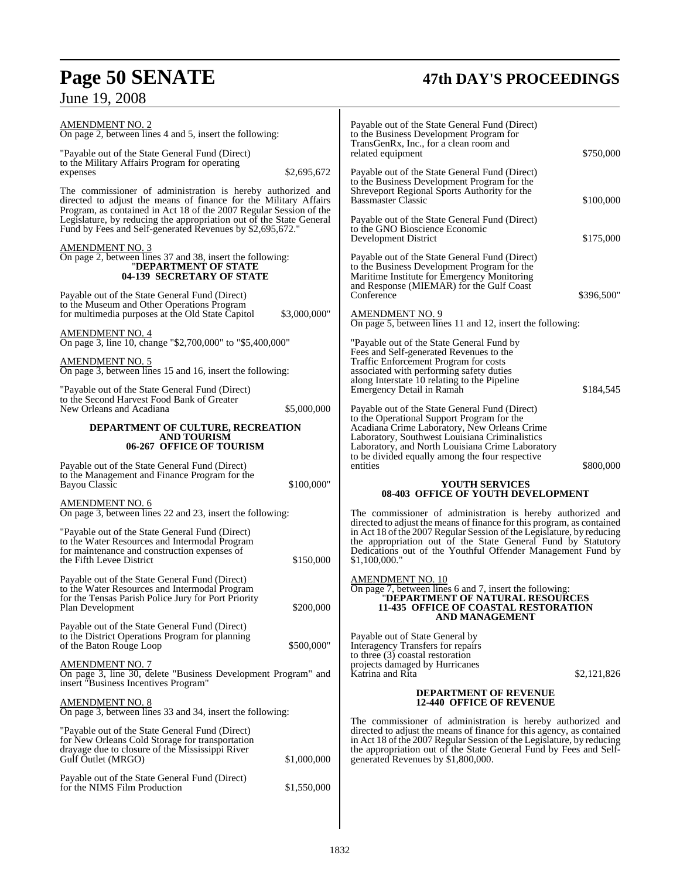AMENDMENT NO. 2
On page 2, between lines 4 and 5, insert the following:

"Payable out of the State General Fund (Direct) to the Military Affairs Program for operating expenses $2,695,672

The commissioner of administration is hereby authorized and directed to adjust the means of finance for the Military Affairs Program, as contained in Act 18 of the 2007 Regular Session of the Legislature, by reducing the appropriation out of the State General Fund by Fees and Self-generated Revenues by $2,695,672."

AMENDMENT NO. 3
On page 2, between lines 37 and 38, insert the following:

"**DEPARTMENT OF STATE**
**04-139 SECRETARY OF STATE**

Payable out of the State General Fund (Direct) to the Museum and Other Operations Program for multimedia purposes at the Old State Capitol $3,000,000"

AMENDMENT NO. 4
On page 3, line 10, change "$2,700,000" to "$5,400,000"

AMENDMENT NO. 5
On page 3, between lines 15 and 16, insert the following:

"Payable out of the State General Fund (Direct) to the Second Harvest Food Bank of Greater New Orleans and Acadiana $5,000,000

**DEPARTMENT OF CULTURE, RECREATION AND TOURISM**
**06-267 OFFICE OF TOURISM**

Payable out of the State General Fund (Direct) to the Management and Finance Program for the Bayou Classic $100,000"

AMENDMENT NO. 6
On page 3, between lines 22 and 23, insert the following:

"Payable out of the State General Fund (Direct) to the Water Resources and Intermodal Program for maintenance and construction expenses of the Fifth Levee District $150,000

Payable out of the State General Fund (Direct) to the Water Resources and Intermodal Program for the Tensas Parish Police Jury for Port Priority Plan Development $200,000

Payable out of the State General Fund (Direct) to the District Operations Program for planning of the Baton Rouge Loop $500,000"

AMENDMENT NO. 7
On page 3, line 30, delete "Business Development Program" and insert "Business Incentives Program"

AMENDMENT NO. 8
On page 3, between lines 33 and 34, insert the following:

"Payable out of the State General Fund (Direct) for New Orleans Cold Storage for transportation drayage due to closure of the Mississippi River Gulf Outlet (MRGO) $1,000,000

Payable out of the State General Fund (Direct) for the NIMS Film Production $1,550,000

Payable out of the State General Fund (Direct) to the Business Development Program for TransGenRx, Inc., for a clean room and related equipment $750,000

Payable out of the State General Fund (Direct) to the Business Development Program for the Shreveport Regional Sports Authority for the Bassmaster Classic $100,000

Payable out of the State General Fund (Direct) to the GNO Bioscience Economic Development District $175,000

Payable out of the State General Fund (Direct) to the Business Development Program for the Maritime Institute for Emergency Monitoring and Response (MIEMAR) for the Gulf Coast Conference $396,500"

AMENDMENT NO. 9
On page 5, between lines 11 and 12, insert the following:

"Payable out of the State General Fund by Fees and Self-generated Revenues to the Traffic Enforcement Program for costs associated with performing safety duties along Interstate 10 relating to the Pipeline Emergency Detail in Ramah $184,545

Payable out of the State General Fund (Direct) to the Operational Support Program for the Acadiana Crime Laboratory, New Orleans Crime Laboratory, Southwest Louisiana Criminalistics Laboratory, and North Louisiana Crime Laboratory to be divided equally among the four respective entities $800,000

**YOUTH SERVICES**
**08-403 OFFICE OF YOUTH DEVELOPMENT**

The commissioner of administration is hereby authorized and directed to adjust the means of finance for this program, as contained in Act 18 of the 2007 Regular Session of the Legislature, by reducing the appropriation out of the State General Fund by Statutory Dedications out of the Youthful Offender Management Fund by $1,100,000."

AMENDMENT NO. 10
On page 7, between lines 6 and 7, insert the following:

"**DEPARTMENT OF NATURAL RESOURCES**
**11-435 OFFICE OF COASTAL RESTORATION AND MANAGEMENT**

Payable out of State General by Interagency Transfers for repairs to three (3) coastal restoration projects damaged by Hurricanes Katrina and Rita $2,121,826

**DEPARTMENT OF REVENUE**
**12-440 OFFICE OF REVENUE**

The commissioner of administration is hereby authorized and directed to adjust the means of finance for this agency, as contained in Act 18 of the 2007 Regular Session of the Legislature, by reducing the appropriation out of the State General Fund by Fees and Self-generated Revenues by $1,800,000.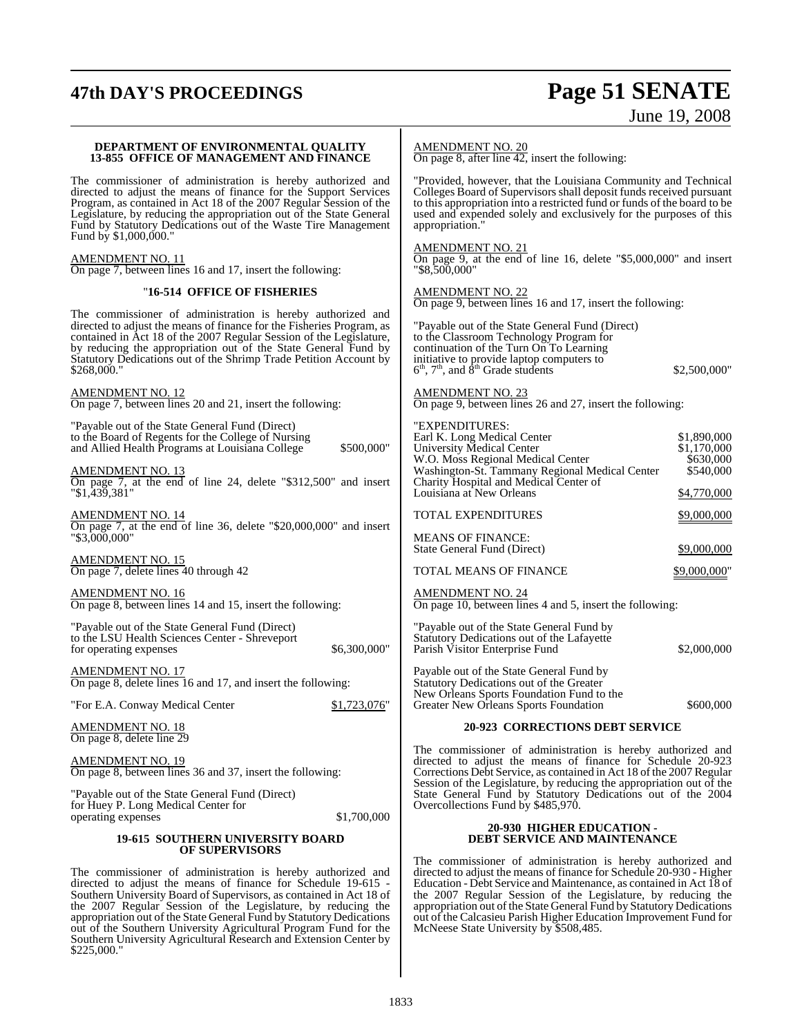**DEPARTMENT OF ENVIRONMENTAL QUALITY**
**13-855 OFFICE OF MANAGEMENT AND FINANCE**

The commissioner of administration is hereby authorized and directed to adjust the means of finance for the Support Services Program, as contained in Act 18 of the 2007 Regular Session of the Legislature, by reducing the appropriation out of the State General Fund by Statutory Dedications out of the Waste Tire Management Fund by $1,000,000."

AMENDMENT NO. 11
On page 7, between lines 16 and 17, insert the following:

"**16-514 OFFICE OF FISHERIES**

The commissioner of administration is hereby authorized and directed to adjust the means of finance for the Fisheries Program, as contained in Act 18 of the 2007 Regular Session of the Legislature, by reducing the appropriation out of the State General Fund by Statutory Dedications out of the Shrimp Trade Petition Account by $268,000."

AMENDMENT NO. 12
On page 7, between lines 20 and 21, insert the following:

"Payable out of the State General Fund (Direct) to the Board of Regents for the College of Nursing and Allied Health Programs at Louisiana College $500,000"

AMENDMENT NO. 13
On page 7, at the end of line 24, delete "$312,500" and insert "$1,439,381"

AMENDMENT NO. 14
On page 7, at the end of line 36, delete "$20,000,000" and insert "$3,000,000"

AMENDMENT NO. 15
On page 7, delete lines 40 through 42

AMENDMENT NO. 16
On page 8, between lines 14 and 15, insert the following:

"Payable out of the State General Fund (Direct) to the LSU Health Sciences Center - Shreveport for operating expenses $6,300,000"

AMENDMENT NO. 17
On page 8, delete lines 16 and 17, and insert the following:

"For E.A. Conway Medical Center $1,723,076"

AMENDMENT NO. 18
On page 8, delete line 29

AMENDMENT NO. 19
On page 8, between lines 36 and 37, insert the following:

"Payable out of the State General Fund (Direct) for Huey P. Long Medical Center for operating expenses $1,700,000

**19-615 SOUTHERN UNIVERSITY BOARD OF SUPERVISORS**

The commissioner of administration is hereby authorized and directed to adjust the means of finance for Schedule 19-615 - Southern University Board of Supervisors, as contained in Act 18 of the 2007 Regular Session of the Legislature, by reducing the appropriation out of the State General Fund by Statutory Dedications out of the Southern University Agricultural Program Fund for the Southern University Agricultural Research and Extension Center by $225,000."

AMENDMENT NO. 20
On page 8, after line 42, insert the following:

"Provided, however, that the Louisiana Community and Technical Colleges Board of Supervisors shall deposit funds received pursuant to this appropriation into a restricted fund or funds of the board to be used and expended solely and exclusively for the purposes of this appropriation."

AMENDMENT NO. 21
On page 9, at the end of line 16, delete "$5,000,000" and insert "$8,500,000"

AMENDMENT NO. 22
On page 9, between lines 16 and 17, insert the following:

"Payable out of the State General Fund (Direct) to the Classroom Technology Program for continuation of the Turn On To Learning initiative to provide laptop computers to $6^{th}$, $7^{th}$, and $8^{th}$ Grade students $2,500,000"

AMENDMENT NO. 23
On page 9, between lines 26 and 27, insert the following:

| "EXPENDITURES: | |
|---|---|
| Earl K. Long Medical Center | $1,890,000 |
| University Medical Center | $1,170,000 |
| W.O. Moss Regional Medical Center | $630,000 |
| Washington-St. Tammany Regional Medical Center | $540,000 |
| Charity Hospital and Medical Center of Louisiana at New Orleans | $4,770,000 |
| TOTAL EXPENDITURES | $9,000,000 |
| MEANS OF FINANCE: | |
| State General Fund (Direct) | $9,000,000 |
| TOTAL MEANS OF FINANCE | $9,000,000" |

AMENDMENT NO. 24
On page 10, between lines 4 and 5, insert the following:

"Payable out of the State General Fund by Statutory Dedications out of the Lafayette Parish Visitor Enterprise Fund $2,000,000

Payable out of the State General Fund by Statutory Dedications out of the Greater New Orleans Sports Foundation Fund to the Greater New Orleans Sports Foundation $600,000

**20-923 CORRECTIONS DEBT SERVICE**

The commissioner of administration is hereby authorized and directed to adjust the means of finance for Schedule 20-923 Corrections Debt Service, as contained in Act 18 of the 2007 Regular Session of the Legislature, by reducing the appropriation out of the State General Fund by Statutory Dedications out of the 2004 Overcollections Fund by $485,970.

**20-930 HIGHER EDUCATION - DEBT SERVICE AND MAINTENANCE**

The commissioner of administration is hereby authorized and directed to adjust the means of finance for Schedule 20-930 - Higher Education - Debt Service and Maintenance, as contained in Act 18 of the 2007 Regular Session of the Legislature, by reducing the appropriation out of the State General Fund by Statutory Dedications out of the Calcasieu Parish Higher Education Improvement Fund for McNeese State University by $508,485.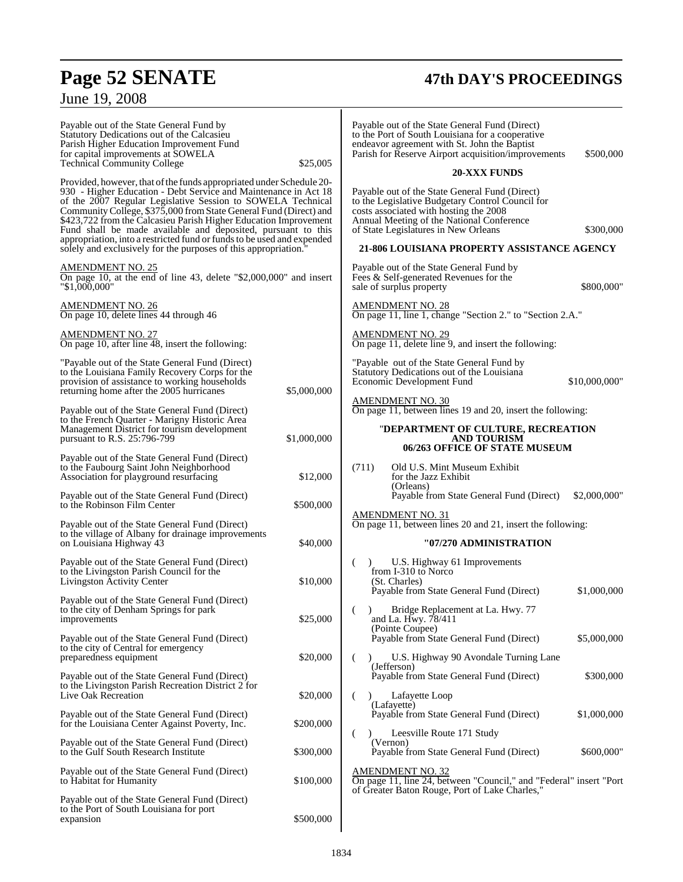Payable out of the State General Fund by Statutory Dedications out of the Calcasieu Parish Higher Education Improvement Fund for capital improvements at SOWELA Technical Community College $25,005

Provided, however, that of the funds appropriated under Schedule 20-930 - Higher Education - Debt Service and Maintenance in Act 18 of the 2007 Regular Legislative Session to SOWELA Technical Community College, $375,000 from State General Fund (Direct) and $423,722 from the Calcasieu Parish Higher Education Improvement Fund shall be made available and deposited, pursuant to this appropriation, into a restricted fund or funds to be used and expended solely and exclusively for the purposes of this appropriation."

AMENDMENT NO. 25
On page 10, at the end of line 43, delete "$2,000,000" and insert "$1,000,000"

AMENDMENT NO. 26
On page 10, delete lines 44 through 46

AMENDMENT NO. 27
On page 10, after line 48, insert the following:

"Payable out of the State General Fund (Direct) to the Louisiana Family Recovery Corps for the provision of assistance to working households returning home after the 2005 hurricanes $5,000,000

Payable out of the State General Fund (Direct) to the French Quarter - Marigny Historic Area Management District for tourism development pursuant to R.S. 25:796-799 $1,000,000

Payable out of the State General Fund (Direct) to the Faubourg Saint John Neighborhood Association for playground resurfacing $12,000

Payable out of the State General Fund (Direct) to the Robinson Film Center $500,000

Payable out of the State General Fund (Direct) to the village of Albany for drainage improvements on Louisiana Highway 43 $40,000

Payable out of the State General Fund (Direct) to the Livingston Parish Council for the Livingston Activity Center $10,000

Payable out of the State General Fund (Direct) to the city of Denham Springs for park improvements $25,000

Payable out of the State General Fund (Direct) to the city of Central for emergency preparedness equipment $20,000

Payable out of the State General Fund (Direct) to the Livingston Parish Recreation District 2 for Live Oak Recreation $20,000

Payable out of the State General Fund (Direct) for the Louisiana Center Against Poverty, Inc. $200,000

Payable out of the State General Fund (Direct) to the Gulf South Research Institute $300,000

Payable out of the State General Fund (Direct) to Habitat for Humanity $100,000

Payable out of the State General Fund (Direct) to the Port of South Louisiana for port expansion $500,000

Payable out of the State General Fund (Direct) to the Port of South Louisiana for a cooperative endeavor agreement with St. John the Baptist Parish for Reserve Airport acquisition/improvements $500,000

**20-XXX FUNDS**

Payable out of the State General Fund (Direct) to the Legislative Budgetary Control Council for costs associated with hosting the 2008 Annual Meeting of the National Conference of State Legislatures in New Orleans $300,000

**21-806 LOUISIANA PROPERTY ASSISTANCE AGENCY**

Payable out of the State General Fund by Fees & Self-generated Revenues for the sale of surplus property $800,000"

AMENDMENT NO. 28
On page 11, line 1, change "Section 2." to "Section 2.A."

AMENDMENT NO. 29
On page 11, delete line 9, and insert the following:

"Payable out of the State General Fund by Statutory Dedications out of the Louisiana Economic Development Fund $10,000,000"

AMENDMENT NO. 30
On page 11, between lines 19 and 20, insert the following:

"**DEPARTMENT OF CULTURE, RECREATION AND TOURISM**
**06/263 OFFICE OF STATE MUSEUM**

(711) Old U.S. Mint Museum Exhibit for the Jazz Exhibit
(Orleans)
Payable from State General Fund (Direct) $2,000,000"

AMENDMENT NO. 31
On page 11, between lines 20 and 21, insert the following:

"**07/270 ADMINISTRATION**

( ) U.S. Highway 61 Improvements from I-310 to Norco
(St. Charles)
Payable from State General Fund (Direct) $1,000,000

( ) Bridge Replacement at La. Hwy. 77 and La. Hwy. 78/411
(Pointe Coupee)
Payable from State General Fund (Direct) $5,000,000

( ) U.S. Highway 90 Avondale Turning Lane
(Jefferson)
Payable from State General Fund (Direct) $300,000

( ) Lafayette Loop
(Lafayette)
Payable from State General Fund (Direct) $1,000,000

( ) Leesville Route 171 Study
(Vernon)
Payable from State General Fund (Direct) $600,000"

AMENDMENT NO. 32
On page 11, line 24, between "Council," and "Federal" insert "Port of Greater Baton Rouge, Port of Lake Charles,"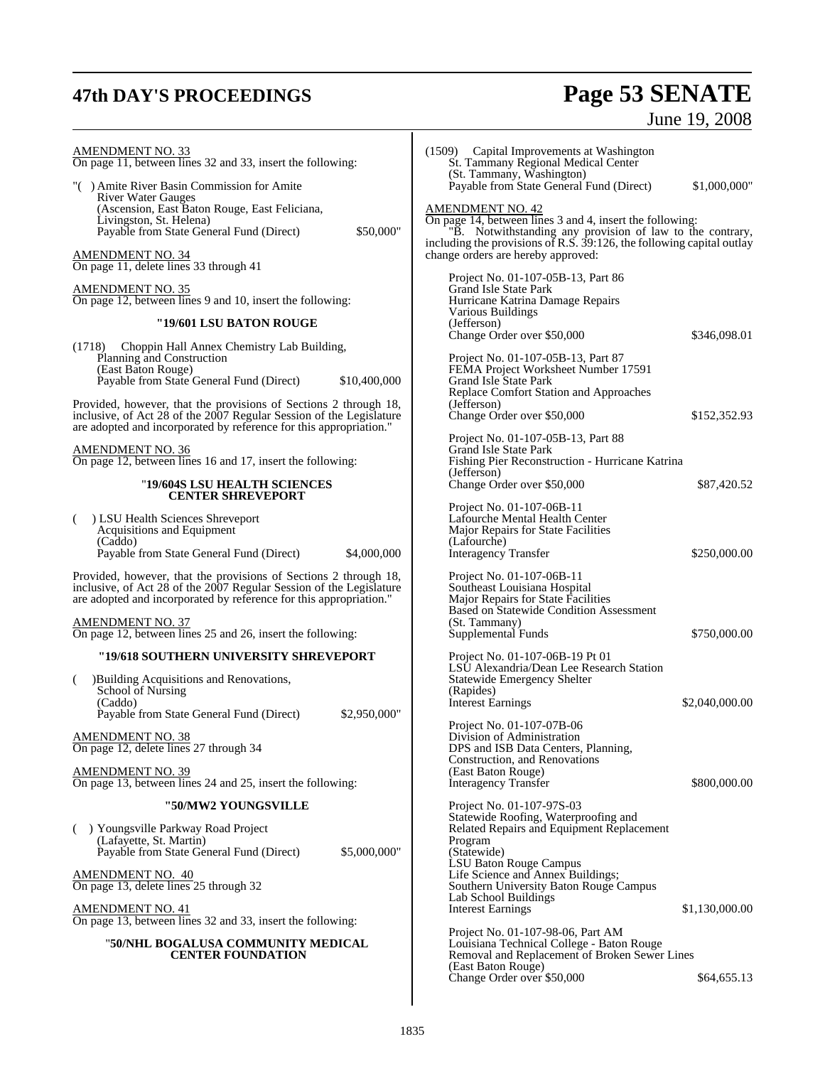AMENDMENT NO. 33
On page 11, between lines 32 and 33, insert the following:

"( ) Amite River Basin Commission for Amite River Water Gauges
(Ascension, East Baton Rouge, East Feliciana, Livingston, St. Helena)
Payable from State General Fund (Direct) $50,000"

AMENDMENT NO. 34
On page 11, delete lines 33 through 41

AMENDMENT NO. 35
On page 12, between lines 9 and 10, insert the following:

**"19/601 LSU BATON ROUGE**

(1718) Choppin Hall Annex Chemistry Lab Building, Planning and Construction
(East Baton Rouge)
Payable from State General Fund (Direct) $10,400,000

Provided, however, that the provisions of Sections 2 through 18, inclusive, of Act 28 of the 2007 Regular Session of the Legislature are adopted and incorporated by reference for this appropriation."

AMENDMENT NO. 36
On page 12, between lines 16 and 17, insert the following:

**"19/604S LSU HEALTH SCIENCES CENTER SHREVEPORT**

( ) LSU Health Sciences Shreveport Acquisitions and Equipment
(Caddo)
Payable from State General Fund (Direct) $4,000,000

Provided, however, that the provisions of Sections 2 through 18, inclusive, of Act 28 of the 2007 Regular Session of the Legislature are adopted and incorporated by reference for this appropriation."

AMENDMENT NO. 37
On page 12, between lines 25 and 26, insert the following:

**"19/618 SOUTHERN UNIVERSITY SHREVEPORT**

( )Building Acquisitions and Renovations, School of Nursing
(Caddo)
Payable from State General Fund (Direct) $2,950,000"

AMENDMENT NO. 38
On page 12, delete lines 27 through 34

AMENDMENT NO. 39
On page 13, between lines 24 and 25, insert the following:

**"50/MW2 YOUNGSVILLE**

( ) Youngsville Parkway Road Project
(Lafayette, St. Martin)
Payable from State General Fund (Direct) $5,000,000"

AMENDMENT NO. 40
On page 13, delete lines 25 through 32

AMENDMENT NO. 41
On page 13, between lines 32 and 33, insert the following:

**"50/NHL BOGALUSA COMMUNITY MEDICAL CENTER FOUNDATION**

(1509) Capital Improvements at Washington St. Tammany Regional Medical Center
(St. Tammany, Washington)
Payable from State General Fund (Direct) $1,000,000"

AMENDMENT NO. 42
On page 14, between lines 3 and 4, insert the following:

"B. Notwithstanding any provision of law to the contrary, including the provisions of R.S. 39:126, the following capital outlay change orders are hereby approved:

Project No. 01-107-05B-13, Part 86
Grand Isle State Park
Hurricane Katrina Damage Repairs
Various Buildings
(Jefferson)
Change Order over $50,000 $346,098.01

Project No. 01-107-05B-13, Part 87
FEMA Project Worksheet Number 17591
Grand Isle State Park
Replace Comfort Station and Approaches
(Jefferson)
Change Order over $50,000 $152,352.93

Project No. 01-107-05B-13, Part 88
Grand Isle State Park
Fishing Pier Reconstruction - Hurricane Katrina
(Jefferson)
Change Order over $50,000 $87,420.52

Project No. 01-107-06B-11
Lafourche Mental Health Center
Major Repairs for State Facilities
(Lafourche)
Interagency Transfer $250,000.00

Project No. 01-107-06B-11
Southeast Louisiana Hospital
Major Repairs for State Facilities
Based on Statewide Condition Assessment
(St. Tammany)
Supplemental Funds $750,000.00

Project No. 01-107-06B-19 Pt 01
LSU Alexandria/Dean Lee Research Station
Statewide Emergency Shelter
(Rapides)
Interest Earnings $2,040,000.00

Project No. 01-107-07B-06
Division of Administration
DPS and ISB Data Centers, Planning, Construction, and Renovations
(East Baton Rouge)
Interagency Transfer $800,000.00

Project No. 01-107-97S-03
Statewide Roofing, Waterproofing and Related Repairs and Equipment Replacement Program
(Statewide)
LSU Baton Rouge Campus
Life Science and Annex Buildings;
Southern University Baton Rouge Campus
Lab School Buildings
Interest Earnings $1,130,000.00

Project No. 01-107-98-06, Part AM
Louisiana Technical College - Baton Rouge
Removal and Replacement of Broken Sewer Lines
(East Baton Rouge)
Change Order over $50,000 $64,655.13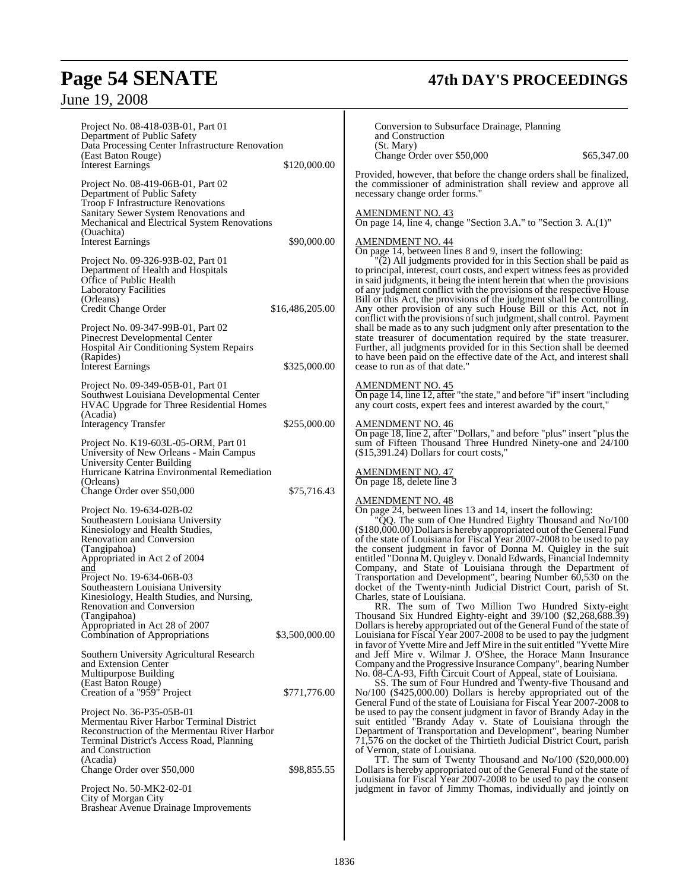Project No. 08-418-03B-01, Part 01
Department of Public Safety
Data Processing Center Infrastructure Renovation
(East Baton Rouge)
Interest Earnings $120,000.00

Project No. 08-419-06B-01, Part 02
Department of Public Safety
Troop F Infrastructure Renovations
Sanitary Sewer System Renovations and
Mechanical and Electrical System Renovations
(Ouachita)
Interest Earnings $90,000.00

Project No. 09-326-93B-02, Part 01
Department of Health and Hospitals
Office of Public Health
Laboratory Facilities
(Orleans)
Credit Change Order $16,486,205.00

Project No. 09-347-99B-01, Part 02
Pinecrest Developmental Center
Hospital Air Conditioning System Repairs
(Rapides)
Interest Earnings $325,000.00

Project No. 09-349-05B-01, Part 01
Southwest Louisiana Developmental Center
HVAC Upgrade for Three Residential Homes
(Acadia)
Interagency Transfer $255,000.00

Project No. K19-603L-05-ORM, Part 01
University of New Orleans - Main Campus
University Center Building
Hurricane Katrina Environmental Remediation
(Orleans)
Change Order over $50,000 $75,716.43

Project No. 19-634-02B-02
Southeastern Louisiana University
Kinesiology and Health Studies,
Renovation and Conversion
(Tangipahoa)
Appropriated in Act 2 of 2004
and
Project No. 19-634-06B-03
Southeastern Louisiana University
Kinesiology, Health Studies, and Nursing,
Renovation and Conversion
(Tangipahoa)
Appropriated in Act 28 of 2007
Combination of Appropriations $3,500,000.00

Southern University Agricultural Research
and Extension Center
Multipurpose Building
(East Baton Rouge)
Creation of a "959" Project $771,776.00

Project No. 36-P35-05B-01
Mermentau River Harbor Terminal District
Reconstruction of the Mermentau River Harbor
Terminal District's Access Road, Planning
and Construction
(Acadia)
Change Order over $50,000 $98,855.55

Project No. 50-MK2-02-01
City of Morgan City
Brashear Avenue Drainage Improvements
Conversion to Subsurface Drainage, Planning
and Construction
(St. Mary)
Change Order over $50,000 $65,347.00

Provided, however, that before the change orders shall be finalized, the commissioner of administration shall review and approve all necessary change order forms."

AMENDMENT NO. 43
On page 14, line 4, change "Section 3.A." to "Section 3. A.(1)"

AMENDMENT NO. 44
On page 14, between lines 8 and 9, insert the following:

"(2) All judgments provided for in this Section shall be paid as to principal, interest, court costs, and expert witness fees as provided in said judgments, it being the intent herein that when the provisions of any judgment conflict with the provisions of the respective House Bill or this Act, the provisions of the judgment shall be controlling. Any other provision of any such House Bill or this Act, not in conflict with the provisions of such judgment, shall control. Payment shall be made as to any such judgment only after presentation to the state treasurer of documentation required by the state treasurer. Further, all judgments provided for in this Section shall be deemed to have been paid on the effective date of the Act, and interest shall cease to run as of that date."

AMENDMENT NO. 45
On page 14, line 12, after "the state," and before "if" insert "including any court costs, expert fees and interest awarded by the court,"

AMENDMENT NO. 46
On page 18, line 2, after "Dollars," and before "plus" insert "plus the sum of Fifteen Thousand Three Hundred Ninety-one and 24/100 ($15,391.24) Dollars for court costs,"

AMENDMENT NO. 47
On page 18, delete line 3

AMENDMENT NO. 48
On page 24, between lines 13 and 14, insert the following:

"QQ. The sum of One Hundred Eighty Thousand and No/100 ($180,000.00) Dollars is hereby appropriated out of the General Fund of the state of Louisiana for Fiscal Year 2007-2008 to be used to pay the consent judgment in favor of Donna M. Quigley in the suit entitled "Donna M. Quigley v. Donald Edwards, Financial Indemnity Company, and State of Louisiana through the Department of Transportation and Development", bearing Number 60,530 on the docket of the Twenty-ninth Judicial District Court, parish of St. Charles, state of Louisiana.

RR. The sum of Two Million Two Hundred Sixty-eight Thousand Six Hundred Eighty-eight and 39/100 ($2,268,688.39) Dollars is hereby appropriated out of the General Fund of the state of Louisiana for Fiscal Year 2007-2008 to be used to pay the judgment in favor of Yvette Mire and Jeff Mire in the suit entitled "Yvette Mire and Jeff Mire v. Wilmar J. O'Shee, the Horace Mann Insurance Company and the Progressive Insurance Company", bearing Number No. 08-CA-93, Fifth Circuit Court of Appeal, state of Louisiana.

SS. The sum of Four Hundred and Twenty-five Thousand and No/100 ($425,000.00) Dollars is hereby appropriated out of the General Fund of the state of Louisiana for Fiscal Year 2007-2008 to be used to pay the consent judgment in favor of Brandy Aday in the suit entitled "Brandy Aday v. State of Louisiana through the Department of Transportation and Development", bearing Number 71,576 on the docket of the Thirtieth Judicial District Court, parish of Vernon, state of Louisiana.

TT. The sum of Twenty Thousand and No/100 ($20,000.00) Dollars is hereby appropriated out of the General Fund of the state of Louisiana for Fiscal Year 2007-2008 to be used to pay the consent judgment in favor of Jimmy Thomas, individually and jointly on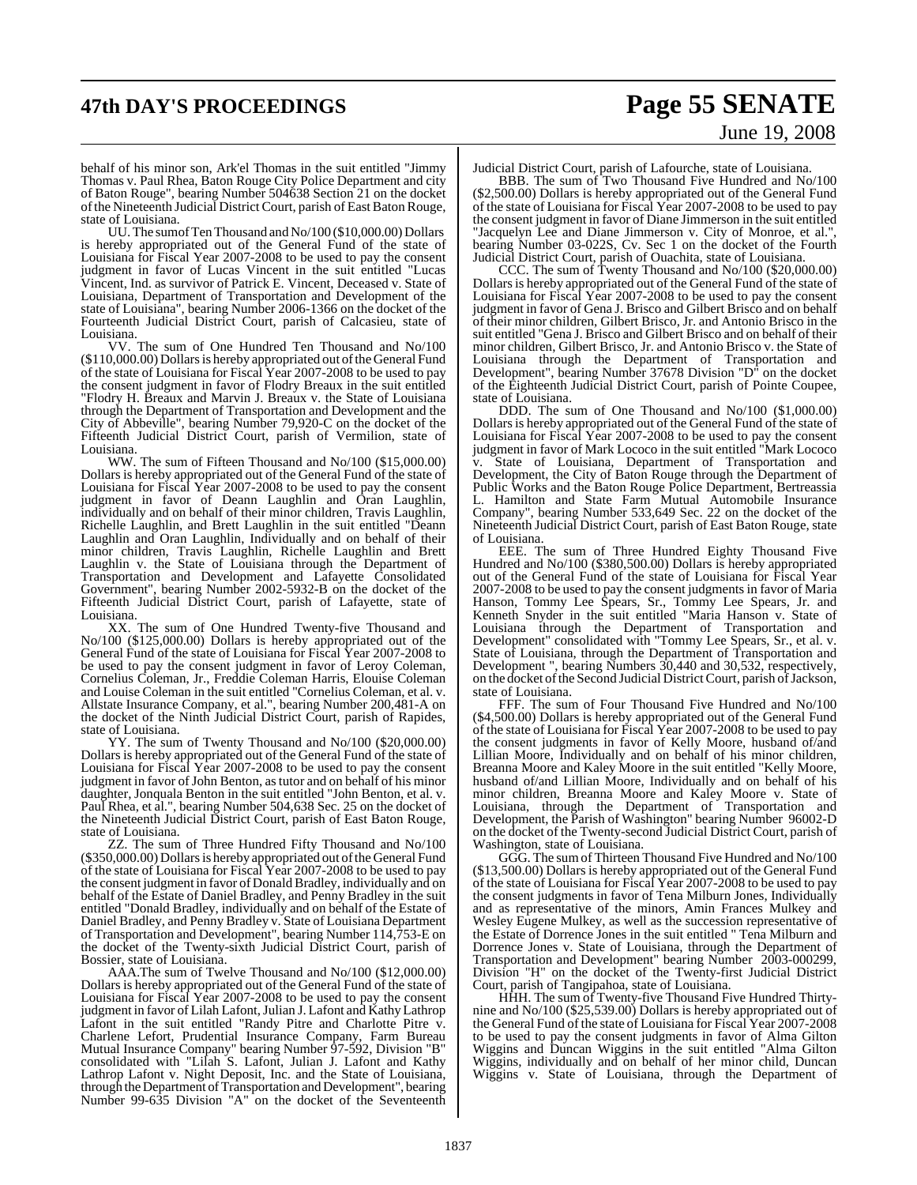behalf of his minor son, Ark'el Thomas in the suit entitled "Jimmy Thomas v. Paul Rhea, Baton Rouge City Police Department and city of Baton Rouge", bearing Number 504638 Section 21 on the docket of the Nineteenth Judicial District Court, parish of East Baton Rouge, state of Louisiana.

UU. The sumof Ten Thousand and No/100 ($10,000.00) Dollars is hereby appropriated out of the General Fund of the state of Louisiana for Fiscal Year 2007-2008 to be used to pay the consent judgment in favor of Lucas Vincent in the suit entitled "Lucas Vincent, Ind. as survivor of Patrick E. Vincent, Deceased v. State of Louisiana, Department of Transportation and Development of the state of Louisiana", bearing Number 2006-1366 on the docket of the Fourteenth Judicial District Court, parish of Calcasieu, state of Louisiana.

VV. The sum of One Hundred Ten Thousand and No/100 ($110,000.00) Dollars is hereby appropriated out of the General Fund of the state of Louisiana for Fiscal Year 2007-2008 to be used to pay the consent judgment in favor of Flodry Breaux in the suit entitled "Flodry H. Breaux and Marvin J. Breaux v. the State of Louisiana through the Department of Transportation and Development and the City of Abbeville", bearing Number 79,920-C on the docket of the Fifteenth Judicial District Court, parish of Vermilion, state of Louisiana.

WW. The sum of Fifteen Thousand and No/100 ($15,000.00) Dollars is hereby appropriated out of the General Fund of the state of Louisiana for Fiscal Year 2007-2008 to be used to pay the consent judgment in favor of Deann Laughlin and Oran Laughlin, individually and on behalf of their minor children, Travis Laughlin, Richelle Laughlin, and Brett Laughlin in the suit entitled "Deann Laughlin and Oran Laughlin, Individually and on behalf of their minor children, Travis Laughlin, Richelle Laughlin and Brett Laughlin v. the State of Louisiana through the Department of Transportation and Development and Lafayette Consolidated Government", bearing Number 2002-5932-B on the docket of the Fifteenth Judicial District Court, parish of Lafayette, state of Louisiana.

XX. The sum of One Hundred Twenty-five Thousand and No/100 ($125,000.00) Dollars is hereby appropriated out of the General Fund of the state of Louisiana for Fiscal Year 2007-2008 to be used to pay the consent judgment in favor of Leroy Coleman, Cornelius Coleman, Jr., Freddie Coleman Harris, Elouise Coleman and Louise Coleman in the suit entitled "Cornelius Coleman, et al. v. Allstate Insurance Company, et al.", bearing Number 200,481-A on the docket of the Ninth Judicial District Court, parish of Rapides, state of Louisiana.

YY. The sum of Twenty Thousand and No/100 ($20,000.00) Dollars is hereby appropriated out of the General Fund of the state of Louisiana for Fiscal Year 2007-2008 to be used to pay the consent judgment in favor of John Benton, as tutor and on behalf of his minor daughter, Jonquala Benton in the suit entitled "John Benton, et al. v. Paul Rhea, et al.", bearing Number 504,638 Sec. 25 on the docket of the Nineteenth Judicial District Court, parish of East Baton Rouge, state of Louisiana.

ZZ. The sum of Three Hundred Fifty Thousand and No/100 ($350,000.00) Dollars is hereby appropriated out of the General Fund of the state of Louisiana for Fiscal Year 2007-2008 to be used to pay the consent judgment in favor of Donald Bradley, individually and on behalf of the Estate of Daniel Bradley, and Penny Bradley in the suit entitled "Donald Bradley, individually and on behalf of the Estate of Daniel Bradley, and Penny Bradley v. State of Louisiana Department of Transportation and Development", bearing Number 114,753-E on the docket of the Twenty-sixth Judicial District Court, parish of Bossier, state of Louisiana.

AAA.The sum of Twelve Thousand and No/100 ($12,000.00) Dollars is hereby appropriated out of the General Fund of the state of Louisiana for Fiscal Year 2007-2008 to be used to pay the consent judgment in favor of Lilah Lafont, Julian J. Lafont and Kathy Lathrop Lafont in the suit entitled "Randy Pitre and Charlotte Pitre v. Charlene Lefort, Prudential Insurance Company, Farm Bureau Mutual Insurance Company" bearing Number 97-592, Division "B" consolidated with "Lilah S. Lafont, Julian J. Lafont and Kathy Lathrop Lafont v. Night Deposit, Inc. and the State of Louisiana, through the Department of Transportation and Development", bearing Number 99-635 Division "A" on the docket of the Seventeenth Judicial District Court, parish of Lafourche, state of Louisiana.

BBB. The sum of Two Thousand Five Hundred and No/100 ($2,500.00) Dollars is hereby appropriated out of the General Fund of the state of Louisiana for Fiscal Year 2007-2008 to be used to pay the consent judgment in favor of Diane Jimmerson in the suit entitled "Jacquelyn Lee and Diane Jimmerson v. City of Monroe, et al.", bearing Number 03-022S, Cv. Sec 1 on the docket of the Fourth Judicial District Court, parish of Ouachita, state of Louisiana.

CCC. The sum of Twenty Thousand and No/100 ($20,000.00) Dollars is hereby appropriated out of the General Fund of the state of Louisiana for Fiscal Year 2007-2008 to be used to pay the consent judgment in favor of Gena J. Brisco and Gilbert Brisco and on behalf of their minor children, Gilbert Brisco, Jr. and Antonio Brisco in the suit entitled "Gena J. Brisco and Gilbert Brisco and on behalf of their minor children, Gilbert Brisco, Jr. and Antonio Brisco v. the State of Louisiana through the Department of Transportation and Development", bearing Number 37678 Division "D" on the docket of the Eighteenth Judicial District Court, parish of Pointe Coupee, state of Louisiana.

DDD. The sum of One Thousand and No/100 ($1,000.00) Dollars is hereby appropriated out of the General Fund of the state of Louisiana for Fiscal Year 2007-2008 to be used to pay the consent judgment in favor of Mark Lococo in the suit entitled "Mark Lococo v. State of Louisiana, Department of Transportation and Development, the City of Baton Rouge through the Department of Public Works and the Baton Rouge Police Department, Bertreassia L. Hamilton and State Farm Mutual Automobile Insurance Company", bearing Number 533,649 Sec. 22 on the docket of the Nineteenth Judicial District Court, parish of East Baton Rouge, state of Louisiana.

EEE. The sum of Three Hundred Eighty Thousand Five Hundred and No/100 ($380,500.00) Dollars is hereby appropriated out of the General Fund of the state of Louisiana for Fiscal Year 2007-2008 to be used to pay the consent judgments in favor of Maria Hanson, Tommy Lee Spears, Sr., Tommy Lee Spears, Jr. and Kenneth Snyder in the suit entitled "Maria Hanson v. State of Louisiana through the Department of Transportation and Development" consolidated with "Tommy Lee Spears, Sr., et al. v. State of Louisiana, through the Department of Transportation and Development ", bearing Numbers 30,440 and 30,532, respectively, on the docket of the Second Judicial District Court, parish of Jackson, state of Louisiana.

FFF. The sum of Four Thousand Five Hundred and No/100 ($4,500.00) Dollars is hereby appropriated out of the General Fund of the state of Louisiana for Fiscal Year 2007-2008 to be used to pay the consent judgments in favor of Kelly Moore, husband of/and Lillian Moore, Individually and on behalf of his minor children, Breanna Moore and Kaley Moore in the suit entitled "Kelly Moore, husband of/and Lillian Moore, Individually and on behalf of his minor children, Breanna Moore and Kaley Moore v. State of Louisiana, through the Department of Transportation and Development, the Parish of Washington" bearing Number 96002-D on the docket of the Twenty-second Judicial District Court, parish of Washington, state of Louisiana.

GGG. The sum of Thirteen Thousand Five Hundred and No/100 ($13,500.00) Dollars is hereby appropriated out of the General Fund of the state of Louisiana for Fiscal Year 2007-2008 to be used to pay the consent judgments in favor of Tena Milburn Jones, Individually and as representative of the minors, Amin Frances Mulkey and Wesley Eugene Mulkey, as well as the succession representative of the Estate of Dorrence Jones in the suit entitled " Tena Milburn and Dorrence Jones v. State of Louisiana, through the Department of Transportation and Development" bearing Number 2003-000299, Division "H" on the docket of the Twenty-first Judicial District Court, parish of Tangipahoa, state of Louisiana.

HHH. The sum of Twenty-five Thousand Five Hundred Thirty-nine and No/100 ($25,539.00) Dollars is hereby appropriated out of the General Fund of the state of Louisiana for Fiscal Year 2007-2008 to be used to pay the consent judgments in favor of Alma Gilton Wiggins and Duncan Wiggins in the suit entitled "Alma Gilton Wiggins, individually and on behalf of her minor child, Duncan Wiggins v. State of Louisiana, through the Department of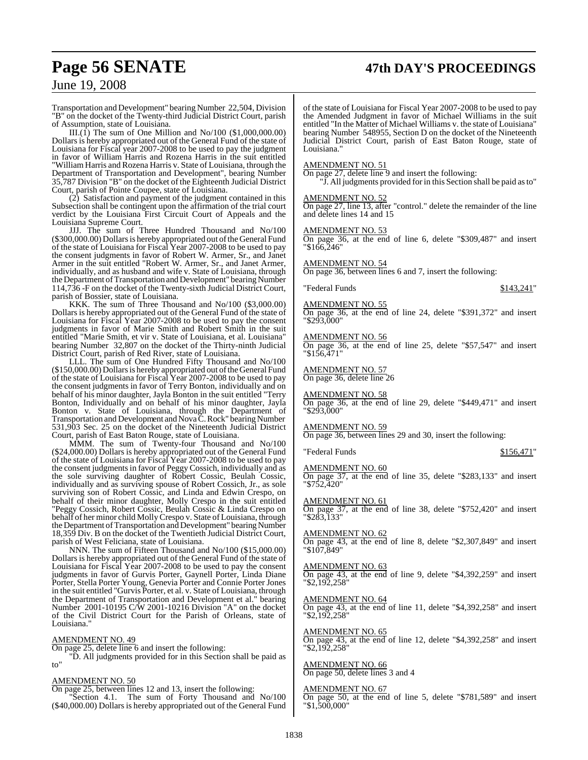Transportation and Development" bearing Number 22,504, Division "B" on the docket of the Twenty-third Judicial District Court, parish of Assumption, state of Louisiana.

III.(1) The sum of One Million and No/100 ($1,000,000.00) Dollars is hereby appropriated out of the General Fund of the state of Louisiana for Fiscal year 2007-2008 to be used to pay the judgment in favor of William Harris and Rozena Harris in the suit entitled "William Harris and Rozena Harris v. State of Louisiana, through the Department of Transportation and Development", bearing Number 35,787 Division "B" on the docket of the Eighteenth Judicial District Court, parish of Pointe Coupee, state of Louisiana.

(2) Satisfaction and payment of the judgment contained in this Subsection shall be contingent upon the affirmation of the trial court verdict by the Louisiana First Circuit Court of Appeals and the Louisiana Supreme Court.

JJJ. The sum of Three Hundred Thousand and No/100 ($300,000.00) Dollars is hereby appropriated out of the General Fund of the state of Louisiana for Fiscal Year 2007-2008 to be used to pay the consent judgments in favor of Robert W. Armer, Sr., and Janet Armer in the suit entitled "Robert W. Armer, Sr., and Janet Armer, individually, and as husband and wife v. State of Louisiana, through the Department of Transportation and Development" bearing Number 114,736 -F on the docket of the Twenty-sixth Judicial District Court, parish of Bossier, state of Louisiana.

KKK. The sum of Three Thousand and No/100 ($3,000.00) Dollars is hereby appropriated out of the General Fund of the state of Louisiana for Fiscal Year 2007-2008 to be used to pay the consent judgments in favor of Marie Smith and Robert Smith in the suit entitled "Marie Smith, et vir v. State of Louisiana, et al. Louisiana" bearing Number 32,807 on the docket of the Thirty-ninth Judicial District Court, parish of Red River, state of Louisiana.

LLL. The sum of One Hundred Fifty Thousand and No/100 ($150,000.00) Dollars is hereby appropriated out of the General Fund of the state of Louisiana for Fiscal Year 2007-2008 to be used to pay the consent judgments in favor of Terry Bonton, individually and on behalf of his minor daughter, Jayla Bonton in the suit entitled "Terry Bonton, Individually and on behalf of his minor daughter, Jayla Bonton v. State of Louisiana, through the Department of Transportation and Development and Nova C. Rock" bearing Number 531,903 Sec. 25 on the docket of the Nineteenth Judicial District Court, parish of East Baton Rouge, state of Louisiana.

MMM. The sum of Twenty-four Thousand and No/100 ($24,000.00) Dollars is hereby appropriated out of the General Fund of the state of Louisiana for Fiscal Year 2007-2008 to be used to pay the consent judgments in favor of Peggy Cossich, individually and as the sole surviving daughter of Robert Cossic, Beulah Cossic, individually and as surviving spouse of Robert Cossich, Jr., as sole surviving son of Robert Cossic, and Linda and Edwin Crespo, on behalf of their minor daughter, Molly Crespo in the suit entitled "Peggy Cossich, Robert Cossic, Beulah Cossic & Linda Crespo on behalf of her minor child Molly Crespo v. State of Louisiana, through the Department of Transportation and Development" bearing Number 18,359 Div. B on the docket of the Twentieth Judicial District Court, parish of West Feliciana, state of Louisiana.

NNN. The sum of Fifteen Thousand and No/100 ($15,000.00) Dollars is hereby appropriated out of the General Fund of the state of Louisiana for Fiscal Year 2007-2008 to be used to pay the consent judgments in favor of Gurvis Porter, Gaynell Porter, Linda Diane Porter, Stella Porter Young, Genevia Porter and Connie Porter Jones in the suit entitled "Gurvis Porter, et al. v. State of Louisiana, through the Department of Transportation and Development et al." bearing Number 2001-10195 C/W 2001-10216 Division "A" on the docket of the Civil District Court for the Parish of Orleans, state of Louisiana."

AMENDMENT NO. 49
On page 25, delete line 6 and insert the following:
"D. All judgments provided for in this Section shall be paid as to"

AMENDMENT NO. 50
On page 25, between lines 12 and 13, insert the following:
"Section 4.1. The sum of Forty Thousand and No/100 ($40,000.00) Dollars is hereby appropriated out of the General Fund of the state of Louisiana for Fiscal Year 2007-2008 to be used to pay the Amended Judgment in favor of Michael Williams in the suit entitled "In the Matter of Michael Williams v. the state of Louisiana" bearing Number 548955, Section D on the docket of the Nineteenth Judicial District Court, parish of East Baton Rouge, state of Louisiana."

AMENDMENT NO. 51
On page 27, delete line 9 and insert the following:
"J. All judgments provided for in this Section shall be paid as to"

AMENDMENT NO. 52
On page 27, line 13, after "control." delete the remainder of the line and delete lines 14 and 15

AMENDMENT NO. 53
On page 36, at the end of line 6, delete "$309,487" and insert "$166,246"

AMENDMENT NO. 54
On page 36, between lines 6 and 7, insert the following:

"Federal Funds $143,241"

AMENDMENT NO. 55
On page 36, at the end of line 24, delete "$391,372" and insert "$293,000"

AMENDMENT NO. 56
On page 36, at the end of line 25, delete "$57,547" and insert "$156,471"

AMENDMENT NO. 57
On page 36, delete line 26

AMENDMENT NO. 58
On page 36, at the end of line 29, delete "$449,471" and insert "$293,000"

AMENDMENT NO. 59
On page 36, between lines 29 and 30, insert the following:

"Federal Funds $156,471"

AMENDMENT NO. 60
On page 37, at the end of line 35, delete "$283,133" and insert "$752,420"

AMENDMENT NO. 61
On page 37, at the end of line 38, delete "$752,420" and insert "$283,133"

AMENDMENT NO. 62
On page 43, at the end of line 8, delete "$2,307,849" and insert "$107,849"

AMENDMENT NO. 63
On page 43, at the end of line 9, delete "$4,392,259" and insert "$2,192,258"

AMENDMENT NO. 64
On page 43, at the end of line 11, delete "$4,392,258" and insert "$2,192,258"

AMENDMENT NO. 65
On page 43, at the end of line 12, delete "$4,392,258" and insert "$2,192,258"

AMENDMENT NO. 66
On page 50, delete lines 3 and 4

AMENDMENT NO. 67
On page 50, at the end of line 5, delete "$781,589" and insert "$1,500,000"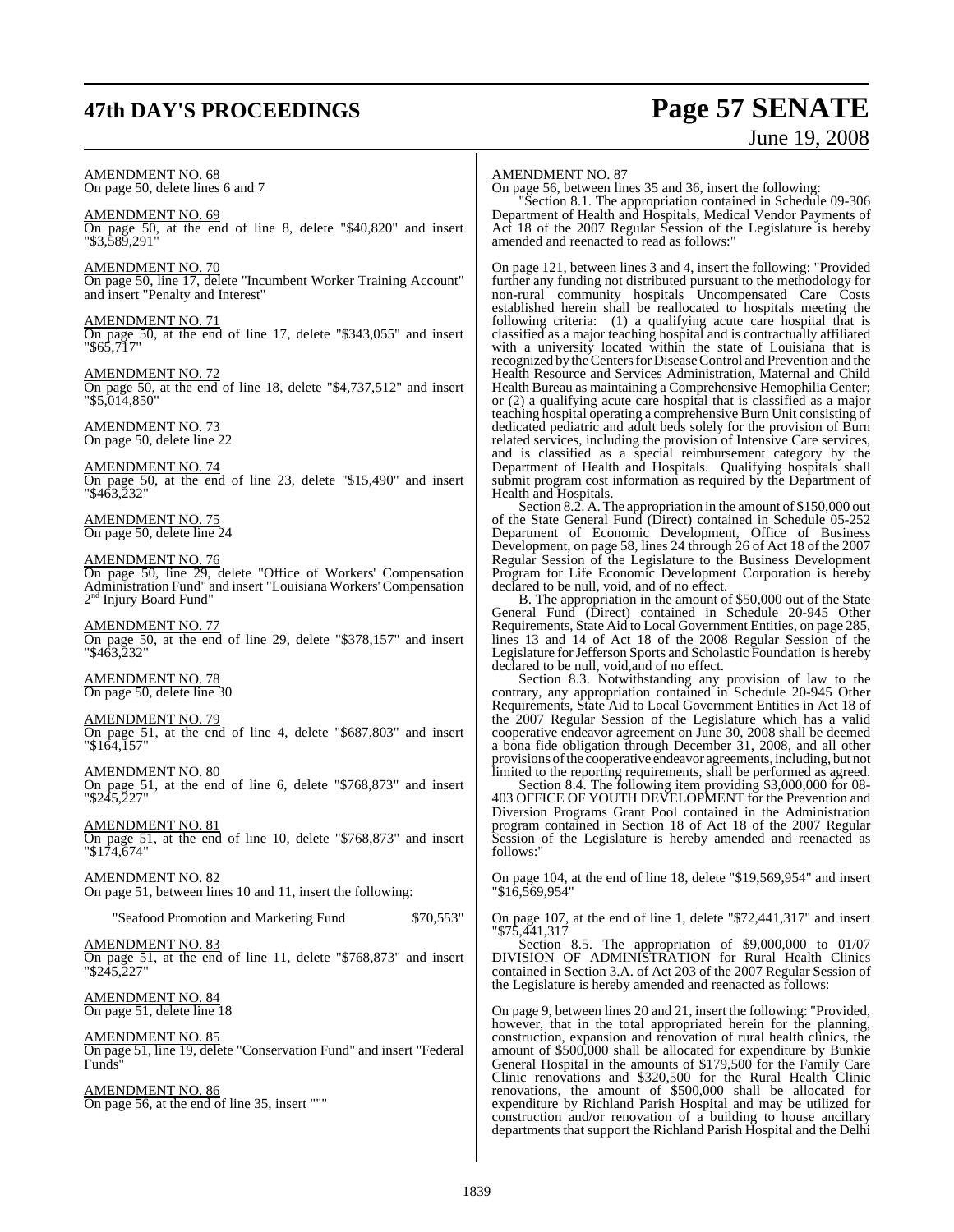AMENDMENT NO. 68
On page 50, delete lines 6 and 7

AMENDMENT NO. 69
On page 50, at the end of line 8, delete "$40,820" and insert "$3,589,291"

AMENDMENT NO. 70
On page 50, line 17, delete "Incumbent Worker Training Account" and insert "Penalty and Interest"

AMENDMENT NO. 71
On page 50, at the end of line 17, delete "$343,055" and insert "$65,717"

AMENDMENT NO. 72
On page 50, at the end of line 18, delete "$4,737,512" and insert "$5,014,850"

AMENDMENT NO. 73
On page 50, delete line 22

AMENDMENT NO. 74
On page 50, at the end of line 23, delete "$15,490" and insert "$463,232"

AMENDMENT NO. 75
On page 50, delete line 24

AMENDMENT NO. 76
On page 50, line 29, delete "Office of Workers' Compensation Administration Fund" and insert "Louisiana Workers' Compensation 2nd Injury Board Fund"

AMENDMENT NO. 77
On page 50, at the end of line 29, delete "$378,157" and insert "$463,232"

AMENDMENT NO. 78
On page 50, delete line 30

AMENDMENT NO. 79
On page 51, at the end of line 4, delete "$687,803" and insert "$164,157"

AMENDMENT NO. 80
On page 51, at the end of line 6, delete "$768,873" and insert "$245,227"

AMENDMENT NO. 81
On page 51, at the end of line 10, delete "$768,873" and insert "$174,674"

AMENDMENT NO. 82
On page 51, between lines 10 and 11, insert the following:

"Seafood Promotion and Marketing Fund $70,553"

AMENDMENT NO. 83
On page 51, at the end of line 11, delete "$768,873" and insert "$245,227"

AMENDMENT NO. 84
On page 51, delete line 18

AMENDMENT NO. 85
On page 51, line 19, delete "Conservation Fund" and insert "Federal Funds"

AMENDMENT NO. 86
On page 56, at the end of line 35, insert """

AMENDMENT NO. 87
On page 56, between lines 35 and 36, insert the following:

"Section 8.1. The appropriation contained in Schedule 09-306 Department of Health and Hospitals, Medical Vendor Payments of Act 18 of the 2007 Regular Session of the Legislature is hereby amended and reenacted to read as follows:"

On page 121, between lines 3 and 4, insert the following: "Provided further any funding not distributed pursuant to the methodology for non-rural community hospitals Uncompensated Care Costs established herein shall be reallocated to hospitals meeting the following criteria: (1) a qualifying acute care hospital that is classified as a major teaching hospital and is contractually affiliated with a university located within the state of Louisiana that is recognized by the Centers for Disease Control and Prevention and the Health Resource and Services Administration, Maternal and Child Health Bureau as maintaining a Comprehensive Hemophilia Center; or (2) a qualifying acute care hospital that is classified as a major teaching hospital operating a comprehensive Burn Unit consisting of dedicated pediatric and adult beds solely for the provision of Burn related services, including the provision of Intensive Care services, and is classified as a special reimbursement category by the Department of Health and Hospitals. Qualifying hospitals shall submit program cost information as required by the Department of Health and Hospitals.

Section 8.2. A. The appropriation in the amount of $150,000 out of the State General Fund (Direct) contained in Schedule 05-252 Department of Economic Development, Office of Business Development, on page 58, lines 24 through 26 of Act 18 of the 2007 Regular Session of the Legislature to the Business Development Program for Life Economic Development Corporation is hereby declared to be null, void, and of no effect.

B. The appropriation in the amount of $50,000 out of the State General Fund (Direct) contained in Schedule 20-945 Other Requirements, State Aid to Local Government Entities, on page 285, lines 13 and 14 of Act 18 of the 2008 Regular Session of the Legislature for Jefferson Sports and Scholastic Foundation is hereby declared to be null, void,and of no effect.

Section 8.3. Notwithstanding any provision of law to the contrary, any appropriation contained in Schedule 20-945 Other Requirements, State Aid to Local Government Entities in Act 18 of the 2007 Regular Session of the Legislature which has a valid cooperative endeavor agreement on June 30, 2008 shall be deemed a bona fide obligation through December 31, 2008, and all other provisions of the cooperative endeavor agreements, including, but not limited to the reporting requirements, shall be performed as agreed.

Section 8.4. The following item providing $3,000,000 for 08-403 OFFICE OF YOUTH DEVELOPMENT for the Prevention and Diversion Programs Grant Pool contained in the Administration program contained in Section 18 of Act 18 of the 2007 Regular Session of the Legislature is hereby amended and reenacted as follows:"

On page 104, at the end of line 18, delete "$19,569,954" and insert "$16,569,954"

On page 107, at the end of line 1, delete "$72,441,317" and insert "$75,441,317

Section 8.5. The appropriation of $9,000,000 to 01/07 DIVISION OF ADMINISTRATION for Rural Health Clinics contained in Section 3.A. of Act 203 of the 2007 Regular Session of the Legislature is hereby amended and reenacted as follows:

On page 9, between lines 20 and 21, insert the following: "Provided, however, that in the total appropriated herein for the planning, construction, expansion and renovation of rural health clinics, the amount of $500,000 shall be allocated for expenditure by Bunkie General Hospital in the amounts of $179,500 for the Family Care Clinic renovations and $320,500 for the Rural Health Clinic renovations, the amount of $500,000 shall be allocated for expenditure by Richland Parish Hospital and may be utilized for construction and/or renovation of a building to house ancillary departments that support the Richland Parish Hospital and the Delhi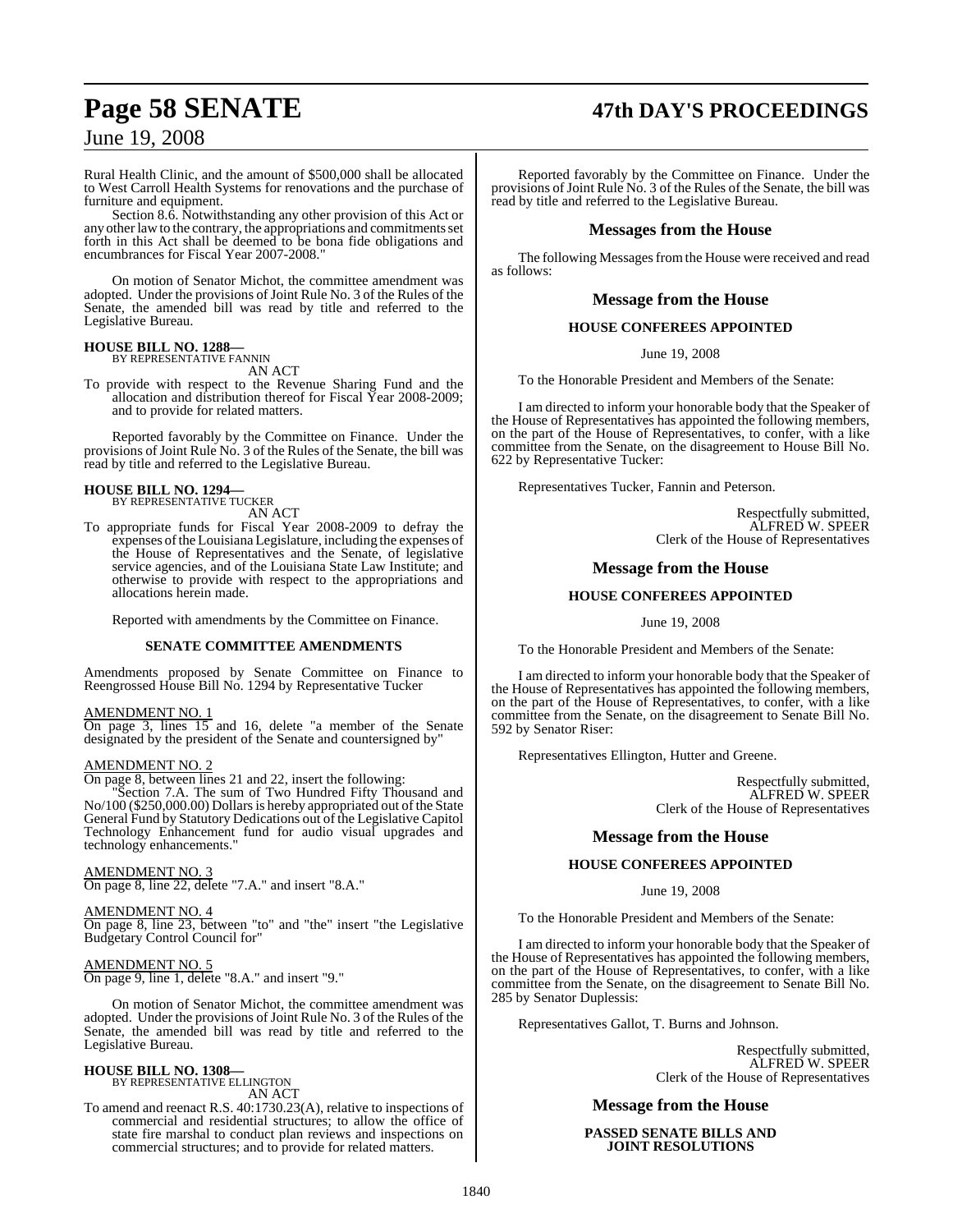Rural Health Clinic, and the amount of $500,000 shall be allocated to West Carroll Health Systems for renovations and the purchase of furniture and equipment.

Section 8.6. Notwithstanding any other provision of this Act or any other law to the contrary, the appropriations and commitments set forth in this Act shall be deemed to be bona fide obligations and encumbrances for Fiscal Year 2007-2008."

On motion of Senator Michot, the committee amendment was adopted. Under the provisions of Joint Rule No. 3 of the Rules of the Senate, the amended bill was read by title and referred to the Legislative Bureau.

**HOUSE BILL NO. 1288—**
BY REPRESENTATIVE FANNIN
AN ACT

To provide with respect to the Revenue Sharing Fund and the allocation and distribution thereof for Fiscal Year 2008-2009; and to provide for related matters.

Reported favorably by the Committee on Finance. Under the provisions of Joint Rule No. 3 of the Rules of the Senate, the bill was read by title and referred to the Legislative Bureau.

**HOUSE BILL NO. 1294—**
BY REPRESENTATIVE TUCKER
AN ACT

To appropriate funds for Fiscal Year 2008-2009 to defray the expenses of the Louisiana Legislature, including the expenses of the House of Representatives and the Senate, of legislative service agencies, and of the Louisiana State Law Institute; and otherwise to provide with respect to the appropriations and allocations herein made.

Reported with amendments by the Committee on Finance.

**SENATE COMMITTEE AMENDMENTS**

Amendments proposed by Senate Committee on Finance to Reengrossed House Bill No. 1294 by Representative Tucker

AMENDMENT NO. 1
On page 3, lines 15 and 16, delete "a member of the Senate designated by the president of the Senate and countersigned by"

AMENDMENT NO. 2
On page 8, between lines 21 and 22, insert the following:

"Section 7.A. The sum of Two Hundred Fifty Thousand and No/100 ($250,000.00) Dollars is hereby appropriated out of the State General Fund by Statutory Dedications out of the Legislative Capitol Technology Enhancement fund for audio visual upgrades and technology enhancements."

AMENDMENT NO. 3
On page 8, line 22, delete "7.A." and insert "8.A."

AMENDMENT NO. 4
On page 8, line 23, between "to" and "the" insert "the Legislative Budgetary Control Council for"

AMENDMENT NO. 5
On page 9, line 1, delete "8.A." and insert "9."

On motion of Senator Michot, the committee amendment was adopted. Under the provisions of Joint Rule No. 3 of the Rules of the Senate, the amended bill was read by title and referred to the Legislative Bureau.

**HOUSE BILL NO. 1308—**
BY REPRESENTATIVE ELLINGTON
AN ACT

To amend and reenact R.S. 40:1730.23(A), relative to inspections of commercial and residential structures; to allow the office of state fire marshal to conduct plan reviews and inspections on commercial structures; and to provide for related matters.

Reported favorably by the Committee on Finance. Under the provisions of Joint Rule No. 3 of the Rules of the Senate, the bill was read by title and referred to the Legislative Bureau.

## Messages from the House

The following Messages from the House were received and read as follows:

### Message from the House

**HOUSE CONFEREES APPOINTED**

June 19, 2008

To the Honorable President and Members of the Senate:

I am directed to inform your honorable body that the Speaker of the House of Representatives has appointed the following members, on the part of the House of Representatives, to confer, with a like committee from the Senate, on the disagreement to House Bill No. 622 by Representative Tucker:

Representatives Tucker, Fannin and Peterson.

Respectfully submitted,
ALFRED W. SPEER
Clerk of the House of Representatives

### Message from the House

**HOUSE CONFEREES APPOINTED**

June 19, 2008

To the Honorable President and Members of the Senate:

I am directed to inform your honorable body that the Speaker of the House of Representatives has appointed the following members, on the part of the House of Representatives, to confer, with a like committee from the Senate, on the disagreement to Senate Bill No. 592 by Senator Riser:

Representatives Ellington, Hutter and Greene.

Respectfully submitted,
ALFRED W. SPEER
Clerk of the House of Representatives

### Message from the House

**HOUSE CONFEREES APPOINTED**

June 19, 2008

To the Honorable President and Members of the Senate:

I am directed to inform your honorable body that the Speaker of the House of Representatives has appointed the following members, on the part of the House of Representatives, to confer, with a like committee from the Senate, on the disagreement to Senate Bill No. 285 by Senator Duplessis:

Representatives Gallot, T. Burns and Johnson.

Respectfully submitted,
ALFRED W. SPEER
Clerk of the House of Representatives

### Message from the House

**PASSED SENATE BILLS AND JOINT RESOLUTIONS**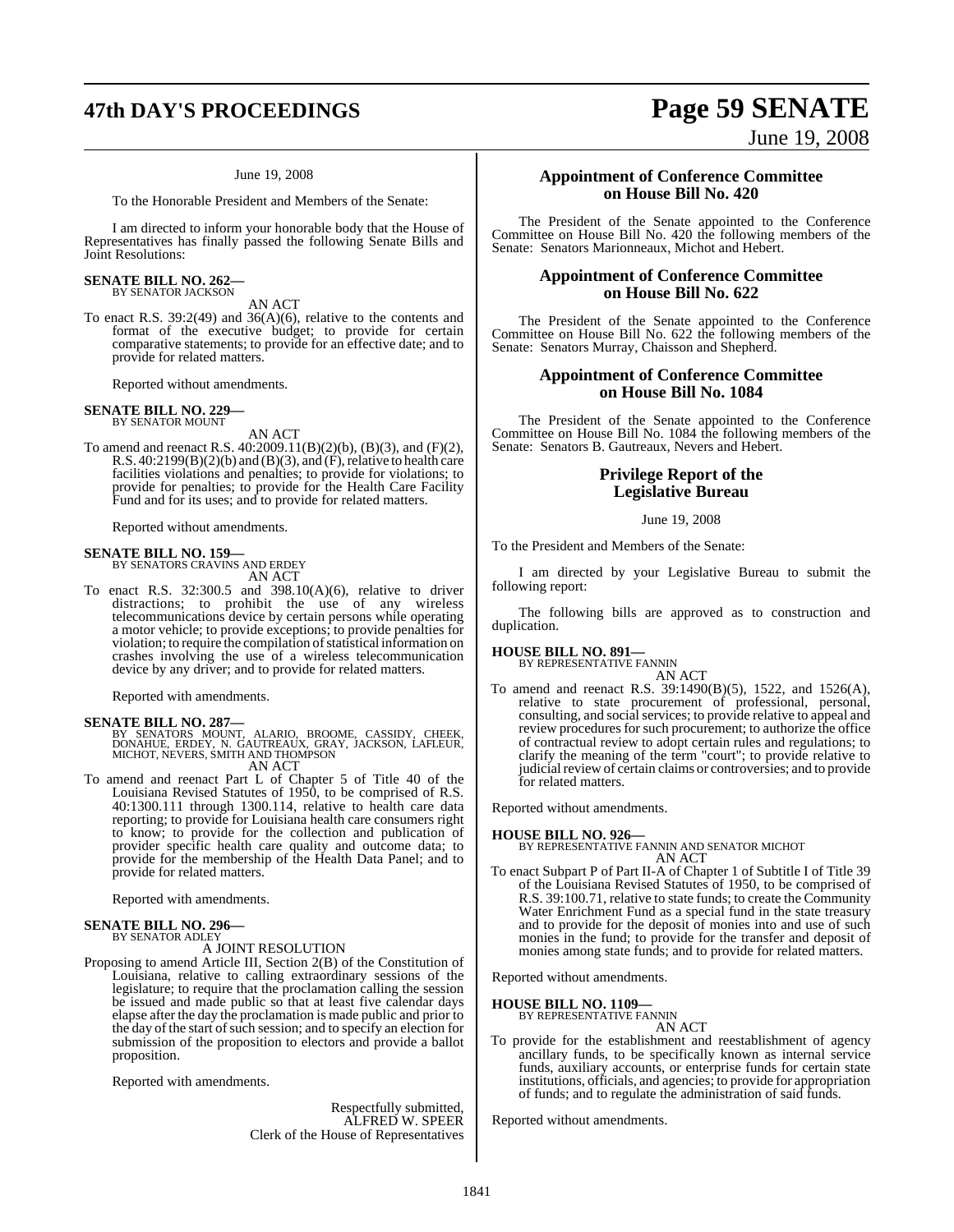June 19, 2008

To the Honorable President and Members of the Senate:

I am directed to inform your honorable body that the House of Representatives has finally passed the following Senate Bills and Joint Resolutions:

**SENATE BILL NO. 262—**
BY SENATOR JACKSON

AN ACT

To enact R.S. 39:2(49) and 36(A)(6), relative to the contents and format of the executive budget; to provide for certain comparative statements; to provide for an effective date; and to provide for related matters.

Reported without amendments.

**SENATE BILL NO. 229—**
BY SENATOR MOUNT

AN ACT

To amend and reenact R.S. 40:2009.11(B)(2)(b), (B)(3), and (F)(2), R.S. 40:2199(B)(2)(b) and (B)(3), and (F), relative to health care facilities violations and penalties; to provide for violations; to provide for penalties; to provide for the Health Care Facility Fund and for its uses; and to provide for related matters.

Reported without amendments.

**SENATE BILL NO. 159—**
BY SENATORS CRAVINS AND ERDEY

AN ACT

To enact R.S. 32:300.5 and 398.10(A)(6), relative to driver distractions; to prohibit the use of any wireless telecommunications device by certain persons while operating a motor vehicle; to provide exceptions; to provide penalties for violation; to require the compilation of statistical information on crashes involving the use of a wireless telecommunication device by any driver; and to provide for related matters.

Reported with amendments.

**SENATE BILL NO. 287—**
BY SENATORS MOUNT, ALARIO, BROOME, CASSIDY, CHEEK, DONAHUE, ERDEY, N. GAUTREAUX, GRAY, JACKSON, LAFLEUR, MICHOT, NEVERS, SMITH AND THOMPSON

AN ACT

To amend and reenact Part L of Chapter 5 of Title 40 of the Louisiana Revised Statutes of 1950, to be comprised of R.S. 40:1300.111 through 1300.114, relative to health care data reporting; to provide for Louisiana health care consumers right to know; to provide for the collection and publication of provider specific health care quality and outcome data; to provide for the membership of the Health Data Panel; and to provide for related matters.

Reported with amendments.

**SENATE BILL NO. 296—**
BY SENATOR ADLEY

A JOINT RESOLUTION

Proposing to amend Article III, Section 2(B) of the Constitution of Louisiana, relative to calling extraordinary sessions of the legislature; to require that the proclamation calling the session be issued and made public so that at least five calendar days elapse after the day the proclamation is made public and prior to the day of the start of such session; and to specify an election for submission of the proposition to electors and provide a ballot proposition.

Reported with amendments.

Respectfully submitted,
ALFRED W. SPEER
Clerk of the House of Representatives

## Appointment of Conference Committee on House Bill No. 420

The President of the Senate appointed to the Conference Committee on House Bill No. 420 the following members of the Senate: Senators Marionneaux, Michot and Hebert.

## Appointment of Conference Committee on House Bill No. 622

The President of the Senate appointed to the Conference Committee on House Bill No. 622 the following members of the Senate: Senators Murray, Chaisson and Shepherd.

## Appointment of Conference Committee on House Bill No. 1084

The President of the Senate appointed to the Conference Committee on House Bill No. 1084 the following members of the Senate: Senators B. Gautreaux, Nevers and Hebert.

## Privilege Report of the Legislative Bureau

June 19, 2008

To the President and Members of the Senate:

I am directed by your Legislative Bureau to submit the following report:

The following bills are approved as to construction and duplication.

**HOUSE BILL NO. 891—**
BY REPRESENTATIVE FANNIN

AN ACT

To amend and reenact R.S. 39:1490(B)(5), 1522, and 1526(A), relative to state procurement of professional, personal, consulting, and social services; to provide relative to appeal and review procedures for such procurement; to authorize the office of contractual review to adopt certain rules and regulations; to clarify the meaning of the term "court"; to provide relative to judicial review of certain claims or controversies; and to provide for related matters.

Reported without amendments.

**HOUSE BILL NO. 926—**
BY REPRESENTATIVE FANNIN AND SENATOR MICHOT

AN ACT

To enact Subpart P of Part II-A of Chapter 1 of Subtitle I of Title 39 of the Louisiana Revised Statutes of 1950, to be comprised of R.S. 39:100.71, relative to state funds; to create the Community Water Enrichment Fund as a special fund in the state treasury and to provide for the deposit of monies into and use of such monies in the fund; to provide for the transfer and deposit of monies among state funds; and to provide for related matters.

Reported without amendments.

**HOUSE BILL NO. 1109—**
BY REPRESENTATIVE FANNIN

AN ACT

To provide for the establishment and reestablishment of agency ancillary funds, to be specifically known as internal service funds, auxiliary accounts, or enterprise funds for certain state institutions, officials, and agencies; to provide for appropriation of funds; and to regulate the administration of said funds.

Reported without amendments.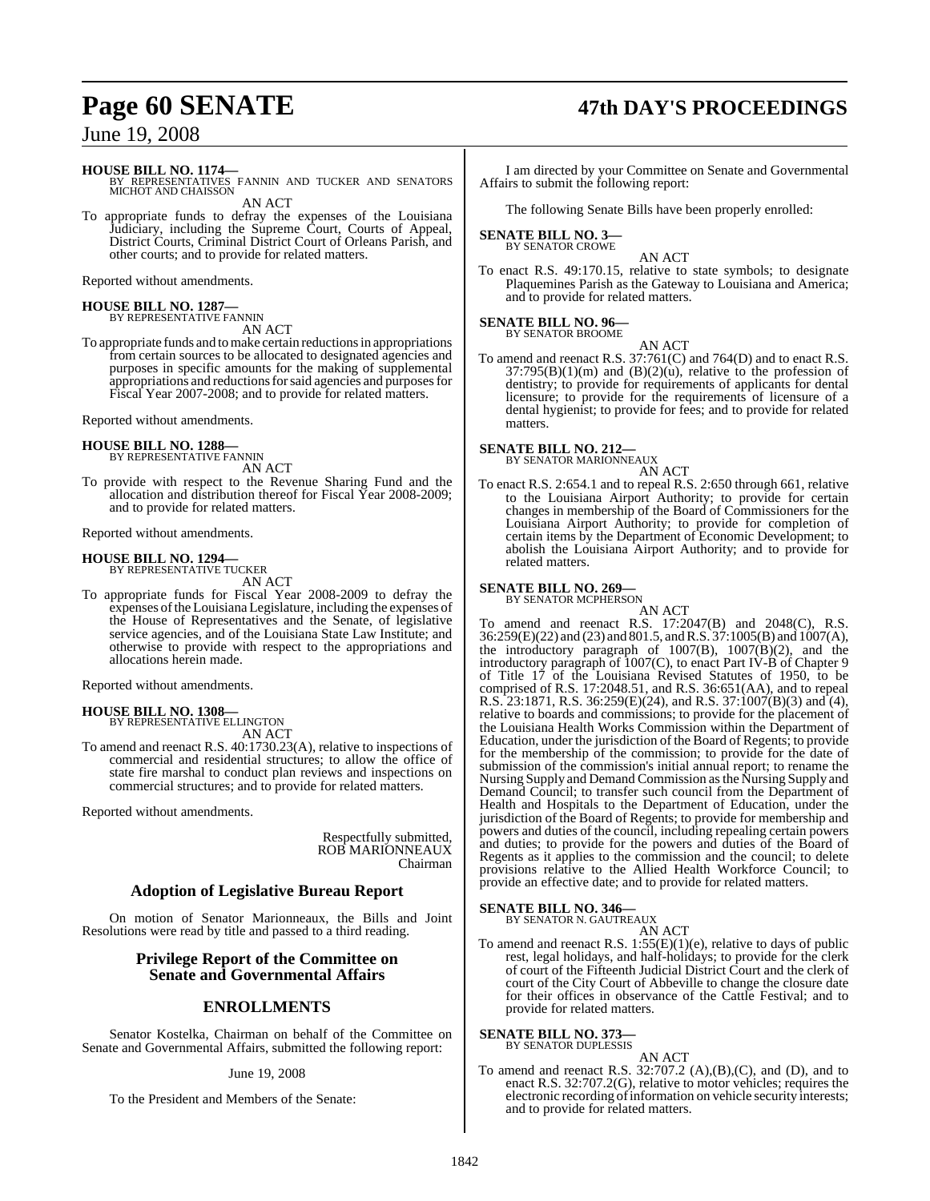**HOUSE BILL NO. 1174—**
BY REPRESENTATIVES FANNIN AND TUCKER AND SENATORS MICHOT AND CHAISSON

AN ACT

To appropriate funds to defray the expenses of the Louisiana Judiciary, including the Supreme Court, Courts of Appeal, District Courts, Criminal District Court of Orleans Parish, and other courts; and to provide for related matters.

Reported without amendments.

**HOUSE BILL NO. 1287—**
BY REPRESENTATIVE FANNIN

AN ACT

To appropriate funds and to make certain reductions in appropriations from certain sources to be allocated to designated agencies and purposes in specific amounts for the making of supplemental appropriations and reductions for said agencies and purposes for Fiscal Year 2007-2008; and to provide for related matters.

Reported without amendments.

**HOUSE BILL NO. 1288—**
BY REPRESENTATIVE FANNIN

AN ACT

To provide with respect to the Revenue Sharing Fund and the allocation and distribution thereof for Fiscal Year 2008-2009; and to provide for related matters.

Reported without amendments.

**HOUSE BILL NO. 1294—**
BY REPRESENTATIVE TUCKER

AN ACT

To appropriate funds for Fiscal Year 2008-2009 to defray the expenses of the Louisiana Legislature, including the expenses of the House of Representatives and the Senate, of legislative service agencies, and of the Louisiana State Law Institute; and otherwise to provide with respect to the appropriations and allocations herein made.

Reported without amendments.

**HOUSE BILL NO. 1308—**
BY REPRESENTATIVE ELLINGTON

AN ACT

To amend and reenact R.S. 40:1730.23(A), relative to inspections of commercial and residential structures; to allow the office of state fire marshal to conduct plan reviews and inspections on commercial structures; and to provide for related matters.

Reported without amendments.

Respectfully submitted,
ROB MARIONNEAUX
Chairman

## Adoption of Legislative Bureau Report

On motion of Senator Marionneaux, the Bills and Joint Resolutions were read by title and passed to a third reading.

## Privilege Report of the Committee on Senate and Governmental Affairs

## ENROLLMENTS

Senator Kostelka, Chairman on behalf of the Committee on Senate and Governmental Affairs, submitted the following report:

June 19, 2008

To the President and Members of the Senate:

I am directed by your Committee on Senate and Governmental Affairs to submit the following report:

The following Senate Bills have been properly enrolled:

**SENATE BILL NO. 3—**
BY SENATOR CROWE

AN ACT

To enact R.S. 49:170.15, relative to state symbols; to designate Plaquemines Parish as the Gateway to Louisiana and America; and to provide for related matters.

**SENATE BILL NO. 96—**
BY SENATOR BROOME

AN ACT

To amend and reenact R.S. 37:761(C) and 764(D) and to enact R.S. 37:795(B)(1)(m) and (B)(2)(u), relative to the profession of dentistry; to provide for requirements of applicants for dental licensure; to provide for the requirements of licensure of a dental hygienist; to provide for fees; and to provide for related matters.

**SENATE BILL NO. 212—**
BY SENATOR MARIONNEAUX

AN ACT

To enact R.S. 2:654.1 and to repeal R.S. 2:650 through 661, relative to the Louisiana Airport Authority; to provide for certain changes in membership of the Board of Commissioners for the Louisiana Airport Authority; to provide for completion of certain items by the Department of Economic Development; to abolish the Louisiana Airport Authority; and to provide for related matters.

**SENATE BILL NO. 269—**
BY SENATOR MCPHERSON

AN ACT

To amend and reenact R.S. 17:2047(B) and 2048(C), R.S. 36:259(E)(22) and (23) and 801.5, and R.S. 37:1005(B) and 1007(A), the introductory paragraph of 1007(B), 1007(B)(2), and the introductory paragraph of 1007(C), to enact Part IV-B of Chapter 9 of Title 17 of the Louisiana Revised Statutes of 1950, to be comprised of R.S. 17:2048.51, and R.S. 36:651(AA), and to repeal R.S. 23:1871, R.S. 36:259(E)(24), and R.S. 37:1007(B)(3) and (4), relative to boards and commissions; to provide for the placement of the Louisiana Health Works Commission within the Department of Education, under the jurisdiction of the Board of Regents; to provide for the membership of the commission; to provide for the date of submission of the commission's initial annual report; to rename the Nursing Supply and Demand Commission as the Nursing Supply and Demand Council; to transfer such council from the Department of Health and Hospitals to the Department of Education, under the jurisdiction of the Board of Regents; to provide for membership and powers and duties of the council, including repealing certain powers and duties; to provide for the powers and duties of the Board of Regents as it applies to the commission and the council; to delete provisions relative to the Allied Health Workforce Council; to provide an effective date; and to provide for related matters.

**SENATE BILL NO. 346—**
BY SENATOR N. GAUTREAUX

AN ACT

To amend and reenact R.S. 1:55(E)(1)(e), relative to days of public rest, legal holidays, and half-holidays; to provide for the clerk of court of the Fifteenth Judicial District Court and the clerk of court of the City Court of Abbeville to change the closure date for their offices in observance of the Cattle Festival; and to provide for related matters.

**SENATE BILL NO. 373—**
BY SENATOR DUPLESSIS

AN ACT

To amend and reenact R.S. 32:707.2 (A),(B),(C), and (D), and to enact R.S. 32:707.2(G), relative to motor vehicles; requires the electronic recording of information on vehicle security interests; and to provide for related matters.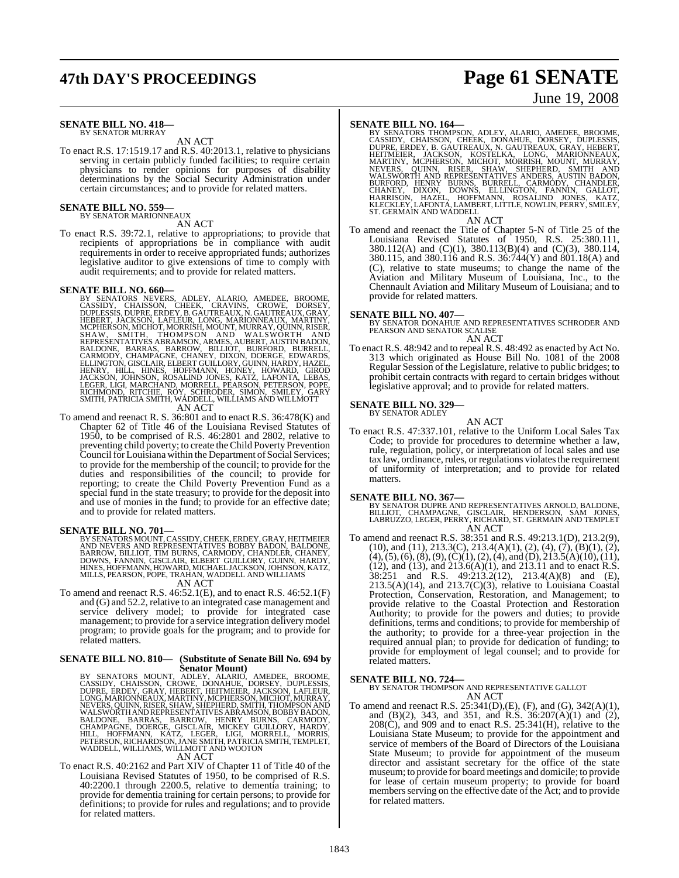**SENATE BILL NO. 418—**
BY SENATOR MURRAY

AN ACT

To enact R.S. 17:1519.17 and R.S. 40:2013.1, relative to physicians serving in certain publicly funded facilities; to require certain physicians to render opinions for purposes of disability determinations by the Social Security Administration under certain circumstances; and to provide for related matters.

**SENATE BILL NO. 559—**
BY SENATOR MARIONNEAUX

AN ACT

To enact R.S. 39:72.1, relative to appropriations; to provide that recipients of appropriations be in compliance with audit requirements in order to receive appropriated funds; authorizes legislative auditor to give extensions of time to comply with audit requirements; and to provide for related matters.

**SENATE BILL NO. 660—**
BY SENATORS NEVERS, ADLEY, ALARIO, AMEDEE, BROOME, CASSIDY, CHAISSON, CHEEK, CRAVINS, CROWE, DORSEY, DUPLESSIS, DUPRE, ERDEY, B. GAUTREAUX, N. GAUTREAUX, GRAY, HEBERT, JACKSON, LAFLEUR, LONG, MARIONNEAUX, MARTINY, MCPHERSON, MICHOT, MORRISH, MOUNT, MURRAY, QUINN, RISER, SHAW, SMITH, THOMPSON AND WALSWORTH AND REPRESENTATIVES ABRAMSON, ARMES, AUBERT, AUSTIN BADON, BALDONE, BARRAS, BARROW, BILLIOT, BURFORD, BURRELL, CARMODY, CHAMPAGNE, CHANEY, DIXON, DOERGE, EDWARDS, ELLINGTON, GISCLAIR, ELBERT GUILLORY, GUINN, HARDY, HAZEL, HENRY, HILL, HINES, HOFFMANN, HONEY, HOWARD, GIROD JACKSON, JOHNSON, ROSALIND JONES, KATZ, LAFONTA, LEBAS, LEGER, LIGI, MARCHAND, MORRELL, PEARSON, PETERSON, POPE, RICHMOND, RITCHIE, ROY, SCHRODER, SIMON, SMILEY, GARY SMITH, PATRICIA SMITH, WADDELL, WILLIAMS AND WILLMOTT

AN ACT

To amend and reenact R. S. 36:801 and to enact R.S. 36:478(K) and Chapter 62 of Title 46 of the Louisiana Revised Statutes of 1950, to be comprised of R.S. 46:2801 and 2802, relative to preventing child poverty; to create the Child Poverty Prevention Council for Louisiana within the Department of Social Services; to provide for the membership of the council; to provide for the duties and responsibilities of the council; to provide for reporting; to create the Child Poverty Prevention Fund as a special fund in the state treasury; to provide for the deposit into and use of monies in the fund; to provide for an effective date; and to provide for related matters.

**SENATE BILL NO. 701—**
BY SENATORS MOUNT, CASSIDY, CHEEK, ERDEY, GRAY, HEITMEIER AND NEVERS AND REPRESENTATIVES BOBBY BADON, BALDONE, BARROW, BILLIOT, TIM BURNS, CARMODY, CHANDLER, CHANEY, DOWNS, FANNIN, GISCLAIR, ELBERT GUILLORY, GUINN, HARDY, HINES, HOFFMANN, HOWARD, MICHAEL JACKSON, JOHNSON, KATZ, MILLS, PEARSON, POPE, TRAHAN, WADDELL AND WILLIAMS

AN ACT

To amend and reenact R.S. 46:52.1(E), and to enact R.S. 46:52.1(F) and (G) and 52.2, relative to an integrated case management and service delivery model; to provide for integrated case management; to provide for a service integration delivery model program; to provide goals for the program; and to provide for related matters.

**SENATE BILL NO. 810— (Substitute of Senate Bill No. 694 by Senator Mount)**
BY SENATORS MOUNT, ADLEY, ALARIO, AMEDEE, BROOME, CASSIDY, CHAISSON, CROWE, DONAHUE, DORSEY, DUPLESSIS, DUPRE, ERDEY, GRAY, HEBERT, HEITMEIER, JACKSON, LAFLEUR, LONG, MARIONNEAUX, MARTINY, MCPHERSON, MICHOT, MURRAY, NEVERS, QUINN, RISER, SHAW, SHEPHERD, SMITH, THOMPSON AND WALSWORTH AND REPRESENTATIVES ABRAMSON, BOBBY BADON, BALDONE, BARRAS, BARROW, HENRY BURNS, CARMODY, CHAMPAGNE, DOERGE, GISCLAIR, MICKEY GUILLORY, HARDY, HILL, HOFFMANN, KATZ, LEGER, LIGI, MORRELL, MORRIS, PETERSON, RICHARDSON, JANE SMITH, PATRICIA SMITH, TEMPLET, WADDELL, WILLIAMS, WILLMOTT AND WOOTON

AN ACT

To enact R.S. 40:2162 and Part XIV of Chapter 11 of Title 40 of the Louisiana Revised Statutes of 1950, to be comprised of R.S. 40:2200.1 through 2200.5, relative to dementia training; to provide for dementia training for certain persons; to provide for definitions; to provide for rules and regulations; and to provide for related matters.

**SENATE BILL NO. 164—**
BY SENATORS THOMPSON, ADLEY, ALARIO, AMEDEE, BROOME, CASSIDY, CHAISSON, CHEEK, DONAHUE, DORSEY, DUPLESSIS, DUPRE, ERDEY, B. GAUTREAUX, N. GAUTREAUX, GRAY, HEBERT, HEITMEIER, JACKSON, KOSTELKA, LONG, MARIONNEAUX, MARTINY, MCPHERSON, MICHOT, MORRISH, MOUNT, MURRAY, NEVERS, QUINN, RISER, SHAW, SHEPHERD, SMITH AND WALSWORTH AND REPRESENTATIVES ANDERS, AUSTIN BADON, BURFORD, HENRY BURNS, BURRELL, CARMODY, CHANDLER, CHANEY, DIXON, DOWNS, ELLINGTON, FANNIN, GALLOT, HARRISON, HAZEL, HOFFMANN, ROSALIND JONES, KATZ, KLECKLEY, LAFONTA, LAMBERT, LITTLE, NOWLIN, PERRY, SMILEY, ST. GERMAIN AND WADDELL

AN ACT

To amend and reenact the Title of Chapter 5-N of Title 25 of the Louisiana Revised Statutes of 1950, R.S. 25:380.111, 380.112(A) and (C)(1), 380.113(B)(4) and (C)(3), 380.114, 380.115, and 380.116 and R.S. 36:744(Y) and 801.18(A) and (C), relative to state museums; to change the name of the Aviation and Military Museum of Louisiana, Inc., to the Chennault Aviation and Military Museum of Louisiana; and to provide for related matters.

**SENATE BILL NO. 407—**
BY SENATOR DONAHUE AND REPRESENTATIVES SCHRODER AND PEARSON AND SENATOR SCALISE

AN ACT

To enact R.S. 48:942 and to repeal R.S. 48:492 as enacted by Act No. 313 which originated as House Bill No. 1081 of the 2008 Regular Session of the Legislature, relative to public bridges; to prohibit certain contracts with regard to certain bridges without legislative approval; and to provide for related matters.

**SENATE BILL NO. 329—**
BY SENATOR ADLEY

AN ACT

To enact R.S. 47:337.101, relative to the Uniform Local Sales Tax Code; to provide for procedures to determine whether a law, rule, regulation, policy, or interpretation of local sales and use tax law, ordinance, rules, or regulations violates the requirement of uniformity of interpretation; and to provide for related matters.

**SENATE BILL NO. 367—**
BY SENATOR DUPRE AND REPRESENTATIVES ARNOLD, BALDONE, BILLIOT, CHAMPAGNE, GISCLAIR, HENDERSON, SAM JONES, LABRUZZO, LEGER, PERRY, RICHARD, ST. GERMAIN AND TEMPLET

AN ACT

To amend and reenact R.S. 38:351 and R.S. 49:213.1(D), 213.2(9), (10), and (11), 213.3(C), 213.4(A)(1), (2), (4), (7), (B)(1), (2), (4), (5), (6), (8), (9), (C)(1), (2), (4), and (D), 213.5(A)(10), (11), (12), and (13), and 213.6(A)(1), and 213.11 and to enact R.S. 38:251 and R.S. 49:213.2(12), 213.4(A)(8) and (E), 213.5(A)(14), and 213.7(C)(3), relative to Louisiana Coastal Protection, Conservation, Restoration, and Management; to provide relative to the Coastal Protection and Restoration Authority; to provide for the powers and duties; to provide definitions, terms and conditions; to provide for membership of the authority; to provide for a three-year projection in the required annual plan; to provide for dedication of funding; to provide for employment of legal counsel; and to provide for related matters.

**SENATE BILL NO. 724—**
BY SENATOR THOMPSON AND REPRESENTATIVE GALLOT

AN ACT

To amend and reenact R.S. 25:341(D),(E), (F), and (G), 342(A)(1), and (B)(2), 343, and 351, and R.S. 36:207(A)(1) and (2), 208(C), and 909 and to enact R.S. 25:341(H), relative to the Louisiana State Museum; to provide for the appointment and service of members of the Board of Directors of the Louisiana State Museum; to provide for appointment of the museum director and assistant secretary for the office of the state museum; to provide for board meetings and domicile; to provide for lease of certain museum property; to provide for board members serving on the effective date of the Act; and to provide for related matters.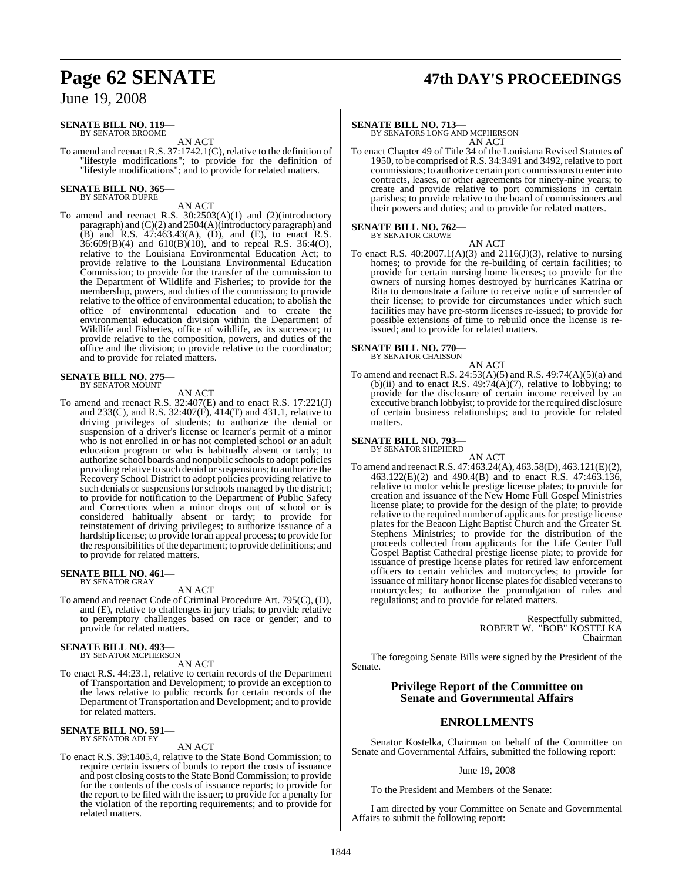**SENATE BILL NO. 119—**
BY SENATOR BROOME

AN ACT

To amend and reenact R.S. 37:1742.1(G), relative to the definition of "lifestyle modifications"; to provide for the definition of "lifestyle modifications"; and to provide for related matters.

**SENATE BILL NO. 365—**
BY SENATOR DUPRE

AN ACT

To amend and reenact R.S. 30:2503(A)(1) and (2)(introductory paragraph) and (C)(2) and 2504(A)(introductory paragraph) and (B) and R.S. 47:463.43(A), (D), and (E), to enact R.S. 36:609(B)(4) and 610(B)(10), and to repeal R.S. 36:4(O), relative to the Louisiana Environmental Education Act; to provide relative to the Louisiana Environmental Education Commission; to provide for the transfer of the commission to the Department of Wildlife and Fisheries; to provide for the membership, powers, and duties of the commission; to provide relative to the office of environmental education; to abolish the office of environmental education and to create the environmental education division within the Department of Wildlife and Fisheries, office of wildlife, as its successor; to provide relative to the composition, powers, and duties of the office and the division; to provide relative to the coordinator; and to provide for related matters.

**SENATE BILL NO. 275—**
BY SENATOR MOUNT

AN ACT

To amend and reenact R.S. 32:407(E) and to enact R.S. 17:221(J) and 233(C), and R.S. 32:407(F), 414(T) and 431.1, relative to driving privileges of students; to authorize the denial or suspension of a driver's license or learner's permit of a minor who is not enrolled in or has not completed school or an adult education program or who is habitually absent or tardy; to authorize school boards and nonpublic schools to adopt policies providing relative to such denial or suspensions; to authorize the Recovery School District to adopt policies providing relative to such denials or suspensions for schools managed by the district; to provide for notification to the Department of Public Safety and Corrections when a minor drops out of school or is considered habitually absent or tardy; to provide for reinstatement of driving privileges; to authorize issuance of a hardship license; to provide for an appeal process; to provide for the responsibilities of the department; to provide definitions; and to provide for related matters.

**SENATE BILL NO. 461—**
BY SENATOR GRAY

AN ACT

To amend and reenact Code of Criminal Procedure Art. 795(C), (D), and (E), relative to challenges in jury trials; to provide relative to peremptory challenges based on race or gender; and to provide for related matters.

**SENATE BILL NO. 493—**
BY SENATOR MCPHERSON

AN ACT

To enact R.S. 44:23.1, relative to certain records of the Department of Transportation and Development; to provide an exception to the laws relative to public records for certain records of the Department of Transportation and Development; and to provide for related matters.

**SENATE BILL NO. 591—**
BY SENATOR ADLEY

AN ACT

To enact R.S. 39:1405.4, relative to the State Bond Commission; to require certain issuers of bonds to report the costs of issuance and post closing costs to the State Bond Commission; to provide for the contents of the costs of issuance reports; to provide for the report to be filed with the issuer; to provide for a penalty for the violation of the reporting requirements; and to provide for related matters.

**SENATE BILL NO. 713—**
BY SENATORS LONG AND MCPHERSON

AN ACT

To enact Chapter 49 of Title 34 of the Louisiana Revised Statutes of 1950, to be comprised of R.S. 34:3491 and 3492, relative to port commissions; to authorize certain port commissions to enter into contracts, leases, or other agreements for ninety-nine years; to create and provide relative to port commissions in certain parishes; to provide relative to the board of commissioners and their powers and duties; and to provide for related matters.

**SENATE BILL NO. 762—**
BY SENATOR CROWE

AN ACT

To enact R.S. 40:2007.1(A)(3) and 2116(J)(3), relative to nursing homes; to provide for the re-building of certain facilities; to provide for certain nursing home licenses; to provide for the owners of nursing homes destroyed by hurricanes Katrina or Rita to demonstrate a failure to receive notice of surrender of their license; to provide for circumstances under which such facilities may have pre-storm licenses re-issued; to provide for possible extensions of time to rebuild once the license is re-issued; and to provide for related matters.

**SENATE BILL NO. 770—**
BY SENATOR CHAISSON

AN ACT

To amend and reenact R.S. 24:53(A)(5) and R.S. 49:74(A)(5)(a) and (b)(ii) and to enact R.S. 49:74(A)(7), relative to lobbying; to provide for the disclosure of certain income received by an executive branch lobbyist; to provide for the required disclosure of certain business relationships; and to provide for related matters.

**SENATE BILL NO. 793—**
BY SENATOR SHEPHERD

AN ACT

To amend and reenact R.S. 47:463.24(A), 463.58(D), 463.121(E)(2), 463.122(E)(2) and 490.4(B) and to enact R.S. 47:463.136, relative to motor vehicle prestige license plates; to provide for creation and issuance of the New Home Full Gospel Ministries license plate; to provide for the design of the plate; to provide relative to the required number of applicants for prestige license plates for the Beacon Light Baptist Church and the Greater St. Stephens Ministries; to provide for the distribution of the proceeds collected from applicants for the Life Center Full Gospel Baptist Cathedral prestige license plate; to provide for issuance of prestige license plates for retired law enforcement officers to certain vehicles and motorcycles; to provide for issuance of military honor license plates for disabled veterans to motorcycles; to authorize the promulgation of rules and regulations; and to provide for related matters.

Respectfully submitted,
ROBERT W. "BOB" KOSTELKA
Chairman

The foregoing Senate Bills were signed by the President of the Senate.

## Privilege Report of the Committee on Senate and Governmental Affairs

## ENROLLMENTS

Senator Kostelka, Chairman on behalf of the Committee on Senate and Governmental Affairs, submitted the following report:

June 19, 2008

To the President and Members of the Senate:

I am directed by your Committee on Senate and Governmental Affairs to submit the following report: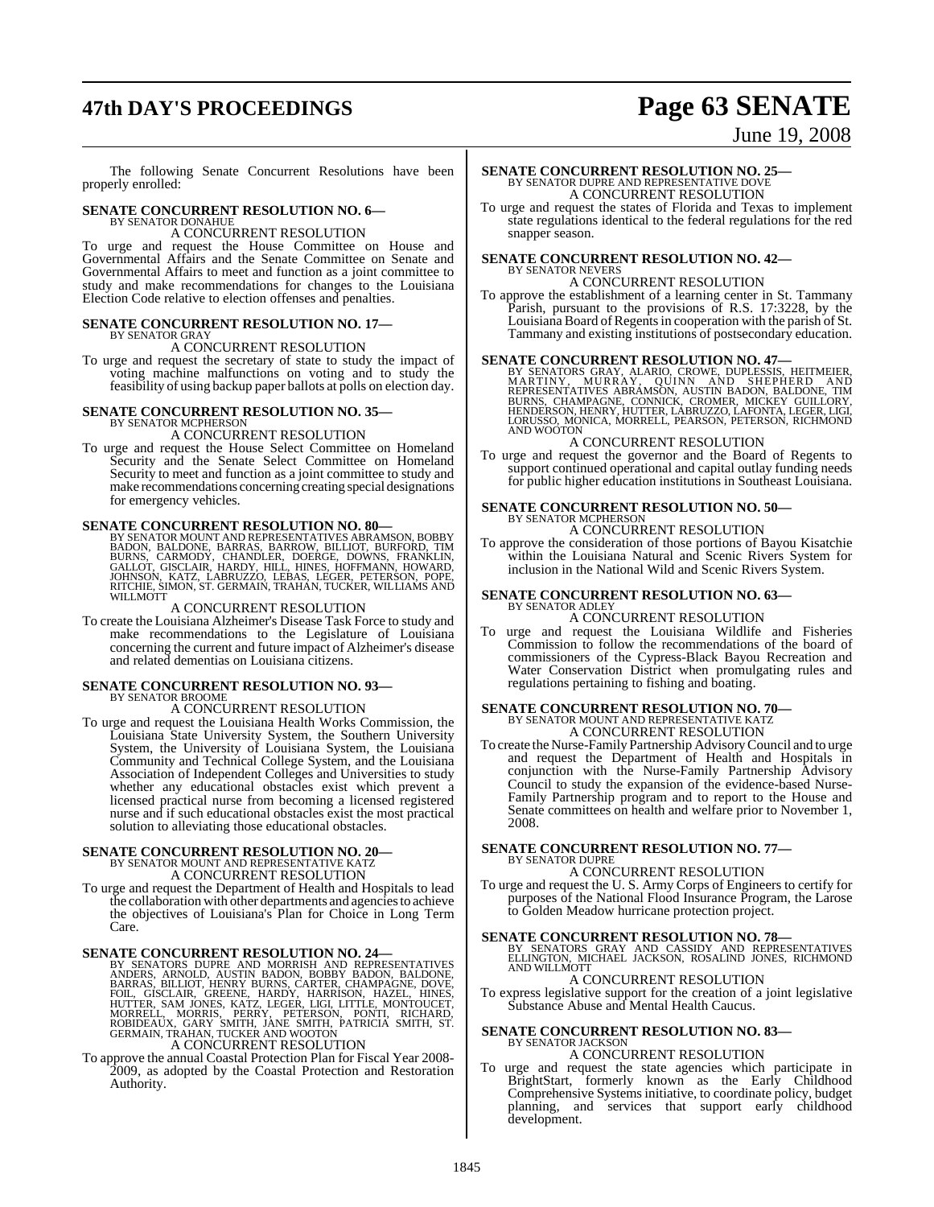The following Senate Concurrent Resolutions have been properly enrolled:

**SENATE CONCURRENT RESOLUTION NO. 6—**
BY SENATOR DONAHUE
A CONCURRENT RESOLUTION

To urge and request the House Committee on House and Governmental Affairs and the Senate Committee on Senate and Governmental Affairs to meet and function as a joint committee to study and make recommendations for changes to the Louisiana Election Code relative to election offenses and penalties.

**SENATE CONCURRENT RESOLUTION NO. 17—**
BY SENATOR GRAY
A CONCURRENT RESOLUTION

To urge and request the secretary of state to study the impact of voting machine malfunctions on voting and to study the feasibility of using backup paper ballots at polls on election day.

**SENATE CONCURRENT RESOLUTION NO. 35—**
BY SENATOR MCPHERSON
A CONCURRENT RESOLUTION

To urge and request the House Select Committee on Homeland Security and the Senate Select Committee on Homeland Security to meet and function as a joint committee to study and make recommendations concerning creating special designations for emergency vehicles.

**SENATE CONCURRENT RESOLUTION NO. 80—**
BY SENATOR MOUNT AND REPRESENTATIVES ABRAMSON, BOBBY BADON, BALDONE, BARRAS, BARROW, BILLIOT, BURFORD, TIM BURNS, CARMODY, CHANDLER, DOERGE, DOWNS, FRANKLIN, GALLOT, GISCLAIR, HARDY, HILL, HINES, HOFFMANN, HOWARD, JOHNSON, KATZ, LABRUZZO, LEBAS, LEGER, PETERSON, POPE, RITCHIE, SIMON, ST. GERMAIN, TRAHAN, TUCKER, WILLIAMS AND WILLMOTT
A CONCURRENT RESOLUTION

To create the Louisiana Alzheimer's Disease Task Force to study and make recommendations to the Legislature of Louisiana concerning the current and future impact of Alzheimer's disease and related dementias on Louisiana citizens.

**SENATE CONCURRENT RESOLUTION NO. 93—**
BY SENATOR BROOME
A CONCURRENT RESOLUTION

To urge and request the Louisiana Health Works Commission, the Louisiana State University System, the Southern University System, the University of Louisiana System, the Louisiana Community and Technical College System, and the Louisiana Association of Independent Colleges and Universities to study whether any educational obstacles exist which prevent a licensed practical nurse from becoming a licensed registered nurse and if such educational obstacles exist the most practical solution to alleviating those educational obstacles.

**SENATE CONCURRENT RESOLUTION NO. 20—**
BY SENATOR MOUNT AND REPRESENTATIVE KATZ
A CONCURRENT RESOLUTION

To urge and request the Department of Health and Hospitals to lead the collaboration with other departments and agencies to achieve the objectives of Louisiana's Plan for Choice in Long Term Care.

**SENATE CONCURRENT RESOLUTION NO. 24—**
BY SENATORS DUPRE AND MORRISH AND REPRESENTATIVES ANDERS, ARNOLD, AUSTIN BADON, BOBBY BADON, BALDONE, BARRAS, BILLIOT, HENRY BURNS, CARTER, CHAMPAGNE, DOVE, FOIL, GISCLAIR, GREENE, HARDY, HARRISON, HAZEL, HINES, HUTTER, SAM JONES, KATZ, LEGER, LIGI, LITTLE, MONTOUCET, MORRELL, MORRIS, PERRY, PETERSON, PONTI, RICHARD, ROBIDEAUX, GARY SMITH, JANE SMITH, PATRICIA SMITH, ST. GERMAIN, TRAHAN, TUCKER AND WOOTON
A CONCURRENT RESOLUTION

To approve the annual Coastal Protection Plan for Fiscal Year 2008-2009, as adopted by the Coastal Protection and Restoration Authority.

**SENATE CONCURRENT RESOLUTION NO. 25—**
BY SENATOR DUPRE AND REPRESENTATIVE DOVE
A CONCURRENT RESOLUTION

To urge and request the states of Florida and Texas to implement state regulations identical to the federal regulations for the red snapper season.

**SENATE CONCURRENT RESOLUTION NO. 42—**
BY SENATOR NEVERS
A CONCURRENT RESOLUTION

To approve the establishment of a learning center in St. Tammany Parish, pursuant to the provisions of R.S. 17:3228, by the Louisiana Board of Regents in cooperation with the parish of St. Tammany and existing institutions of postsecondary education.

**SENATE CONCURRENT RESOLUTION NO. 47—**
BY SENATORS GRAY, ALARIO, CROWE, DUPLESSIS, HEITMEIER, MARTINY, MURRAY, QUINN AND SHEPHERD AND REPRESENTATIVES ABRAMSON, AUSTIN BADON, BALDONE, TIM BURNS, CHAMPAGNE, CONNICK, CROMER, MICKEY GUILLORY, HENDERSON, HENRY, HUTTER, LABRUZZO, LAFONTA, LEGER, LIGI, LORUSSO, MONICA, MORRELL, PEARSON, PETERSON, RICHMOND AND WOOTON
A CONCURRENT RESOLUTION

To urge and request the governor and the Board of Regents to support continued operational and capital outlay funding needs for public higher education institutions in Southeast Louisiana.

**SENATE CONCURRENT RESOLUTION NO. 50—**
BY SENATOR MCPHERSON
A CONCURRENT RESOLUTION

To approve the consideration of those portions of Bayou Kisatchie within the Louisiana Natural and Scenic Rivers System for inclusion in the National Wild and Scenic Rivers System.

**SENATE CONCURRENT RESOLUTION NO. 63—**
BY SENATOR ADLEY
A CONCURRENT RESOLUTION

To urge and request the Louisiana Wildlife and Fisheries Commission to follow the recommendations of the board of commissioners of the Cypress-Black Bayou Recreation and Water Conservation District when promulgating rules and regulations pertaining to fishing and boating.

**SENATE CONCURRENT RESOLUTION NO. 70—**
BY SENATOR MOUNT AND REPRESENTATIVE KATZ
A CONCURRENT RESOLUTION

To create the Nurse-Family Partnership Advisory Council and to urge and request the Department of Health and Hospitals in conjunction with the Nurse-Family Partnership Advisory Council to study the expansion of the evidence-based Nurse-Family Partnership program and to report to the House and Senate committees on health and welfare prior to November 1, 2008.

**SENATE CONCURRENT RESOLUTION NO. 77—**
BY SENATOR DUPRE
A CONCURRENT RESOLUTION

To urge and request the U. S. Army Corps of Engineers to certify for purposes of the National Flood Insurance Program, the Larose to Golden Meadow hurricane protection project.

**SENATE CONCURRENT RESOLUTION NO. 78—**
BY SENATORS GRAY AND CASSIDY AND REPRESENTATIVES ELLINGTON, MICHAEL JACKSON, ROSALIND JONES, RICHMOND AND WILLMOTT
A CONCURRENT RESOLUTION

To express legislative support for the creation of a joint legislative Substance Abuse and Mental Health Caucus.

**SENATE CONCURRENT RESOLUTION NO. 83—**
BY SENATOR JACKSON
A CONCURRENT RESOLUTION

To urge and request the state agencies which participate in BrightStart, formerly known as the Early Childhood Comprehensive Systems initiative, to coordinate policy, budget planning, and services that support early childhood development.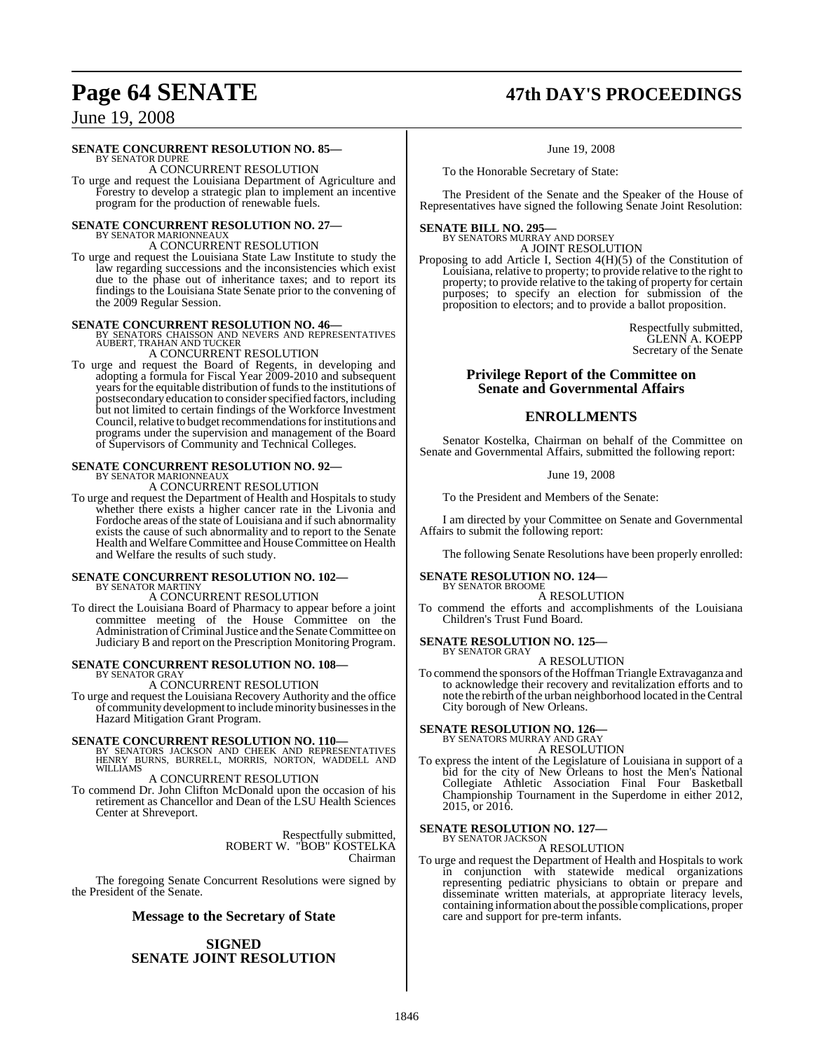**SENATE CONCURRENT RESOLUTION NO. 85—**
BY SENATOR DUPRE

A CONCURRENT RESOLUTION

To urge and request the Louisiana Department of Agriculture and Forestry to develop a strategic plan to implement an incentive program for the production of renewable fuels.

**SENATE CONCURRENT RESOLUTION NO. 27—**
BY SENATOR MARIONNEAUX

A CONCURRENT RESOLUTION

To urge and request the Louisiana State Law Institute to study the law regarding successions and the inconsistencies which exist due to the phase out of inheritance taxes; and to report its findings to the Louisiana State Senate prior to the convening of the 2009 Regular Session.

**SENATE CONCURRENT RESOLUTION NO. 46—**
BY SENATORS CHAISSON AND NEVERS AND REPRESENTATIVES AUBERT, TRAHAN AND TUCKER

A CONCURRENT RESOLUTION

To urge and request the Board of Regents, in developing and adopting a formula for Fiscal Year 2009-2010 and subsequent years for the equitable distribution of funds to the institutions of postsecondary education to consider specified factors, including but not limited to certain findings of the Workforce Investment Council, relative to budget recommendations for institutions and programs under the supervision and management of the Board of Supervisors of Community and Technical Colleges.

**SENATE CONCURRENT RESOLUTION NO. 92—**
BY SENATOR MARIONNEAUX

A CONCURRENT RESOLUTION

To urge and request the Department of Health and Hospitals to study whether there exists a higher cancer rate in the Livonia and Fordoche areas of the state of Louisiana and if such abnormality exists the cause of such abnormality and to report to the Senate Health and Welfare Committee and House Committee on Health and Welfare the results of such study.

**SENATE CONCURRENT RESOLUTION NO. 102—**
BY SENATOR MARTINY

A CONCURRENT RESOLUTION

To direct the Louisiana Board of Pharmacy to appear before a joint committee meeting of the House Committee on the Administration of Criminal Justice and the Senate Committee on Judiciary B and report on the Prescription Monitoring Program.

**SENATE CONCURRENT RESOLUTION NO. 108—**
BY SENATOR GRAY

A CONCURRENT RESOLUTION

To urge and request the Louisiana Recovery Authority and the office of community development to include minority businesses in the Hazard Mitigation Grant Program.

**SENATE CONCURRENT RESOLUTION NO. 110—**
BY SENATORS JACKSON AND CHEEK AND REPRESENTATIVES HENRY BURNS, BURRELL, MORRIS, NORTON, WADDELL AND WILLIAMS

A CONCURRENT RESOLUTION

To commend Dr. John Clifton McDonald upon the occasion of his retirement as Chancellor and Dean of the LSU Health Sciences Center at Shreveport.

Respectfully submitted,
ROBERT W. "BOB" KOSTELKA
Chairman

The foregoing Senate Concurrent Resolutions were signed by the President of the Senate.

## Message to the Secretary of State

## SIGNED SENATE JOINT RESOLUTION

June 19, 2008

To the Honorable Secretary of State:

The President of the Senate and the Speaker of the House of Representatives have signed the following Senate Joint Resolution:

**SENATE BILL NO. 295—**
BY SENATORS MURRAY AND DORSEY

A JOINT RESOLUTION

Proposing to add Article I, Section 4(H)(5) of the Constitution of Louisiana, relative to property; to provide relative to the right to property; to provide relative to the taking of property for certain purposes; to specify an election for submission of the proposition to electors; and to provide a ballot proposition.

Respectfully submitted,
GLENN A. KOEPP
Secretary of the Senate

## Privilege Report of the Committee on Senate and Governmental Affairs

## ENROLLMENTS

Senator Kostelka, Chairman on behalf of the Committee on Senate and Governmental Affairs, submitted the following report:

June 19, 2008

To the President and Members of the Senate:

I am directed by your Committee on Senate and Governmental Affairs to submit the following report:

The following Senate Resolutions have been properly enrolled:

**SENATE RESOLUTION NO. 124—**
BY SENATOR BROOME

A RESOLUTION

To commend the efforts and accomplishments of the Louisiana Children's Trust Fund Board.

**SENATE RESOLUTION NO. 125—**
BY SENATOR GRAY

A RESOLUTION

To commend the sponsors of the Hoffman Triangle Extravaganza and to acknowledge their recovery and revitalization efforts and to note the rebirth of the urban neighborhood located in the Central City borough of New Orleans.

**SENATE RESOLUTION NO. 126—**
BY SENATORS MURRAY AND GRAY

A RESOLUTION

To express the intent of the Legislature of Louisiana in support of a bid for the city of New Orleans to host the Men's National Collegiate Athletic Association Final Four Basketball Championship Tournament in the Superdome in either 2012, 2015, or 2016.

**SENATE RESOLUTION NO. 127—**
BY SENATOR JACKSON

A RESOLUTION

To urge and request the Department of Health and Hospitals to work in conjunction with statewide medical organizations representing pediatric physicians to obtain or prepare and disseminate written materials, at appropriate literacy levels, containing information about the possible complications, proper care and support for pre-term infants.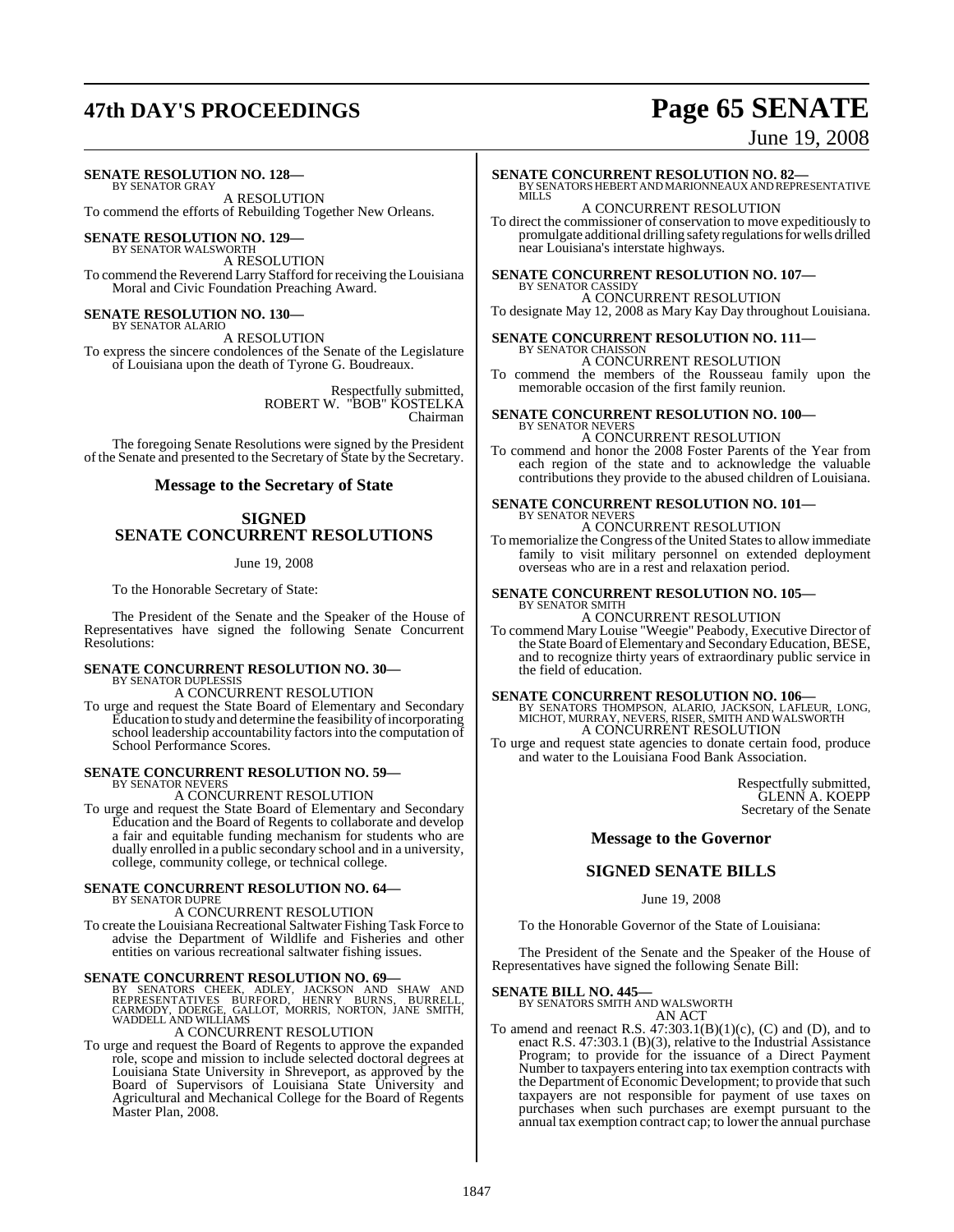**SENATE RESOLUTION NO. 128—**
BY SENATOR GRAY

A RESOLUTION

To commend the efforts of Rebuilding Together New Orleans.

**SENATE RESOLUTION NO. 129—**
BY SENATOR WALSWORTH

A RESOLUTION

To commend the Reverend Larry Stafford for receiving the Louisiana Moral and Civic Foundation Preaching Award.

**SENATE RESOLUTION NO. 130—**
BY SENATOR ALARIO

A RESOLUTION

To express the sincere condolences of the Senate of the Legislature of Louisiana upon the death of Tyrone G. Boudreaux.

Respectfully submitted,
ROBERT W. "BOB" KOSTELKA
Chairman

The foregoing Senate Resolutions were signed by the President of the Senate and presented to the Secretary of State by the Secretary.

## Message to the Secretary of State

## SIGNED SENATE CONCURRENT RESOLUTIONS

June 19, 2008

To the Honorable Secretary of State:

The President of the Senate and the Speaker of the House of Representatives have signed the following Senate Concurrent Resolutions:

**SENATE CONCURRENT RESOLUTION NO. 30—**
BY SENATOR DUPLESSIS

A CONCURRENT RESOLUTION

To urge and request the State Board of Elementary and Secondary Education to study and determine the feasibility of incorporating school leadership accountability factors into the computation of School Performance Scores.

**SENATE CONCURRENT RESOLUTION NO. 59—**
BY SENATOR NEVERS

A CONCURRENT RESOLUTION

To urge and request the State Board of Elementary and Secondary Education and the Board of Regents to collaborate and develop a fair and equitable funding mechanism for students who are dually enrolled in a public secondary school and in a university, college, community college, or technical college.

**SENATE CONCURRENT RESOLUTION NO. 64—**
BY SENATOR DUPRE

A CONCURRENT RESOLUTION

To create the Louisiana Recreational Saltwater Fishing Task Force to advise the Department of Wildlife and Fisheries and other entities on various recreational saltwater fishing issues.

**SENATE CONCURRENT RESOLUTION NO. 69—**
BY SENATORS CHEEK, ADLEY, JACKSON AND SHAW AND REPRESENTATIVES BURFORD, HENRY BURNS, BURRELL, CARMODY, DOERGE, GALLOT, MORRIS, NORTON, JANE SMITH, WADDELL AND WILLIAMS

A CONCURRENT RESOLUTION

To urge and request the Board of Regents to approve the expanded role, scope and mission to include selected doctoral degrees at Louisiana State University in Shreveport, as approved by the Board of Supervisors of Louisiana State University and Agricultural and Mechanical College for the Board of Regents Master Plan, 2008.

**SENATE CONCURRENT RESOLUTION NO. 82—**
BY SENATORS HEBERT AND MARIONNEAUX AND REPRESENTATIVE MILLS

A CONCURRENT RESOLUTION

To direct the commissioner of conservation to move expeditiously to promulgate additional drilling safety regulations for wells drilled near Louisiana's interstate highways.

**SENATE CONCURRENT RESOLUTION NO. 107—**
BY SENATOR CASSIDY

A CONCURRENT RESOLUTION

To designate May 12, 2008 as Mary Kay Day throughout Louisiana.

**SENATE CONCURRENT RESOLUTION NO. 111—**
BY SENATOR CHAISSON

A CONCURRENT RESOLUTION

To commend the members of the Rousseau family upon the memorable occasion of the first family reunion.

**SENATE CONCURRENT RESOLUTION NO. 100—**
BY SENATOR NEVERS

A CONCURRENT RESOLUTION

To commend and honor the 2008 Foster Parents of the Year from each region of the state and to acknowledge the valuable contributions they provide to the abused children of Louisiana.

**SENATE CONCURRENT RESOLUTION NO. 101—**
BY SENATOR NEVERS

A CONCURRENT RESOLUTION

To memorialize the Congress of the United States to allow immediate family to visit military personnel on extended deployment overseas who are in a rest and relaxation period.

**SENATE CONCURRENT RESOLUTION NO. 105—**
BY SENATOR SMITH

A CONCURRENT RESOLUTION

To commend Mary Louise "Weegie" Peabody, Executive Director of the State Board of Elementary and Secondary Education, BESE, and to recognize thirty years of extraordinary public service in the field of education.

**SENATE CONCURRENT RESOLUTION NO. 106—**
BY SENATORS THOMPSON, ALARIO, JACKSON, LAFLEUR, LONG, MICHOT, MURRAY, NEVERS, RISER, SMITH AND WALSWORTH

A CONCURRENT RESOLUTION

To urge and request state agencies to donate certain food, produce and water to the Louisiana Food Bank Association.

Respectfully submitted,
GLENN A. KOEPP
Secretary of the Senate

## Message to the Governor

## SIGNED SENATE BILLS

June 19, 2008

To the Honorable Governor of the State of Louisiana:

The President of the Senate and the Speaker of the House of Representatives have signed the following Senate Bill:

**SENATE BILL NO. 445—**
BY SENATORS SMITH AND WALSWORTH

AN ACT

To amend and reenact R.S. 47:303.1(B)(1)(c), (C) and (D), and to enact R.S. 47:303.1 (B)(3), relative to the Industrial Assistance Program; to provide for the issuance of a Direct Payment Number to taxpayers entering into tax exemption contracts with the Department of Economic Development; to provide that such taxpayers are not responsible for payment of use taxes on purchases when such purchases are exempt pursuant to the annual tax exemption contract cap; to lower the annual purchase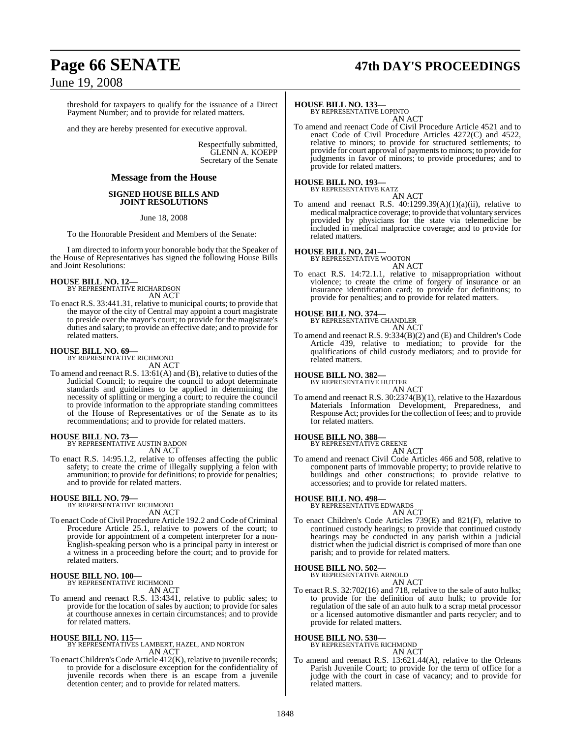threshold for taxpayers to qualify for the issuance of a Direct Payment Number; and to provide for related matters.

and they are hereby presented for executive approval.

Respectfully submitted,
GLENN A. KOEPP
Secretary of the Senate

## Message from the House

### SIGNED HOUSE BILLS AND JOINT RESOLUTIONS

June 18, 2008

To the Honorable President and Members of the Senate:

I am directed to inform your honorable body that the Speaker of the House of Representatives has signed the following House Bills and Joint Resolutions:

**HOUSE BILL NO. 12—**
BY REPRESENTATIVE RICHARDSON
AN ACT

To enact R.S. 33:441.31, relative to municipal courts; to provide that the mayor of the city of Central may appoint a court magistrate to preside over the mayor's court; to provide for the magistrate's duties and salary; to provide an effective date; and to provide for related matters.

**HOUSE BILL NO. 69—**
BY REPRESENTATIVE RICHMOND
AN ACT

To amend and reenact R.S. 13:61(A) and (B), relative to duties of the Judicial Council; to require the council to adopt determinate standards and guidelines to be applied in determining the necessity of splitting or merging a court; to require the council to provide information to the appropriate standing committees of the House of Representatives or of the Senate as to its recommendations; and to provide for related matters.

**HOUSE BILL NO. 73—**
BY REPRESENTATIVE AUSTIN BADON
AN ACT

To enact R.S. 14:95.1.2, relative to offenses affecting the public safety; to create the crime of illegally supplying a felon with ammunition; to provide for definitions; to provide for penalties; and to provide for related matters.

**HOUSE BILL NO. 79—**
BY REPRESENTATIVE RICHMOND
AN ACT

To enact Code of Civil Procedure Article 192.2 and Code of Criminal Procedure Article 25.1, relative to powers of the court; to provide for appointment of a competent interpreter for a non-English-speaking person who is a principal party in interest or a witness in a proceeding before the court; and to provide for related matters.

**HOUSE BILL NO. 100—**
BY REPRESENTATIVE RICHMOND
AN ACT

To amend and reenact R.S. 13:4341, relative to public sales; to provide for the location of sales by auction; to provide for sales at courthouse annexes in certain circumstances; and to provide for related matters.

**HOUSE BILL NO. 115—**
BY REPRESENTATIVES LAMBERT, HAZEL, AND NORTON
AN ACT

To enact Children's Code Article 412(K), relative to juvenile records; to provide for a disclosure exception for the confidentiality of juvenile records when there is an escape from a juvenile detention center; and to provide for related matters.

**HOUSE BILL NO. 133—**
BY REPRESENTATIVE LOPINTO
AN ACT

To amend and reenact Code of Civil Procedure Article 4521 and to enact Code of Civil Procedure Articles 4272(C) and 4522, relative to minors; to provide for structured settlements; to provide for court approval of payments to minors; to provide for judgments in favor of minors; to provide procedures; and to provide for related matters.

**HOUSE BILL NO. 193—**
BY REPRESENTATIVE KATZ
AN ACT

To amend and reenact R.S. 40:1299.39(A)(1)(a)(ii), relative to medical malpractice coverage; to provide that voluntary services provided by physicians for the state via telemedicine be included in medical malpractice coverage; and to provide for related matters.

**HOUSE BILL NO. 241—**
BY REPRESENTATIVE WOOTON
AN ACT

To enact R.S. 14:72.1.1, relative to misappropriation without violence; to create the crime of forgery of insurance or an insurance identification card; to provide for definitions; to provide for penalties; and to provide for related matters.

**HOUSE BILL NO. 374—**
BY REPRESENTATIVE CHANDLER
AN ACT

To amend and reenact R.S. 9:334(B)(2) and (E) and Children's Code Article 439, relative to mediation; to provide for the qualifications of child custody mediators; and to provide for related matters.

**HOUSE BILL NO. 382—**
BY REPRESENTATIVE HUTTER
AN ACT

To amend and reenact R.S. 30:2374(B)(1), relative to the Hazardous Materials Information Development, Preparedness, and Response Act; provides for the collection of fees; and to provide for related matters.

**HOUSE BILL NO. 388—**
BY REPRESENTATIVE GREENE
AN ACT

To amend and reenact Civil Code Articles 466 and 508, relative to component parts of immovable property; to provide relative to buildings and other constructions; to provide relative to accessories; and to provide for related matters.

**HOUSE BILL NO. 498—**
BY REPRESENTATIVE EDWARDS
AN ACT

To enact Children's Code Articles 739(E) and 821(F), relative to continued custody hearings; to provide that continued custody hearings may be conducted in any parish within a judicial district when the judicial district is comprised of more than one parish; and to provide for related matters.

**HOUSE BILL NO. 502—**
BY REPRESENTATIVE ARNOLD
AN ACT

To enact R.S. 32:702(16) and 718, relative to the sale of auto hulks; to provide for the definition of auto hulk; to provide for regulation of the sale of an auto hulk to a scrap metal processor or a licensed automotive dismantler and parts recycler; and to provide for related matters.

**HOUSE BILL NO. 530—**
BY REPRESENTATIVE RICHMOND
AN ACT

To amend and reenact R.S. 13:621.44(A), relative to the Orleans Parish Juvenile Court; to provide for the term of office for a judge with the court in case of vacancy; and to provide for related matters.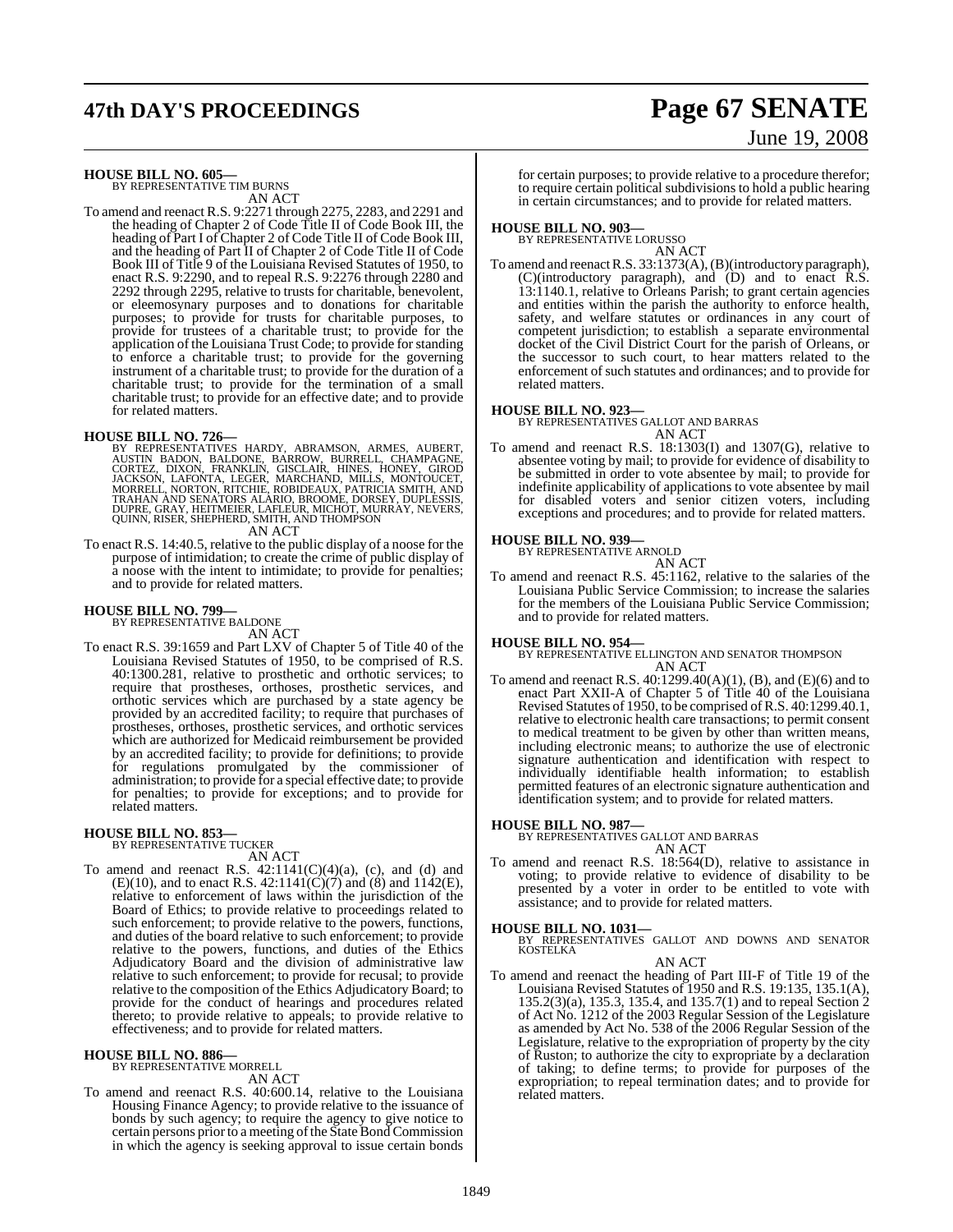**HOUSE BILL NO. 605—**
BY REPRESENTATIVE TIM BURNS

AN ACT

To amend and reenact R.S. 9:2271 through 2275, 2283, and 2291 and the heading of Chapter 2 of Code Title II of Code Book III, the heading of Part I of Chapter 2 of Code Title II of Code Book III, and the heading of Part II of Chapter 2 of Code Title II of Code Book III of Title 9 of the Louisiana Revised Statutes of 1950, to enact R.S. 9:2290, and to repeal R.S. 9:2276 through 2280 and 2292 through 2295, relative to trusts for charitable, benevolent, or eleemosynary purposes and to donations for charitable purposes; to provide for trusts for charitable purposes, to provide for trustees of a charitable trust; to provide for the application of the Louisiana Trust Code; to provide for standing to enforce a charitable trust; to provide for the governing instrument of a charitable trust; to provide for the duration of a charitable trust; to provide for the termination of a small charitable trust; to provide for an effective date; and to provide for related matters.

**HOUSE BILL NO. 726—**
BY REPRESENTATIVES HARDY, ABRAMSON, ARMES, AUBERT, AUSTIN BADON, BALDONE, BARROW, BURRELL, CHAMPAGNE, CORTEZ, DIXON, FRANKLIN, GISCLAIR, HINES, HONEY, GIROD JACKSON, LAFONTA, LEGER, MARCHAND, MILLS, MONTOUCET, MORRELL, NORTON, RITCHIE, ROBIDEAUX, PATRICIA SMITH, AND TRAHAN AND SENATORS ALARIO, BROOME, DORSEY, DUPLESSIS, DUPRE, GRAY, HEITMEIER, LAFLEUR, MICHOT, MURRAY, NEVERS, QUINN, RISER, SHEPHERD, SMITH, AND THOMPSON

AN ACT

To enact R.S. 14:40.5, relative to the public display of a noose for the purpose of intimidation; to create the crime of public display of a noose with the intent to intimidate; to provide for penalties; and to provide for related matters.

**HOUSE BILL NO. 799—**
BY REPRESENTATIVE BALDONE

AN ACT

To enact R.S. 39:1659 and Part LXV of Chapter 5 of Title 40 of the Louisiana Revised Statutes of 1950, to be comprised of R.S. 40:1300.281, relative to prosthetic and orthotic services; to require that prostheses, orthoses, prosthetic services, and orthotic services which are purchased by a state agency be provided by an accredited facility; to require that purchases of prostheses, orthoses, prosthetic services, and orthotic services which are authorized for Medicaid reimbursement be provided by an accredited facility; to provide for definitions; to provide for regulations promulgated by the commissioner of administration; to provide for a special effective date; to provide for penalties; to provide for exceptions; and to provide for related matters.

**HOUSE BILL NO. 853—**
BY REPRESENTATIVE TUCKER

AN ACT

To amend and reenact R.S. 42:1141(C)(4)(a), (c), and (d) and (E)(10), and to enact R.S. 42:1141(C)(7) and (8) and 1142(E), relative to enforcement of laws within the jurisdiction of the Board of Ethics; to provide relative to proceedings related to such enforcement; to provide relative to the powers, functions, and duties of the board relative to such enforcement; to provide relative to the powers, functions, and duties of the Ethics Adjudicatory Board and the division of administrative law relative to such enforcement; to provide for recusal; to provide relative to the composition of the Ethics Adjudicatory Board; to provide for the conduct of hearings and procedures related thereto; to provide relative to appeals; to provide relative to effectiveness; and to provide for related matters.

**HOUSE BILL NO. 886—**
BY REPRESENTATIVE MORRELL

AN ACT

To amend and reenact R.S. 40:600.14, relative to the Louisiana Housing Finance Agency; to provide relative to the issuance of bonds by such agency; to require the agency to give notice to certain persons prior to a meeting of the State Bond Commission in which the agency is seeking approval to issue certain bonds for certain purposes; to provide relative to a procedure therefor; to require certain political subdivisions to hold a public hearing in certain circumstances; and to provide for related matters.

**HOUSE BILL NO. 903—**
BY REPRESENTATIVE LORUSSO

AN ACT

To amend and reenact R.S. 33:1373(A), (B)(introductory paragraph), (C)(introductory paragraph), and (D) and to enact R.S. 13:1140.1, relative to Orleans Parish; to grant certain agencies and entities within the parish the authority to enforce health, safety, and welfare statutes or ordinances in any court of competent jurisdiction; to establish a separate environmental docket of the Civil District Court for the parish of Orleans, or the successor to such court, to hear matters related to the enforcement of such statutes and ordinances; and to provide for related matters.

**HOUSE BILL NO. 923—**
BY REPRESENTATIVES GALLOT AND BARRAS

AN ACT

To amend and reenact R.S. 18:1303(I) and 1307(G), relative to absentee voting by mail; to provide for evidence of disability to be submitted in order to vote absentee by mail; to provide for indefinite applicability of applications to vote absentee by mail for disabled voters and senior citizen voters, including exceptions and procedures; and to provide for related matters.

**HOUSE BILL NO. 939—**
BY REPRESENTATIVE ARNOLD

AN ACT

To amend and reenact R.S. 45:1162, relative to the salaries of the Louisiana Public Service Commission; to increase the salaries for the members of the Louisiana Public Service Commission; and to provide for related matters.

**HOUSE BILL NO. 954—**
BY REPRESENTATIVE ELLINGTON AND SENATOR THOMPSON

AN ACT

To amend and reenact R.S. 40:1299.40(A)(1), (B), and (E)(6) and to enact Part XXII-A of Chapter 5 of Title 40 of the Louisiana Revised Statutes of 1950, to be comprised of R.S. 40:1299.40.1, relative to electronic health care transactions; to permit consent to medical treatment to be given by other than written means, including electronic means; to authorize the use of electronic signature authentication and identification with respect to individually identifiable health information; to establish permitted features of an electronic signature authentication and identification system; and to provide for related matters.

**HOUSE BILL NO. 987—**
BY REPRESENTATIVES GALLOT AND BARRAS

AN ACT

To amend and reenact R.S. 18:564(D), relative to assistance in voting; to provide relative to evidence of disability to be presented by a voter in order to be entitled to vote with assistance; and to provide for related matters.

**HOUSE BILL NO. 1031—**
BY REPRESENTATIVES GALLOT AND DOWNS AND SENATOR KOSTELKA

AN ACT

To amend and reenact the heading of Part III-F of Title 19 of the Louisiana Revised Statutes of 1950 and R.S. 19:135, 135.1(A), 135.2(3)(a), 135.3, 135.4, and 135.7(1) and to repeal Section 2 of Act No. 1212 of the 2003 Regular Session of the Legislature as amended by Act No. 538 of the 2006 Regular Session of the Legislature, relative to the expropriation of property by the city of Ruston; to authorize the city to expropriate by a declaration of taking; to define terms; to provide for purposes of the expropriation; to repeal termination dates; and to provide for related matters.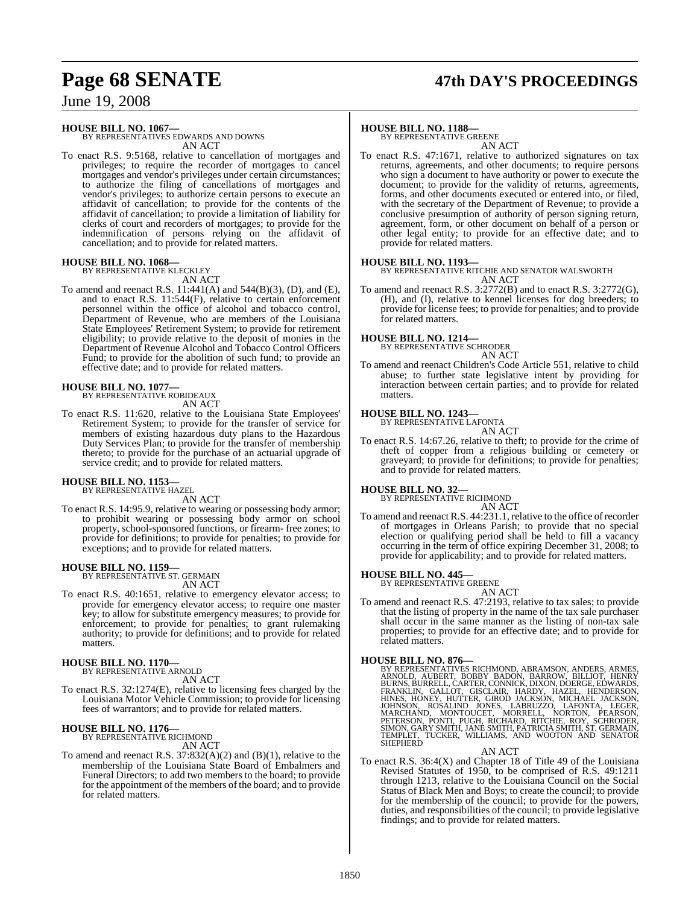**HOUSE BILL NO. 1067—**
BY REPRESENTATIVES EDWARDS AND DOWNS
AN ACT

To enact R.S. 9:5168, relative to cancellation of mortgages and privileges; to require the recorder of mortgages to cancel mortgages and vendor's privileges under certain circumstances; to authorize the filing of cancellations of mortgages and vendor's privileges; to authorize certain persons to execute an affidavit of cancellation; to provide for the contents of the affidavit of cancellation; to provide a limitation of liability for clerks of court and recorders of mortgages; to provide for the indemnification of persons relying on the affidavit of cancellation; and to provide for related matters.

**HOUSE BILL NO. 1068—**
BY REPRESENTATIVE KLECKLEY
AN ACT

To amend and reenact R.S. 11:441(A) and 544(B)(3), (D), and (E), and to enact R.S. 11:544(F), relative to certain enforcement personnel within the office of alcohol and tobacco control, Department of Revenue, who are members of the Louisiana State Employees' Retirement System; to provide for retirement eligibility; to provide relative to the deposit of monies in the Department of Revenue Alcohol and Tobacco Control Officers Fund; to provide for the abolition of such fund; to provide an effective date; and to provide for related matters.

**HOUSE BILL NO. 1077—**
BY REPRESENTATIVE ROBIDEAUX
AN ACT

To enact R.S. 11:620, relative to the Louisiana State Employees' Retirement System; to provide for the transfer of service for members of existing hazardous duty plans to the Hazardous Duty Services Plan; to provide for the transfer of membership thereto; to provide for the purchase of an actuarial upgrade of service credit; and to provide for related matters.

**HOUSE BILL NO. 1153—**
BY REPRESENTATIVE HAZEL
AN ACT

To enact R.S. 14:95.9, relative to wearing or possessing body armor; to prohibit wearing or possessing body armor on school property, school-sponsored functions, or firearm- free zones; to provide for definitions; to provide for penalties; to provide for exceptions; and to provide for related matters.

**HOUSE BILL NO. 1159—**
BY REPRESENTATIVE ST. GERMAIN
AN ACT

To enact R.S. 40:1651, relative to emergency elevator access; to provide for emergency elevator access; to require one master key; to allow for substitute emergency measures; to provide for enforcement; to provide for penalties; to grant rulemaking authority; to provide for definitions; and to provide for related matters.

**HOUSE BILL NO. 1170—**
BY REPRESENTATIVE ARNOLD
AN ACT

To enact R.S. 32:1274(E), relative to licensing fees charged by the Louisiana Motor Vehicle Commission; to provide for licensing fees of warrantors; and to provide for related matters.

**HOUSE BILL NO. 1176—**
BY REPRESENTATIVE RICHMOND
AN ACT

To amend and reenact R.S. 37:832(A)(2) and (B)(1), relative to the membership of the Louisiana State Board of Embalmers and Funeral Directors; to add two members to the board; to provide for the appointment of the members of the board; and to provide for related matters.

**HOUSE BILL NO. 1188—**
BY REPRESENTATIVE GREENE
AN ACT

To enact R.S. 47:1671, relative to authorized signatures on tax returns, agreements, and other documents; to require persons who sign a document to have authority or power to execute the document; to provide for the validity of returns, agreements, forms, and other documents executed or entered into, or filed, with the secretary of the Department of Revenue; to provide a conclusive presumption of authority of person signing return, agreement, form, or other document on behalf of a person or other legal entity; to provide for an effective date; and to provide for related matters.

**HOUSE BILL NO. 1193—**
BY REPRESENTATIVE RITCHIE AND SENATOR WALSWORTH
AN ACT

To amend and reenact R.S. 3:2772(B) and to enact R.S. 3:2772(G), (H), and (I), relative to kennel licenses for dog breeders; to provide for license fees; to provide for penalties; and to provide for related matters.

**HOUSE BILL NO. 1214—**
BY REPRESENTATIVE SCHRODER
AN ACT

To amend and reenact Children's Code Article 551, relative to child abuse; to further state legislative intent by providing for interaction between certain parties; and to provide for related matters.

**HOUSE BILL NO. 1243—**
BY REPRESENTATIVE LAFONTA
AN ACT

To enact R.S. 14:67.26, relative to theft; to provide for the crime of theft of copper from a religious building or cemetery or graveyard; to provide for definitions; to provide for penalties; and to provide for related matters.

**HOUSE BILL NO. 32—**
BY REPRESENTATIVE RICHMOND
AN ACT

To amend and reenact R.S. 44:231.1, relative to the office of recorder of mortgages in Orleans Parish; to provide that no special election or qualifying period shall be held to fill a vacancy occurring in the term of office expiring December 31, 2008; to provide for applicability; and to provide for related matters.

**HOUSE BILL NO. 445—**
BY REPRESENTATIVE GREENE
AN ACT

To amend and reenact R.S. 47:2193, relative to tax sales; to provide that the listing of property in the name of the tax sale purchaser shall occur in the same manner as the listing of non-tax sale properties; to provide for an effective date; and to provide for related matters.

**HOUSE BILL NO. 876—**
BY REPRESENTATIVES RICHMOND, ABRAMSON, ANDERS, ARMES, ARNOLD, AUBERT, BOBBY BADON, BARROW, BILLIOT, HENRY BURNS, BURRELL, CARTER, CONNICK, DIXON, DOERGE, EDWARDS, FRANKLIN, GALLOT, GISCLAIR, HARDY, HAZEL, HENDERSON, HINES, HONEY, HUTTER, GIROD JACKSON, MICHAEL JACKSON, JOHNSON, ROSALIND JONES, LABRUZZO, LAFONTA, LEGER, MARCHAND, MONTOUCET, MORRELL, NORTON, PEARSON, PETERSON, PONTI, PUGH, RICHARD, RITCHIE, ROY, SCHRODER, SIMON, GARY SMITH, JANE SMITH, PATRICIA SMITH, ST. GERMAIN, TEMPLET, TUCKER, WILLIAMS, AND WOOTON AND SENATOR SHEPHERD
AN ACT

To enact R.S. 36:4(X) and Chapter 18 of Title 49 of the Louisiana Revised Statutes of 1950, to be comprised of R.S. 49:1211 through 1213, relative to the Louisiana Council on the Social Status of Black Men and Boys; to create the council; to provide for the membership of the council; to provide for the powers, duties, and responsibilities of the council; to provide legislative findings; and to provide for related matters.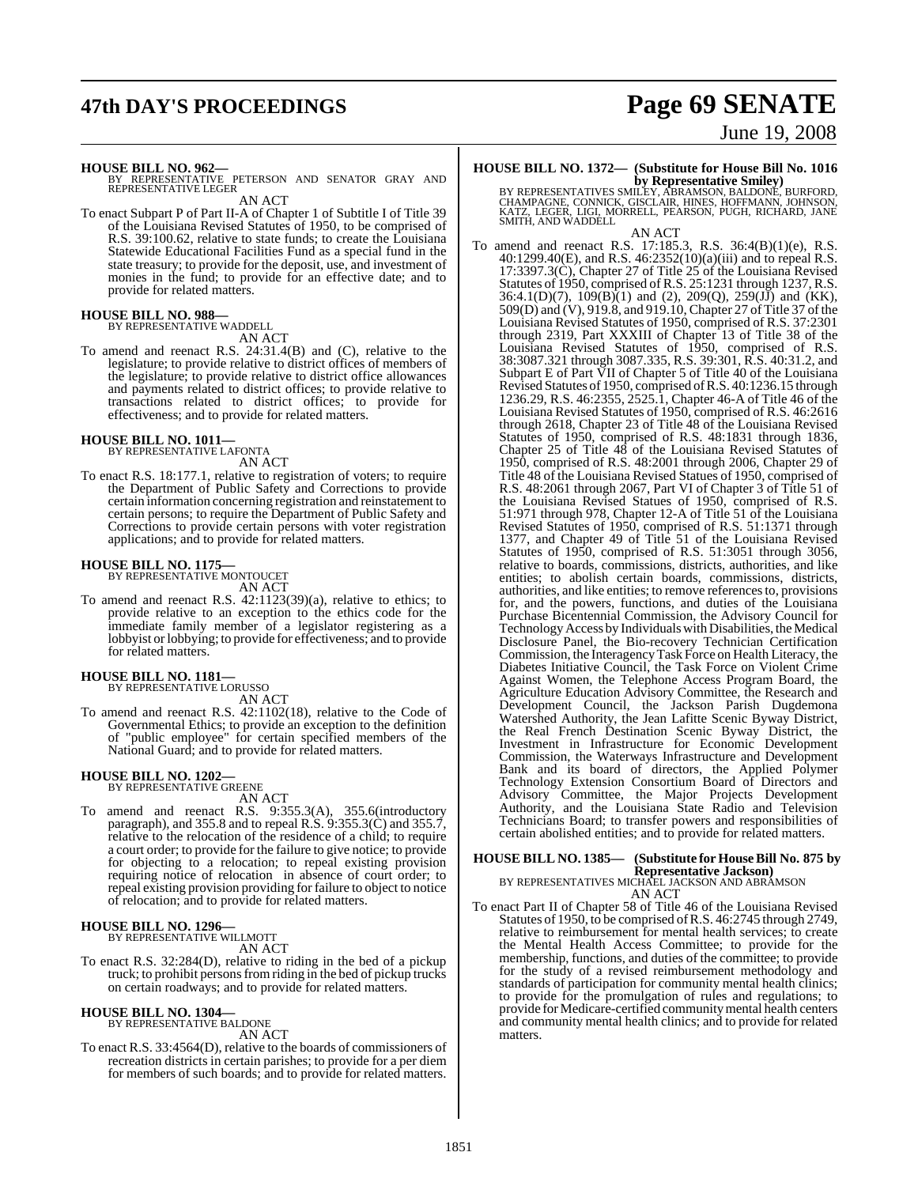**HOUSE BILL NO. 962—**
BY REPRESENTATIVE PETERSON AND SENATOR GRAY AND REPRESENTATIVE LEGER

AN ACT

To enact Subpart P of Part II-A of Chapter 1 of Subtitle I of Title 39 of the Louisiana Revised Statutes of 1950, to be comprised of R.S. 39:100.62, relative to state funds; to create the Louisiana Statewide Educational Facilities Fund as a special fund in the state treasury; to provide for the deposit, use, and investment of monies in the fund; to provide for an effective date; and to provide for related matters.

**HOUSE BILL NO. 988—**
BY REPRESENTATIVE WADDELL

AN ACT

To amend and reenact R.S. 24:31.4(B) and (C), relative to the legislature; to provide relative to district offices of members of the legislature; to provide relative to district office allowances and payments related to district offices; to provide relative to transactions related to district offices; to provide for effectiveness; and to provide for related matters.

**HOUSE BILL NO. 1011—**
BY REPRESENTATIVE LAFONTA

AN ACT

To enact R.S. 18:177.1, relative to registration of voters; to require the Department of Public Safety and Corrections to provide certain information concerning registration and reinstatement to certain persons; to require the Department of Public Safety and Corrections to provide certain persons with voter registration applications; and to provide for related matters.

**HOUSE BILL NO. 1175—**
BY REPRESENTATIVE MONTOUCET

AN ACT

To amend and reenact R.S. 42:1123(39)(a), relative to ethics; to provide relative to an exception to the ethics code for the immediate family member of a legislator registering as a lobbyist or lobbying; to provide for effectiveness; and to provide for related matters.

**HOUSE BILL NO. 1181—**
BY REPRESENTATIVE LORUSSO

AN ACT

To amend and reenact R.S. 42:1102(18), relative to the Code of Governmental Ethics; to provide an exception to the definition of "public employee" for certain specified members of the National Guard; and to provide for related matters.

**HOUSE BILL NO. 1202—**
BY REPRESENTATIVE GREENE

AN ACT

To amend and reenact R.S. 9:355.3(A), 355.6(introductory paragraph), and 355.8 and to repeal R.S. 9:355.3(C) and 355.7, relative to the relocation of the residence of a child; to require a court order; to provide for the failure to give notice; to provide for objecting to a relocation; to repeal existing provision requiring notice of relocation in absence of court order; to repeal existing provision providing for failure to object to notice of relocation; and to provide for related matters.

**HOUSE BILL NO. 1296—**
BY REPRESENTATIVE WILLMOTT

AN ACT

To enact R.S. 32:284(D), relative to riding in the bed of a pickup truck; to prohibit persons from riding in the bed of pickup trucks on certain roadways; and to provide for related matters.

**HOUSE BILL NO. 1304—**
BY REPRESENTATIVE BALDONE

AN ACT

To enact R.S. 33:4564(D), relative to the boards of commissioners of recreation districts in certain parishes; to provide for a per diem for members of such boards; and to provide for related matters.

**HOUSE BILL NO. 1372— (Substitute for House Bill No. 1016 by Representative Smiley)**
BY REPRESENTATIVES SMILEY, ABRAMSON, BALDONE, BURFORD, CHAMPAGNE, CONNICK, GISCLAIR, HINES, HOFFMANN, JOHNSON, KATZ, LEGER, LIGI, MORRELL, PEARSON, PUGH, RICHARD, JANE SMITH, AND WADDELL

AN ACT

To amend and reenact R.S. 17:185.3, R.S. 36:4(B)(1)(e), R.S. 40:1299.40(E), and R.S. 46:2352(10)(a)(iii) and to repeal R.S. 17:3397.3(C), Chapter 27 of Title 25 of the Louisiana Revised Statutes of 1950, comprised of R.S. 25:1231 through 1237, R.S. 36:4.1(D)(7), 109(B)(1) and (2), 209(Q), 259(JJ) and (KK), 509(D) and (V), 919.8, and 919.10, Chapter 27 of Title 37 of the Louisiana Revised Statutes of 1950, comprised of R.S. 37:2301 through 2319, Part XXXIII of Chapter 13 of Title 38 of the Louisiana Revised Statutes of 1950, comprised of R.S. 38:3087.321 through 3087.335, R.S. 39:301, R.S. 40:31.2, and Subpart E of Part VII of Chapter 5 of Title 40 of the Louisiana Revised Statutes of 1950, comprised of R.S. 40:1236.15 through 1236.29, R.S. 46:2355, 2525.1, Chapter 46-A of Title 46 of the Louisiana Revised Statutes of 1950, comprised of R.S. 46:2616 through 2618, Chapter 23 of Title 48 of the Louisiana Revised Statutes of 1950, comprised of R.S. 48:1831 through 1836, Chapter 25 of Title 48 of the Louisiana Revised Statutes of 1950, comprised of R.S. 48:2001 through 2006, Chapter 29 of Title 48 of the Louisiana Revised Statues of 1950, comprised of R.S. 48:2061 through 2067, Part VI of Chapter 3 of Title 51 of the Louisiana Revised Statues of 1950, comprised of R.S. 51:971 through 978, Chapter 12-A of Title 51 of the Louisiana Revised Statutes of 1950, comprised of R.S. 51:1371 through 1377, and Chapter 49 of Title 51 of the Louisiana Revised Statutes of 1950, comprised of R.S. 51:3051 through 3056, relative to boards, commissions, districts, authorities, and like entities; to abolish certain boards, commissions, districts, authorities, and like entities; to remove references to, provisions for, and the powers, functions, and duties of the Louisiana Purchase Bicentennial Commission, the Advisory Council for Technology Access by Individuals with Disabilities, the Medical Disclosure Panel, the Bio-recovery Technician Certification Commission, the Interagency Task Force on Health Literacy, the Diabetes Initiative Council, the Task Force on Violent Crime Against Women, the Telephone Access Program Board, the Agriculture Education Advisory Committee, the Research and Development Council, the Jackson Parish Dugdemona Watershed Authority, the Jean Lafitte Scenic Byway District, the Real French Destination Scenic Byway District, the Investment in Infrastructure for Economic Development Commission, the Waterways Infrastructure and Development Bank and its board of directors, the Applied Polymer Technology Extension Consortium Board of Directors and Advisory Committee, the Major Projects Development Authority, and the Louisiana State Radio and Television Technicians Board; to transfer powers and responsibilities of certain abolished entities; and to provide for related matters.

**HOUSE BILL NO. 1385— (Substitute for House Bill No. 875 by Representative Jackson)**
BY REPRESENTATIVES MICHAEL JACKSON AND ABRAMSON

AN ACT

To enact Part II of Chapter 58 of Title 46 of the Louisiana Revised Statutes of 1950, to be comprised of R.S. 46:2745 through 2749, relative to reimbursement for mental health services; to create the Mental Health Access Committee; to provide for the membership, functions, and duties of the committee; to provide for the study of a revised reimbursement methodology and standards of participation for community mental health clinics; to provide for the promulgation of rules and regulations; to provide for Medicare-certified community mental health centers and community mental health clinics; and to provide for related matters.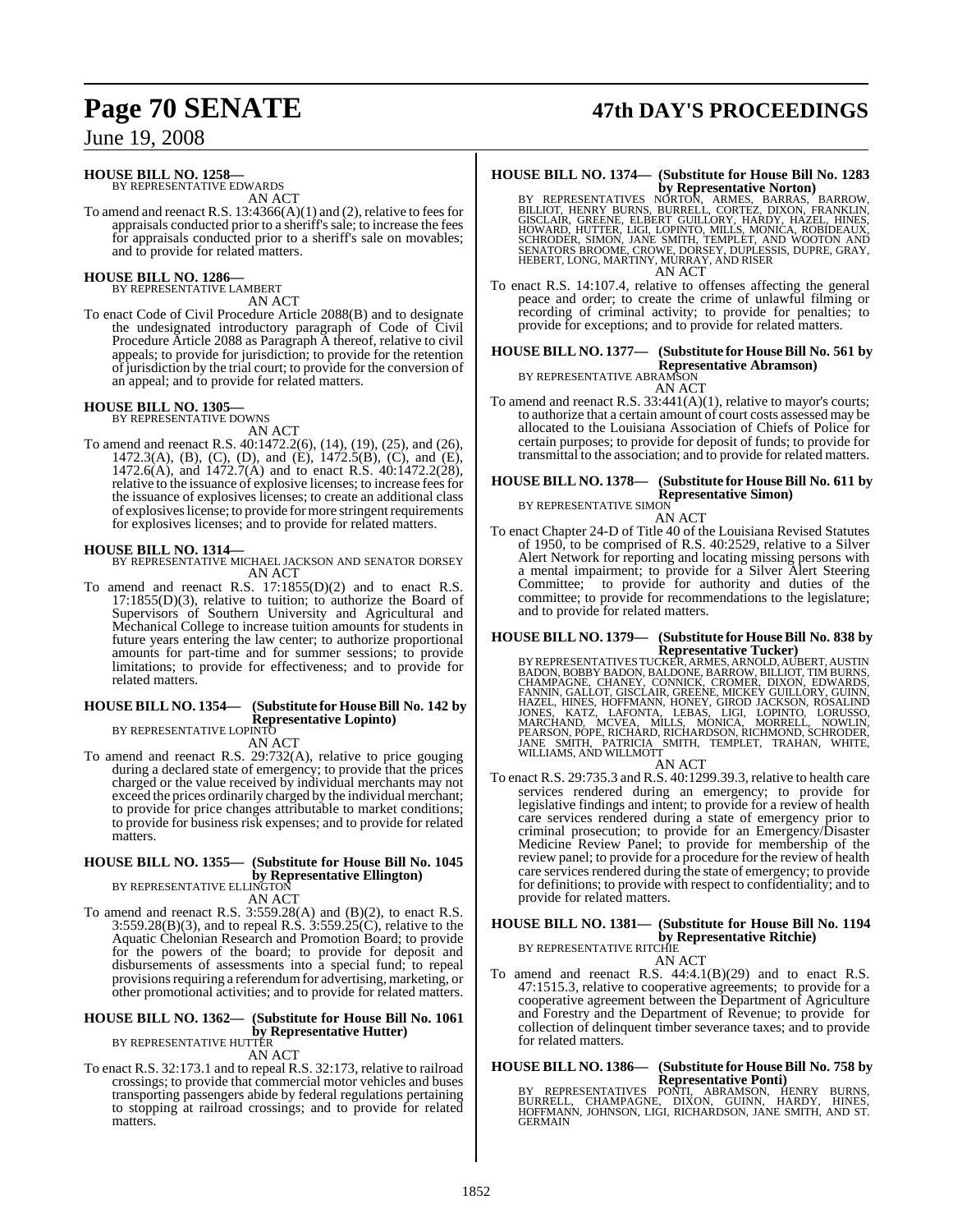**HOUSE BILL NO. 1258—**
BY REPRESENTATIVE EDWARDS
AN ACT

To amend and reenact R.S. 13:4366(A)(1) and (2), relative to fees for appraisals conducted prior to a sheriff's sale; to increase the fees for appraisals conducted prior to a sheriff's sale on movables; and to provide for related matters.

**HOUSE BILL NO. 1286—**
BY REPRESENTATIVE LAMBERT
AN ACT

To enact Code of Civil Procedure Article 2088(B) and to designate the undesignated introductory paragraph of Code of Civil Procedure Article 2088 as Paragraph A thereof, relative to civil appeals; to provide for jurisdiction; to provide for the retention of jurisdiction by the trial court; to provide for the conversion of an appeal; and to provide for related matters.

**HOUSE BILL NO. 1305—**
BY REPRESENTATIVE DOWNS
AN ACT

To amend and reenact R.S. 40:1472.2(6), (14), (19), (25), and (26), 1472.3(A), (B), (C), (D), and (E), 1472.5(B), (C), and (E), 1472.6(A), and 1472.7(A) and to enact R.S. 40:1472.2(28), relative to the issuance of explosive licenses; to increase fees for the issuance of explosives licenses; to create an additional class of explosives license; to provide for more stringent requirements for explosives licenses; and to provide for related matters.

**HOUSE BILL NO. 1314—**
BY REPRESENTATIVE MICHAEL JACKSON AND SENATOR DORSEY
AN ACT

To amend and reenact R.S. 17:1855(D)(2) and to enact R.S. 17:1855(D)(3), relative to tuition; to authorize the Board of Supervisors of Southern University and Agricultural and Mechanical College to increase tuition amounts for students in future years entering the law center; to authorize proportional amounts for part-time and for summer sessions; to provide limitations; to provide for effectiveness; and to provide for related matters.

**HOUSE BILL NO. 1354— (Substitute for House Bill No. 142 by Representative Lopinto)**
BY REPRESENTATIVE LOPINTO
AN ACT

To amend and reenact R.S. 29:732(A), relative to price gouging during a declared state of emergency; to provide that the prices charged or the value received by individual merchants may not exceed the prices ordinarily charged by the individual merchant; to provide for price changes attributable to market conditions; to provide for business risk expenses; and to provide for related matters.

**HOUSE BILL NO. 1355— (Substitute for House Bill No. 1045 by Representative Ellington)**
BY REPRESENTATIVE ELLINGTON
AN ACT

To amend and reenact R.S. 3:559.28(A) and (B)(2), to enact R.S. 3:559.28(B)(3), and to repeal R.S. 3:559.25(C), relative to the Aquatic Chelonian Research and Promotion Board; to provide for the powers of the board; to provide for deposit and disbursements of assessments into a special fund; to repeal provisions requiring a referendum for advertising, marketing, or other promotional activities; and to provide for related matters.

**HOUSE BILL NO. 1362— (Substitute for House Bill No. 1061 by Representative Hutter)**
BY REPRESENTATIVE HUTTER
AN ACT

To enact R.S. 32:173.1 and to repeal R.S. 32:173, relative to railroad crossings; to provide that commercial motor vehicles and buses transporting passengers abide by federal regulations pertaining to stopping at railroad crossings; and to provide for related matters.

**HOUSE BILL NO. 1374— (Substitute for House Bill No. 1283 by Representative Norton)**
BY REPRESENTATIVES NORTON, ARMES, BARRAS, BARROW, BILLIOT, HENRY BURNS, BURRELL, CORTEZ, DIXON, FRANKLIN, GISCLAIR, GREENE, ELBERT GUILLORY, HARDY, HAZEL, HINES, HOWARD, HUTTER, LIGI, LOPINTO, MILLS, MONICA, ROBIDEAUX, SCHRODER, SIMON, JANE SMITH, TEMPLET, AND WOOTON AND SENATORS BROOME, CROWE, DORSEY, DUPLESSIS, DUPRE, GRAY, HEBERT, LONG, MARTINY, MURRAY, AND RISER
AN ACT

To enact R.S. 14:107.4, relative to offenses affecting the general peace and order; to create the crime of unlawful filming or recording of criminal activity; to provide for penalties; to provide for exceptions; and to provide for related matters.

**HOUSE BILL NO. 1377— (Substitute for House Bill No. 561 by Representative Abramson)**
BY REPRESENTATIVE ABRAMSON
AN ACT

To amend and reenact R.S. 33:441(A)(1), relative to mayor's courts; to authorize that a certain amount of court costs assessed may be allocated to the Louisiana Association of Chiefs of Police for certain purposes; to provide for deposit of funds; to provide for transmittal to the association; and to provide for related matters.

**HOUSE BILL NO. 1378— (Substitute for House Bill No. 611 by Representative Simon)**
BY REPRESENTATIVE SIMON
AN ACT

To enact Chapter 24-D of Title 40 of the Louisiana Revised Statutes of 1950, to be comprised of R.S. 40:2529, relative to a Silver Alert Network for reporting and locating missing persons with a mental impairment; to provide for a Silver Alert Steering Committee; to provide for authority and duties of the committee; to provide for recommendations to the legislature; and to provide for related matters.

**HOUSE BILL NO. 1379— (Substitute for House Bill No. 838 by Representative Tucker)**
BY REPRESENTATIVES TUCKER, ARMES, ARNOLD, AUBERT, AUSTIN BADON, BOBBY BADON, BALDONE, BARROW, BILLIOT, TIM BURNS, CHAMPAGNE, CHANEY, CONNICK, CROMER, DIXON, EDWARDS, FANNIN, GALLOT, GISCLAIR, GREENE, MICKEY GUILLORY, GUINN, HAZEL, HINES, HOFFMANN, HONEY, GIROD JACKSON, ROSALIND JONES, KATZ, LAFONTA, LEBAS, LIGI, LOPINTO, LORUSSO, MARCHAND, MCVEA, MILLS, MONICA, MORRELL, NOWLIN, PEARSON, POPE, RICHARD, RICHARDSON, RICHMOND, SCHRODER, JANE SMITH, PATRICIA SMITH, TEMPLET, TRAHAN, WHITE, WILLIAMS, AND WILLMOTT
AN ACT

To enact R.S. 29:735.3 and R.S. 40:1299.39.3, relative to health care services rendered during an emergency; to provide for legislative findings and intent; to provide for a review of health care services rendered during a state of emergency prior to criminal prosecution; to provide for an Emergency/Disaster Medicine Review Panel; to provide for membership of the review panel; to provide for a procedure for the review of health care services rendered during the state of emergency; to provide for definitions; to provide with respect to confidentiality; and to provide for related matters.

**HOUSE BILL NO. 1381— (Substitute for House Bill No. 1194 by Representative Ritchie)**
BY REPRESENTATIVE RITCHIE
AN ACT

To amend and reenact R.S. 44:4.1(B)(29) and to enact R.S. 47:1515.3, relative to cooperative agreements; to provide for a cooperative agreement between the Department of Agriculture and Forestry and the Department of Revenue; to provide for collection of delinquent timber severance taxes; and to provide for related matters.

**HOUSE BILL NO. 1386— (Substitute for House Bill No. 758 by Representative Ponti)**
BY REPRESENTATIVES PONTI, ABRAMSON, HENRY BURNS, BURRELL, CHAMPAGNE, DIXON, GUINN, HARDY, HINES, HOFFMANN, JOHNSON, LIGI, RICHARDSON, JANE SMITH, AND ST. GERMAIN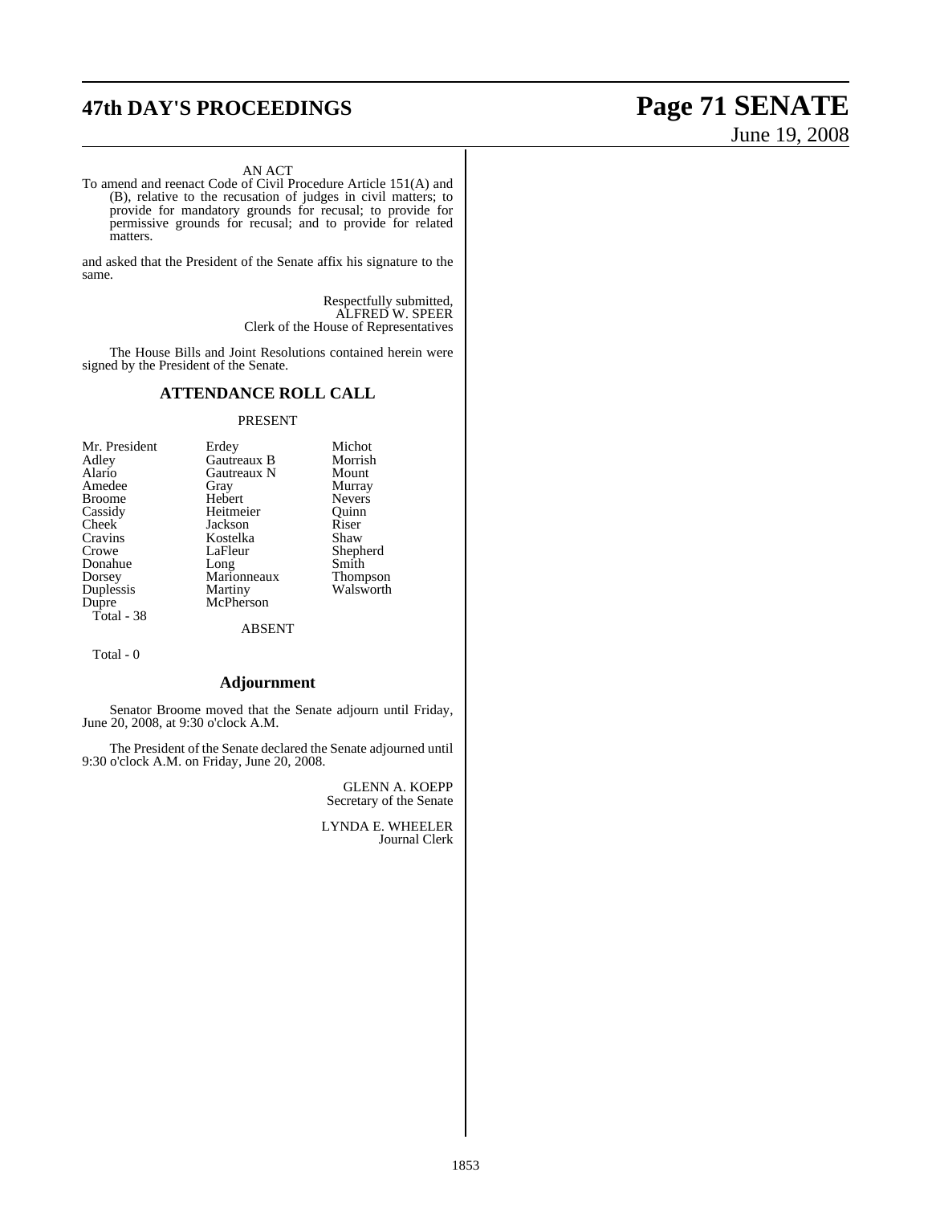AN ACT

To amend and reenact Code of Civil Procedure Article 151(A) and (B), relative to the recusation of judges in civil matters; to provide for mandatory grounds for recusal; to provide for permissive grounds for recusal; and to provide for related matters.

and asked that the President of the Senate affix his signature to the same.

Respectfully submitted,
ALFRED W. SPEER
Clerk of the House of Representatives

The House Bills and Joint Resolutions contained herein were signed by the President of the Senate.

## ATTENDANCE ROLL CALL

PRESENT

| | | |
|---|---|---|
| Mr. President | Erdey | Michot |
| Adley | Gautreaux B | Morrish |
| Alario | Gautreaux N | Mount |
| Amedee | Gray | Murray |
| Broome | Hebert | Nevers |
| Cassidy | Heitmeier | Quinn |
| Cheek | Jackson | Riser |
| Cravins | Kostelka | Shaw |
| Crowe | LaFleur | Shepherd |
| Donahue | Long | Smith |
| Dorsey | Marionneaux | Thompson |
| Duplessis | Martiny | Walsworth |
| Dupre | McPherson | |

Total - 38

ABSENT

Total - 0

## Adjournment

Senator Broome moved that the Senate adjourn until Friday, June 20, 2008, at 9:30 o'clock A.M.

The President of the Senate declared the Senate adjourned until 9:30 o'clock A.M. on Friday, June 20, 2008.

GLENN A. KOEPP
Secretary of the Senate

LYNDA E. WHEELER
Journal Clerk